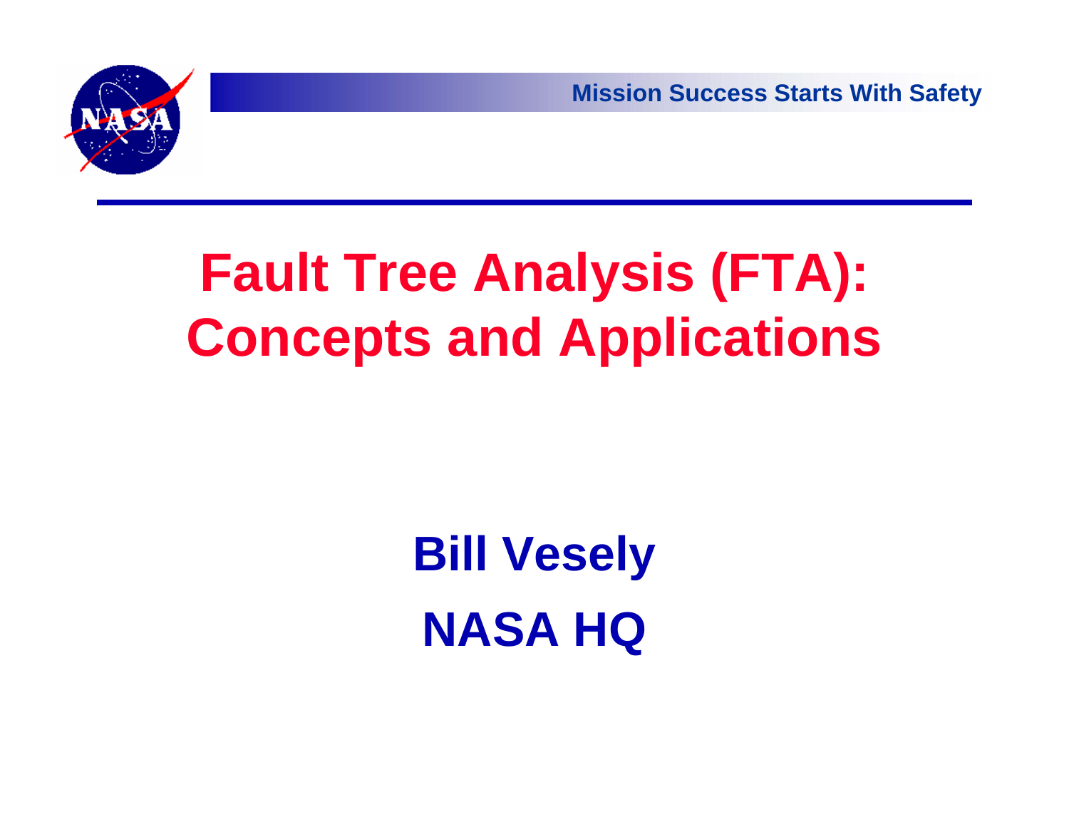# Fault Tree Analysis (FTA): Concepts and Applications

**Bill Vesely**

**NASA HQ**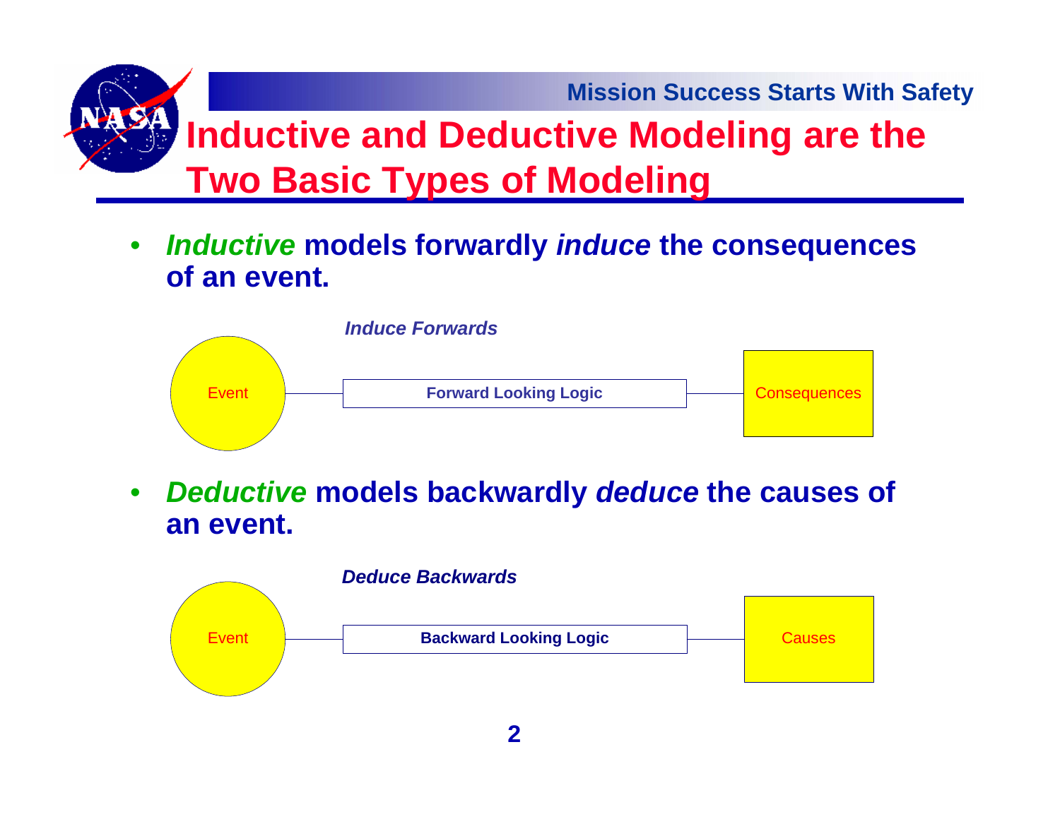# Inductive and Deductive Modeling are the Two Basic Types of Modeling

- ***Inductive*** **models forwardly** ***induce*** **the consequences of an event.**

*Induce Forwards*

Event — **Forward Looking Logic** — Consequences

- ***Deductive*** **models backwardly** ***deduce*** **the causes of an event.**

*Deduce Backwards*

Event — **Backward Looking Logic** — Causes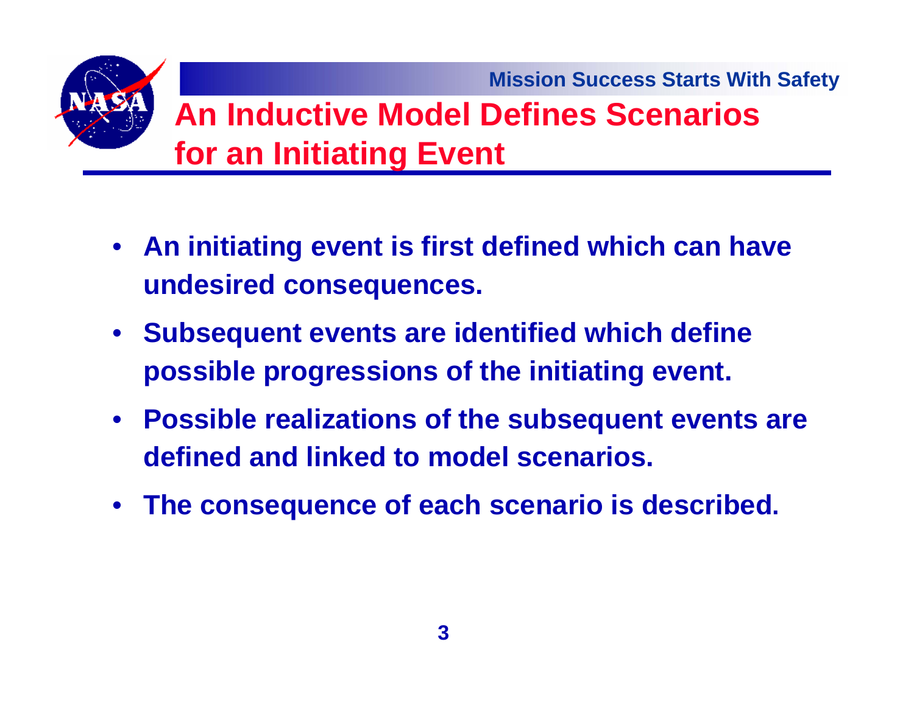# An Inductive Model Defines Scenarios for an Initiating Event

- **An initiating event is first defined which can have undesired consequences.**
- **Subsequent events are identified which define possible progressions of the initiating event.**
- **Possible realizations of the subsequent events are defined and linked to model scenarios.**
- **The consequence of each scenario is described.**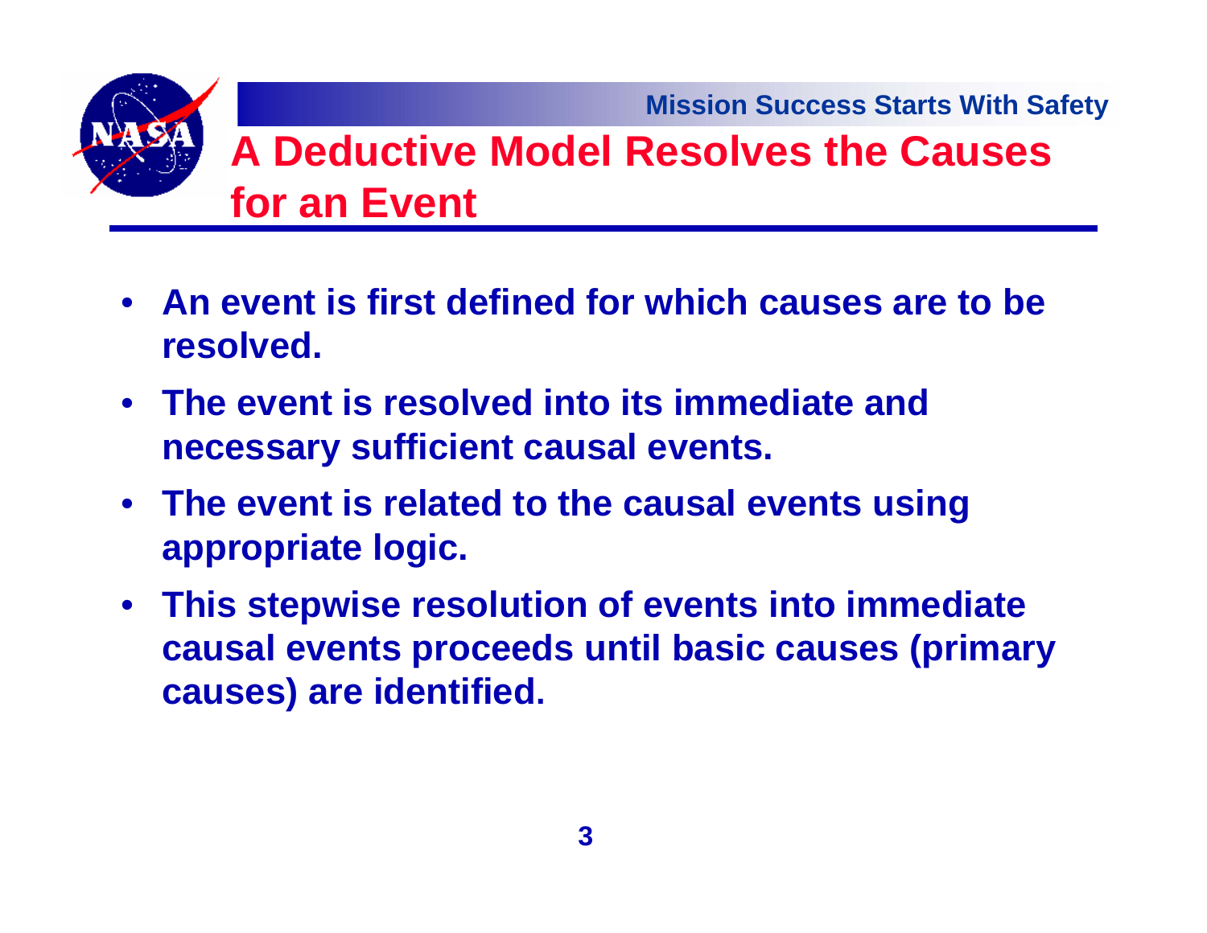# A Deductive Model Resolves the Causes for an Event

- **An event is first defined for which causes are to be resolved.**
- **The event is resolved into its immediate and necessary sufficient causal events.**
- **The event is related to the causal events using appropriate logic.**
- **This stepwise resolution of events into immediate causal events proceeds until basic causes (primary causes) are identified.**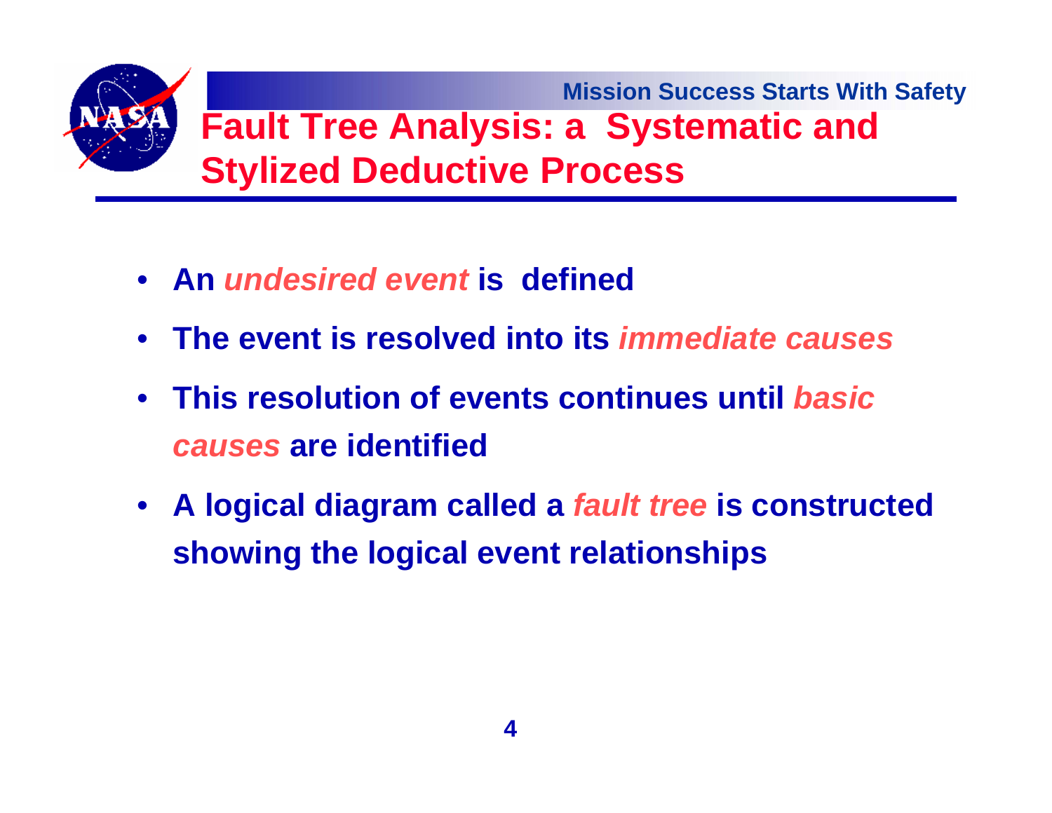# Fault Tree Analysis: a Systematic and Stylized Deductive Process

- **An *undesired event* is defined**
- **The event is resolved into its *immediate causes***
- **This resolution of events continues until *basic causes* are identified**
- **A logical diagram called a *fault tree* is constructed showing the logical event relationships**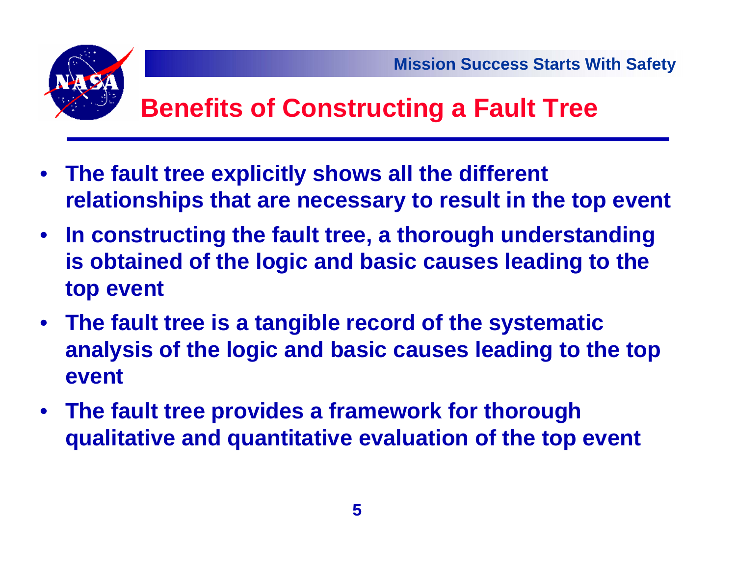# Benefits of Constructing a Fault Tree

- **The fault tree explicitly shows all the different relationships that are necessary to result in the top event**
- **In constructing the fault tree, a thorough understanding is obtained of the logic and basic causes leading to the top event**
- **The fault tree is a tangible record of the systematic analysis of the logic and basic causes leading to the top event**
- **The fault tree provides a framework for thorough qualitative and quantitative evaluation of the top event**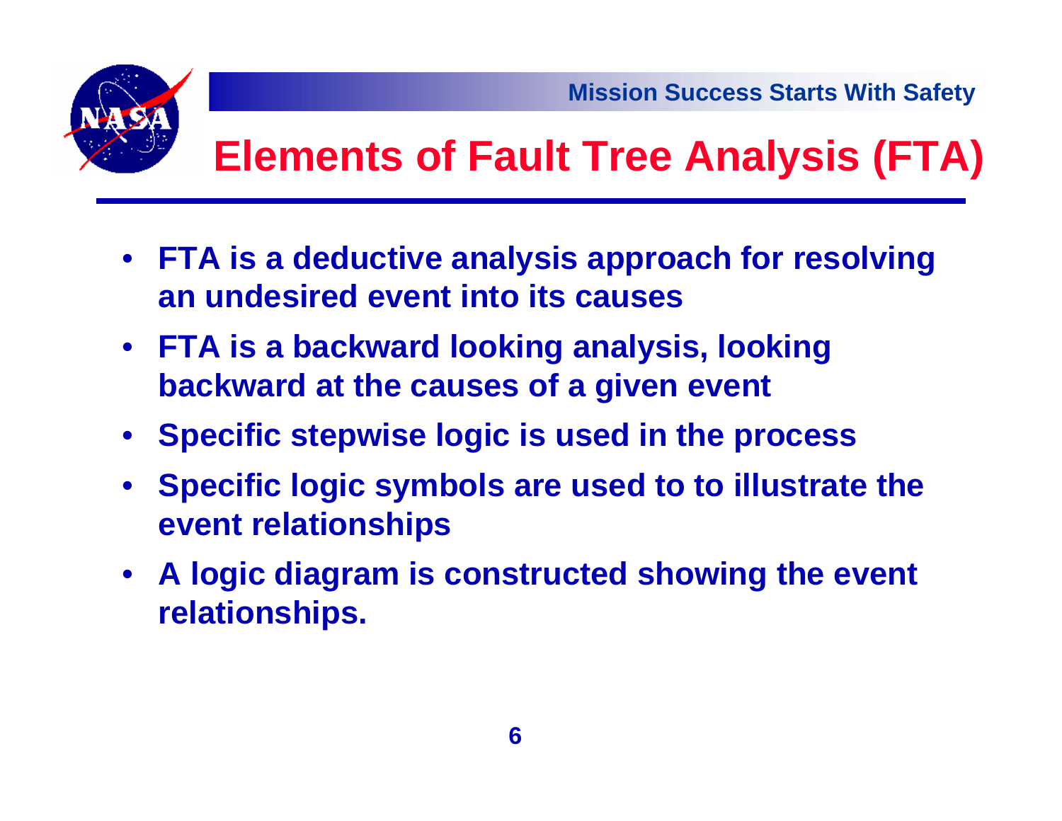# Elements of Fault Tree Analysis (FTA)

- **FTA is a deductive analysis approach for resolving an undesired event into its causes**
- **FTA is a backward looking analysis, looking backward at the causes of a given event**
- **Specific stepwise logic is used in the process**
- **Specific logic symbols are used to to illustrate the event relationships**
- **A logic diagram is constructed showing the event relationships.**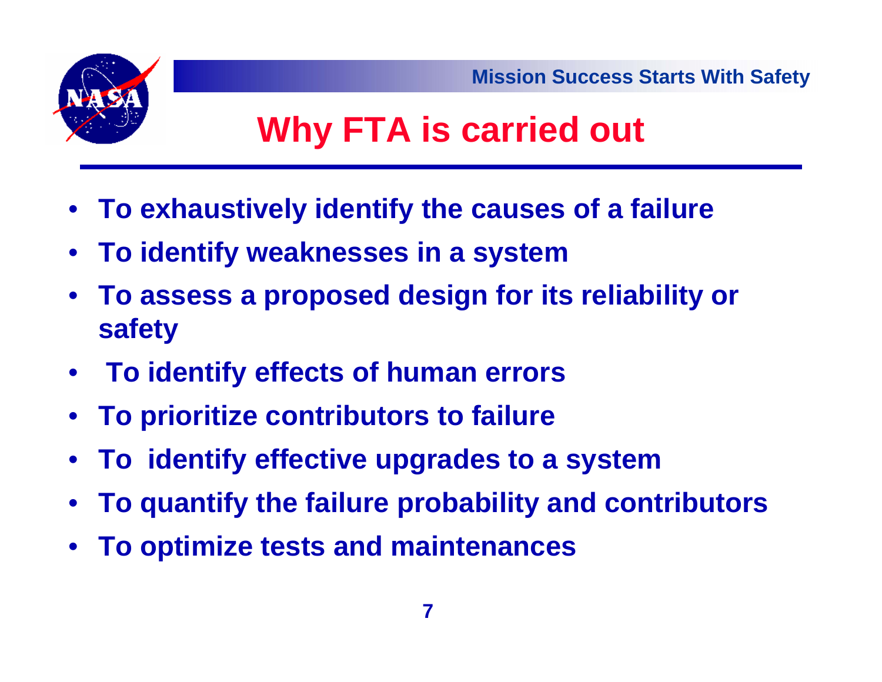# Why FTA is carried out

- **To exhaustively identify the causes of a failure**
- **To identify weaknesses in a system**
- **To assess a proposed design for its reliability or safety**
- **To identify effects of human errors**
- **To prioritize contributors to failure**
- **To identify effective upgrades to a system**
- **To quantify the failure probability and contributors**
- **To optimize tests and maintenances**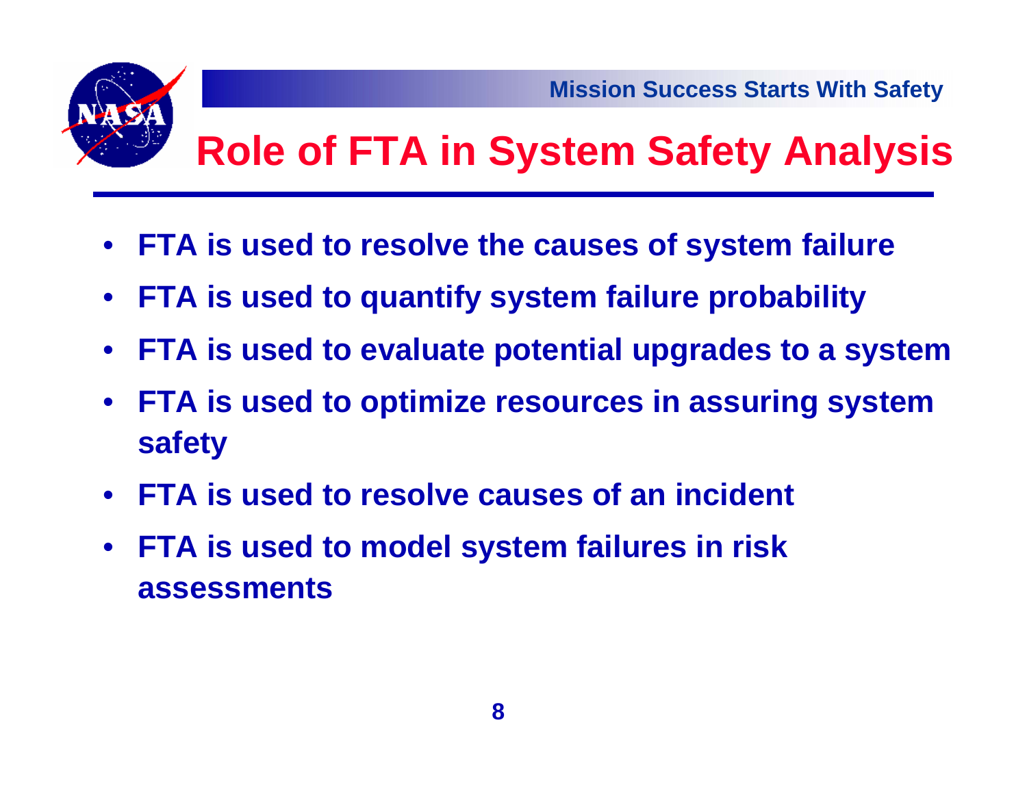# Role of FTA in System Safety Analysis

- **FTA is used to resolve the causes of system failure**
- **FTA is used to quantify system failure probability**
- **FTA is used to evaluate potential upgrades to a system**
- **FTA is used to optimize resources in assuring system safety**
- **FTA is used to resolve causes of an incident**
- **FTA is used to model system failures in risk assessments**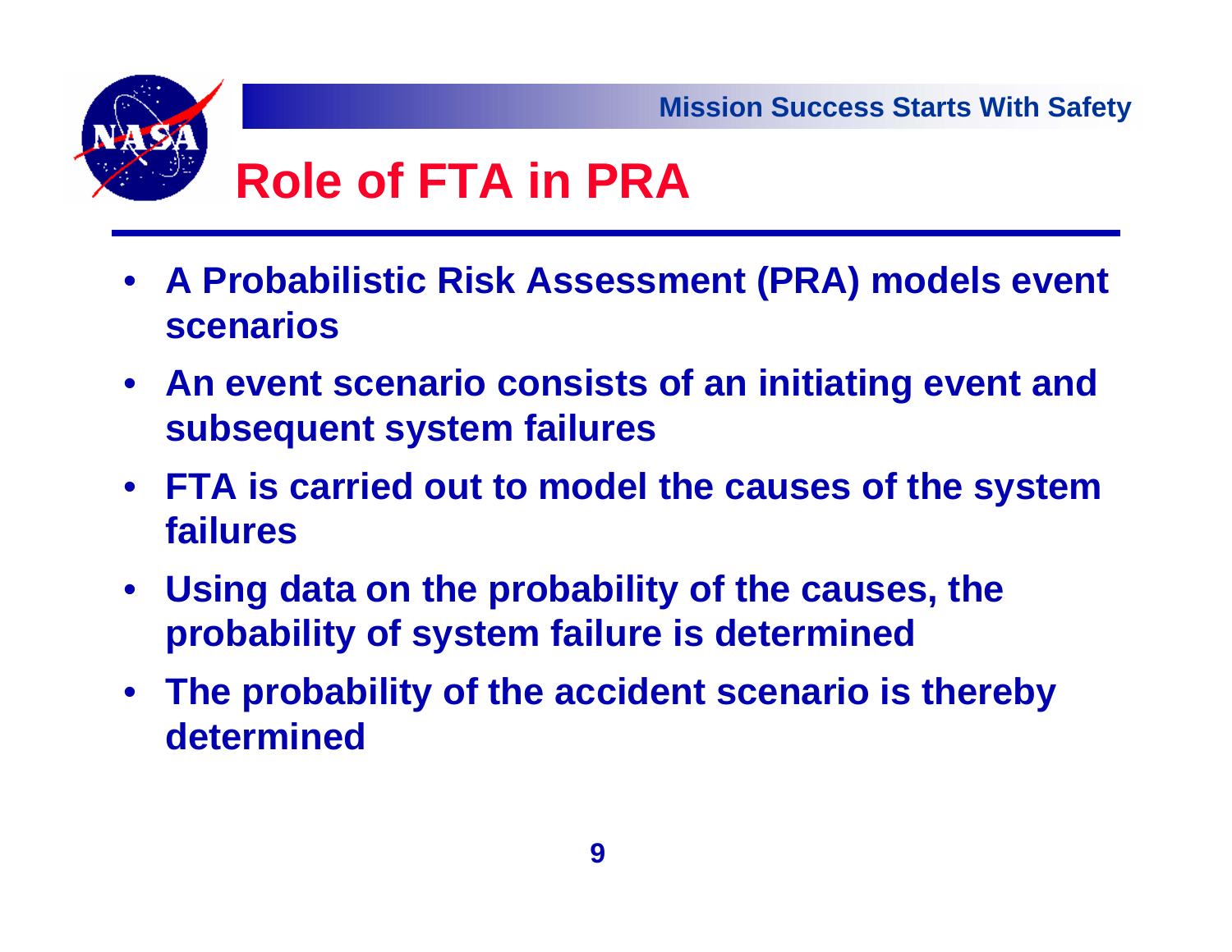# Role of FTA in PRA

- A Probabilistic Risk Assessment (PRA) models event scenarios
- An event scenario consists of an initiating event and subsequent system failures
- FTA is carried out to model the causes of the system failures
- Using data on the probability of the causes, the probability of system failure is determined
- The probability of the accident scenario is thereby determined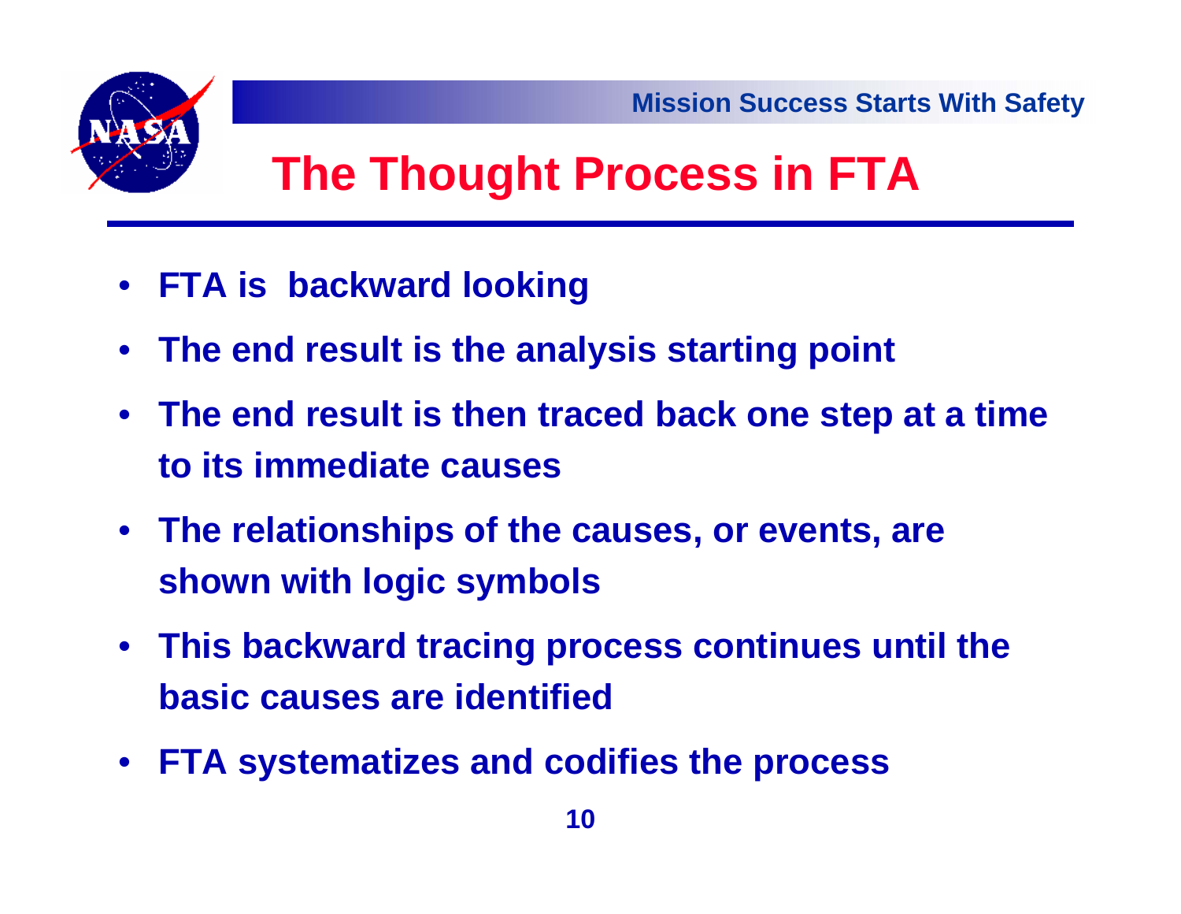# The Thought Process in FTA

- **FTA is backward looking**
- **The end result is the analysis starting point**
- **The end result is then traced back one step at a time to its immediate causes**
- **The relationships of the causes, or events, are shown with logic symbols**
- **This backward tracing process continues until the basic causes are identified**
- **FTA systematizes and codifies the process**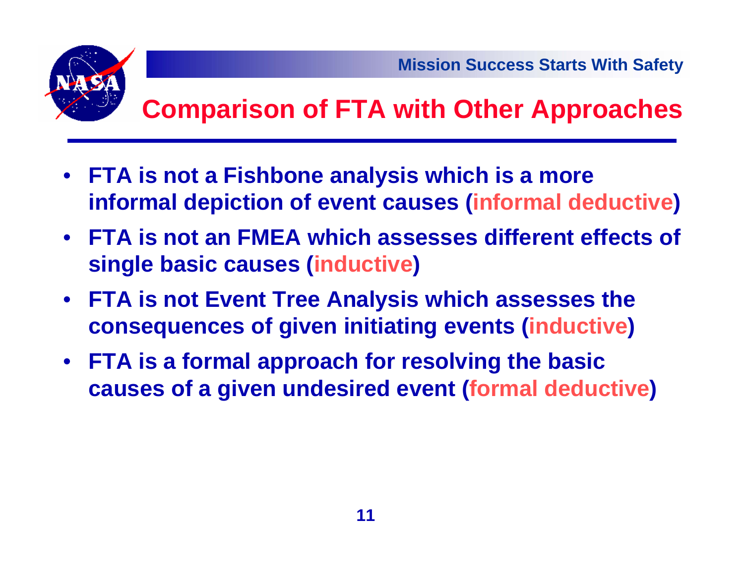# Comparison of FTA with Other Approaches

- **FTA is not a Fishbone analysis which is a more informal depiction of event causes (informal deductive)**
- **FTA is not an FMEA which assesses different effects of single basic causes (inductive)**
- **FTA is not Event Tree Analysis which assesses the consequences of given initiating events (inductive)**
- **FTA is a formal approach for resolving the basic causes of a given undesired event (formal deductive)**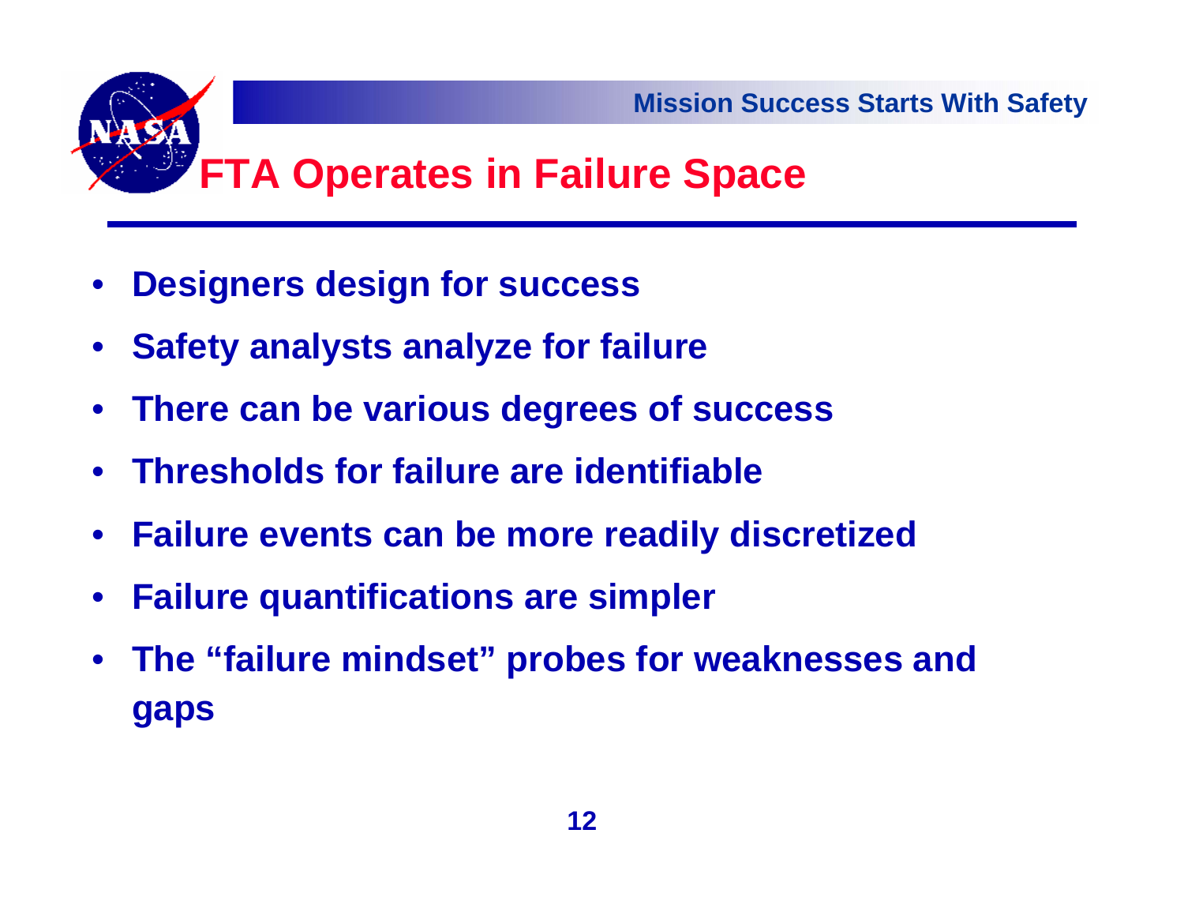# FTA Operates in Failure Space

- Designers design for success
- Safety analysts analyze for failure
- There can be various degrees of success
- Thresholds for failure are identifiable
- Failure events can be more readily discretized
- Failure quantifications are simpler
- The "failure mindset" probes for weaknesses and gaps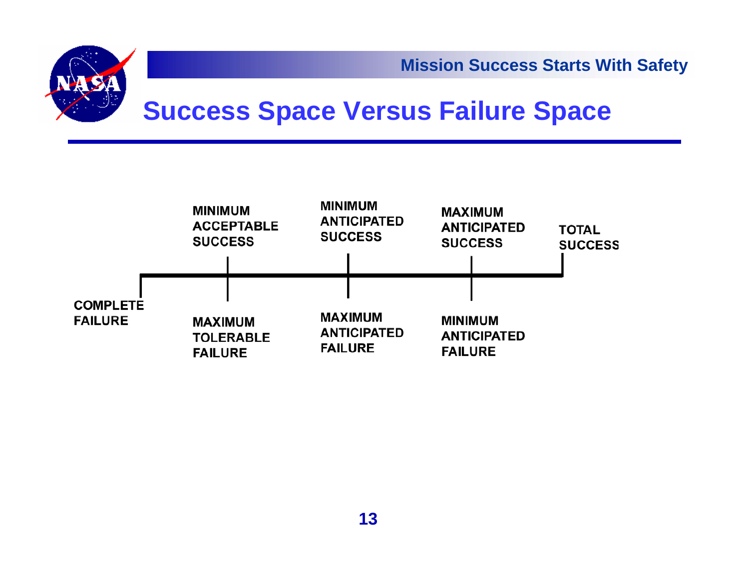# Success Space Versus Failure Space

| COMPLETE FAILURE | MINIMUM ACCEPTABLE SUCCESS / MAXIMUM TOLERABLE FAILURE | MINIMUM ANTICIPATED SUCCESS / MAXIMUM ANTICIPATED FAILURE | MAXIMUM ANTICIPATED SUCCESS / MINIMUM ANTICIPATED FAILURE | TOTAL SUCCESS |
| --- | --- | --- | --- | --- |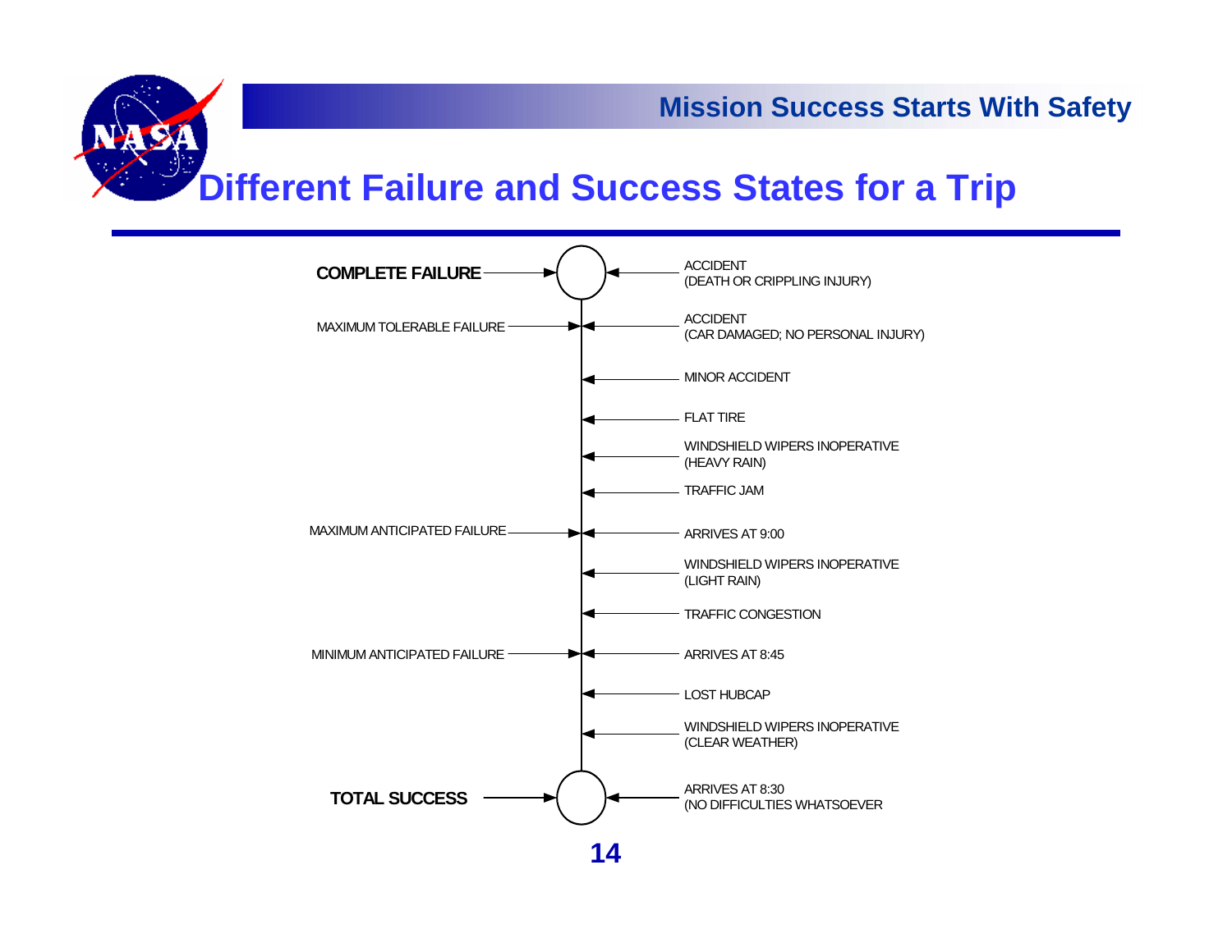# Different Failure and Success States for a Trip

| Failure/Success State | Trip Event |
| --- | --- |
| **COMPLETE FAILURE** | ACCIDENT (DEATH OR CRIPPLING INJURY) |
| MAXIMUM TOLERABLE FAILURE | ACCIDENT (CAR DAMAGED; NO PERSONAL INJURY) |
| | MINOR ACCIDENT |
| | FLAT TIRE |
| | WINDSHIELD WIPERS INOPERATIVE (HEAVY RAIN) |
| | TRAFFIC JAM |
| MAXIMUM ANTICIPATED FAILURE | ARRIVES AT 9:00 |
| | WINDSHIELD WIPERS INOPERATIVE (LIGHT RAIN) |
| | TRAFFIC CONGESTION |
| MINIMUM ANTICIPATED FAILURE | ARRIVES AT 8:45 |
| | LOST HUBCAP |
| | WINDSHIELD WIPERS INOPERATIVE (CLEAR WEATHER) |
| **TOTAL SUCCESS** | ARRIVES AT 8:30 (NO DIFFICULTIES WHATSOEVER |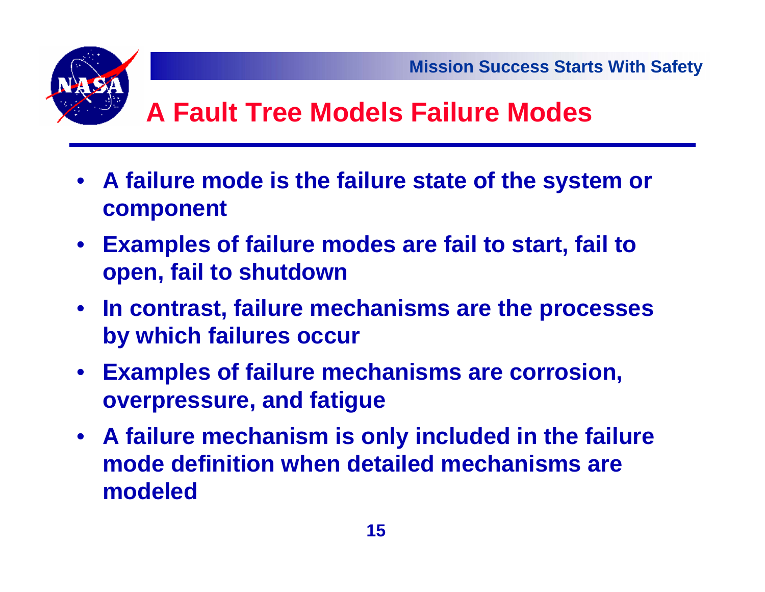# A Fault Tree Models Failure Modes

- **A failure mode is the failure state of the system or component**
- **Examples of failure modes are fail to start, fail to open, fail to shutdown**
- **In contrast, failure mechanisms are the processes by which failures occur**
- **Examples of failure mechanisms are corrosion, overpressure, and fatigue**
- **A failure mechanism is only included in the failure mode definition when detailed mechanisms are modeled**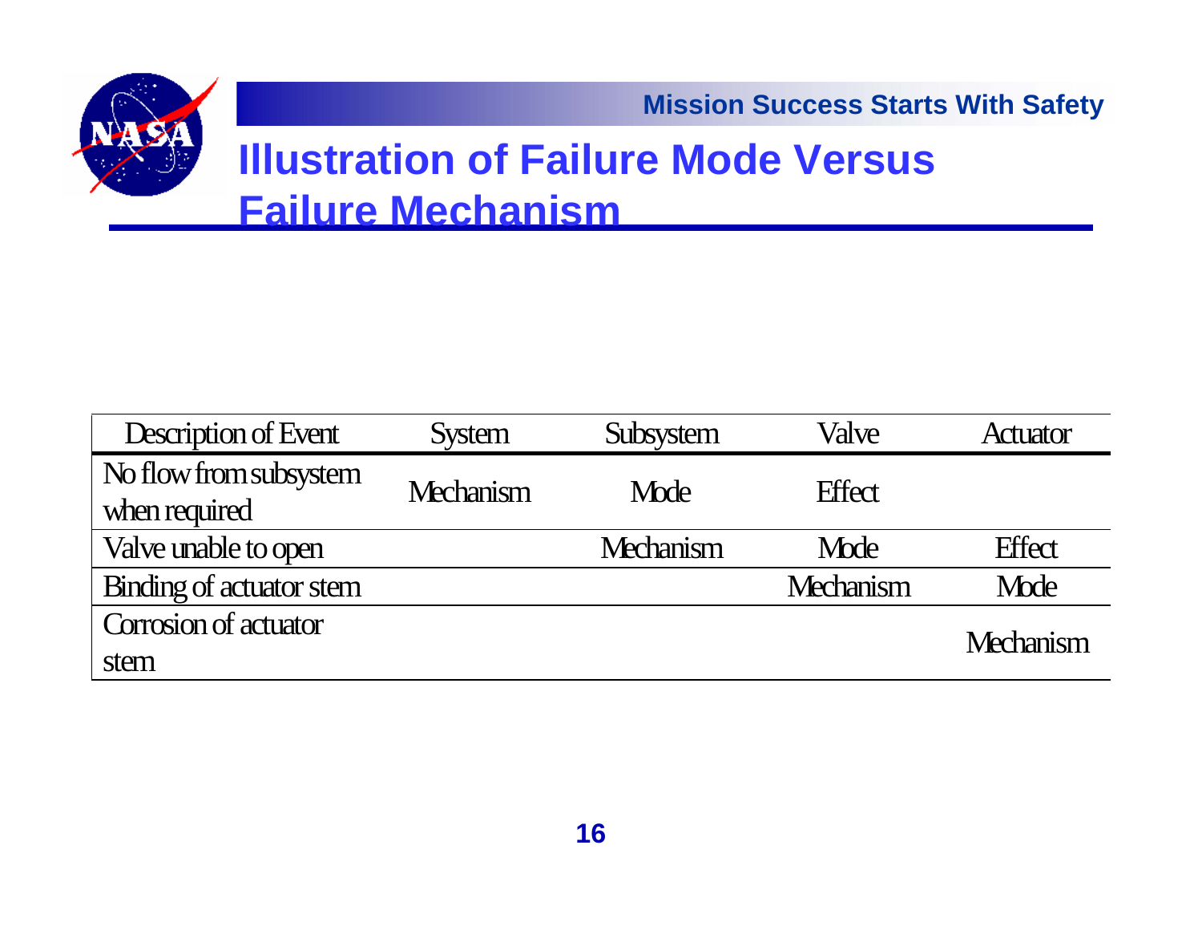# Illustration of Failure Mode Versus Failure Mechanism

| Description of Event | System | Subsystem | Valve | Actuator |
|---|---|---|---|---|
| No flow from subsystem when required | Mechanism | Mode | Effect | |
| Valve unable to open | | Mechanism | Mode | Effect |
| Binding of actuator stem | | | Mechanism | Mode |
| Corrosion of actuator stem | | | | Mechanism |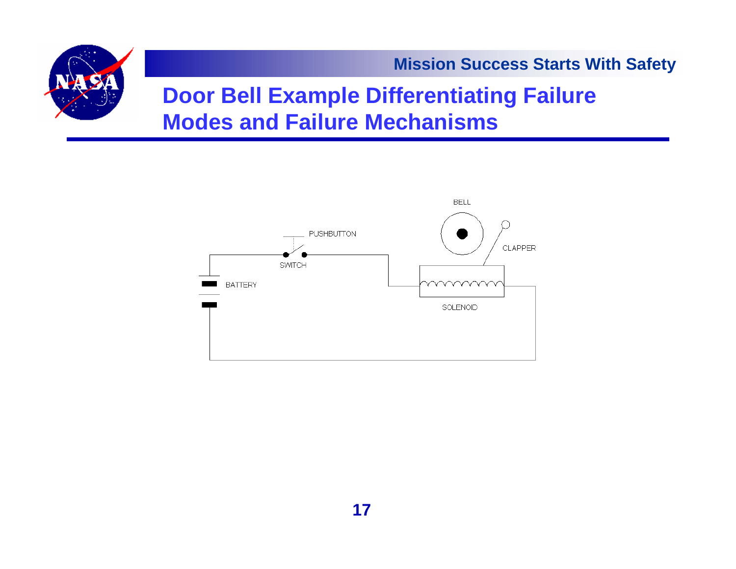# Door Bell Example Differentiating Failure Modes and Failure Mechanisms

BELL

PUSHBUTTON

CLAPPER

SWITCH

BATTERY

SOLENOID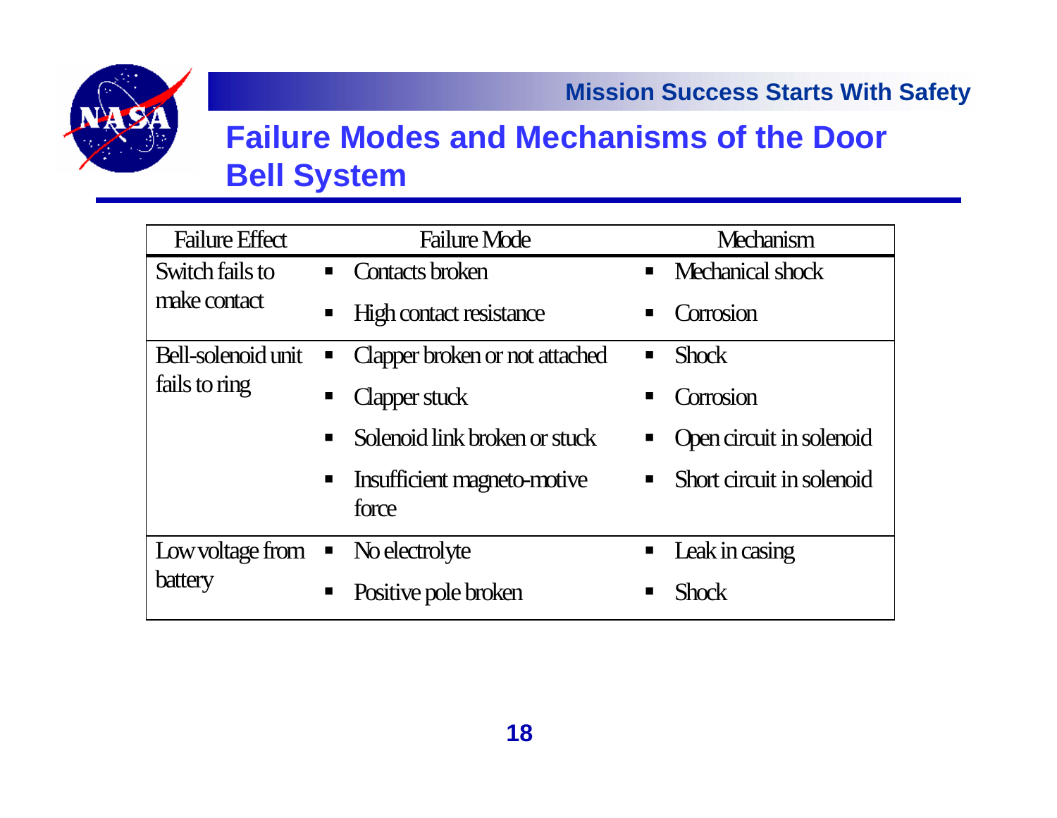# Failure Modes and Mechanisms of the Door Bell System

| Failure Effect | Failure Mode | Mechanism |
|---|---|---|
| Switch fails to make contact | ▪ Contacts broken | ▪ Mechanical shock |
| | ▪ High contact resistance | ▪ Corrosion |
| Bell-solenoid unit fails to ring | ▪ Clapper broken or not attached | ▪ Shock |
| | ▪ Clapper stuck | ▪ Corrosion |
| | ▪ Solenoid link broken or stuck | ▪ Open circuit in solenoid |
| | ▪ Insufficient magneto-motive force | ▪ Short circuit in solenoid |
| Low voltage from battery | ▪ No electrolyte | ▪ Leak in casing |
| | ▪ Positive pole broken | ▪ Shock |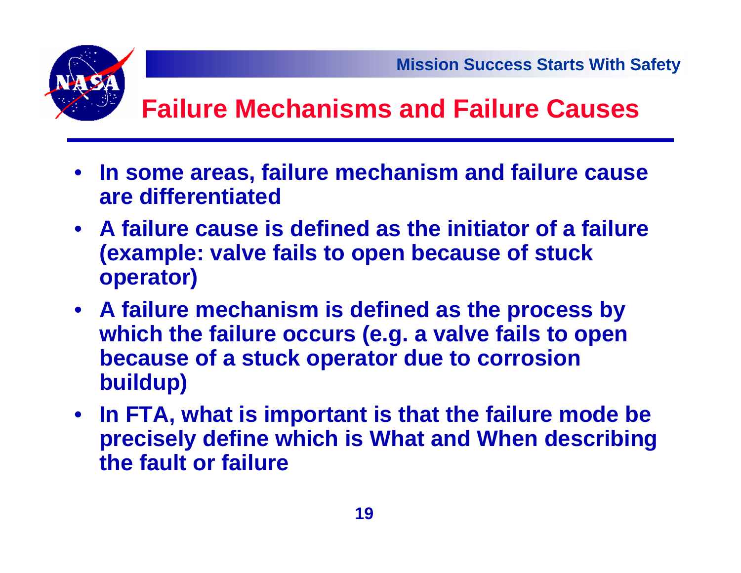# Failure Mechanisms and Failure Causes

- **In some areas, failure mechanism and failure cause are differentiated**
- **A failure cause is defined as the initiator of a failure (example: valve fails to open because of stuck operator)**
- **A failure mechanism is defined as the process by which the failure occurs (e.g. a valve fails to open because of a stuck operator due to corrosion buildup)**
- **In FTA, what is important is that the failure mode be precisely define which is What and When describing the fault or failure**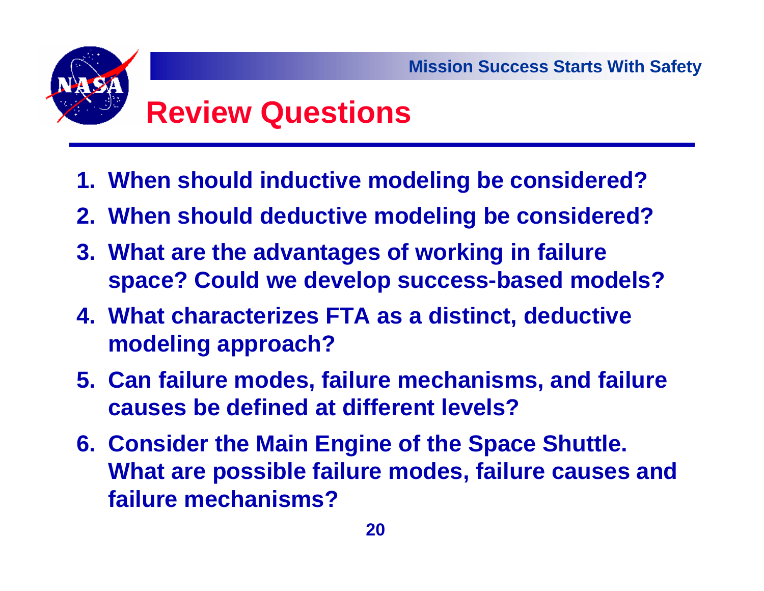# Review Questions

1. When should inductive modeling be considered?
2. When should deductive modeling be considered?
3. What are the advantages of working in failure space? Could we develop success-based models?
4. What characterizes FTA as a distinct, deductive modeling approach?
5. Can failure modes, failure mechanisms, and failure causes be defined at different levels?
6. Consider the Main Engine of the Space Shuttle. What are possible failure modes, failure causes and failure mechanisms?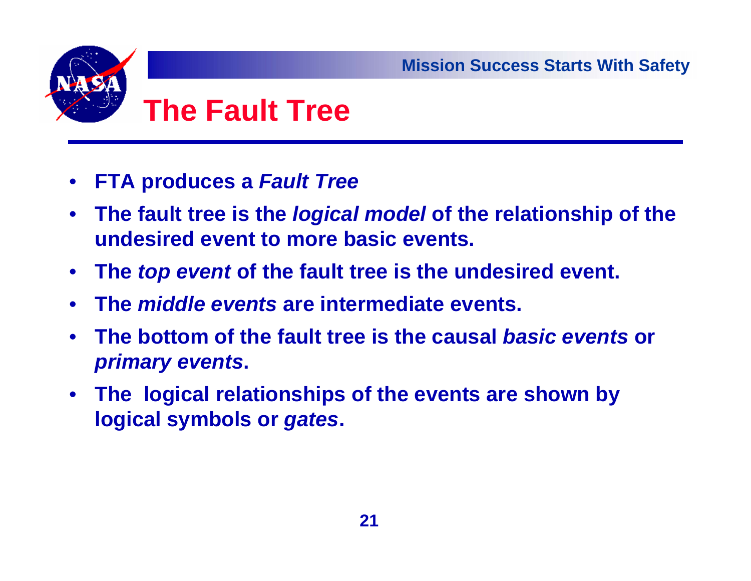# The Fault Tree

- **FTA produces a *Fault Tree***
- **The fault tree is the *logical model* of the relationship of the undesired event to more basic events.**
- **The *top event* of the fault tree is the undesired event.**
- **The *middle events* are intermediate events.**
- **The bottom of the fault tree is the causal *basic events* or *primary events*.**
- **The logical relationships of the events are shown by logical symbols or *gates*.**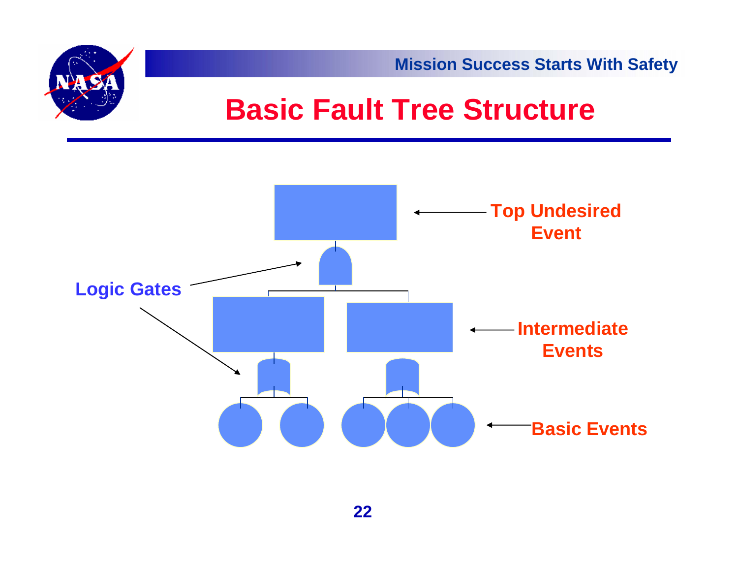# Basic Fault Tree Structure

Top Undesired Event

Logic Gates

Intermediate Events

Basic Events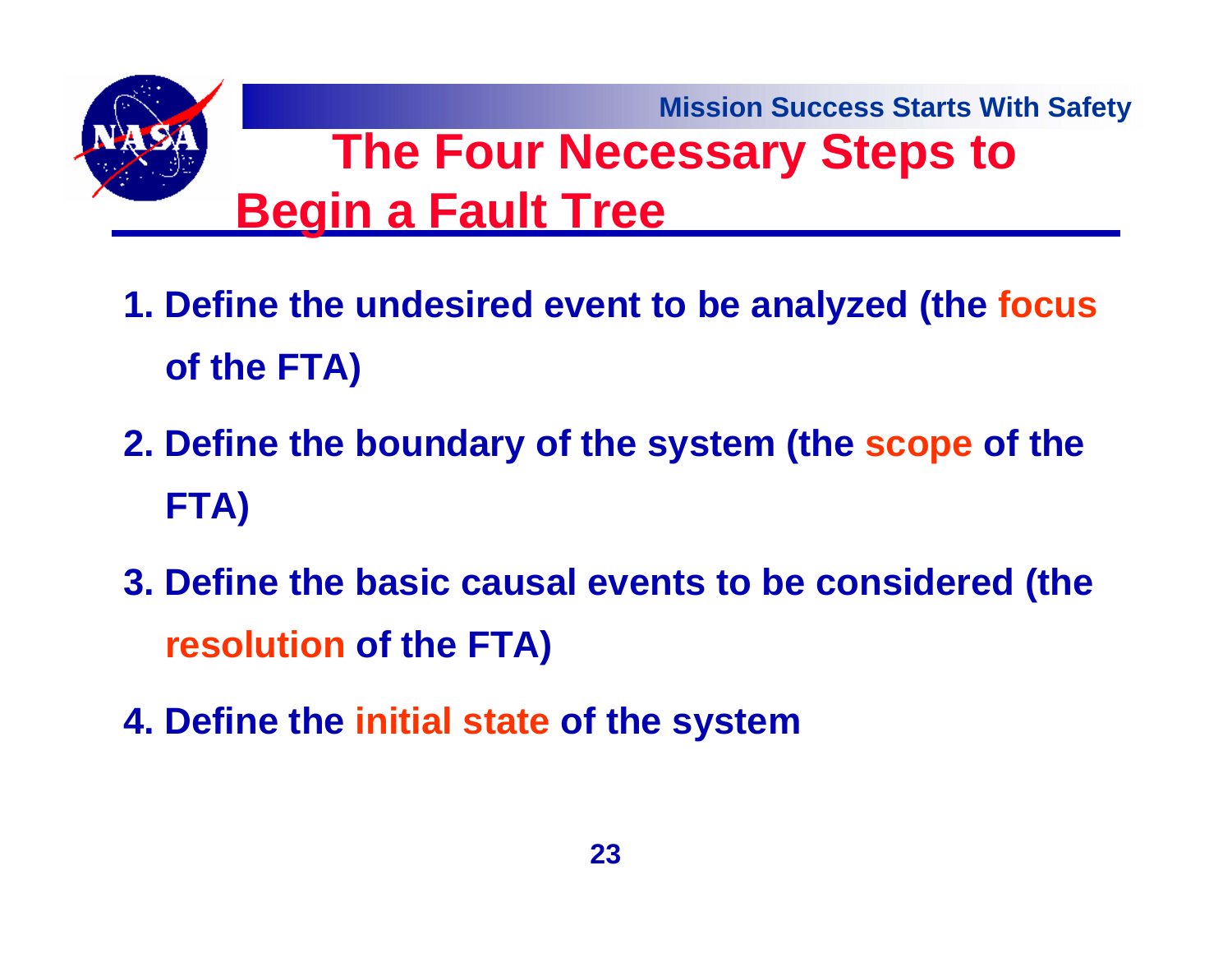# The Four Necessary Steps to Begin a Fault Tree

1. Define the undesired event to be analyzed (the **focus** of the FTA)
2. Define the boundary of the system (the **scope** of the FTA)
3. Define the basic causal events to be considered (the **resolution** of the FTA)
4. Define the **initial state** of the system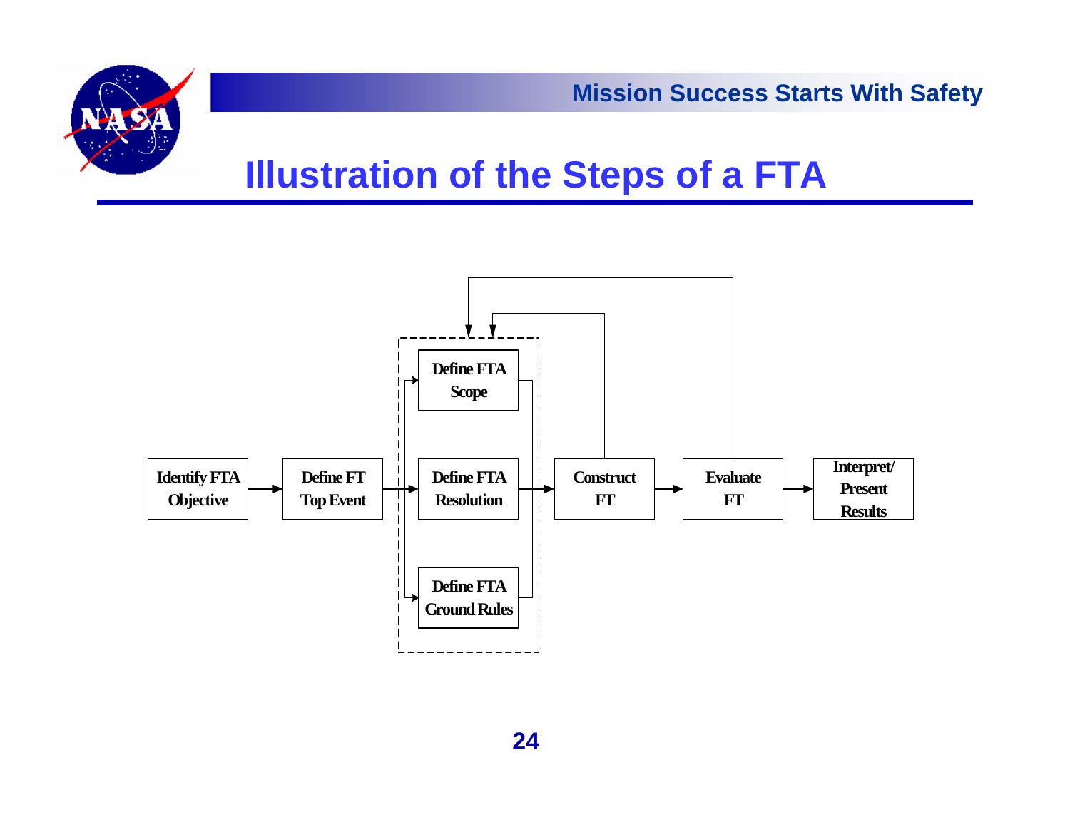# Illustration of the Steps of a FTA

Identify FTA Objective → Define FT Top Event → [Define FTA Scope / Define FTA Resolution / Define FTA Ground Rules] → Construct FT → Evaluate FT → Interpret/ Present Results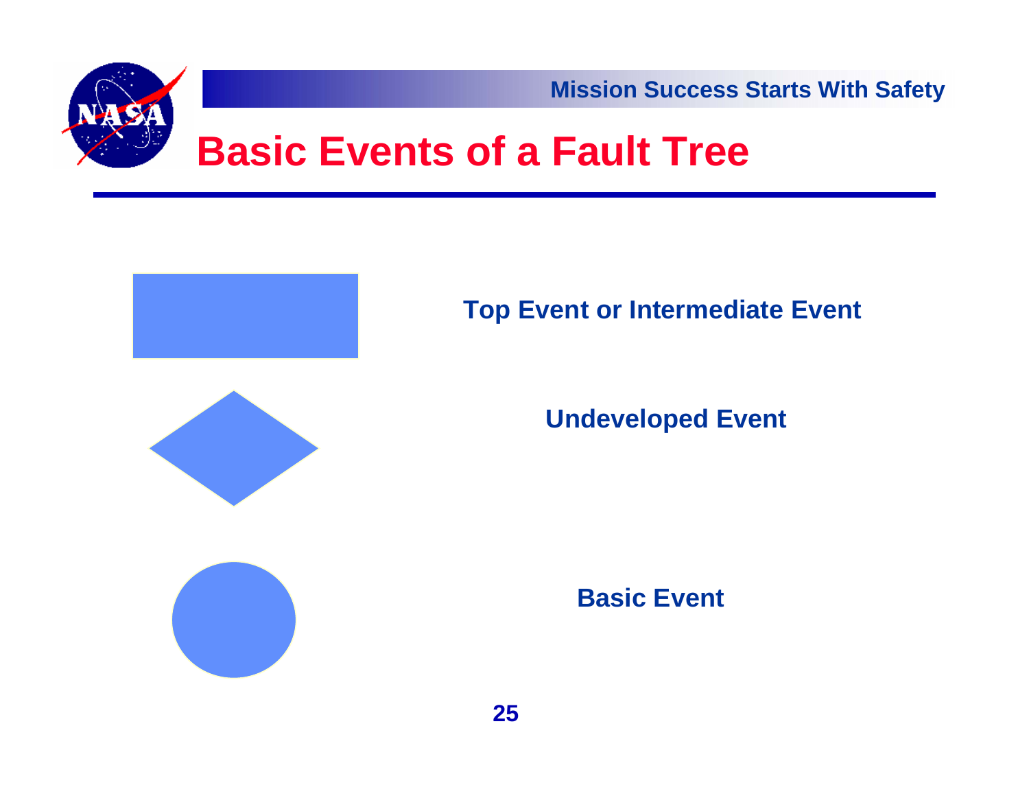# Basic Events of a Fault Tree

**Top Event or Intermediate Event**

**Undeveloped Event**

**Basic Event**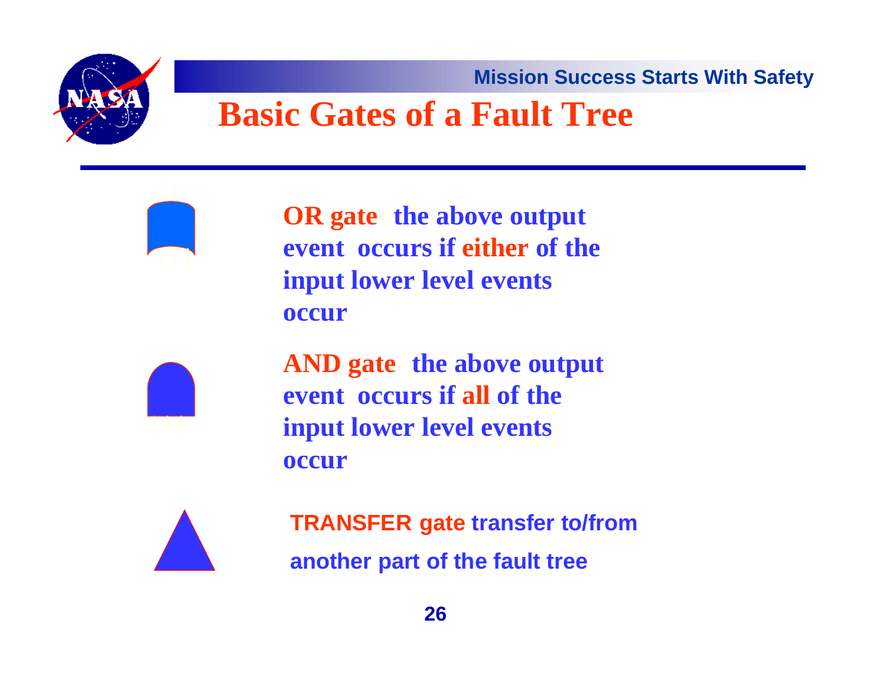# Basic Gates of a Fault Tree

**OR gate** - the above output event occurs if **either** of the input lower level events occur

**AND gate** - the above output event occurs if **all** of the input lower level events occur

**TRANSFER gate** transfer to/from another part of the fault tree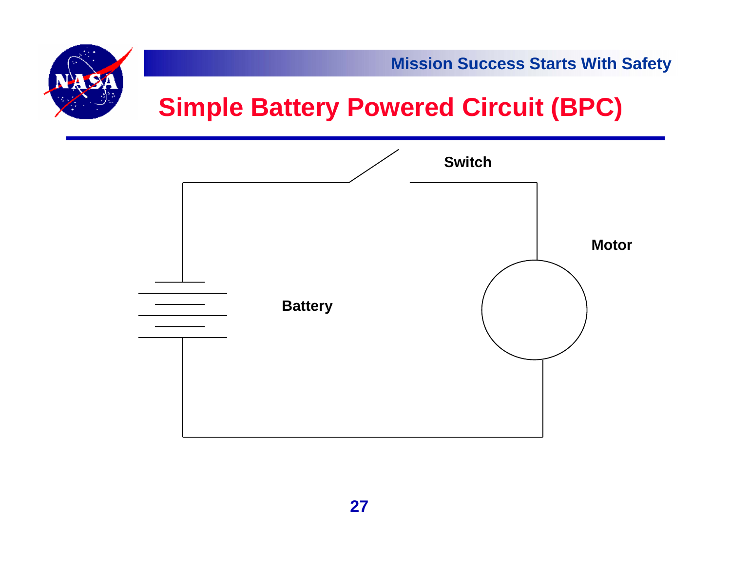# Simple Battery Powered Circuit (BPC)

Switch

Motor

Battery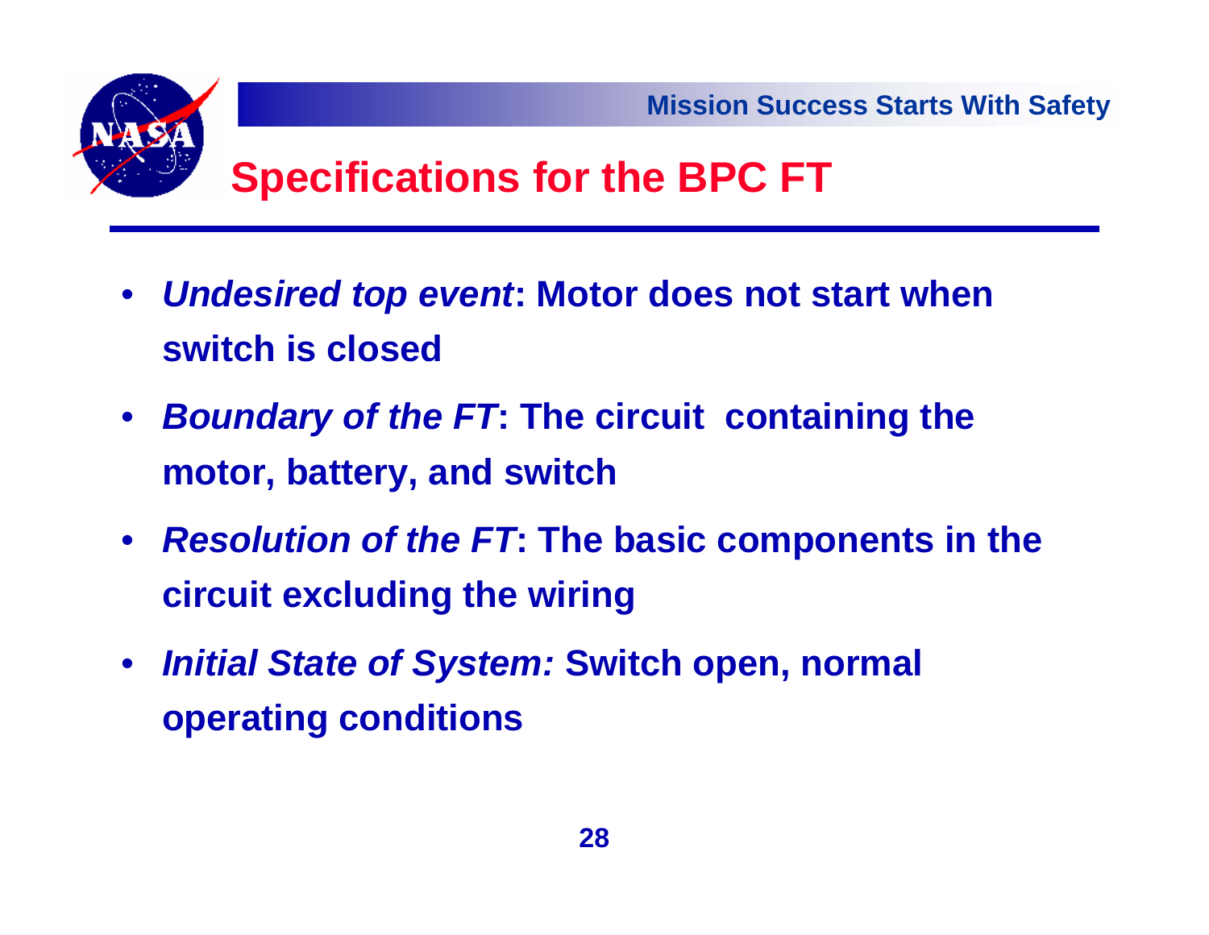# Specifications for the BPC FT

- ***Undesired top event*: Motor does not start when switch is closed**
- ***Boundary of the FT*: The circuit containing the motor, battery, and switch**
- ***Resolution of the FT*: The basic components in the circuit excluding the wiring**
- ***Initial State of System:* Switch open, normal operating conditions**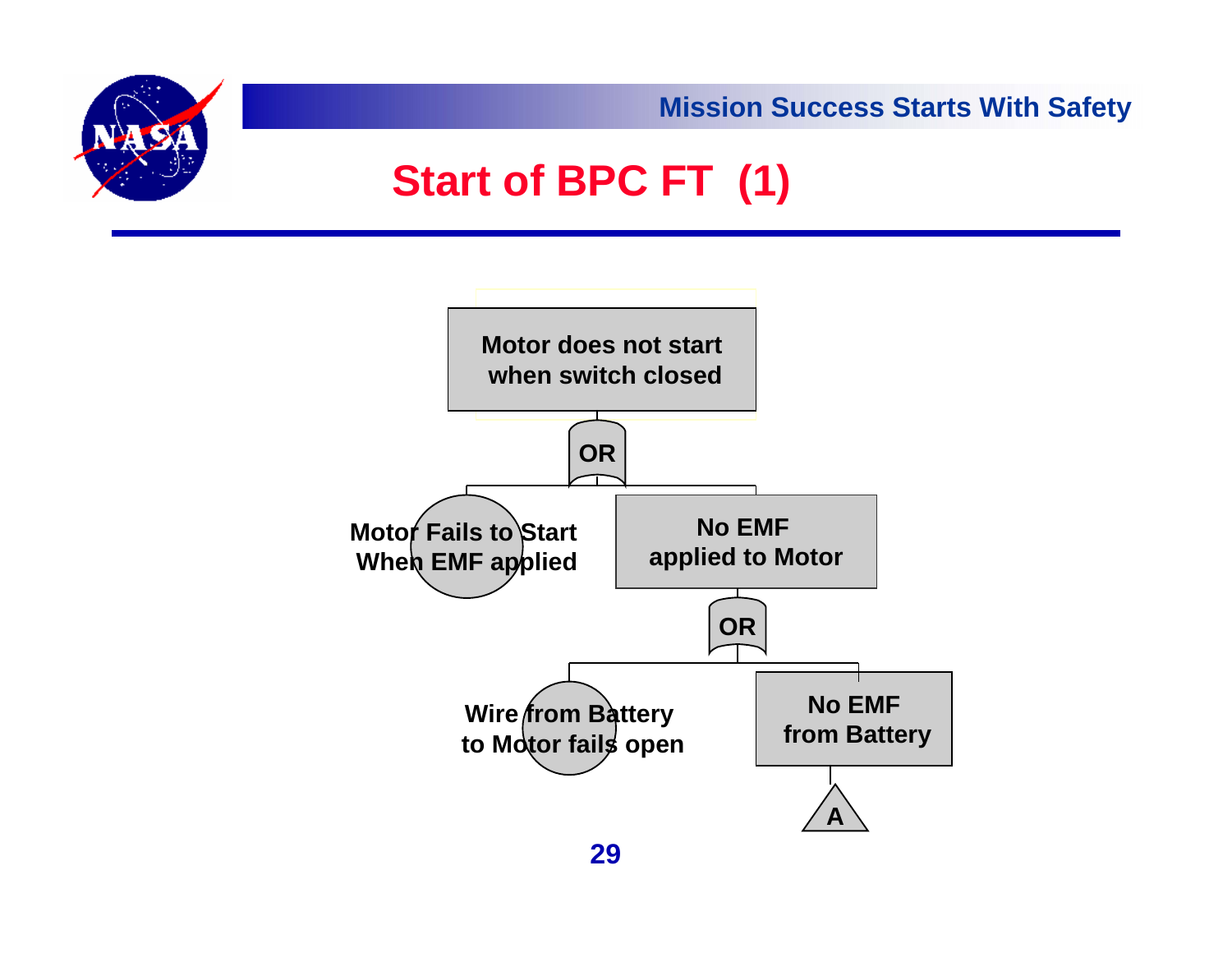# Start of BPC FT (1)

- Motor does not start when switch closed
  - OR
    - Motor Fails to Start When EMF applied
    - No EMF applied to Motor
      - OR
        - Wire from Battery to Motor fails open
        - No EMF from Battery
          - A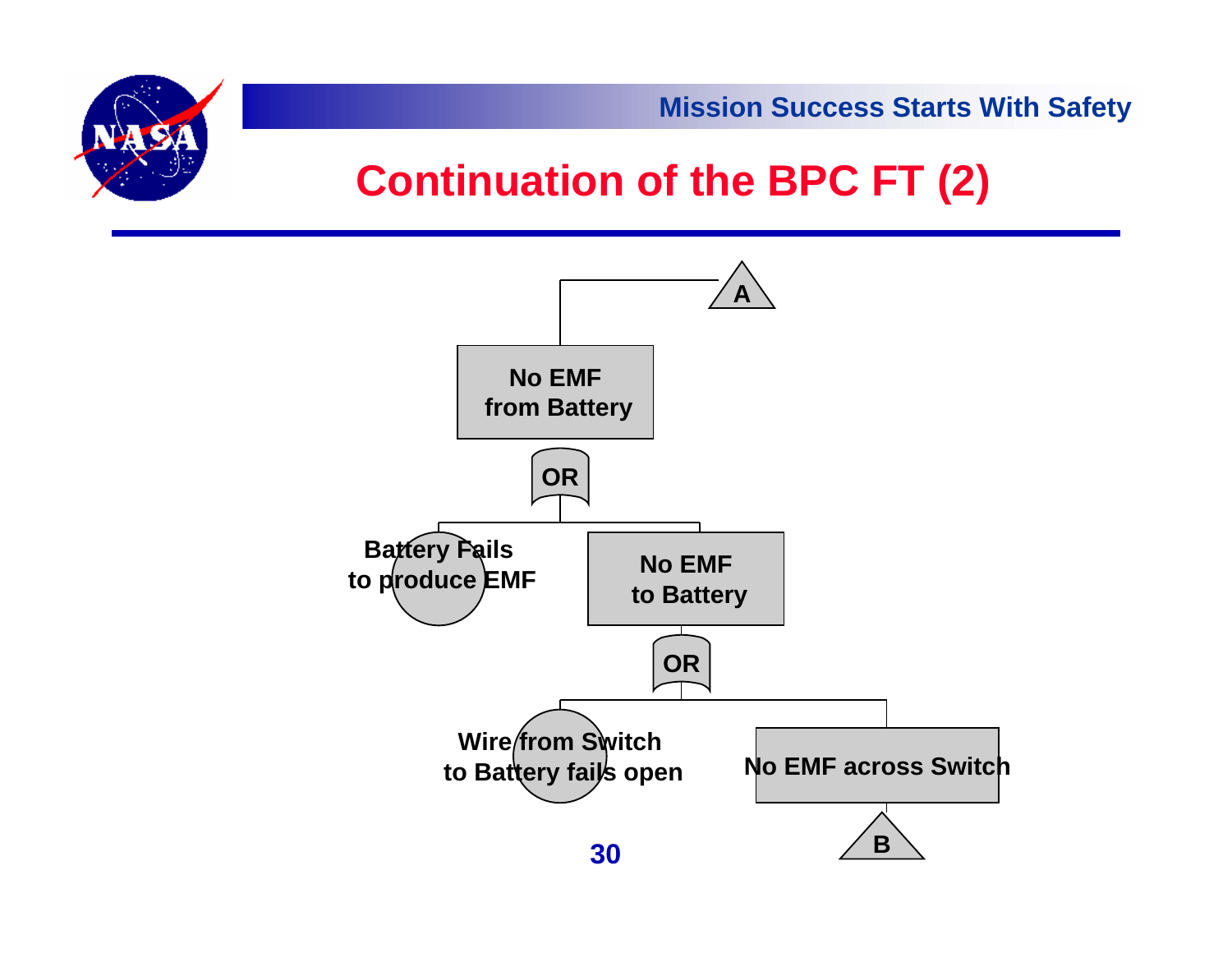# Continuation of the BPC FT (2)

- **A** (transfer in)
  - **No EMF from Battery** (OR)
    - Battery Fails to produce EMF
    - **No EMF to Battery** (OR)
      - Wire from Switch to Battery fails open
      - **No EMF across Switch**
        - **B** (transfer out)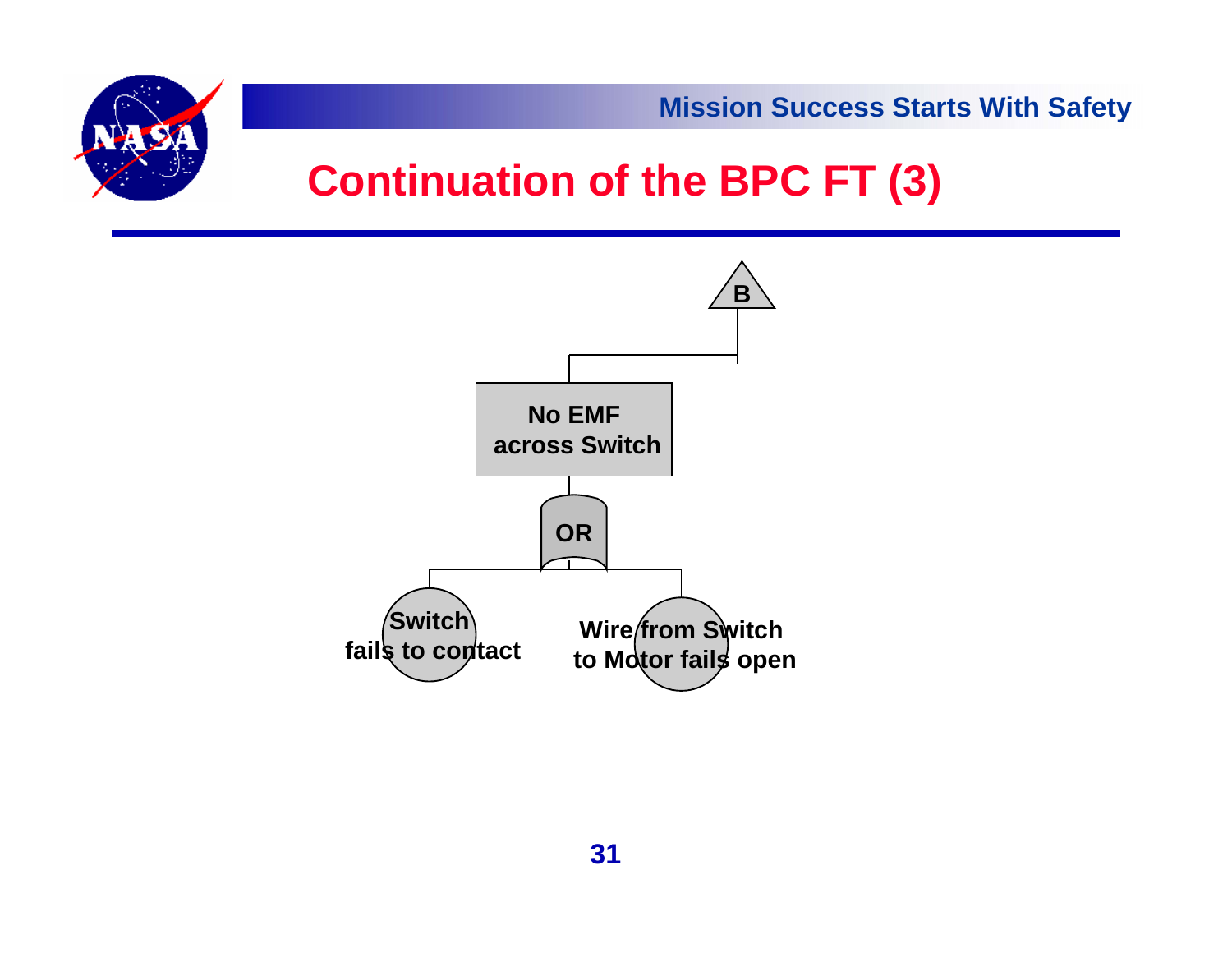# Continuation of the BPC FT (3)

B

No EMF across Switch

OR

Switch fails to contact

Wire from Switch to Motor fails open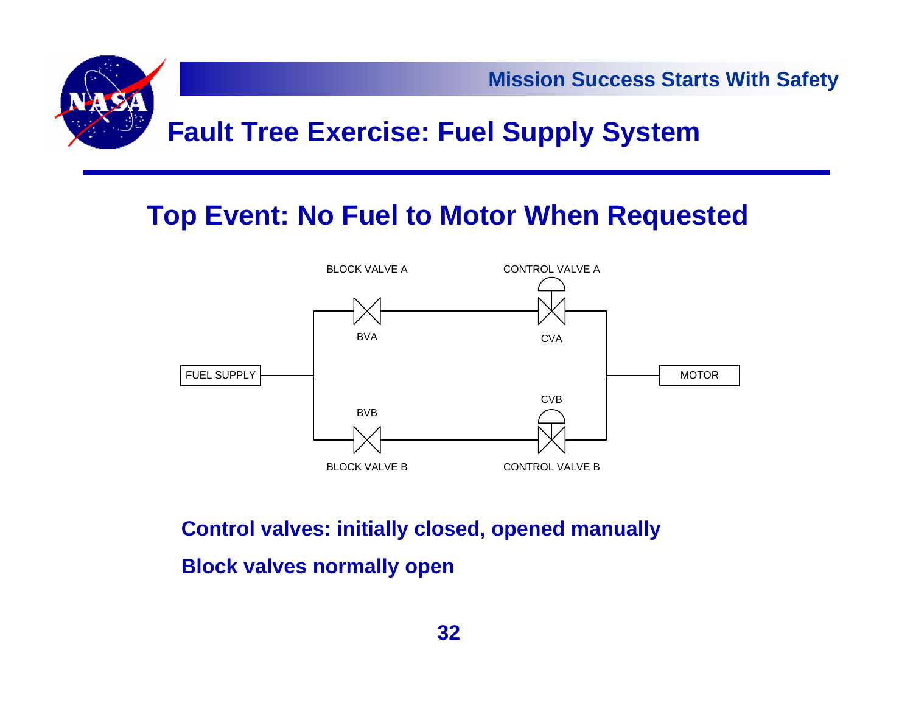# Fault Tree Exercise: Fuel Supply System

## Top Event: No Fuel to Motor When Requested

BLOCK VALVE A

CONTROL VALVE A

BVA

CVA

FUEL SUPPLY

MOTOR

CVB

BVB

BLOCK VALVE B

CONTROL VALVE B

**Control valves: initially closed, opened manually**

**Block valves normally open**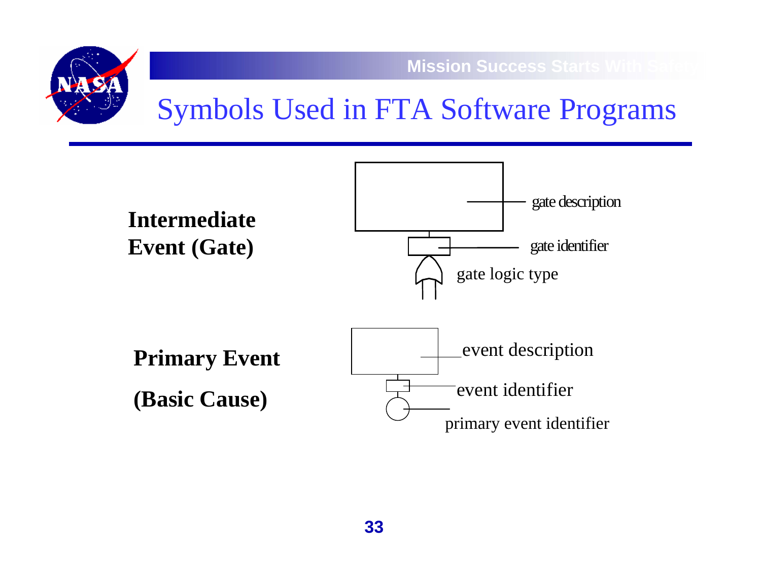# Symbols Used in FTA Software Programs

**Intermediate Event (Gate)**

gate description

gate identifier

gate logic type

**Primary Event**

**(Basic Cause)**

event description

event identifier

primary event identifier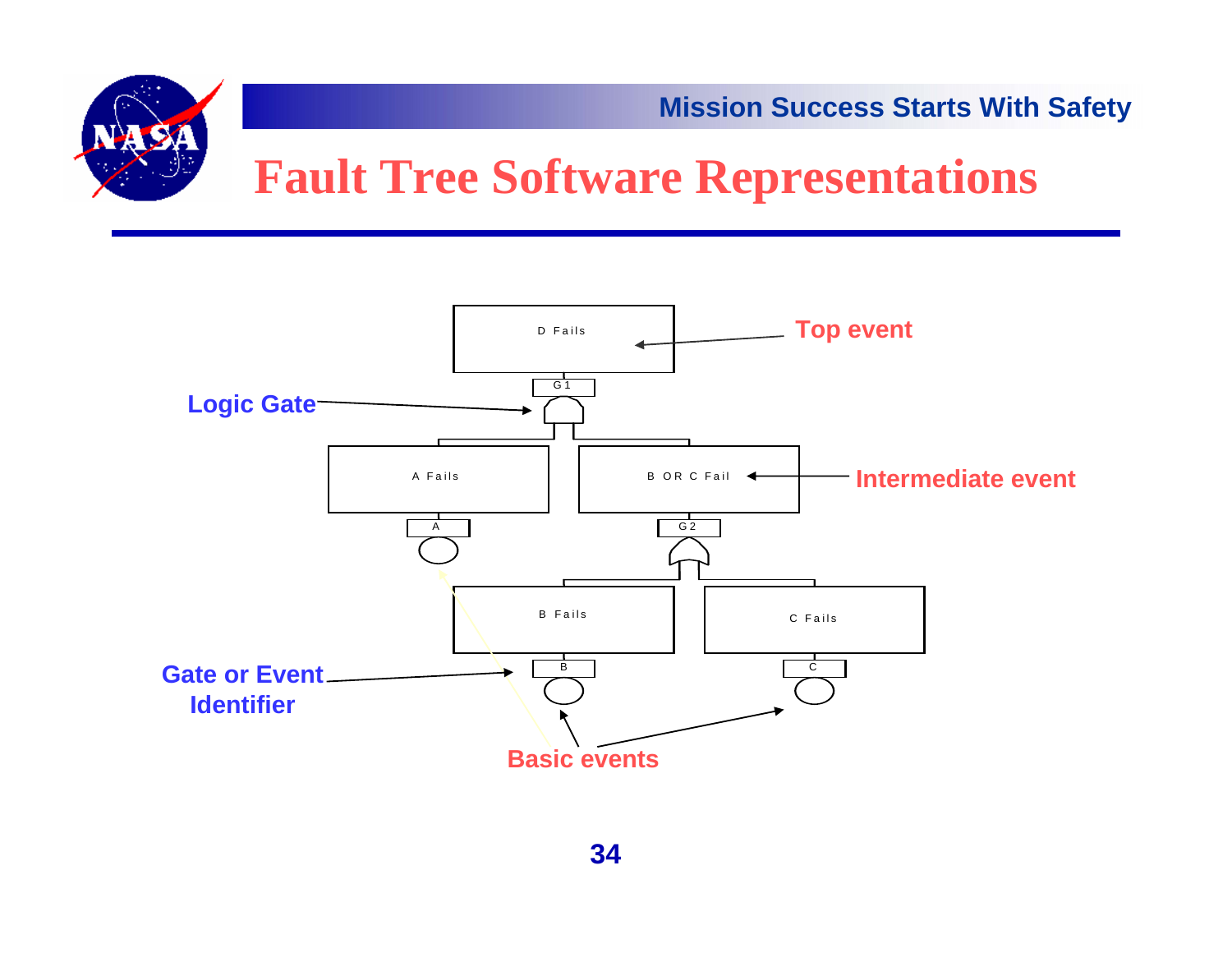# Fault Tree Software Representations

Top event

Logic Gate

Intermediate event

Gate or Event Identifier

Basic events

D Fails

G1

A Fails

B OR C Fail

A

G2

B Fails

C Fails

B

C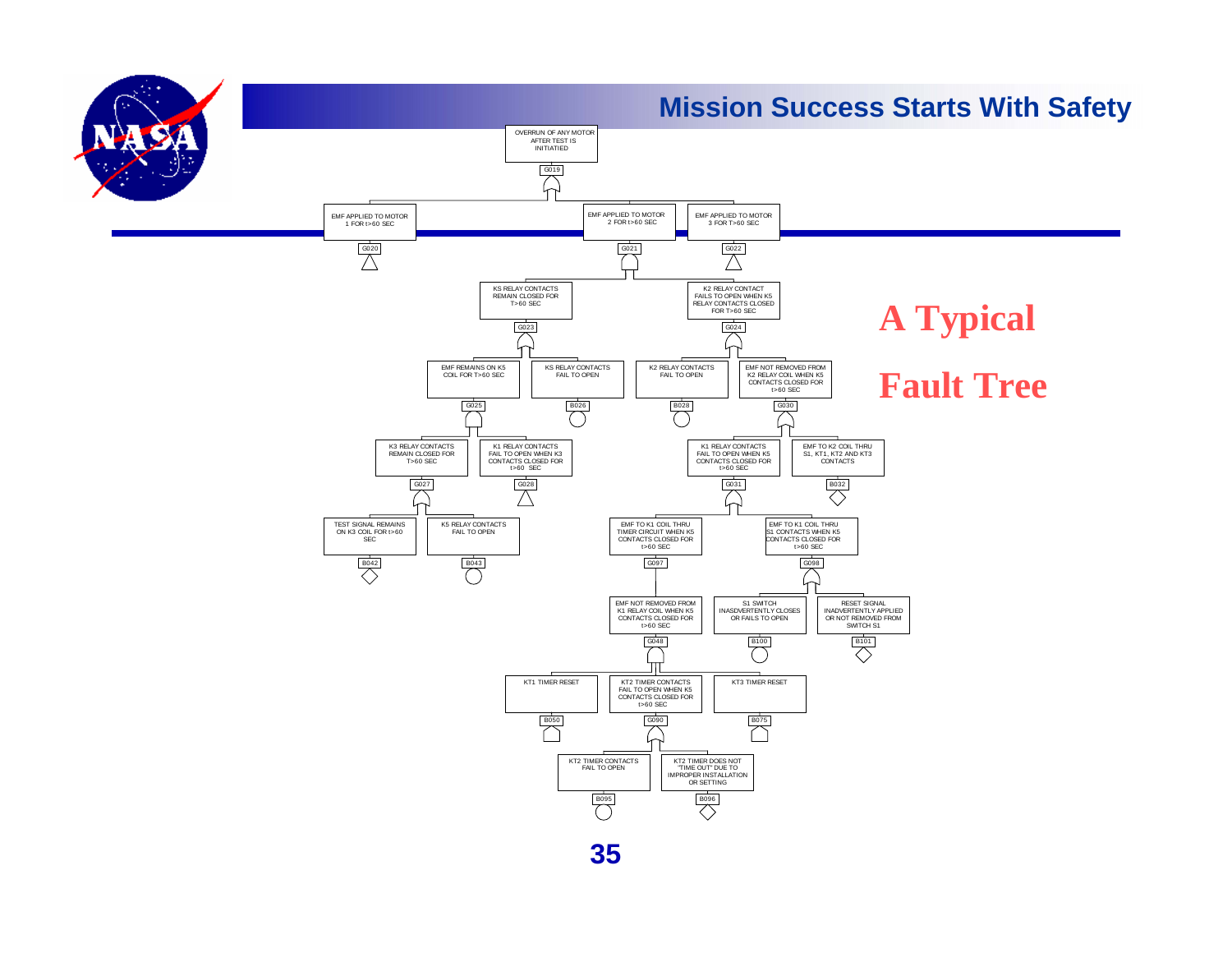# A Typical Fault Tree

OVERRUN OF ANY MOTOR AFTER TEST IS INITIATIED
G019

EMF APPLIED TO MOTOR 1 FOR t>60 SEC
G020

EMF APPLIED TO MOTOR 2 FOR t>60 SEC
G021

EMF APPLIED TO MOTOR 3 FOR T>60 SEC
G022

K5 RELAY CONTACTS REMAIN CLOSED FOR T>60 SEC
G023

K2 RELAY CONTACT FAILS TO OPEN WHEN K5 RELAY CONTACTS CLOSED FOR T>60 SEC
G024

EMF REMAINS ON K5 COIL FOR T>60 SEC
G025

K5 RELAY CONTACTS FAIL TO OPEN
B026

K2 RELAY CONTACTS FAIL TO OPEN
B028

EMF NOT REMOVED FROM K2 RELAY COIL WHEN K5 CONTACTS CLOSED FOR t>60 SEC
G030

K3 RELAY CONTACTS REMAIN CLOSED FOR T>60 SEC
G027

K1 RELAY CONTACTS FAIL TO OPEN WHEN K3 CONTACTS CLOSED FOR t>60 SEC
G028

K1 RELAY CONTACTS FAIL TO OPEN WHEN K5 CONTACTS CLOSED FOR t>60 SEC
G031

EMF TO K2 COIL THRU S1, KT1, KT2 AND KT3 CONTACTS
B032

TEST SIGNAL REMAINS ON K3 COIL FOR t>60 SEC
B042

K5 RELAY CONTACTS FAIL TO OPEN
B043

EMF TO K1 COIL THRU TIMER CIRCUIT WHEN K5 CONTACTS CLOSED FOR t>60 SEC
G097

EMF TO K1 COIL THRU S1 CONTACTS WHEN K5 CONTACTS CLOSED FOR t>60 SEC
G098

EMF NOT REMOVED FROM K1 RELAY COIL WHEN K5 CONTACTS CLOSED FOR t>60 SEC
G048

S1 SWITCH INASDVERTENTLY CLOSES OR FAILS TO OPEN
B100

RESET SIGNAL INADVERTENTLY APPLIED OR NOT REMOVED FROM SWITCH S1
B101

KT1 TIMER RESET
B050

KT2 TIMER CONTACTS FAIL TO OPEN WHEN K5 CONTACTS CLOSED FOR t>60 SEC
G090

KT3 TIMER RESET
B075

KT2 TIMER CONTACTS FAIL TO OPEN
B095

KT2 TIMER DOES NOT "TIME OUT" DUE TO IMPROPER INSTALLATION OR SETTING
B096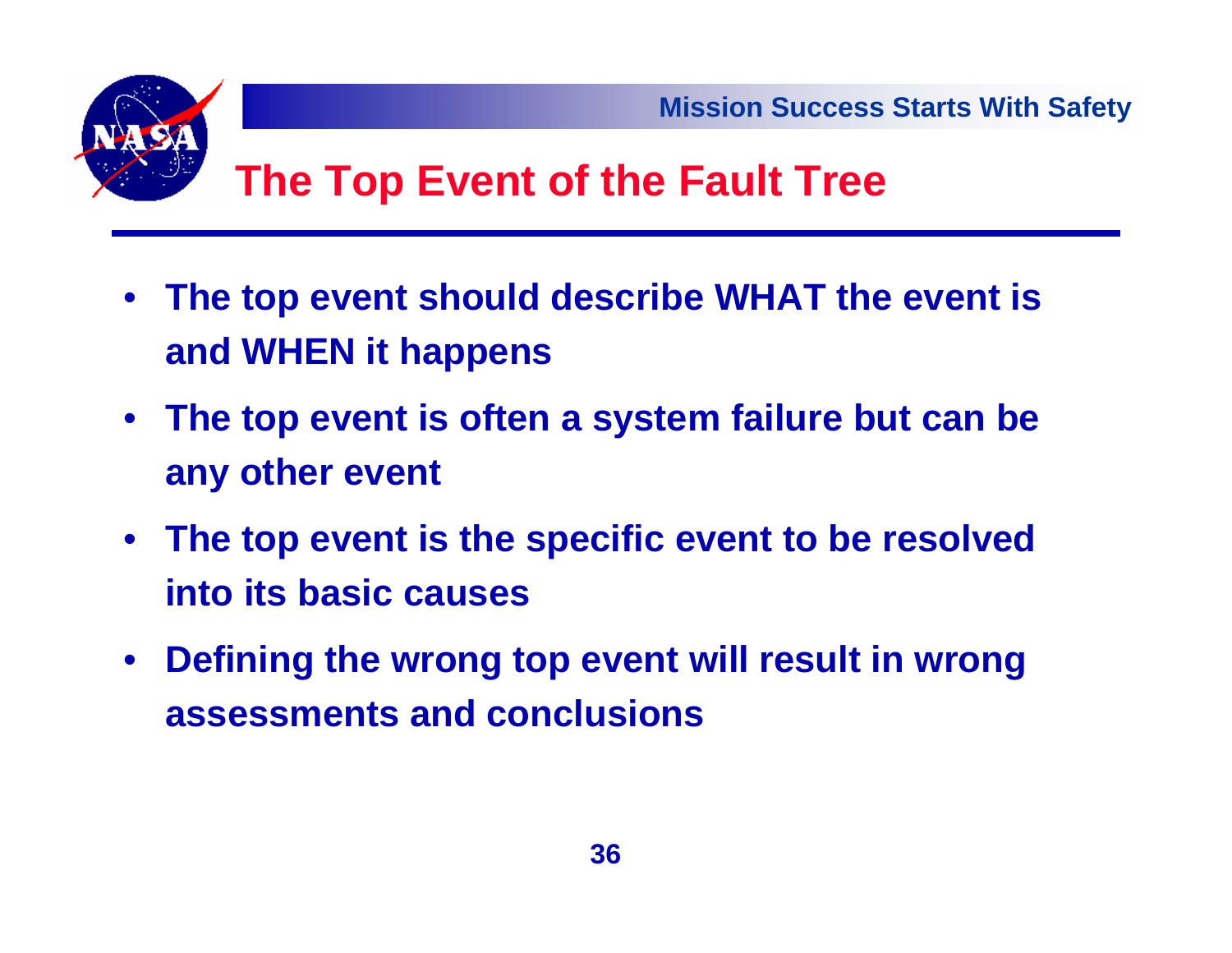# The Top Event of the Fault Tree

- **The top event should describe WHAT the event is and WHEN it happens**
- **The top event is often a system failure but can be any other event**
- **The top event is the specific event to be resolved into its basic causes**
- **Defining the wrong top event will result in wrong assessments and conclusions**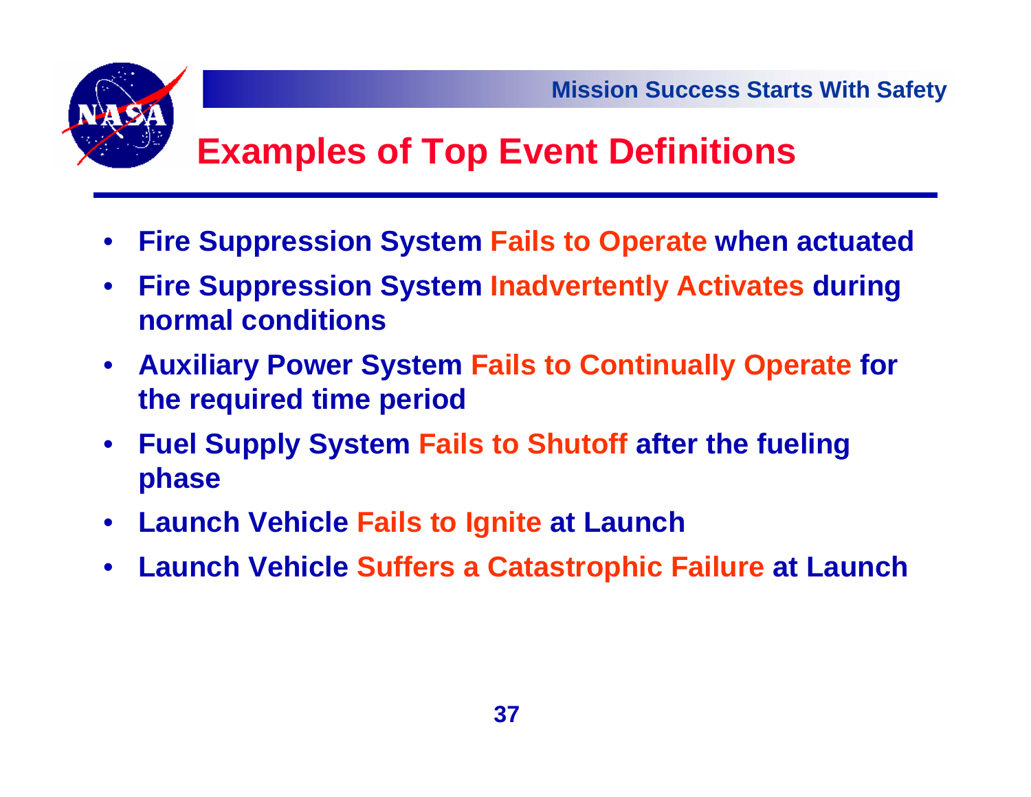# Examples of Top Event Definitions

- **Fire Suppression System Fails to Operate when actuated**
- **Fire Suppression System Inadvertently Activates during normal conditions**
- **Auxiliary Power System Fails to Continually Operate for the required time period**
- **Fuel Supply System Fails to Shutoff after the fueling phase**
- **Launch Vehicle Fails to Ignite at Launch**
- **Launch Vehicle Suffers a Catastrophic Failure at Launch**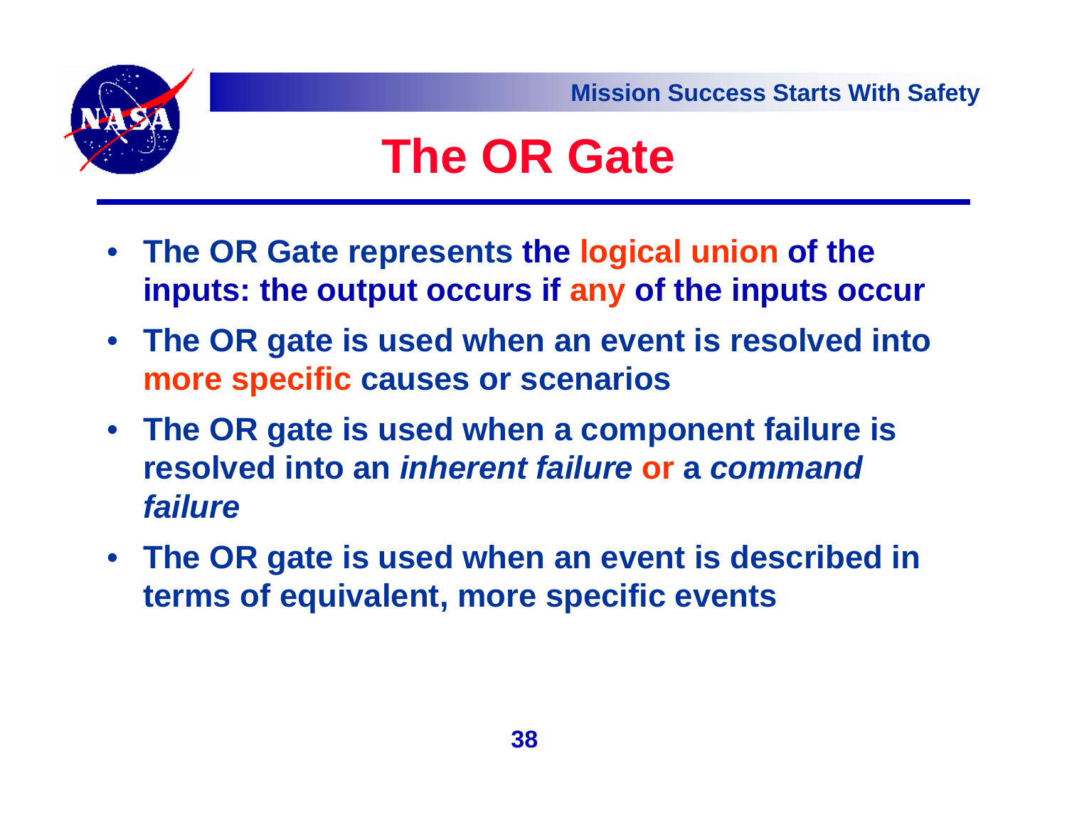# The OR Gate

- The OR Gate represents the logical union of the inputs: the output occurs if any of the inputs occur
- The OR gate is used when an event is resolved into more specific causes or scenarios
- The OR gate is used when a component failure is resolved into an *inherent failure* or a *command failure*
- The OR gate is used when an event is described in terms of equivalent, more specific events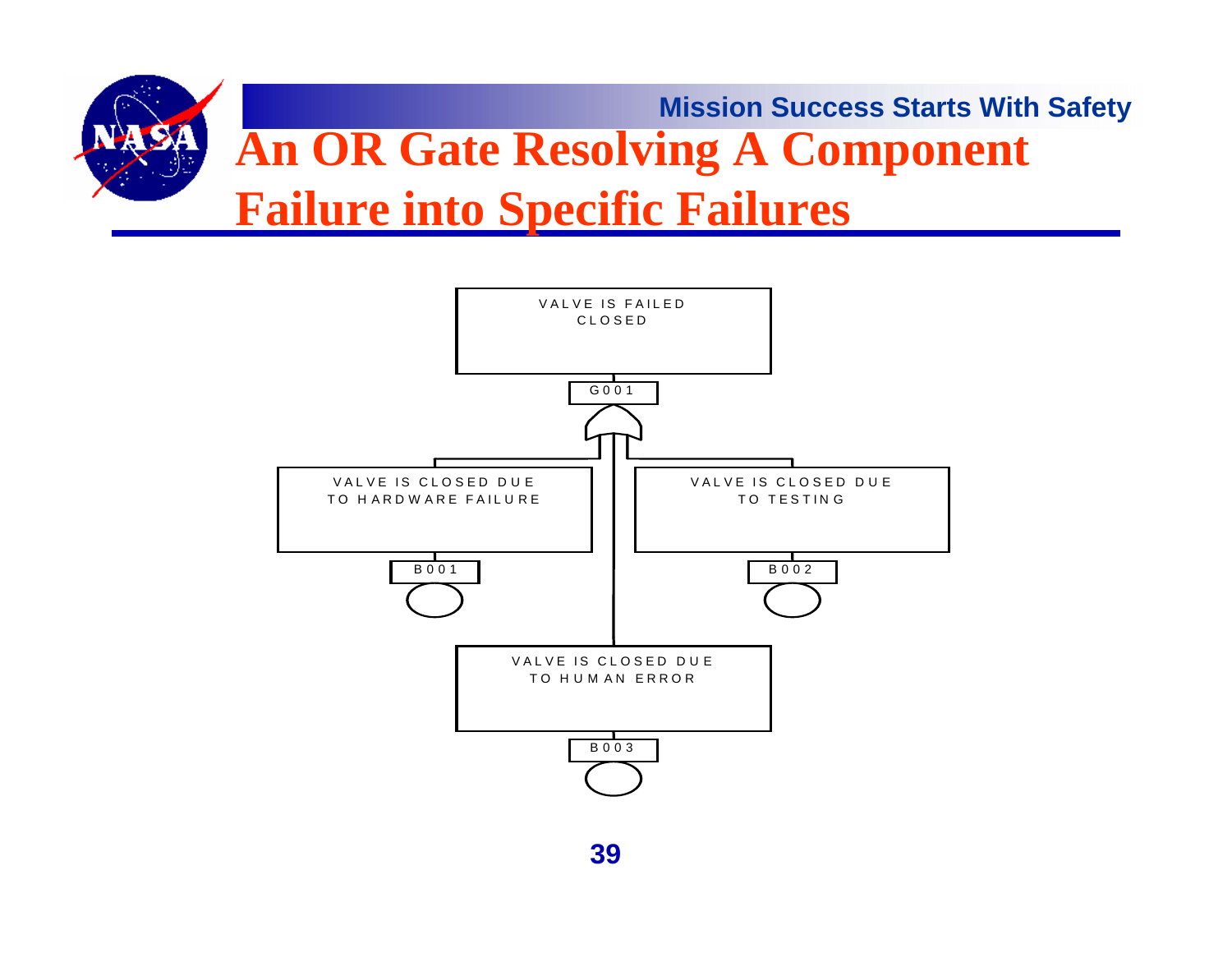# An OR Gate Resolving A Component Failure into Specific Failures

VALVE IS FAILED CLOSED

G001

VALVE IS CLOSED DUE TO HARDWARE FAILURE

B001

VALVE IS CLOSED DUE TO TESTING

B002

VALVE IS CLOSED DUE TO HUMAN ERROR

B003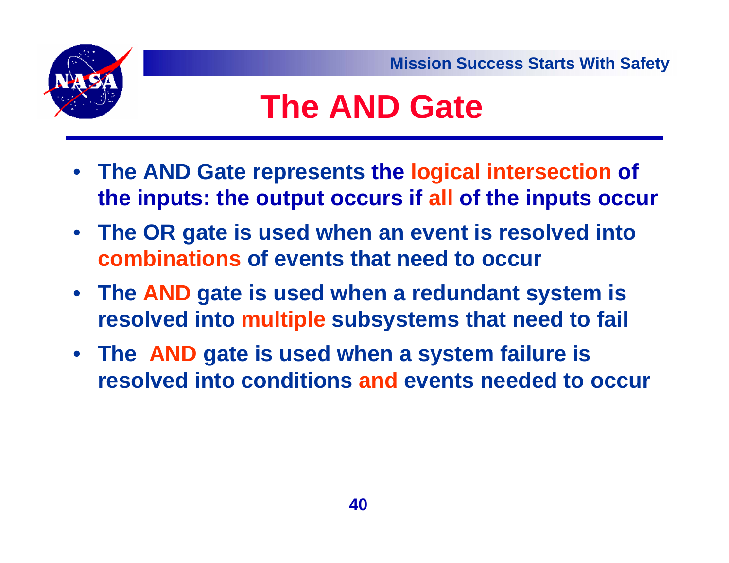# The AND Gate

- The AND Gate represents the logical intersection of the inputs: the output occurs if all of the inputs occur
- The OR gate is used when an event is resolved into combinations of events that need to occur
- The AND gate is used when a redundant system is resolved into multiple subsystems that need to fail
- The AND gate is used when a system failure is resolved into conditions and events needed to occur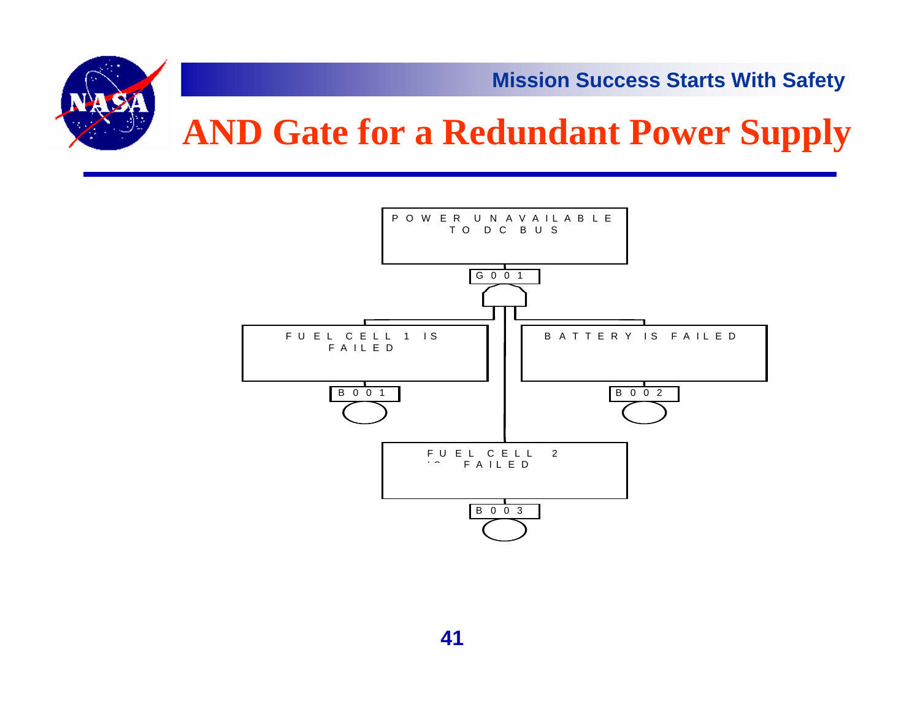# AND Gate for a Redundant Power Supply

POWER UNAVAILABLE TO DC BUS

G001

FUEL CELL 1 IS FAILED

B001

BATTERY IS FAILED

B002

FUEL CELL 2 IS FAILED

B003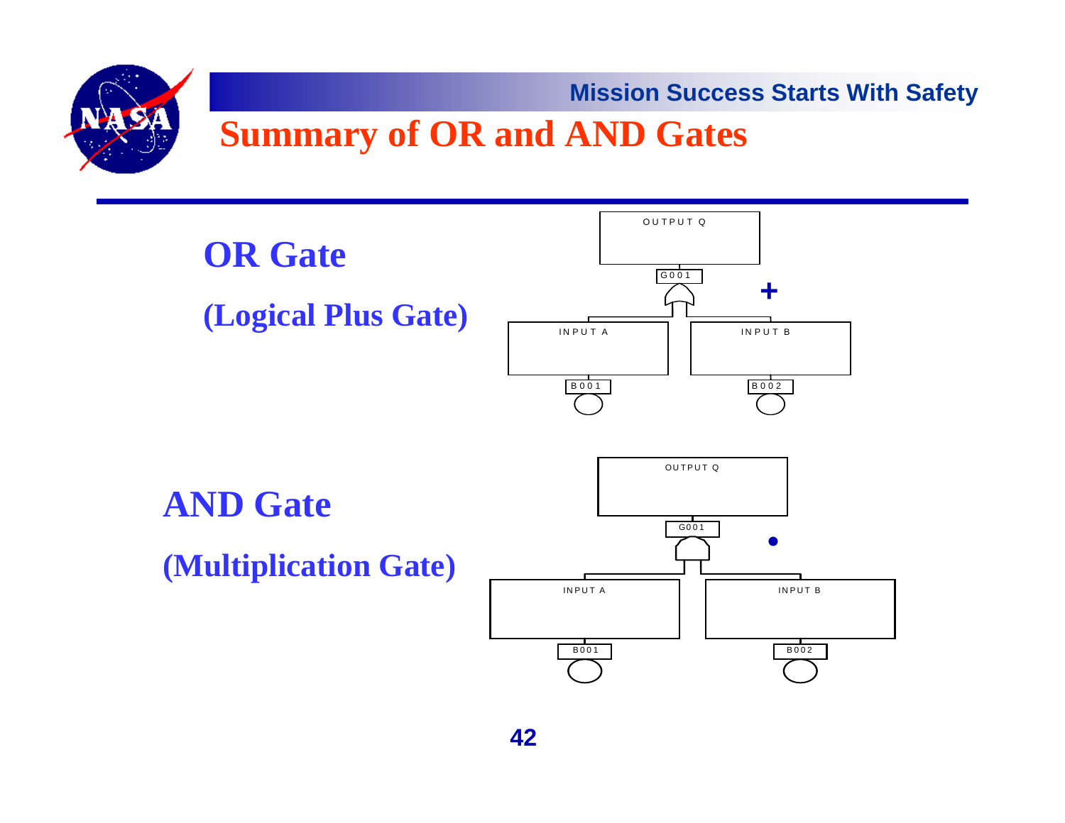# Summary of OR and AND Gates

## OR Gate

**(Logical Plus Gate)**

OUTPUT Q

G001

+

INPUT A

INPUT B

B001

B002

## AND Gate

**(Multiplication Gate)**

OUTPUT Q

G001

•

INPUT A

INPUT B

B001

B002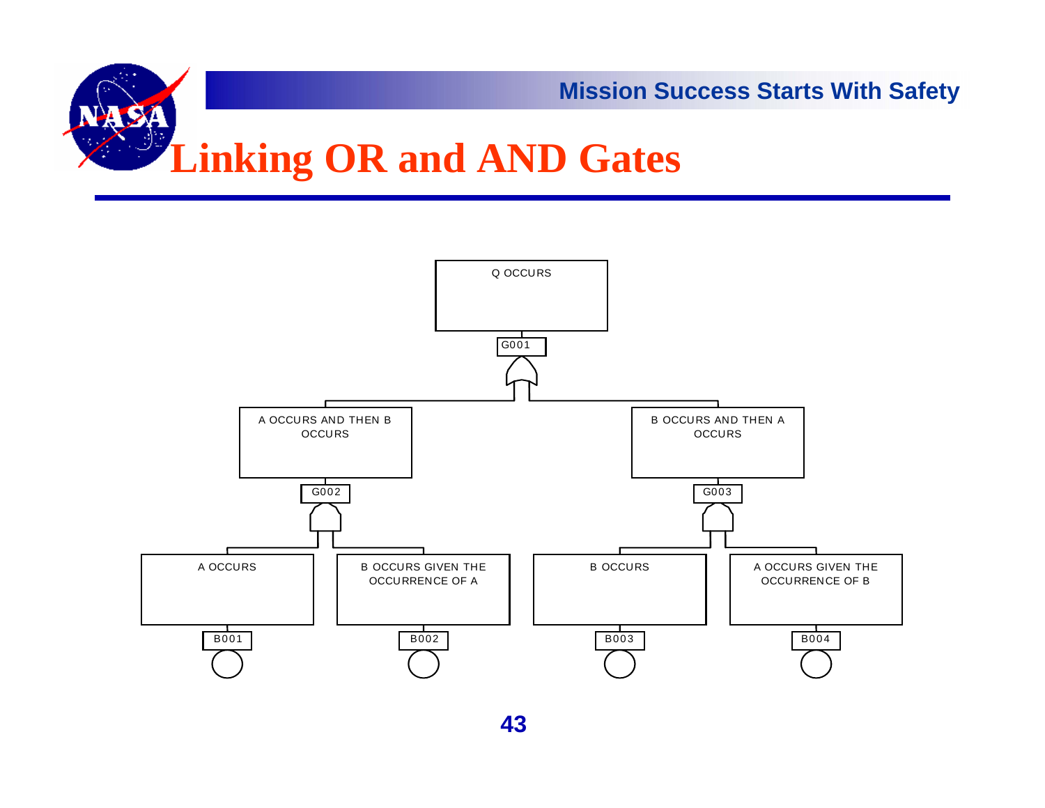# Linking OR and AND Gates

Q OCCURS

G001

A OCCURS AND THEN B OCCURS

G002

B OCCURS AND THEN A OCCURS

G003

A OCCURS

B001

B OCCURS GIVEN THE OCCURRENCE OF A

B002

B OCCURS

B003

A OCCURS GIVEN THE OCCURRENCE OF B

B004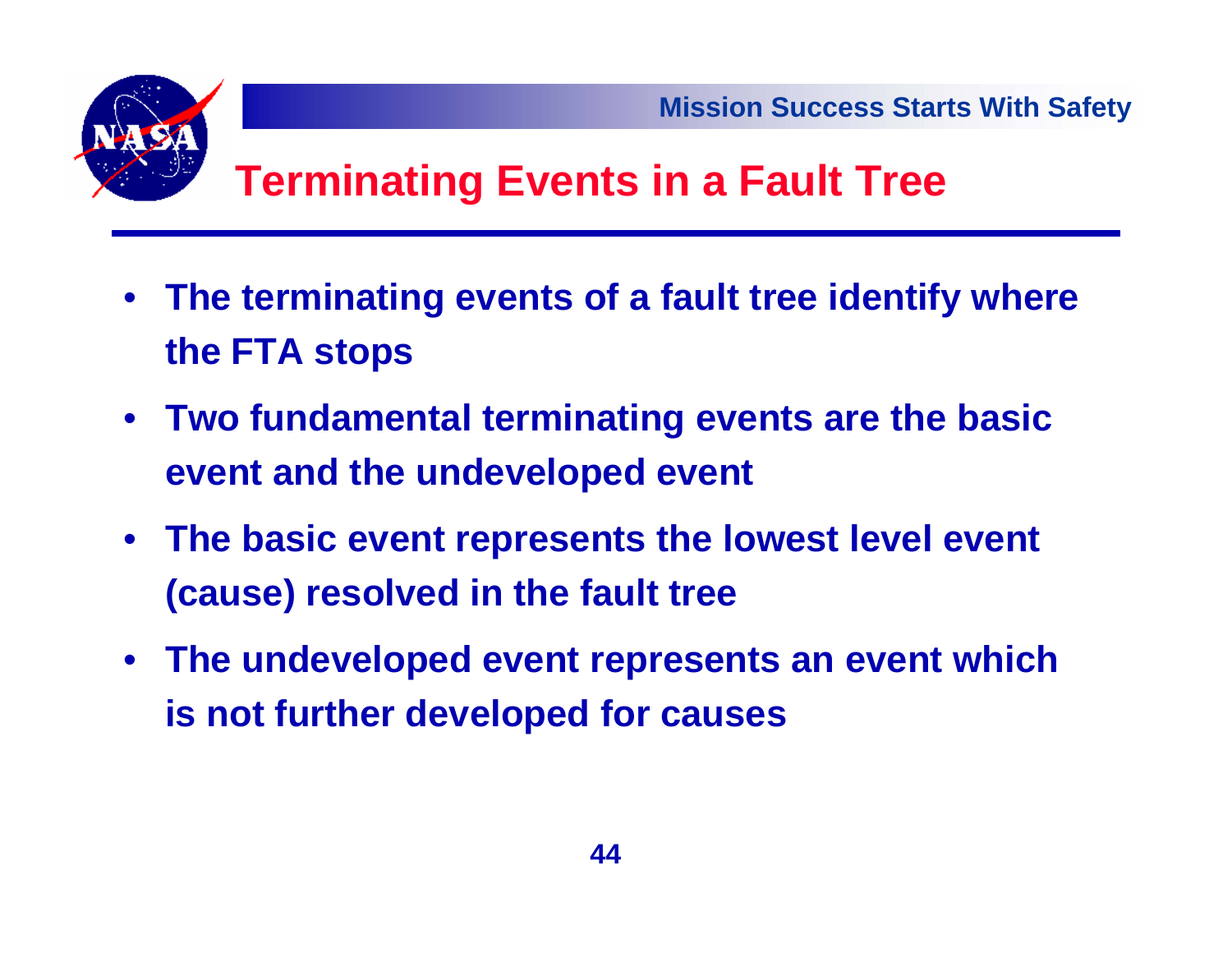# Terminating Events in a Fault Tree

- **The terminating events of a fault tree identify where the FTA stops**
- **Two fundamental terminating events are the basic event and the undeveloped event**
- **The basic event represents the lowest level event (cause) resolved in the fault tree**
- **The undeveloped event represents an event which is not further developed for causes**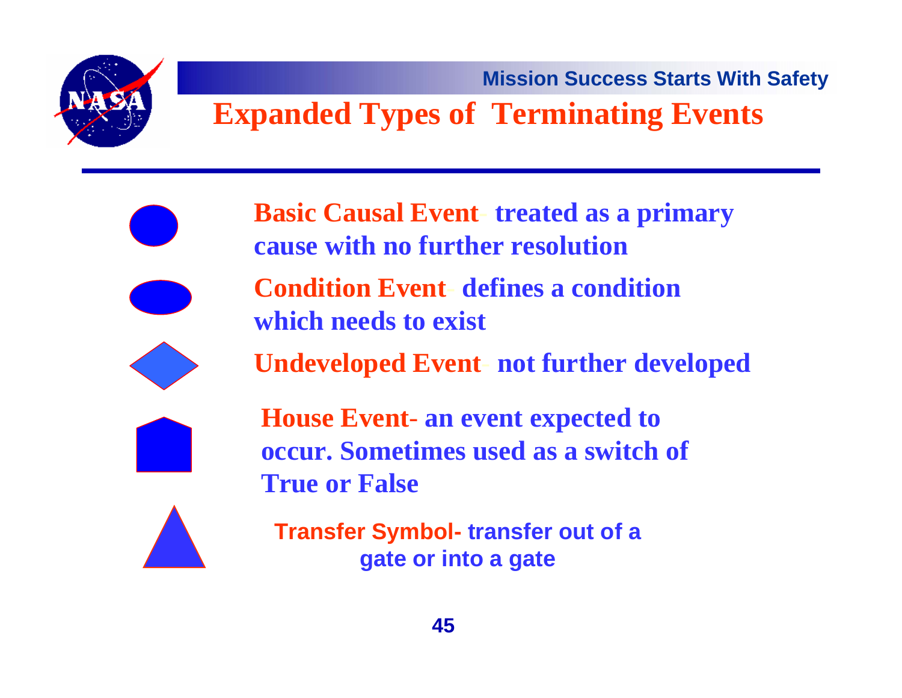# Expanded Types of Terminating Events

- **Basic Causal Event**- **treated as a primary cause with no further resolution**
- **Condition Event**- **defines a condition which needs to exist**
- **Undeveloped Event**- **not further developed**
- **House Event**- **an event expected to occur. Sometimes used as a switch of True or False**
- **Transfer Symbol**- **transfer out of a gate or into a gate**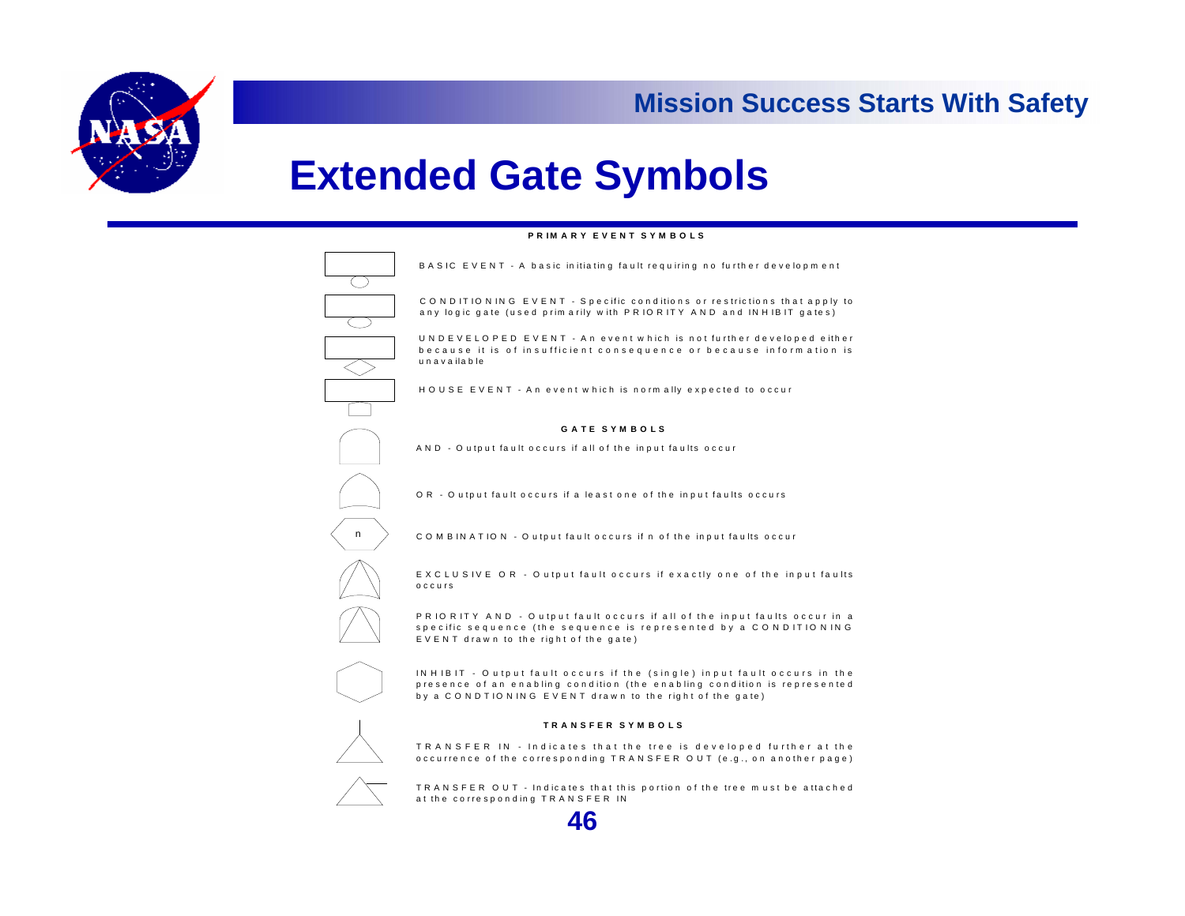# Extended Gate Symbols

**PRIMARY EVENT SYMBOLS**

BASIC EVENT - A basic initiating fault requiring no further development

CONDITIONING EVENT - Specific conditions or restrictions that apply to any logic gate (used primarily with PRIORITY AND and INHIBIT gates)

UNDEVELOPED EVENT - An event which is not further developed either because it is of insufficient consequence or because information is unavailable

HOUSE EVENT - An event which is normally expected to occur

**GATE SYMBOLS**

AND - Output fault occurs if all of the input faults occur

OR - Output fault occurs if a least one of the input faults occurs

n

COMBINATION - Output fault occurs if n of the input faults occur

EXCLUSIVE OR - Output fault occurs if exactly one of the input faults occurs

PRIORITY AND - Output fault occurs if all of the input faults occur in a specific sequence (the sequence is represented by a CONDITIONING EVENT drawn to the right of the gate)

INHIBIT - Output fault occurs if the (single) input fault occurs in the presence of an enabling condition (the enabling condition is represented by a CONDTIONING EVENT drawn to the right of the gate)

**TRANSFER SYMBOLS**

TRANSFER IN - Indicates that the tree is developed further at the occurrence of the corresponding TRANSFER OUT (e.g., on another page)

TRANSFER OUT - Indicates that this portion of the tree must be attached at the corresponding TRANSFER IN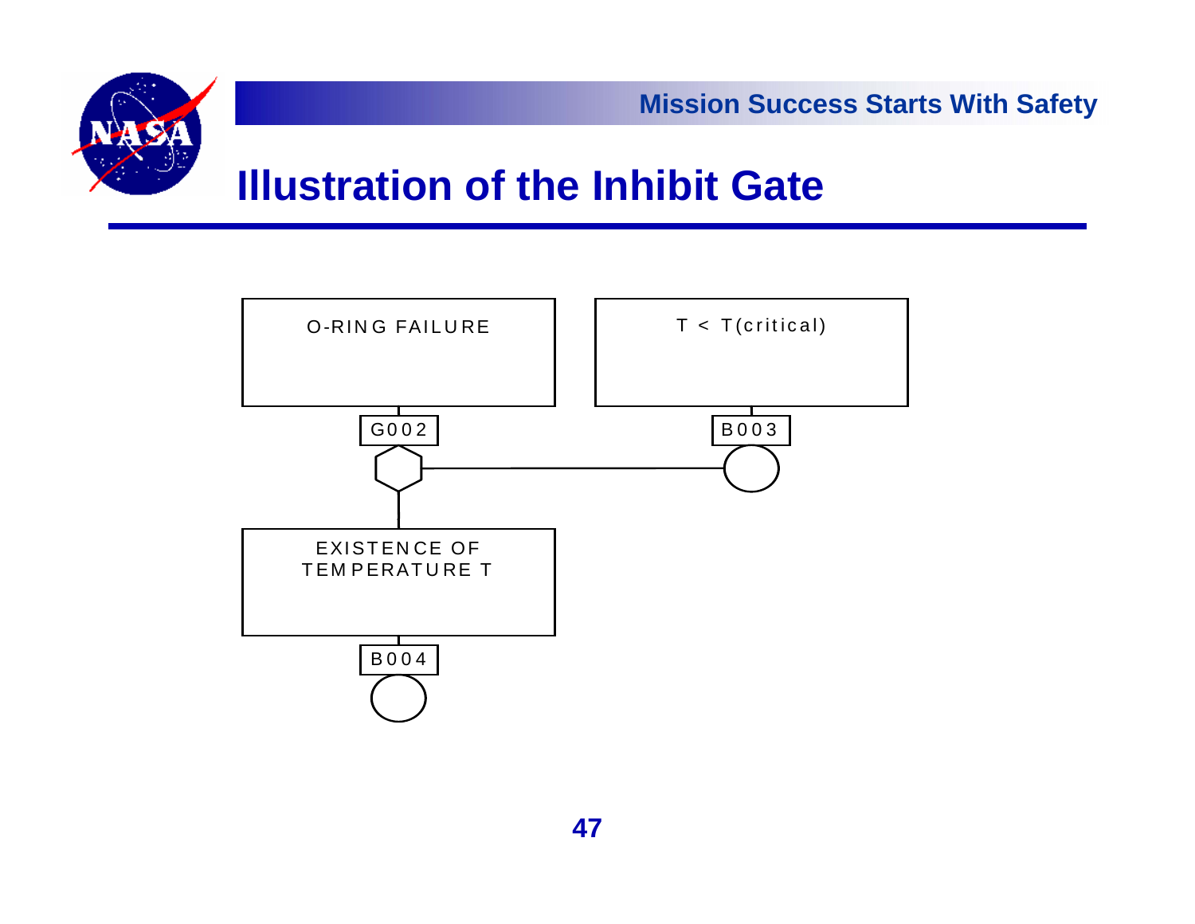# Illustration of the Inhibit Gate

O-RING FAILURE

G002

T < T(critical)

B003

EXISTENCE OF TEMPERATURE T

B004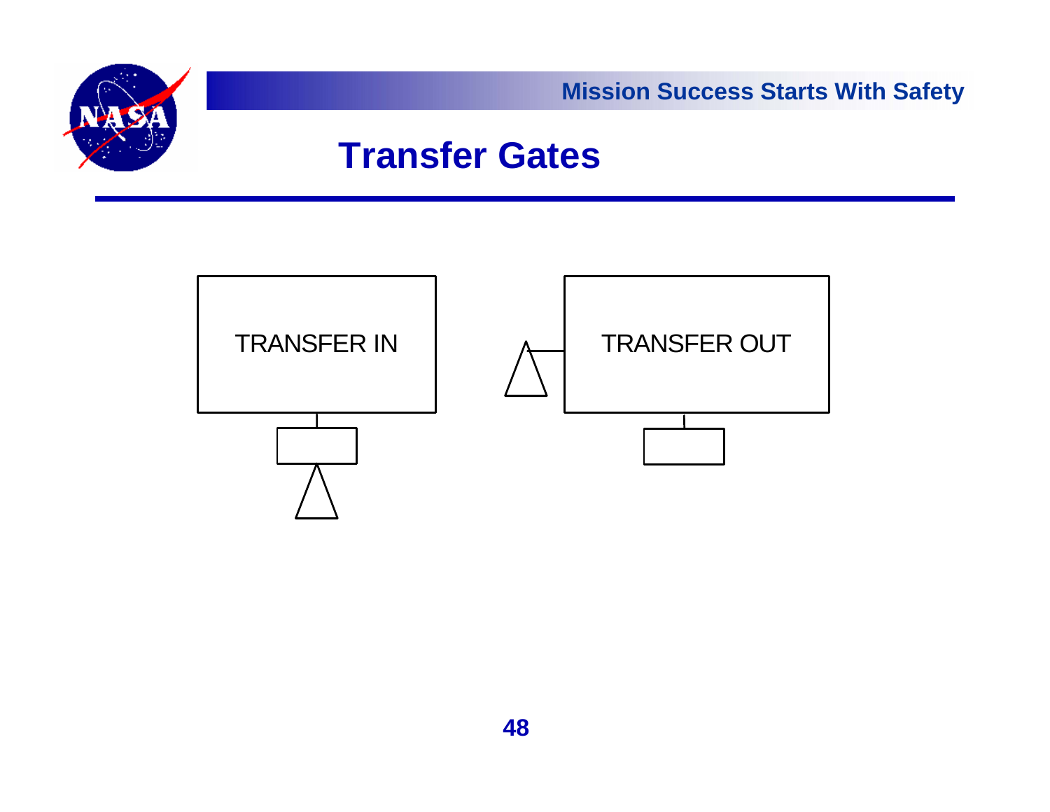# Transfer Gates

TRANSFER IN

TRANSFER OUT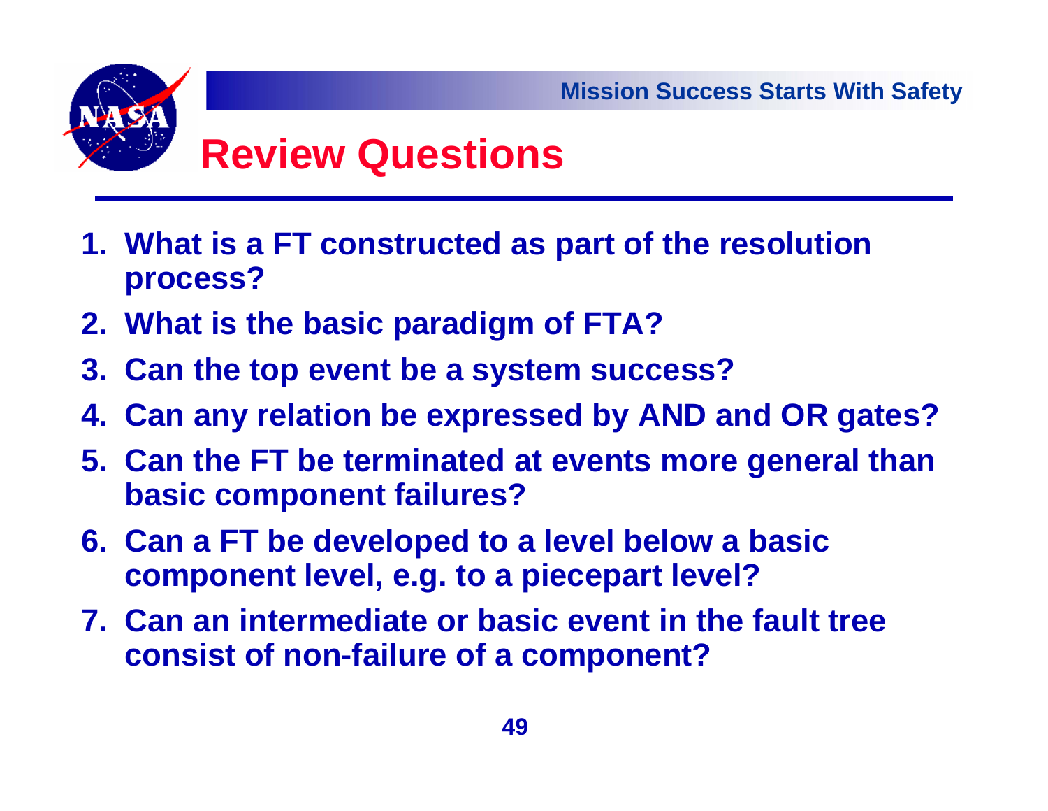# Review Questions

1. What is a FT constructed as part of the resolution process?
2. What is the basic paradigm of FTA?
3. Can the top event be a system success?
4. Can any relation be expressed by AND and OR gates?
5. Can the FT be terminated at events more general than basic component failures?
6. Can a FT be developed to a level below a basic component level, e.g. to a piecepart level?
7. Can an intermediate or basic event in the fault tree consist of non-failure of a component?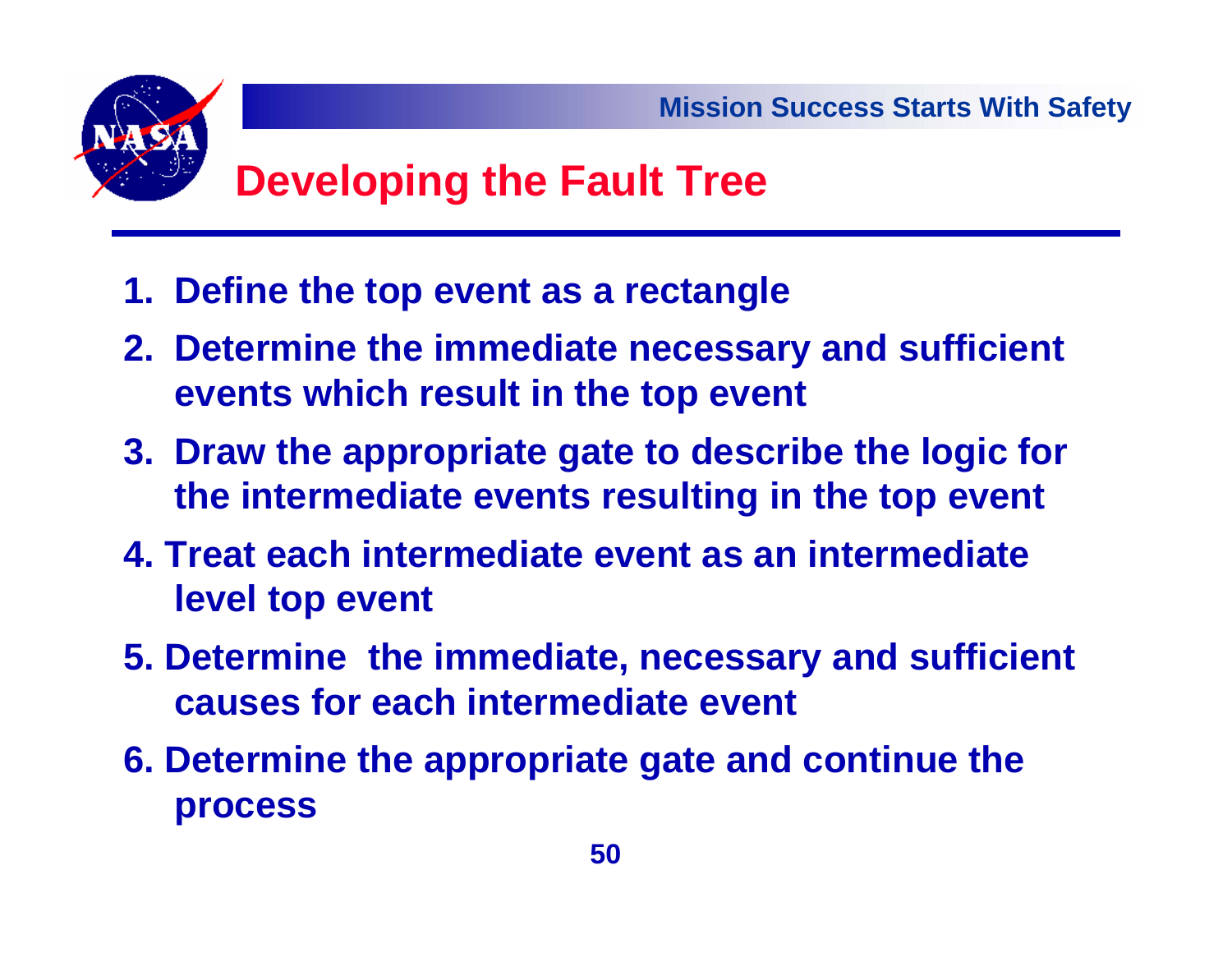# Developing the Fault Tree

1. Define the top event as a rectangle
2. Determine the immediate necessary and sufficient events which result in the top event
3. Draw the appropriate gate to describe the logic for the intermediate events resulting in the top event
4. Treat each intermediate event as an intermediate level top event
5. Determine  the immediate, necessary and sufficient causes for each intermediate event
6. Determine the appropriate gate and continue the process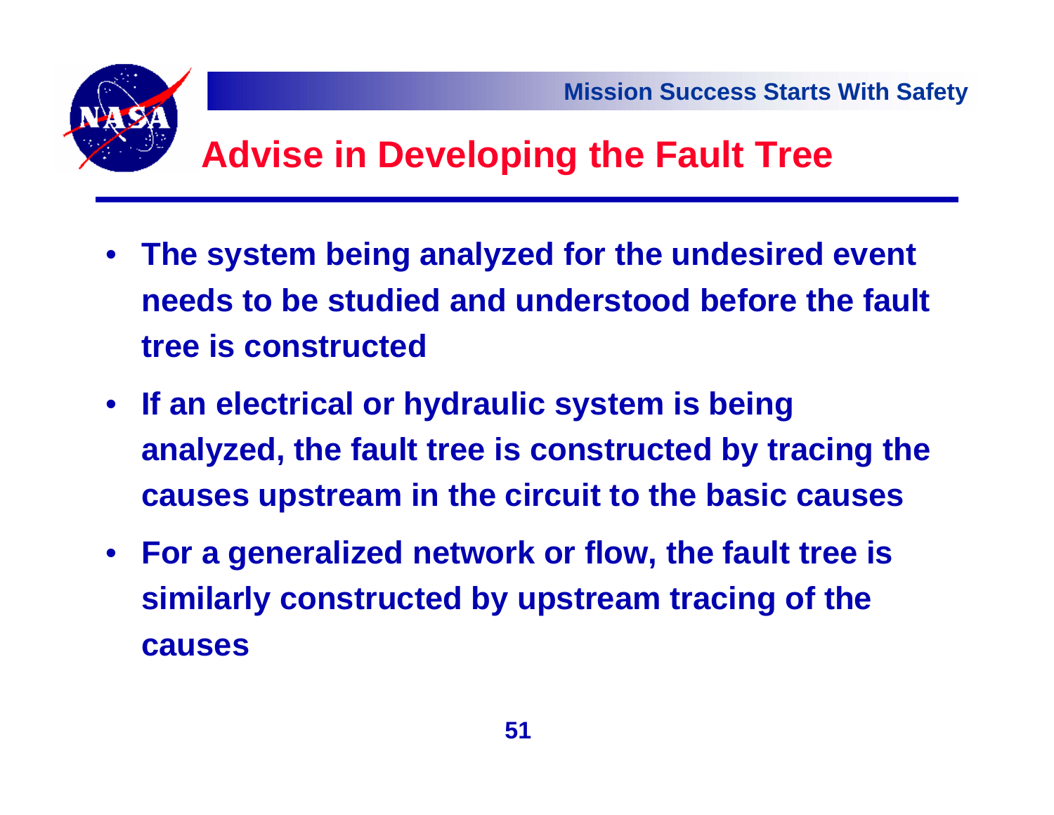# Advise in Developing the Fault Tree

- **The system being analyzed for the undesired event needs to be studied and understood before the fault tree is constructed**
- **If an electrical or hydraulic system is being analyzed, the fault tree is constructed by tracing the causes upstream in the circuit to the basic causes**
- **For a generalized network or flow, the fault tree is similarly constructed by upstream tracing of the causes**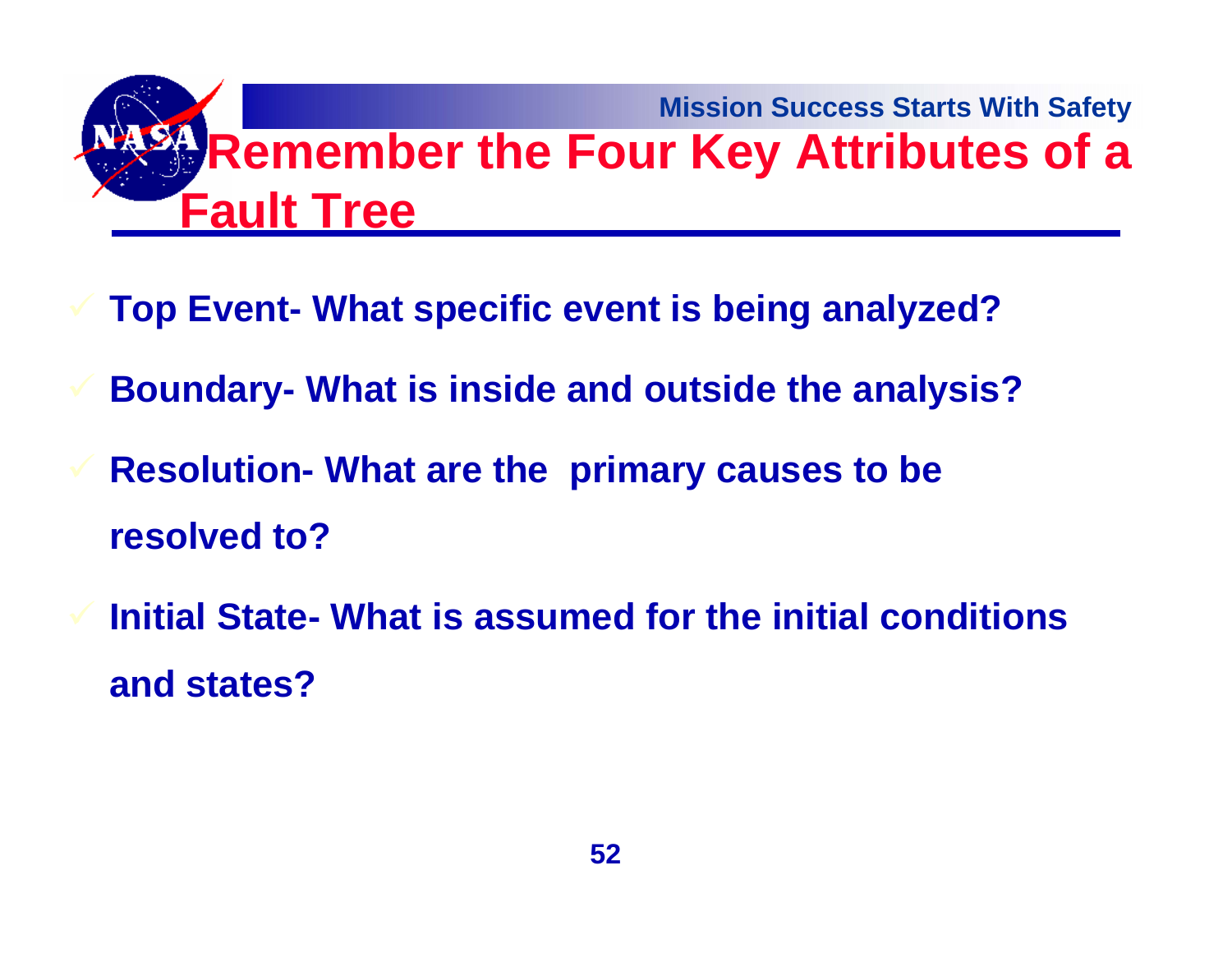# Remember the Four Key Attributes of a Fault Tree

- **Top Event- What specific event is being analyzed?**
- **Boundary- What is inside and outside the analysis?**
- **Resolution- What are the primary causes to be resolved to?**
- **Initial State- What is assumed for the initial conditions and states?**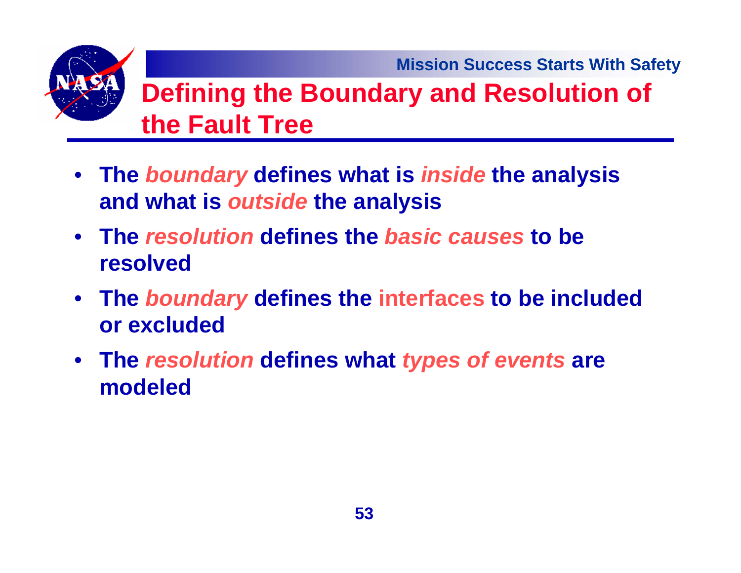# Defining the Boundary and Resolution of the Fault Tree

- **The *boundary* defines what is *inside* the analysis and what is *outside* the analysis**
- **The *resolution* defines the *basic causes* to be resolved**
- **The *boundary* defines the interfaces to be included or excluded**
- **The *resolution* defines what *types of events* are modeled**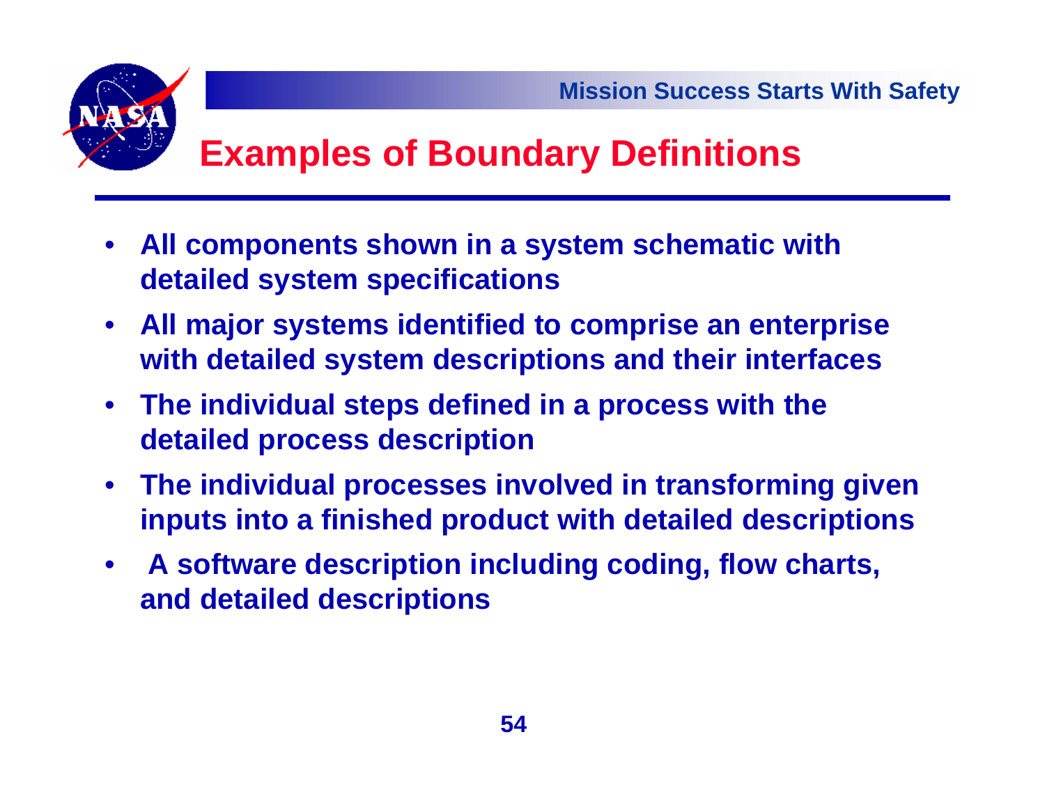# Examples of Boundary Definitions

- **All components shown in a system schematic with detailed system specifications**
- **All major systems identified to comprise an enterprise with detailed system descriptions and their interfaces**
- **The individual steps defined in a process with the detailed process description**
- **The individual processes involved in transforming given inputs into a finished product with detailed descriptions**
- **A software description including coding, flow charts, and detailed descriptions**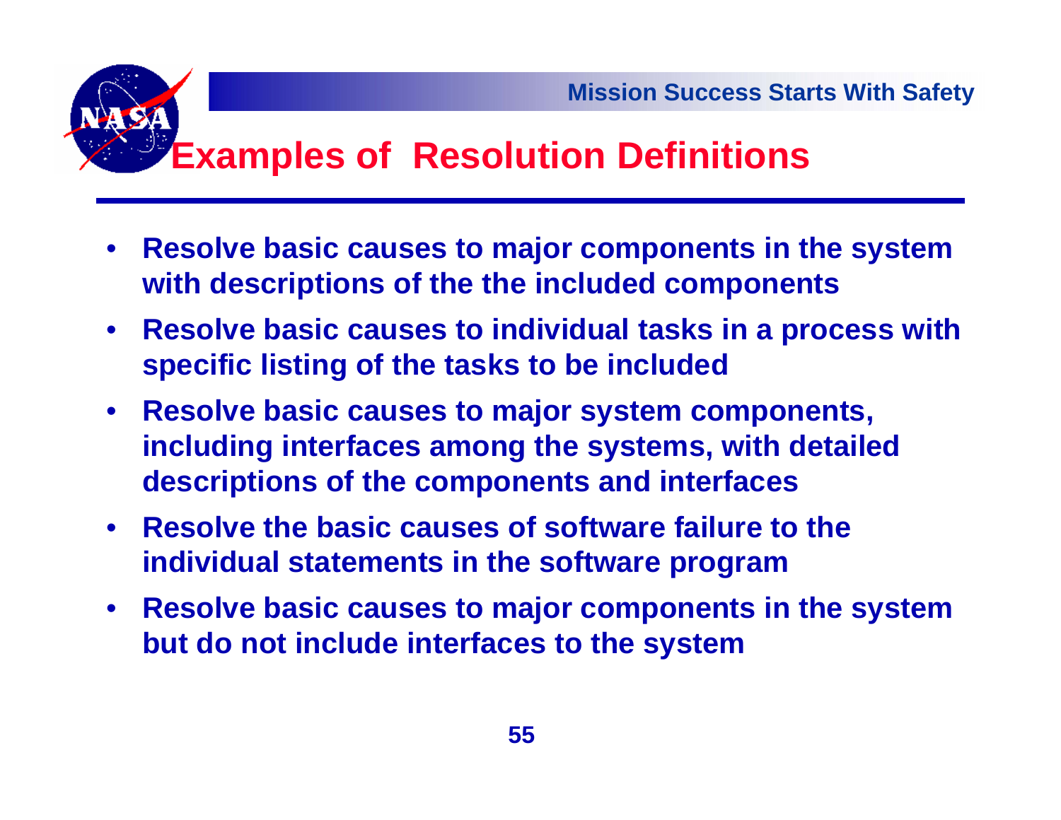# Examples of Resolution Definitions

- Resolve basic causes to major components in the system with descriptions of the the included components
- Resolve basic causes to individual tasks in a process with specific listing of the tasks to be included
- Resolve basic causes to major system components, including interfaces among the systems, with detailed descriptions of the components and interfaces
- Resolve the basic causes of software failure to the individual statements in the software program
- Resolve basic causes to major components in the system but do not include interfaces to the system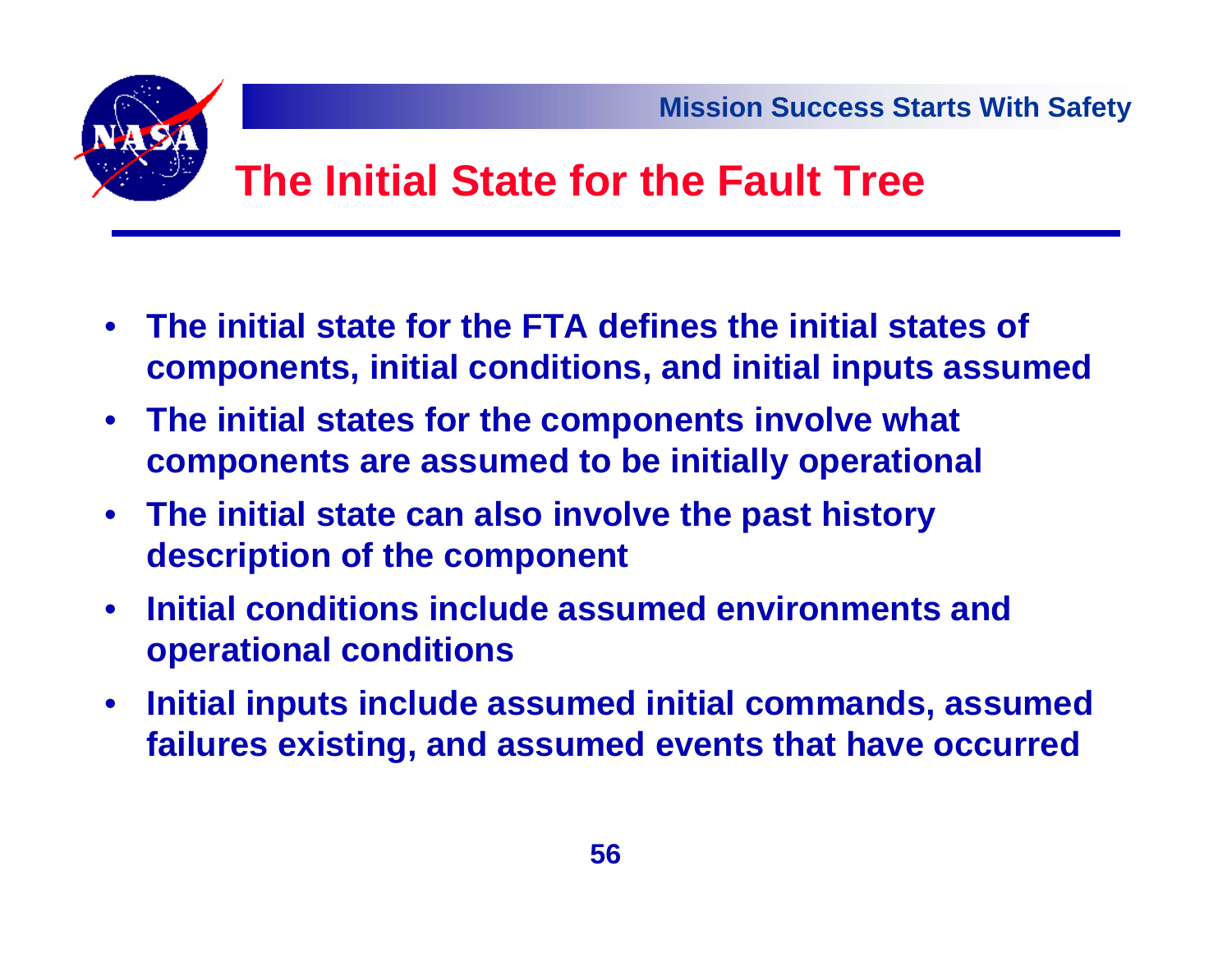# The Initial State for the Fault Tree

- **The initial state for the FTA defines the initial states of components, initial conditions, and initial inputs assumed**
- **The initial states for the components involve what components are assumed to be initially operational**
- **The initial state can also involve the past history description of the component**
- **Initial conditions include assumed environments and operational conditions**
- **Initial inputs include assumed initial commands, assumed failures existing, and assumed events that have occurred**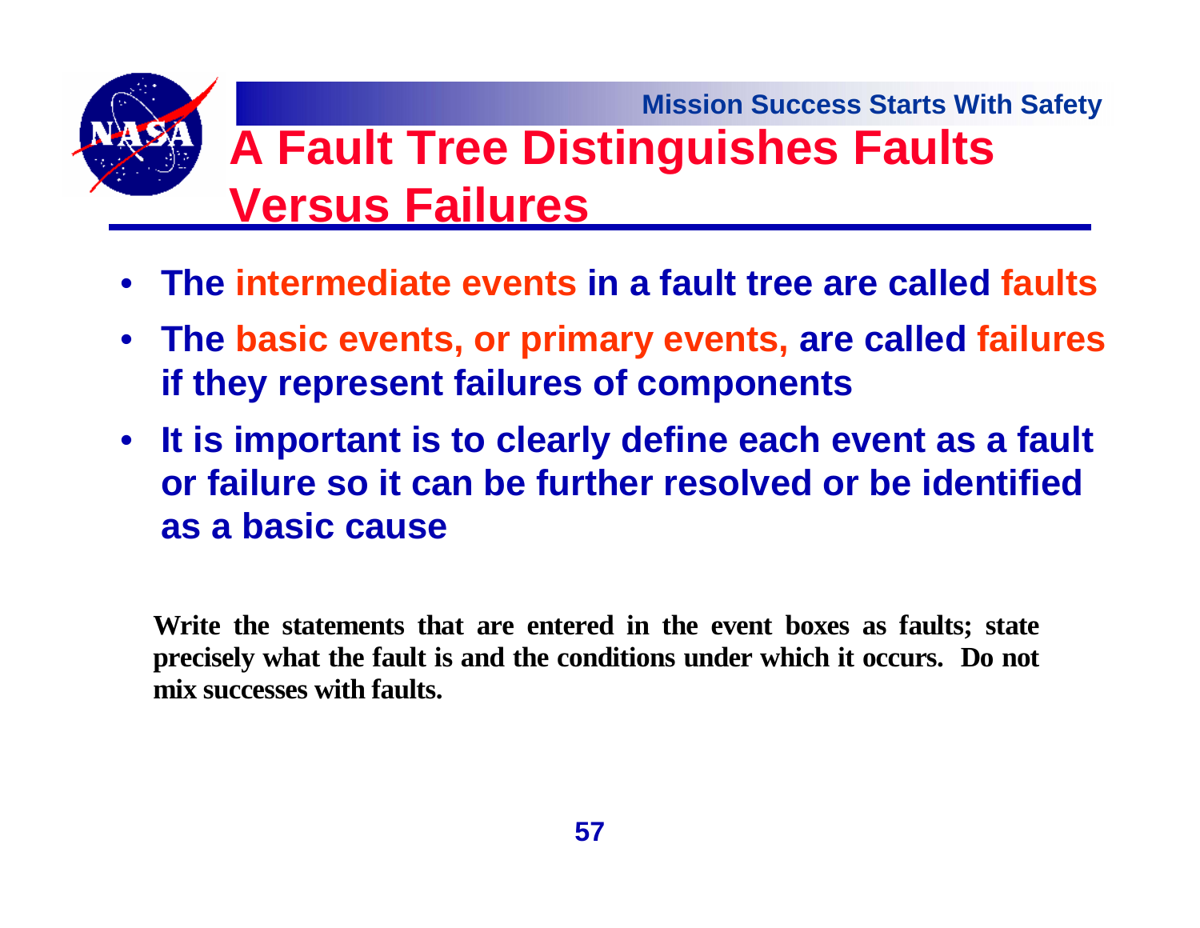# A Fault Tree Distinguishes Faults Versus Failures

- **The intermediate events in a fault tree are called faults**
- **The basic events, or primary events, are called failures if they represent failures of components**
- **It is important is to clearly define each event as a fault or failure so it can be further resolved or be identified as a basic cause**

**Write the statements that are entered in the event boxes as faults; state precisely what the fault is and the conditions under which it occurs. Do not mix successes with faults.**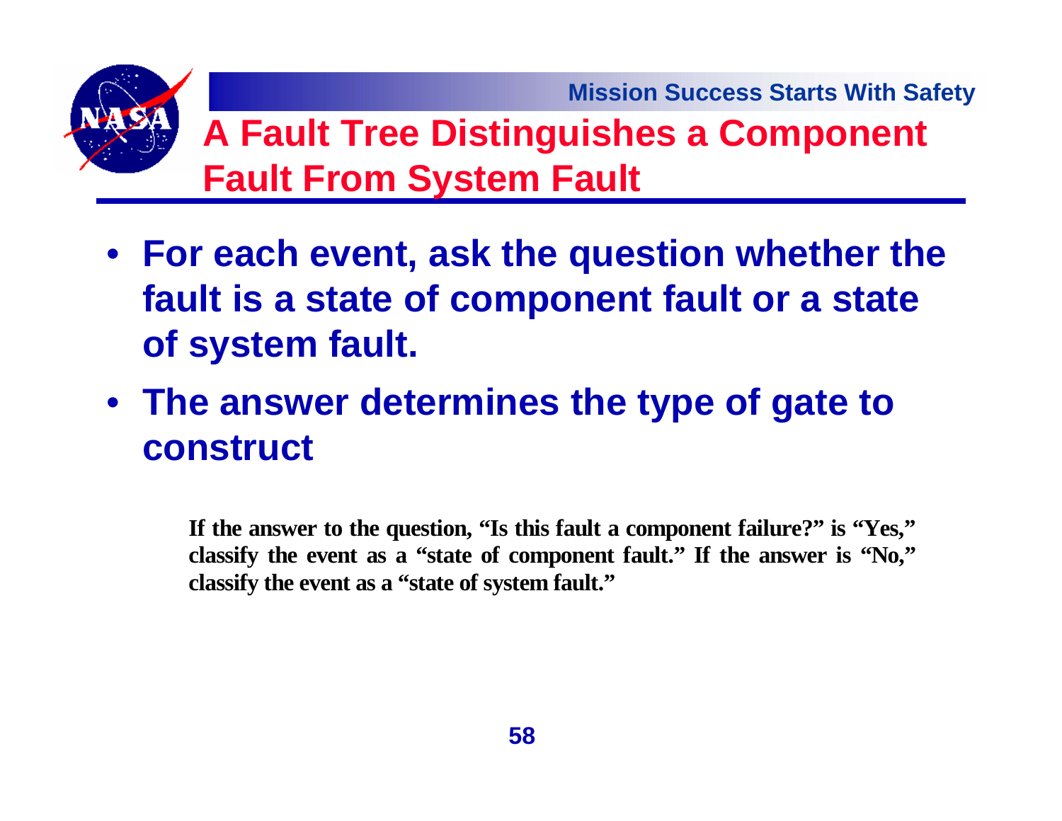# A Fault Tree Distinguishes a Component Fault From System Fault

- **For each event, ask the question whether the fault is a state of component fault or a state of system fault.**
- **The answer determines the type of gate to construct**

**If the answer to the question, "Is this fault a component failure?" is "Yes," classify the event as a "state of component fault." If the answer is "No," classify the event as a "state of system fault."**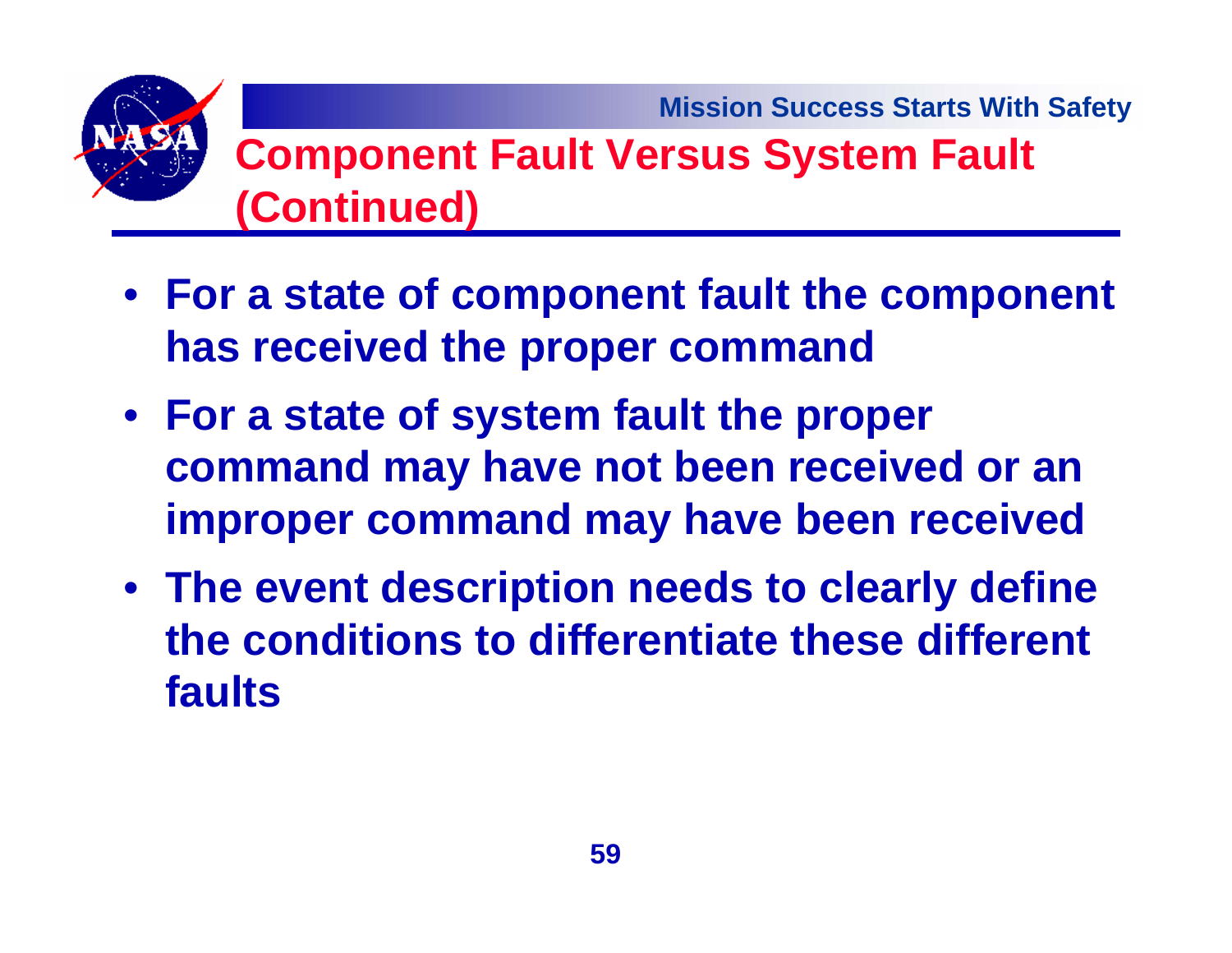# Component Fault Versus System Fault (Continued)

- **For a state of component fault the component has received the proper command**
- **For a state of system fault the proper command may have not been received or an improper command may have been received**
- **The event description needs to clearly define the conditions to differentiate these different faults**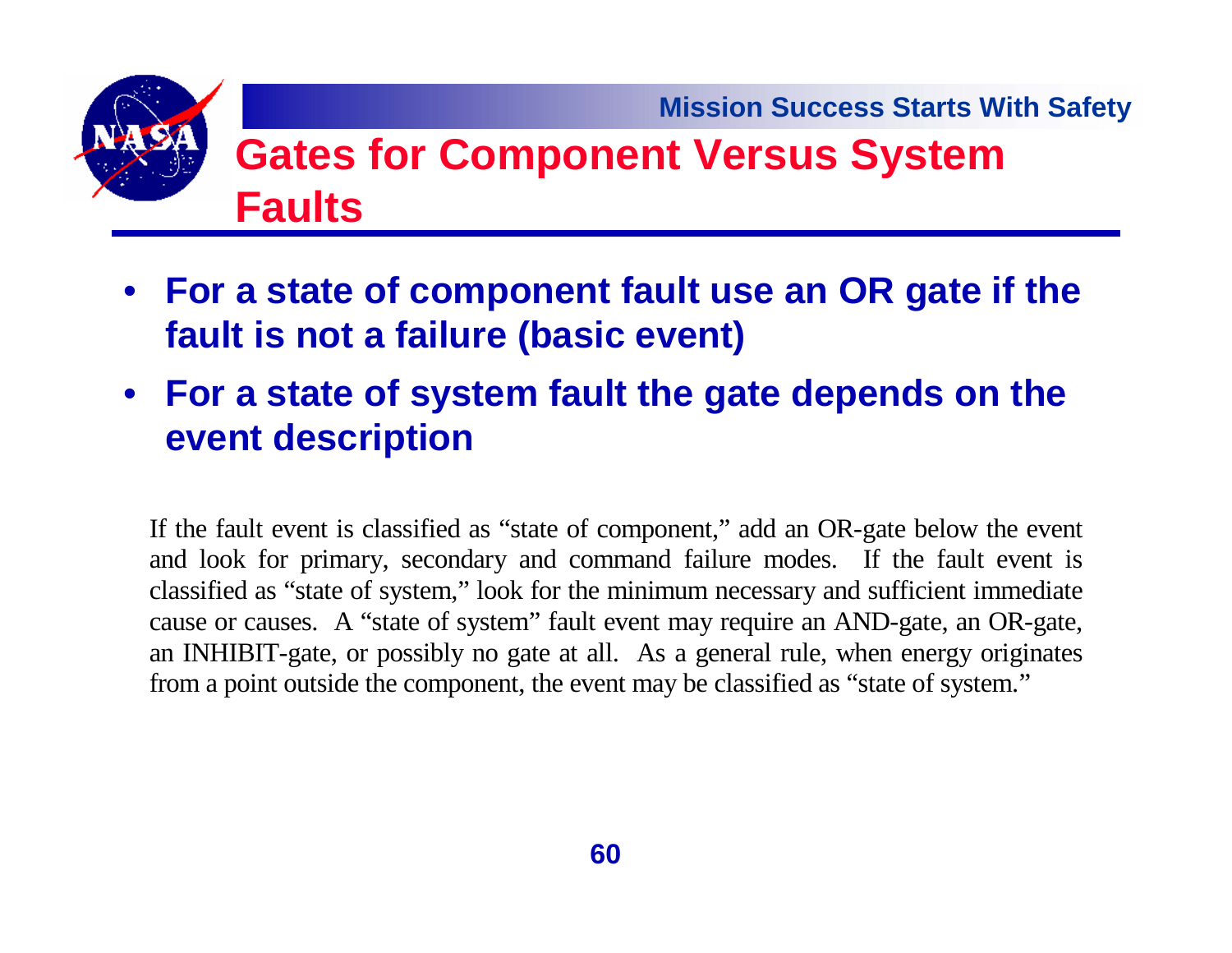# Gates for Component Versus System Faults

- **For a state of component fault use an OR gate if the fault is not a failure (basic event)**
- **For a state of system fault the gate depends on the event description**

If the fault event is classified as "state of component," add an OR-gate below the event and look for primary, secondary and command failure modes. If the fault event is classified as "state of system," look for the minimum necessary and sufficient immediate cause or causes. A "state of system" fault event may require an AND-gate, an OR-gate, an INHIBIT-gate, or possibly no gate at all. As a general rule, when energy originates from a point outside the component, the event may be classified as "state of system."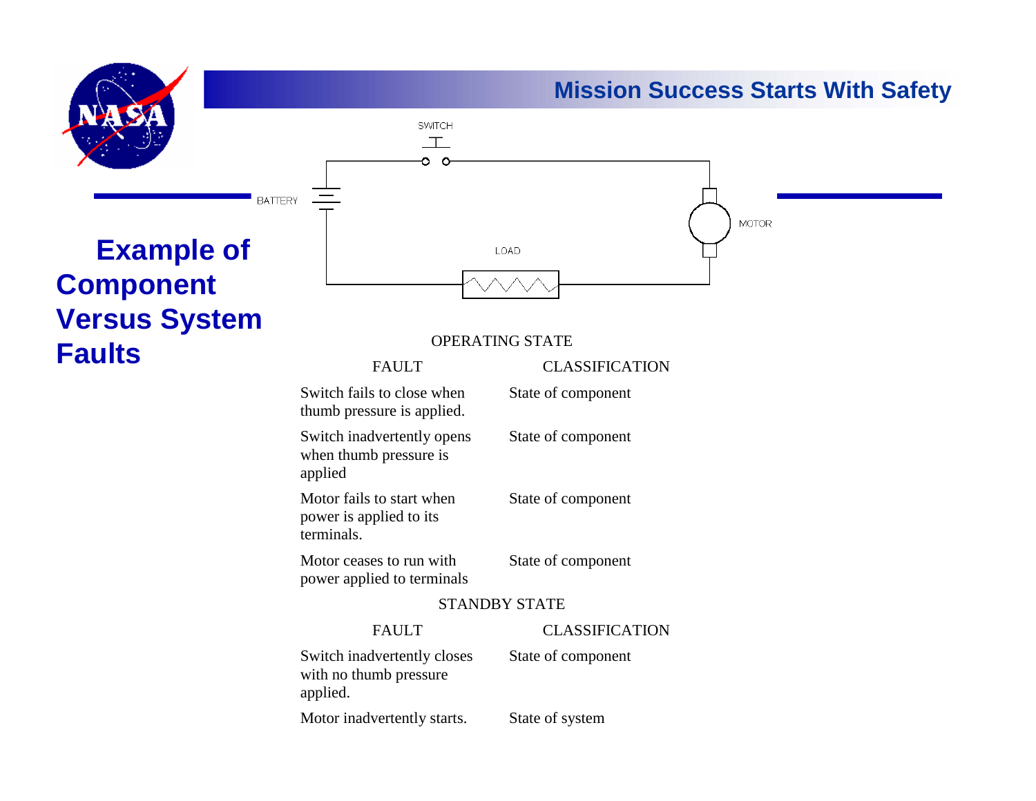# Example of Component Versus System Faults

SWITCH

BATTERY

MOTOR

LOAD

OPERATING STATE

| FAULT | CLASSIFICATION |
| --- | --- |
| Switch fails to close when thumb pressure is applied. | State of component |
| Switch inadvertently opens when thumb pressure is applied | State of component |
| Motor fails to start when power is applied to its terminals. | State of component |
| Motor ceases to run with power applied to terminals | State of component |

STANDBY STATE

| FAULT | CLASSIFICATION |
| --- | --- |
| Switch inadvertently closes with no thumb pressure applied. | State of component |
| Motor inadvertently starts. | State of system |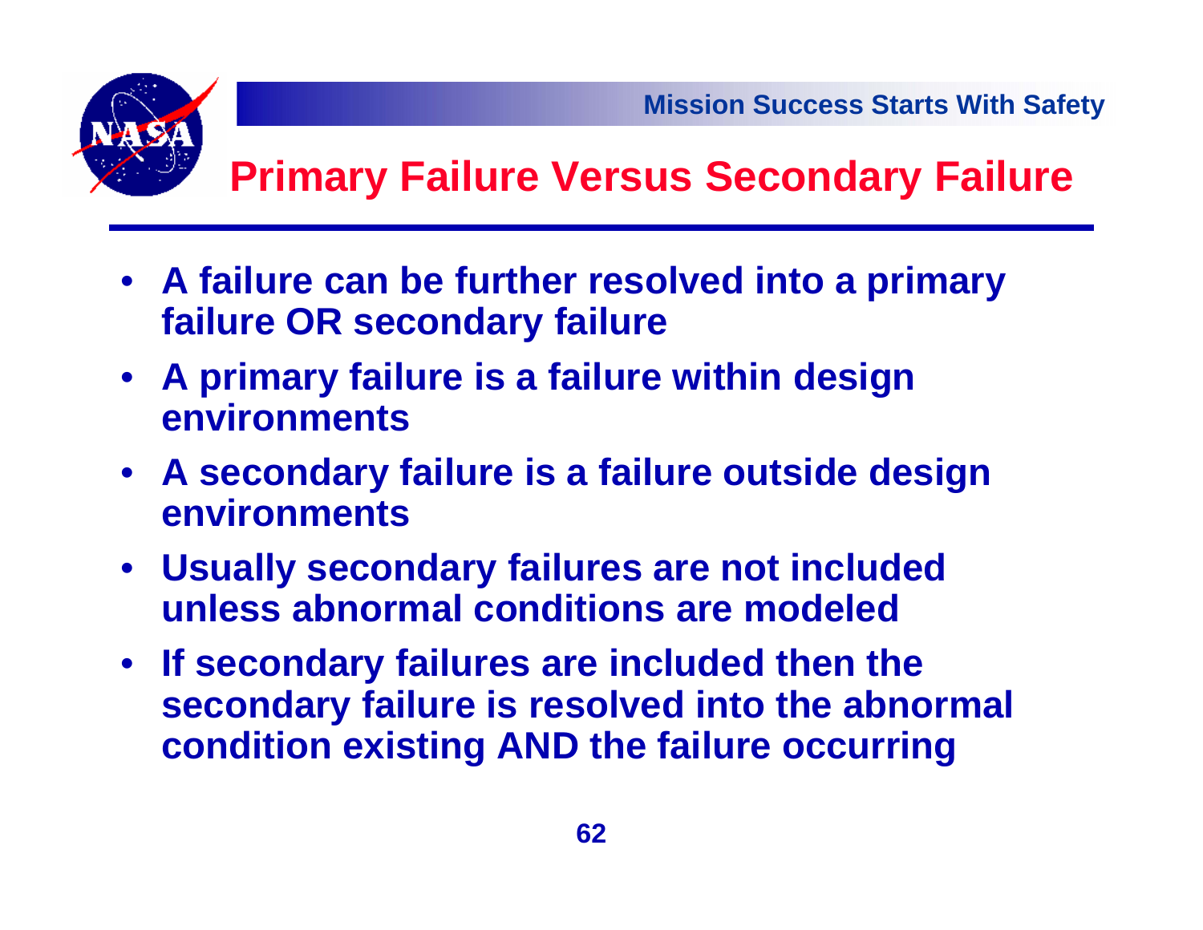# Primary Failure Versus Secondary Failure

- **A failure can be further resolved into a primary failure OR secondary failure**
- **A primary failure is a failure within design environments**
- **A secondary failure is a failure outside design environments**
- **Usually secondary failures are not included unless abnormal conditions are modeled**
- **If secondary failures are included then the secondary failure is resolved into the abnormal condition existing AND the failure occurring**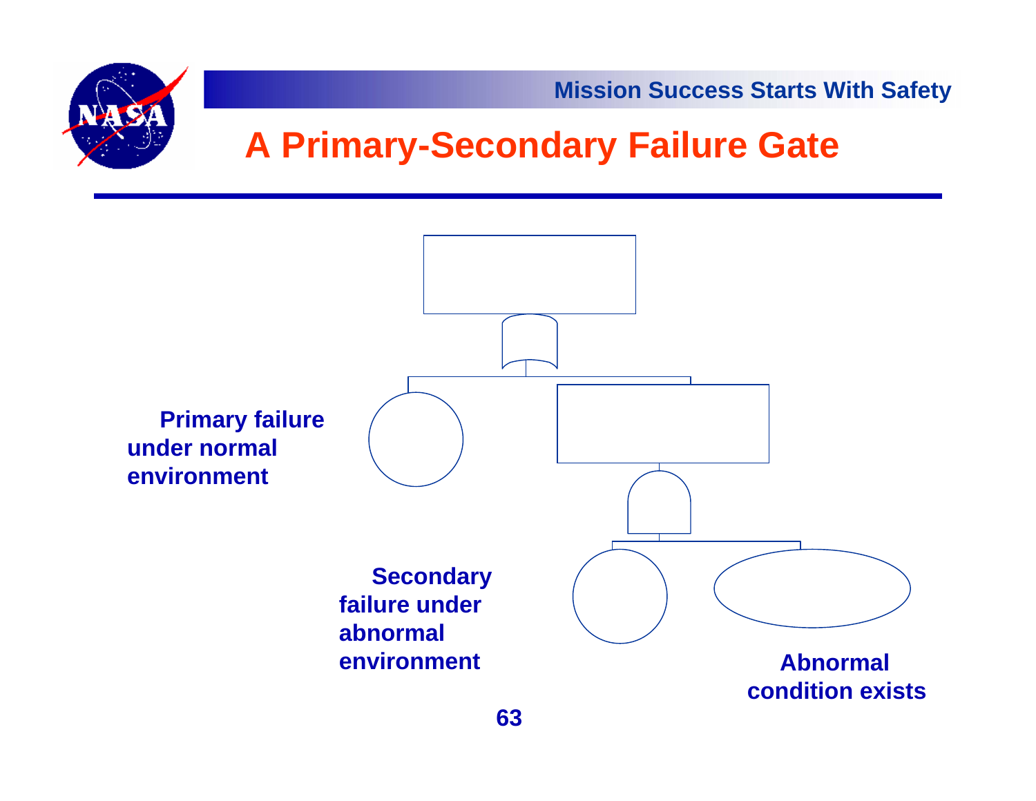# A Primary-Secondary Failure Gate

Primary failure under normal environment

Secondary failure under abnormal environment

Abnormal condition exists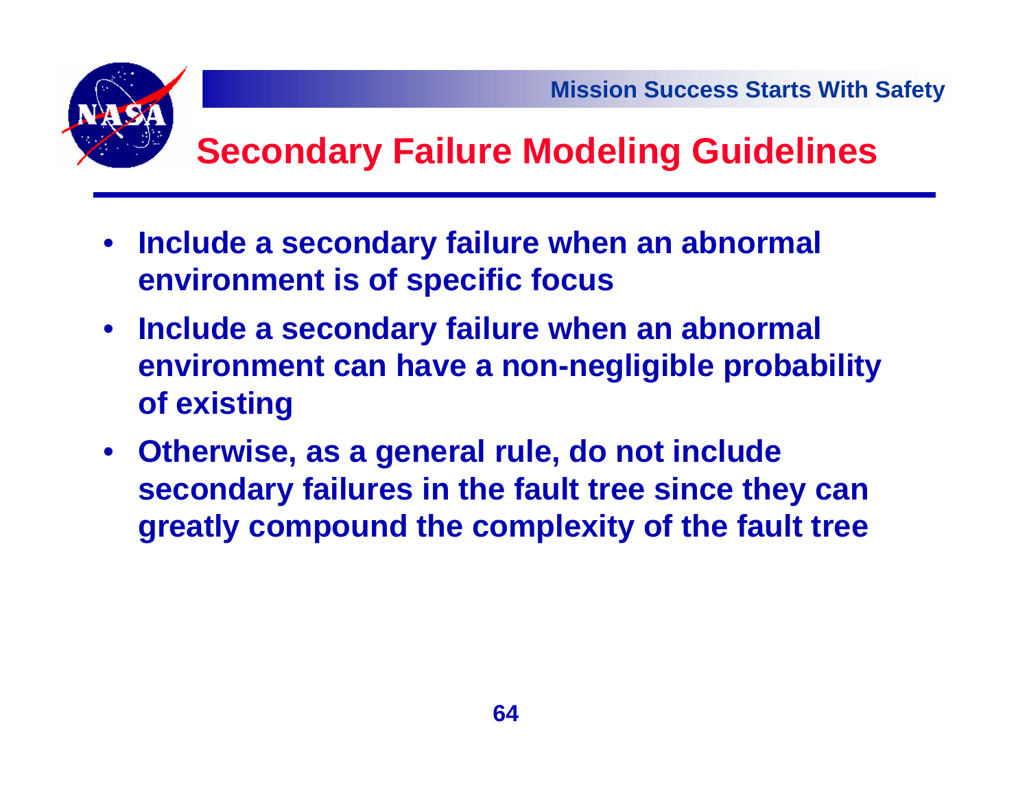# Secondary Failure Modeling Guidelines

- **Include a secondary failure when an abnormal environment is of specific focus**
- **Include a secondary failure when an abnormal environment can have a non-negligible probability of existing**
- **Otherwise, as a general rule, do not include secondary failures in the fault tree since they can greatly compound the complexity of the fault tree**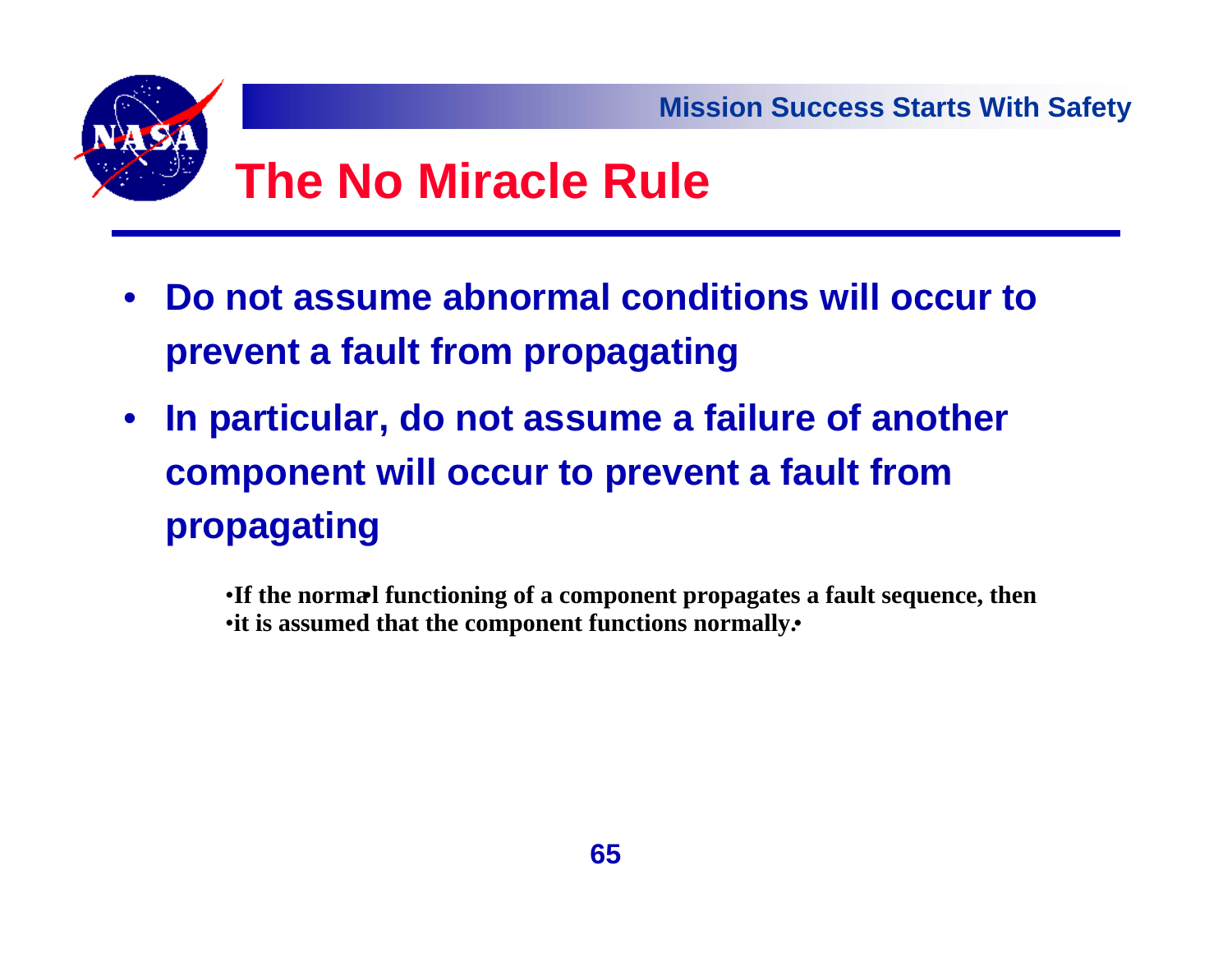# The No Miracle Rule

- **Do not assume abnormal conditions will occur to prevent a fault from propagating**
- **In particular, do not assume a failure of another component will occur to prevent a fault from propagating**

  - **If the normal functioning of a component propagates a fault sequence, then**
  - **it is assumed that the component functions normally.**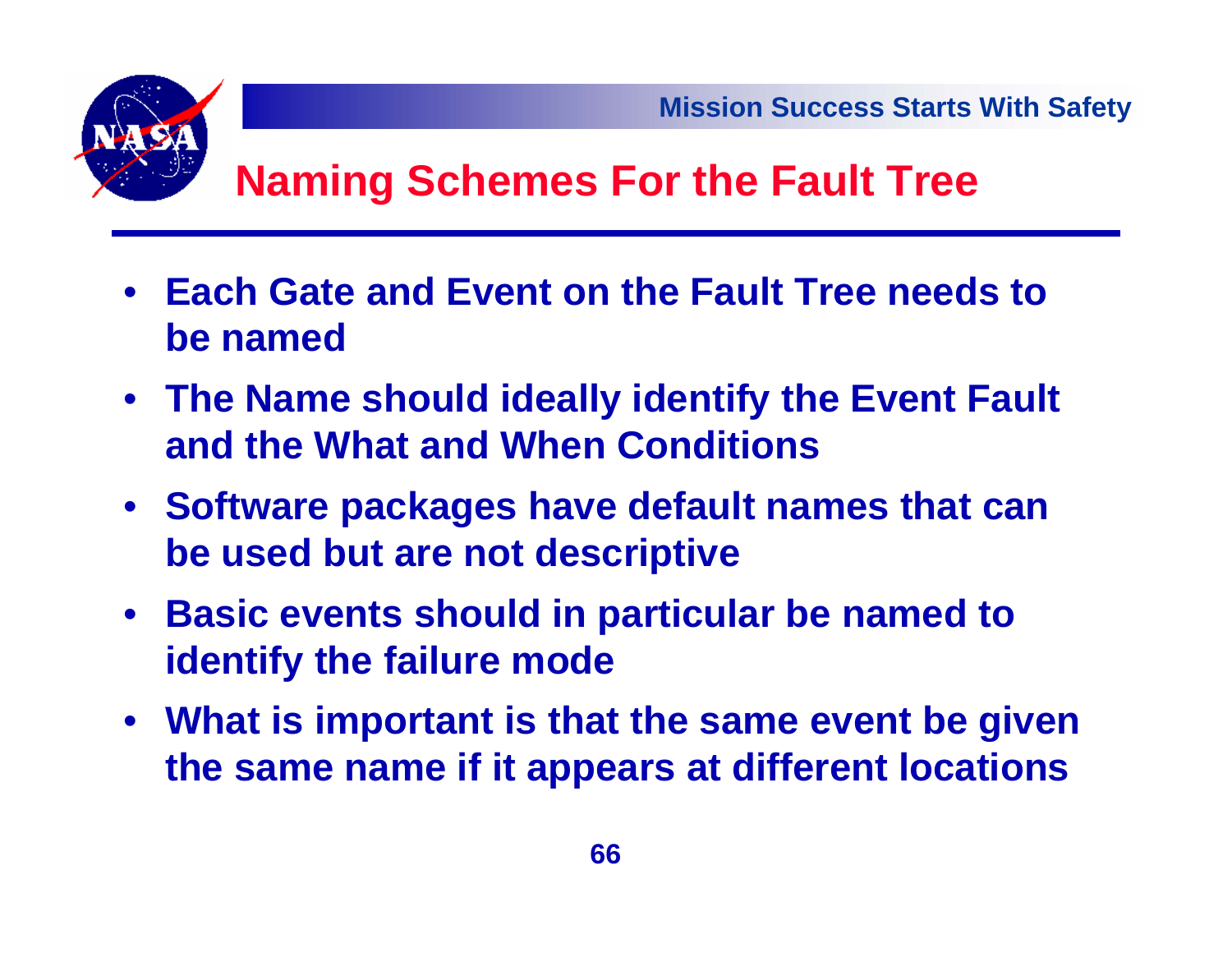# Naming Schemes For the Fault Tree

- **Each Gate and Event on the Fault Tree needs to be named**
- **The Name should ideally identify the Event Fault and the What and When Conditions**
- **Software packages have default names that can be used but are not descriptive**
- **Basic events should in particular be named to identify the failure mode**
- **What is important is that the same event be given the same name if it appears at different locations**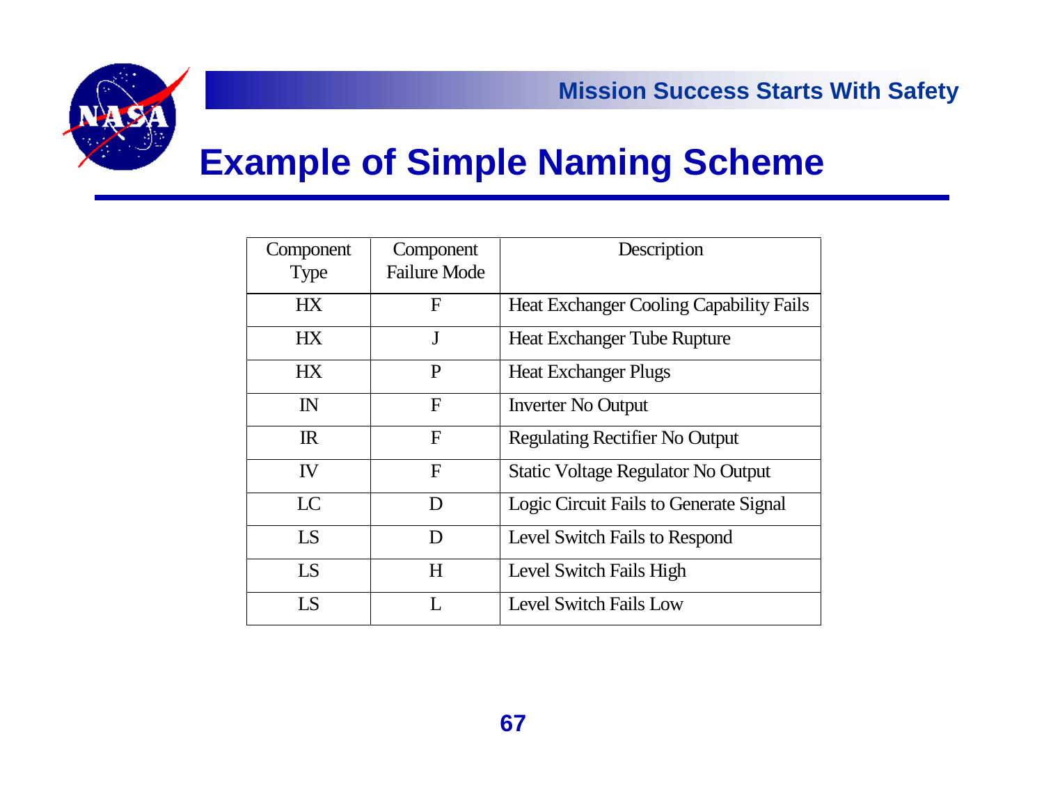# Example of Simple Naming Scheme

| Component Type | Component Failure Mode | Description |
|---|---|---|
| HX | F | Heat Exchanger Cooling Capability Fails |
| HX | J | Heat Exchanger Tube Rupture |
| HX | P | Heat Exchanger Plugs |
| IN | F | Inverter No Output |
| IR | F | Regulating Rectifier No Output |
| IV | F | Static Voltage Regulator No Output |
| LC | D | Logic Circuit Fails to Generate Signal |
| LS | D | Level Switch Fails to Respond |
| LS | H | Level Switch Fails High |
| LS | L | Level Switch Fails Low |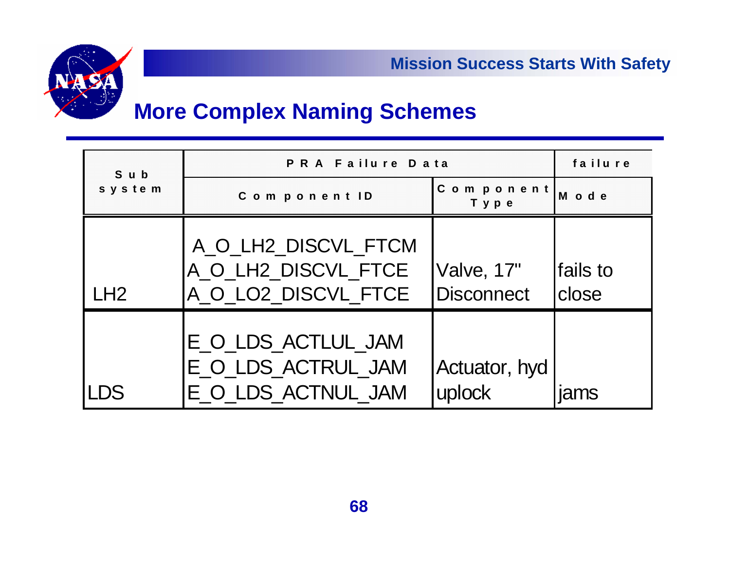# More Complex Naming Schemes

| Sub system | PRA Failure Data | | failure |
|---|---|---|---|
| | Component ID | Component Type | Mode |
| LH2 | A_O_LH2_DISCVL_FTCM<br>A_O_LH2_DISCVL_FTCE<br>A_O_LO2_DISCVL_FTCE | Valve, 17" Disconnect | fails to close |
| LDS | E_O_LDS_ACTLUL_JAM<br>E_O_LDS_ACTRUL_JAM<br>E_O_LDS_ACTNUL_JAM | Actuator, hyd uplock | jams |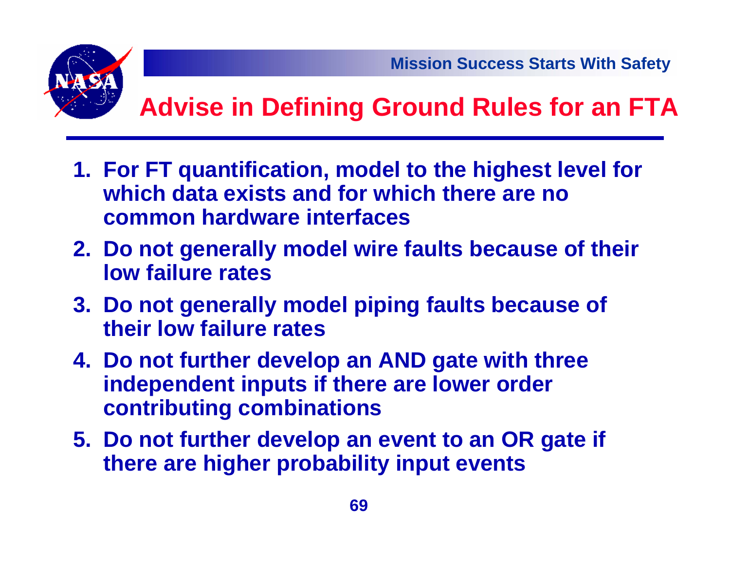# Advise in Defining Ground Rules for an FTA

1. For FT quantification, model to the highest level for which data exists and for which there are no common hardware interfaces
2. Do not generally model wire faults because of their low failure rates
3. Do not generally model piping faults because of their low failure rates
4. Do not further develop an AND gate with three independent inputs if there are lower order contributing combinations
5. Do not further develop an event to an OR gate if there are higher probability input events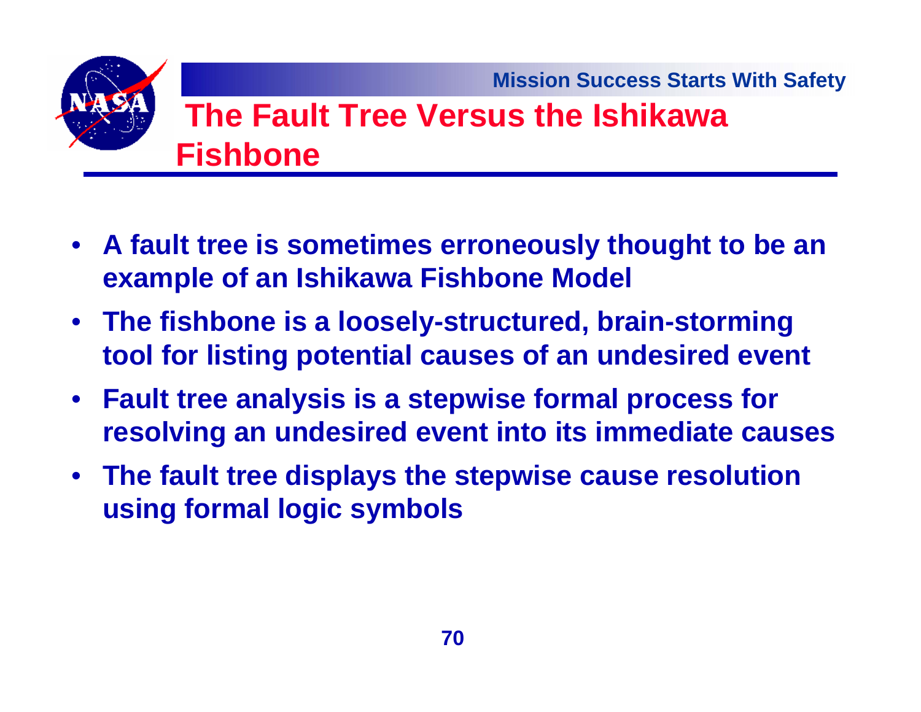# The Fault Tree Versus the Ishikawa Fishbone

- **A fault tree is sometimes erroneously thought to be an example of an Ishikawa Fishbone Model**
- **The fishbone is a loosely-structured, brain-storming tool for listing potential causes of an undesired event**
- **Fault tree analysis is a stepwise formal process for resolving an undesired event into its immediate causes**
- **The fault tree displays the stepwise cause resolution using formal logic symbols**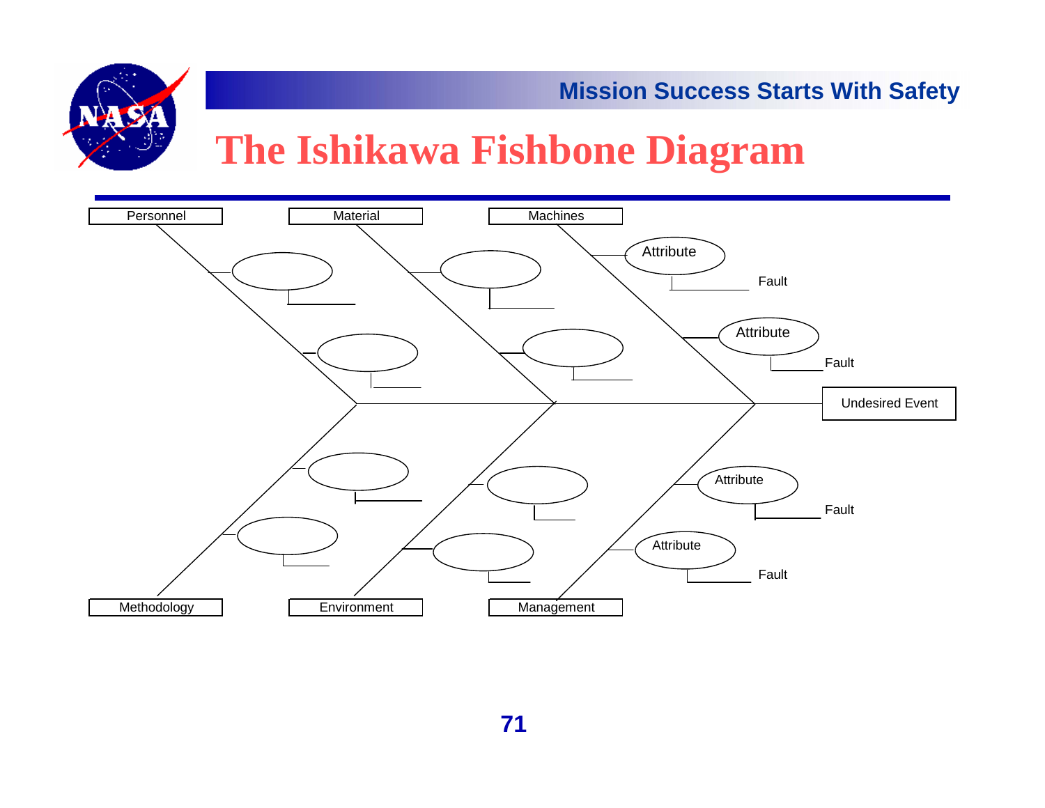# The Ishikawa Fishbone Diagram

Personnel

Material

Machines

Attribute

Fault

Attribute

Fault

Undesired Event

Attribute

Fault

Attribute

Fault

Methodology

Environment

Management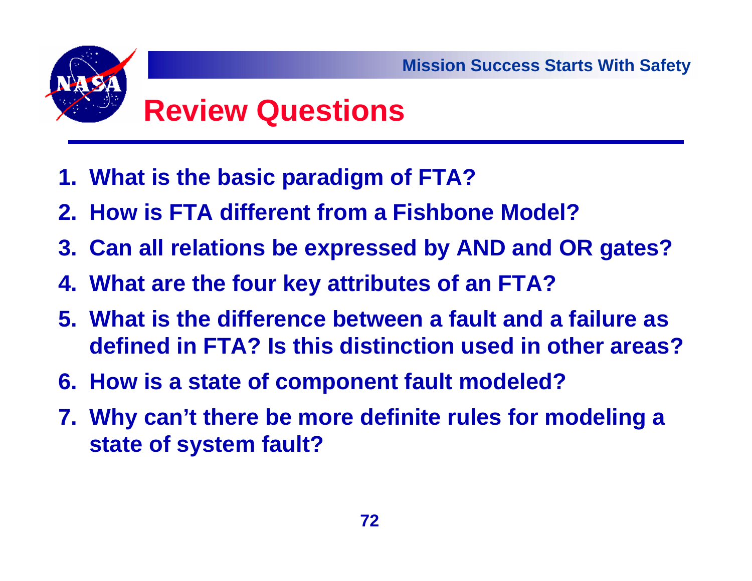# Review Questions

1. What is the basic paradigm of FTA?
2. How is FTA different from a Fishbone Model?
3. Can all relations be expressed by AND and OR gates?
4. What are the four key attributes of an FTA?
5. What is the difference between a fault and a failure as defined in FTA? Is this distinction used in other areas?
6. How is a state of component fault modeled?
7. Why can't there be more definite rules for modeling a state of system fault?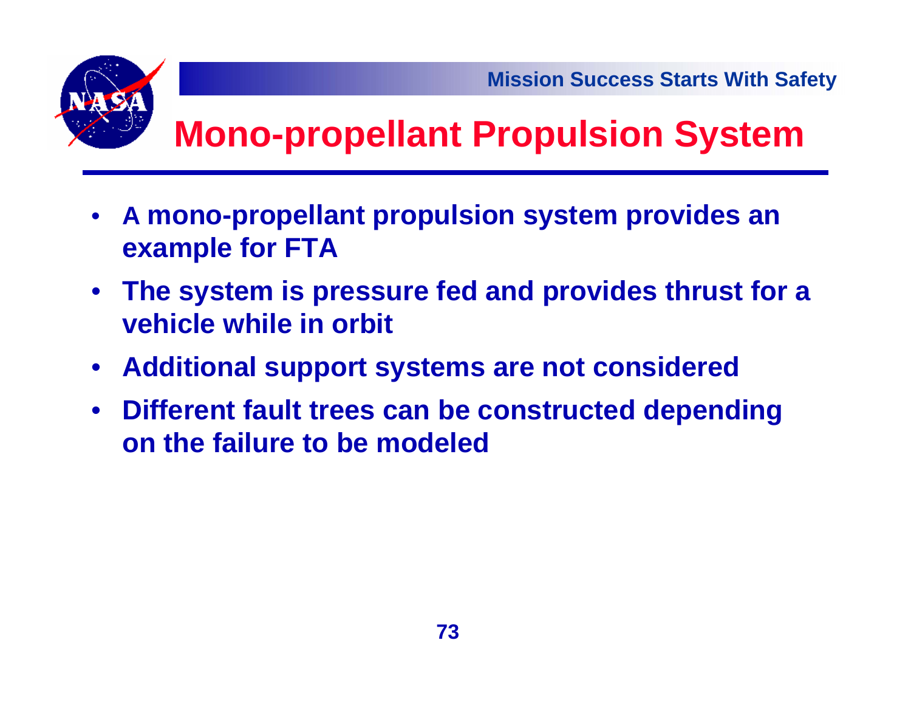# Mono-propellant Propulsion System

- **A mono-propellant propulsion system provides an example for FTA**
- **The system is pressure fed and provides thrust for a vehicle while in orbit**
- **Additional support systems are not considered**
- **Different fault trees can be constructed depending on the failure to be modeled**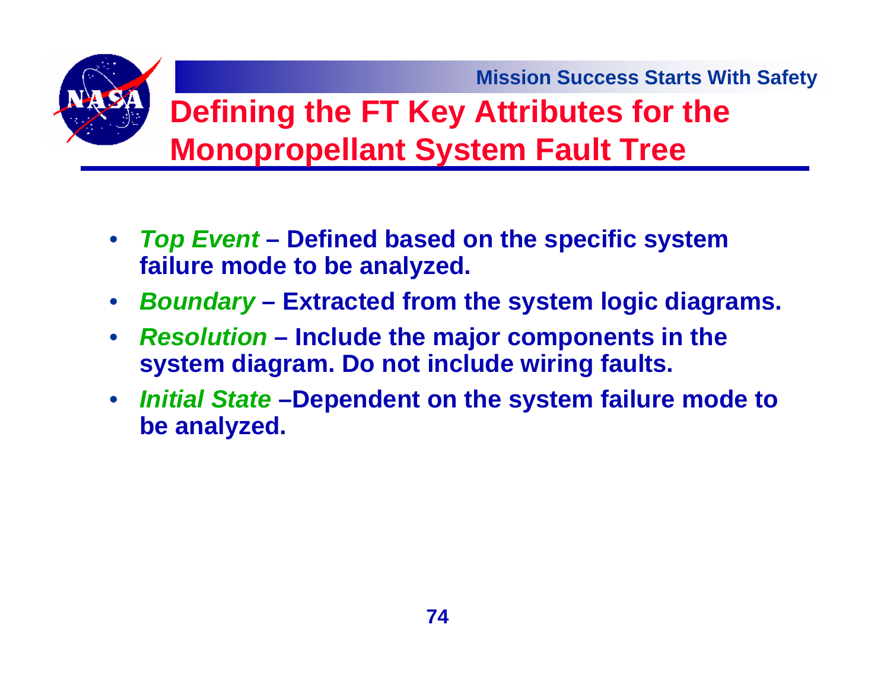# Defining the FT Key Attributes for the Monopropellant System Fault Tree

- ***Top Event*** **– Defined based on the specific system failure mode to be analyzed.**
- ***Boundary*** **– Extracted from the system logic diagrams.**
- ***Resolution*** **– Include the major components in the system diagram. Do not include wiring faults.**
- ***Initial State*** **–Dependent on the system failure mode to be analyzed.**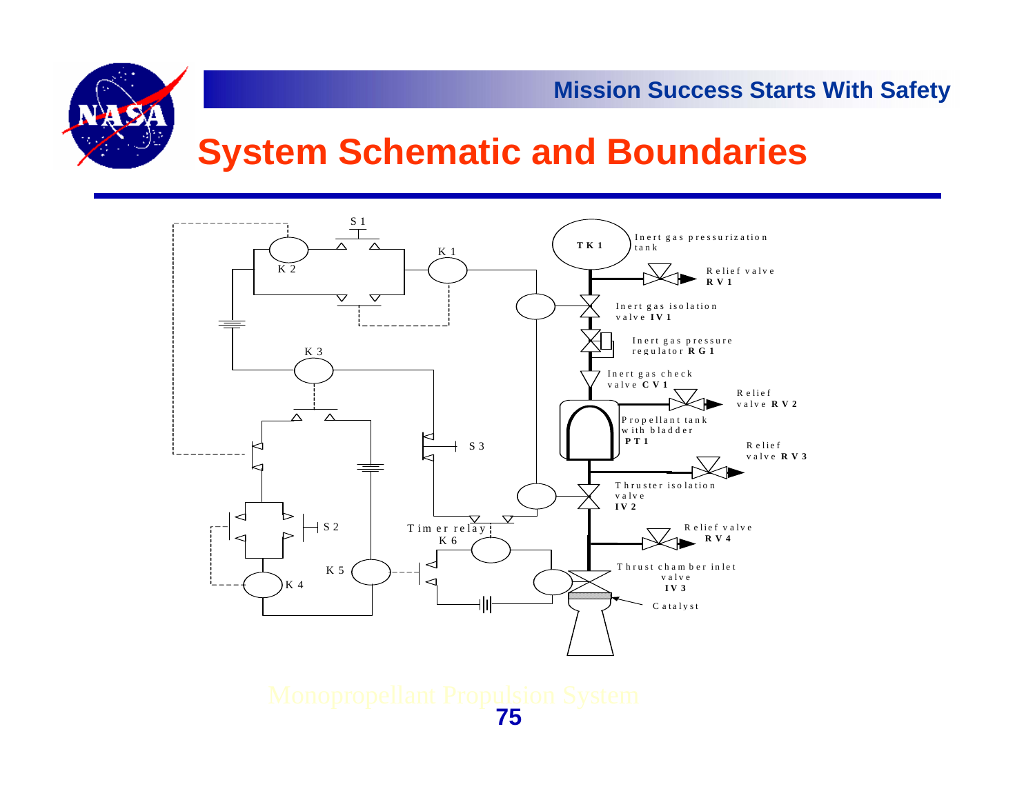## System Schematic and Boundaries

S 1

K 2

K 1

TK 1

Inert gas pressurization tank

Relief valve **RV 1**

Inert gas isolation valve **IV 1**

Inert gas pressure regulator **RG 1**

K 3

Inert gas check valve **CV 1**

Relief valve **RV 2**

Propellant tank with bladder **PT 1**

S 3

Relief valve **RV 3**

Thruster isolation valve **IV 2**

S 2

Timer relay

K 6

Relief valve **RV 4**

K 5

K 4

Thrust chamber inlet valve **IV 3**

Catalyst

Monopropellant Propulsion System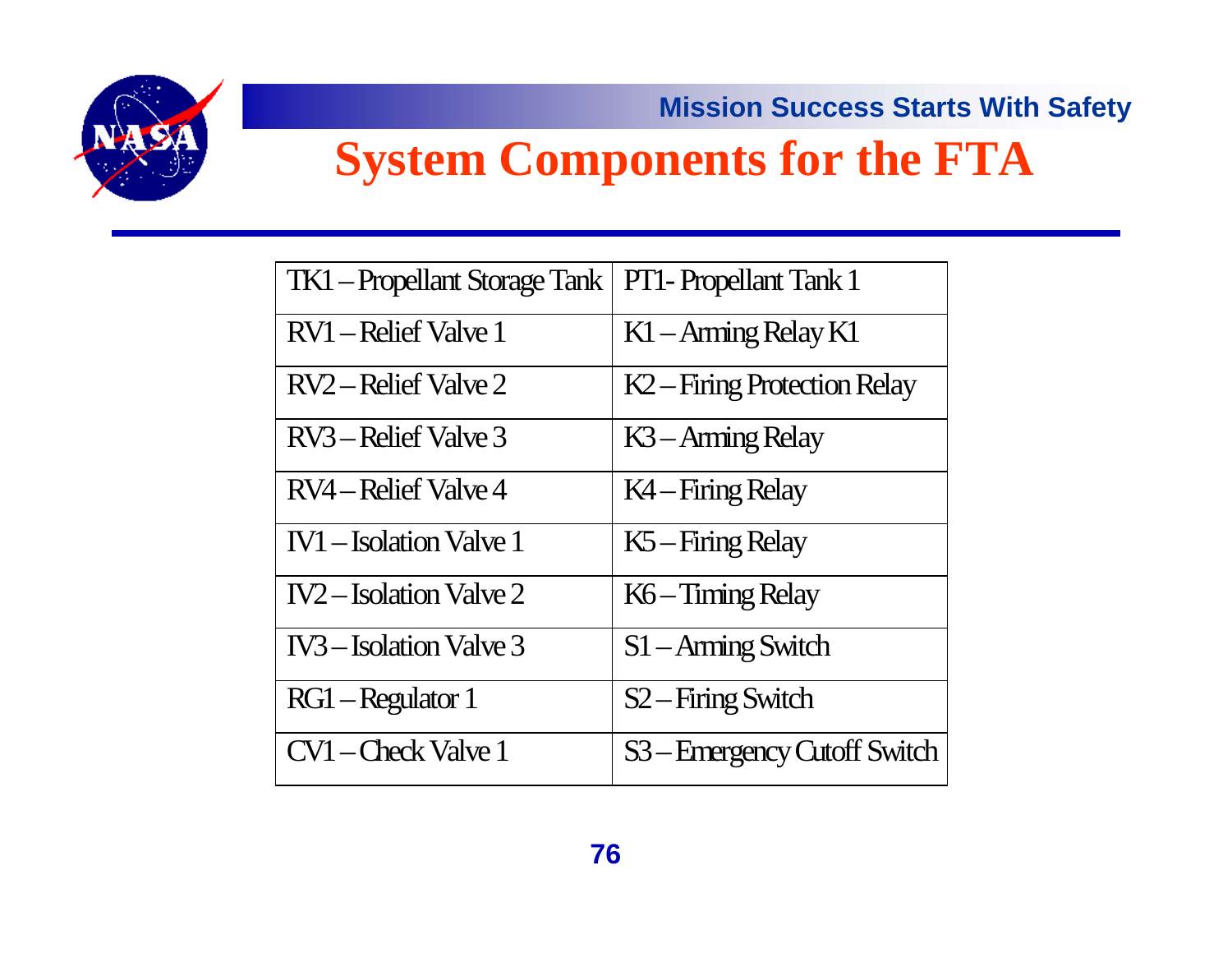# System Components for the FTA

| TK1 – Propellant Storage Tank | PT1- Propellant Tank 1 |
|---|---|
| RV1 – Relief Valve 1 | K1 – Arming Relay K1 |
| RV2 – Relief Valve 2 | K2 – Firing Protection Relay |
| RV3 – Relief Valve 3 | K3 – Arming Relay |
| RV4 – Relief Valve 4 | K4 – Firing Relay |
| IV1 – Isolation Valve 1 | K5 – Firing Relay |
| IV2 – Isolation Valve 2 | K6 – Timing Relay |
| IV3 – Isolation Valve 3 | S1 – Arming Switch |
| RG1 – Regulator 1 | S2 – Firing Switch |
| CV1 – Check Valve 1 | S3 – Emergency Cutoff Switch |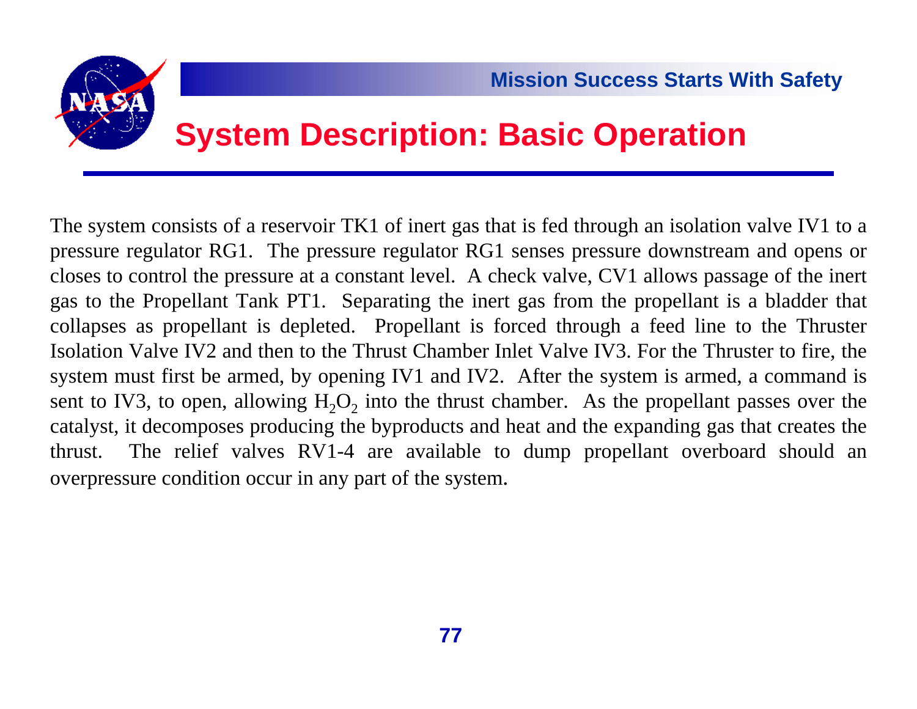# System Description: Basic Operation

The system consists of a reservoir TK1 of inert gas that is fed through an isolation valve IV1 to a pressure regulator RG1. The pressure regulator RG1 senses pressure downstream and opens or closes to control the pressure at a constant level. A check valve, CV1 allows passage of the inert gas to the Propellant Tank PT1. Separating the inert gas from the propellant is a bladder that collapses as propellant is depleted. Propellant is forced through a feed line to the Thruster Isolation Valve IV2 and then to the Thrust Chamber Inlet Valve IV3. For the Thruster to fire, the system must first be armed, by opening IV1 and IV2. After the system is armed, a command is sent to IV3, to open, allowing $H_2O_2$ into the thrust chamber. As the propellant passes over the catalyst, it decomposes producing the byproducts and heat and the expanding gas that creates the thrust. The relief valves RV1-4 are available to dump propellant overboard should an overpressure condition occur in any part of the system.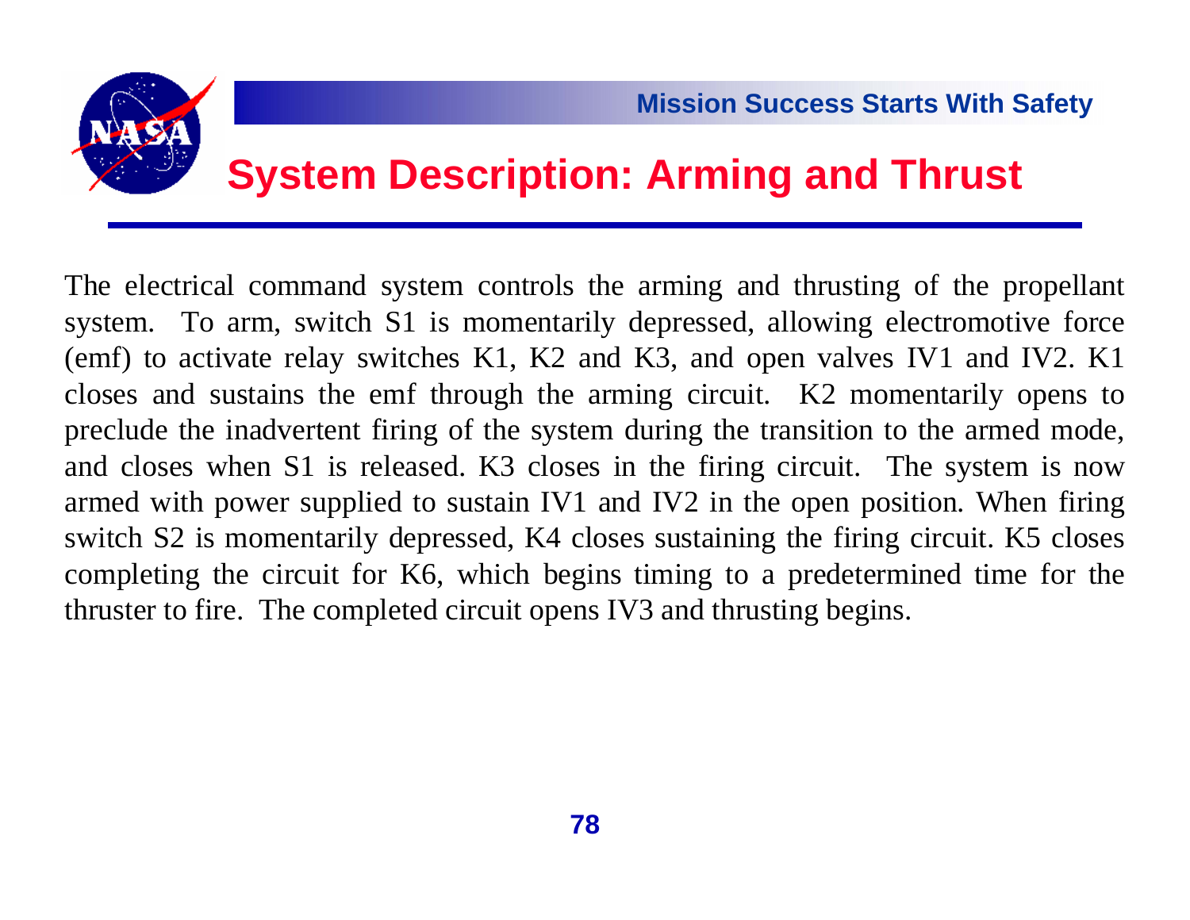# System Description: Arming and Thrust

The electrical command system controls the arming and thrusting of the propellant system. To arm, switch S1 is momentarily depressed, allowing electromotive force (emf) to activate relay switches K1, K2 and K3, and open valves IV1 and IV2. K1 closes and sustains the emf through the arming circuit. K2 momentarily opens to preclude the inadvertent firing of the system during the transition to the armed mode, and closes when S1 is released. K3 closes in the firing circuit. The system is now armed with power supplied to sustain IV1 and IV2 in the open position. When firing switch S2 is momentarily depressed, K4 closes sustaining the firing circuit. K5 closes completing the circuit for K6, which begins timing to a predetermined time for the thruster to fire. The completed circuit opens IV3 and thrusting begins.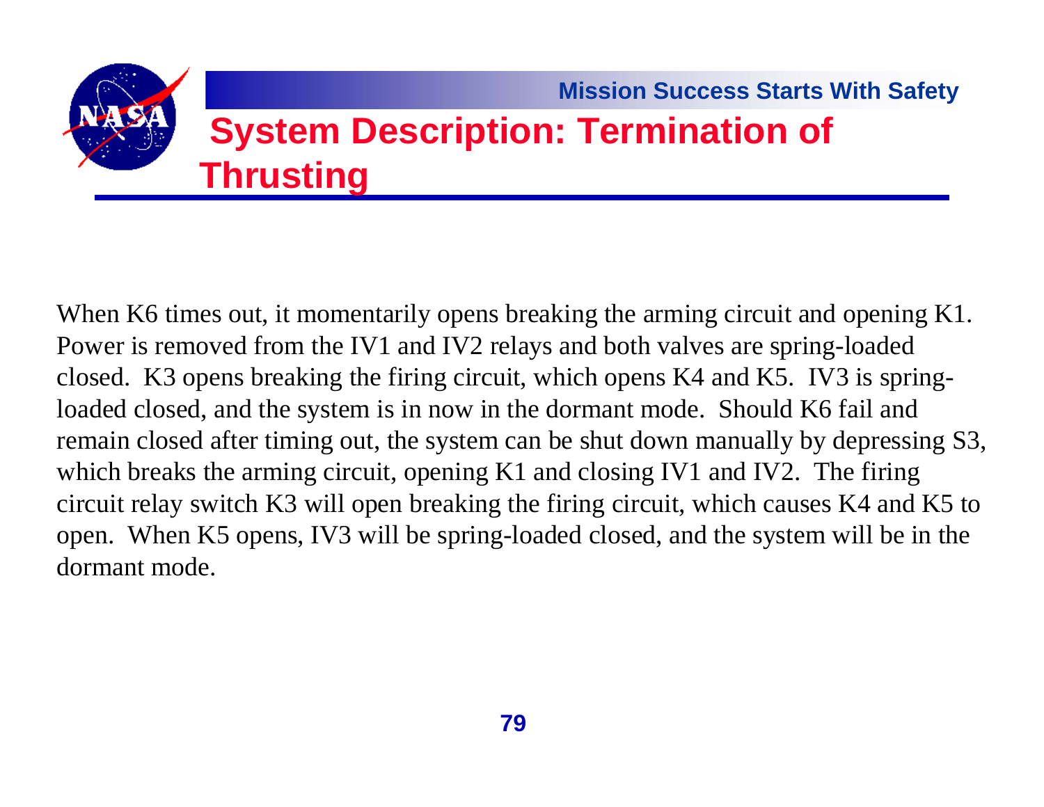## System Description: Termination of Thrusting

When K6 times out, it momentarily opens breaking the arming circuit and opening K1. Power is removed from the IV1 and IV2 relays and both valves are spring-loaded closed. K3 opens breaking the firing circuit, which opens K4 and K5. IV3 is spring-loaded closed, and the system is in now in the dormant mode. Should K6 fail and remain closed after timing out, the system can be shut down manually by depressing S3, which breaks the arming circuit, opening K1 and closing IV1 and IV2. The firing circuit relay switch K3 will open breaking the firing circuit, which causes K4 and K5 to open. When K5 opens, IV3 will be spring-loaded closed, and the system will be in the dormant mode.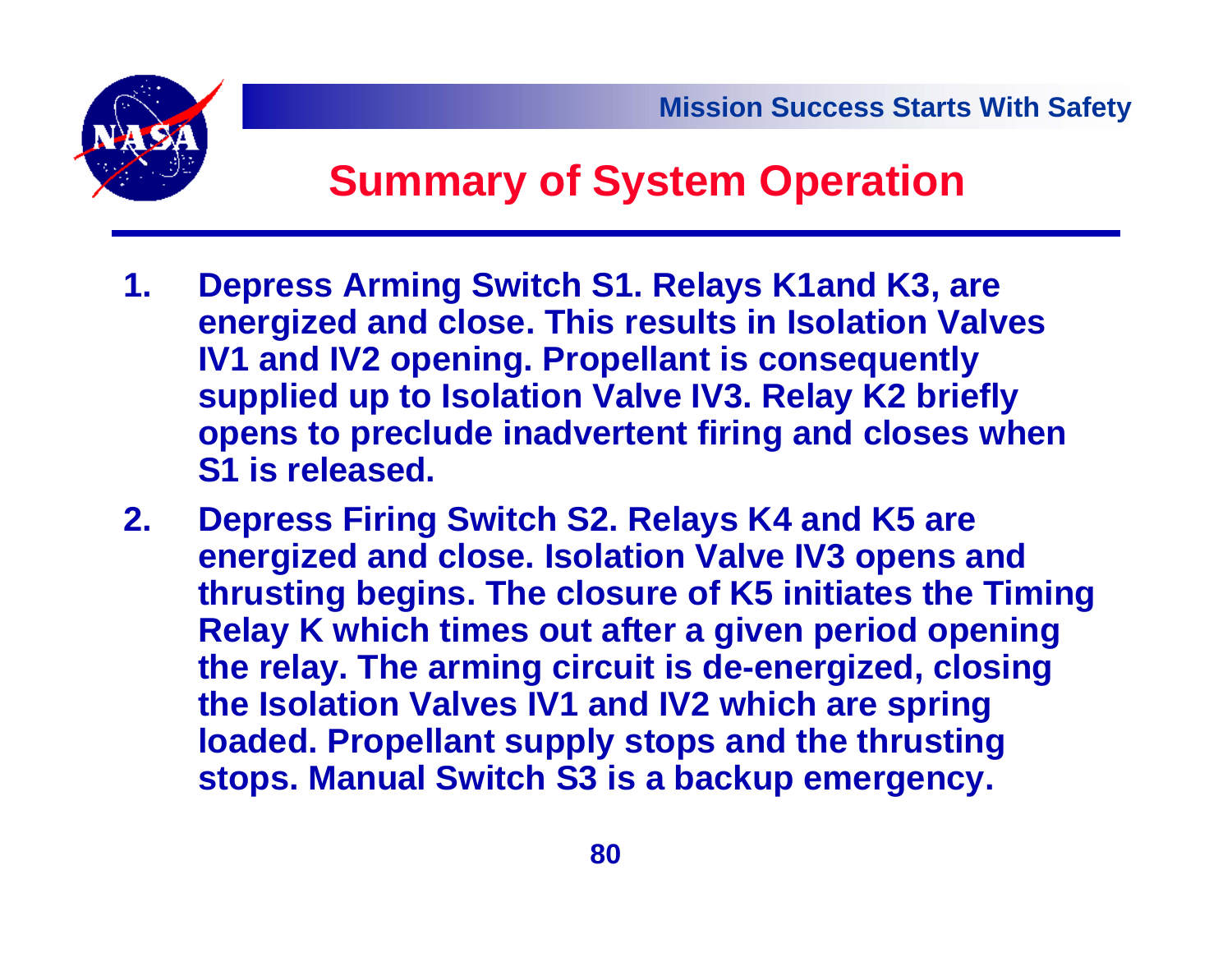## Summary of System Operation

1. Depress Arming Switch S1. Relays K1and K3, are energized and close. This results in Isolation Valves IV1 and IV2 opening. Propellant is consequently supplied up to Isolation Valve IV3. Relay K2 briefly opens to preclude inadvertent firing and closes when S1 is released.
2. Depress Firing Switch S2. Relays K4 and K5 are energized and close. Isolation Valve IV3 opens and thrusting begins. The closure of K5 initiates the Timing Relay K which times out after a given period opening the relay. The arming circuit is de-energized, closing the Isolation Valves IV1 and IV2 which are spring loaded. Propellant supply stops and the thrusting stops. Manual Switch S3 is a backup emergency.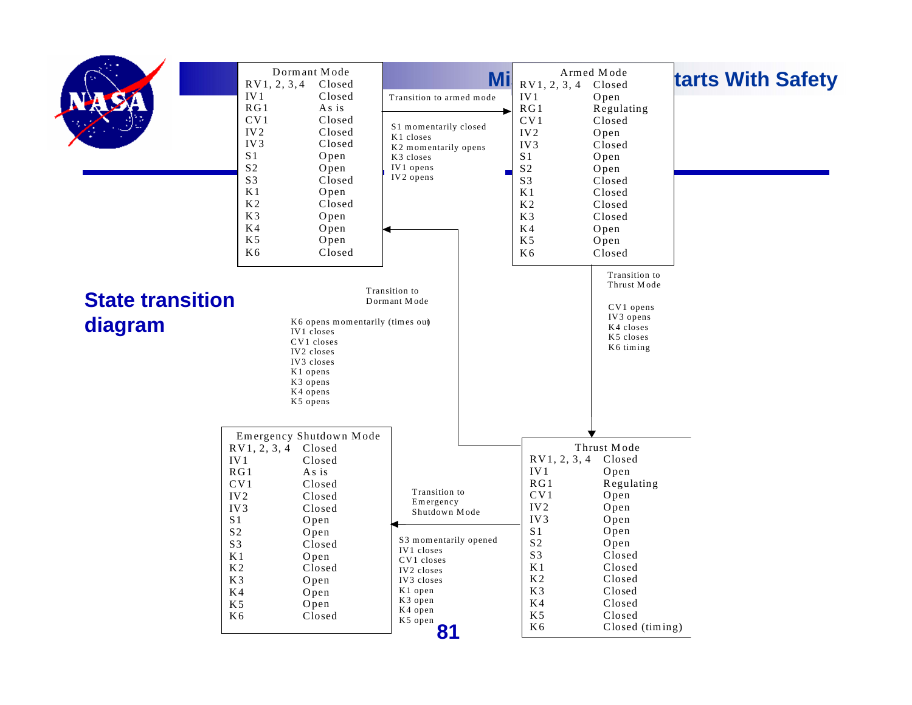# Mission Success Starts With Safety

## State transition diagram

**Dormant Mode**

| Component | State |
| --- | --- |
| RV1, 2, 3, 4 | Closed |
| IV1 | Closed |
| RG1 | As is |
| CV1 | Closed |
| IV2 | Closed |
| IV3 | Closed |
| S1 | Open |
| S2 | Open |
| S3 | Closed |
| K1 | Open |
| K2 | Closed |
| K3 | Open |
| K4 | Open |
| K5 | Open |
| K6 | Closed |

Transition to armed mode

- S1 momentarily closed
- K1 closes
- K2 momentarily opens
- K3 closes
- IV1 opens
- IV2 opens

**Armed Mode**

| Component | State |
| --- | --- |
| RV1, 2, 3, 4 | Closed |
| IV1 | Open |
| RG1 | Regulating |
| CV1 | Closed |
| IV2 | Open |
| IV3 | Closed |
| S1 | Open |
| S2 | Open |
| S3 | Closed |
| K1 | Closed |
| K2 | Closed |
| K3 | Closed |
| K4 | Open |
| K5 | Open |
| K6 | Closed |

Transition to Thrust Mode

- CV1 opens
- IV3 opens
- K4 closes
- K5 closes
- K6 timing

**Thrust Mode**

| Component | State |
| --- | --- |
| RV1, 2, 3, 4 | Closed |
| IV1 | Open |
| RG1 | Regulating |
| CV1 | Open |
| IV2 | Open |
| IV3 | Open |
| S1 | Open |
| S2 | Open |
| S3 | Closed |
| K1 | Closed |
| K2 | Closed |
| K3 | Closed |
| K4 | Closed |
| K5 | Closed |
| K6 | Closed (timing) |

Transition to Dormant Mode

- K6 opens momentarily (times out)
- IV1 closes
- CV1 closes
- IV2 closes
- IV3 closes
- K1 opens
- K3 opens
- K4 opens
- K5 opens

Transition to Emergency Shutdown Mode

- S3 momentarily opened
- IV1 closes
- CV1 closes
- IV2 closes
- IV3 closes
- K1 open
- K3 open
- K4 open
- K5 open

**Emergency Shutdown Mode**

| Component | State |
| --- | --- |
| RV1, 2, 3, 4 | Closed |
| IV1 | Closed |
| RG1 | As is |
| CV1 | Closed |
| IV2 | Closed |
| IV3 | Closed |
| S1 | Open |
| S2 | Open |
| S3 | Closed |
| K1 | Open |
| K2 | Closed |
| K3 | Open |
| K4 | Open |
| K5 | Open |
| K6 | Closed |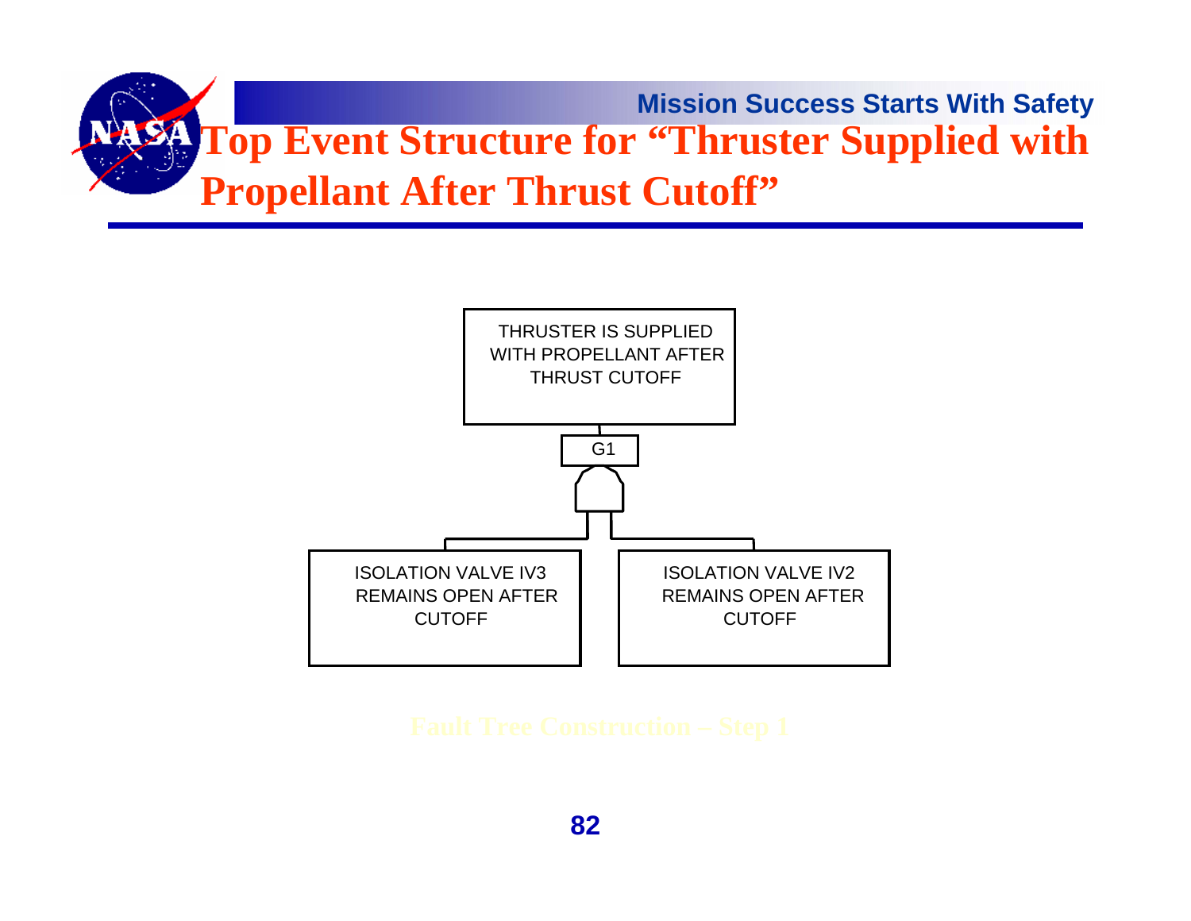# Top Event Structure for "Thruster Supplied with Propellant After Thrust Cutoff"

THRUSTER IS SUPPLIED WITH PROPELLANT AFTER THRUST CUTOFF

G1

ISOLATION VALVE IV3 REMAINS OPEN AFTER CUTOFF

ISOLATION VALVE IV2 REMAINS OPEN AFTER CUTOFF

Fault Tree Construction – Step 1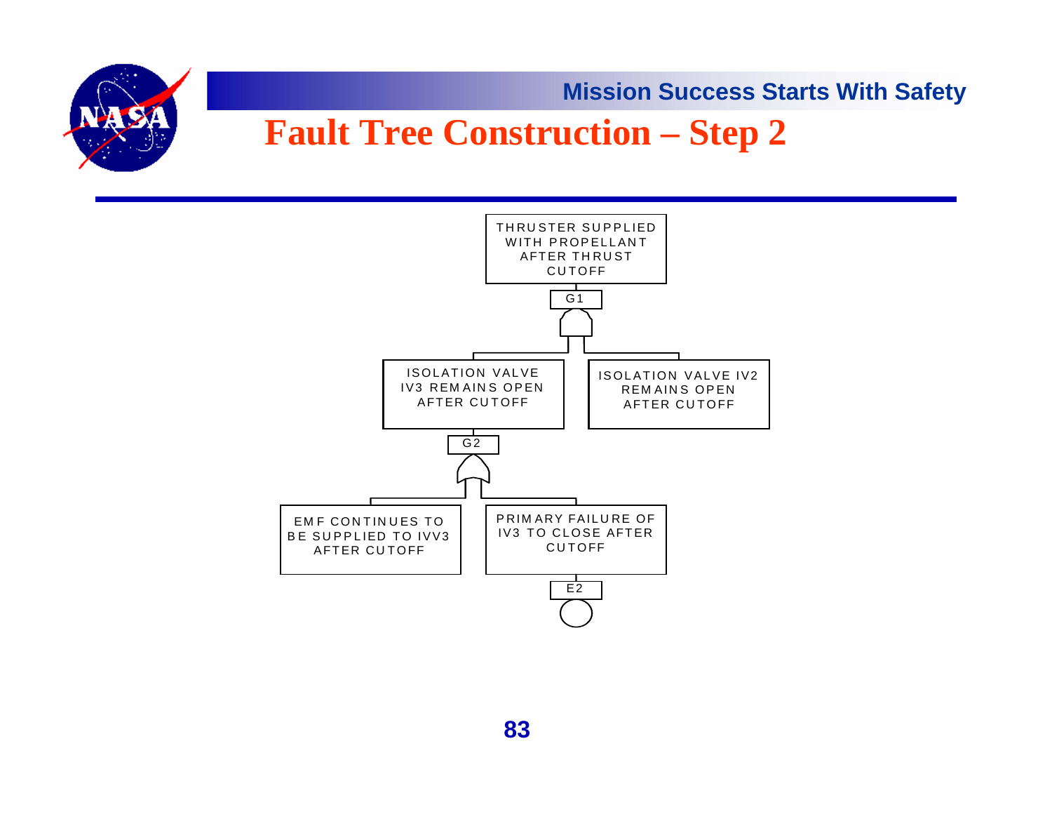# Fault Tree Construction – Step 2

THRUSTER SUPPLIED WITH PROPELLANT AFTER THRUST CUTOFF

G1

ISOLATION VALVE IV3 REMAINS OPEN AFTER CUTOFF

ISOLATION VALVE IV2 REMAINS OPEN AFTER CUTOFF

G2

EMF CONTINUES TO BE SUPPLIED TO IVV3 AFTER CUTOFF

PRIMARY FAILURE OF IV3 TO CLOSE AFTER CUTOFF

E2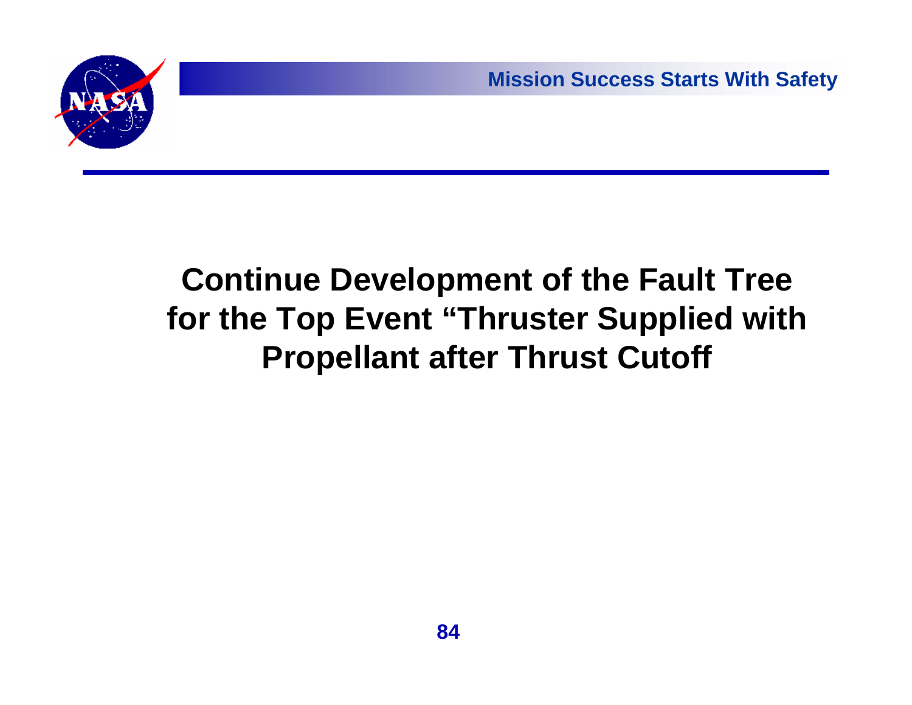# Continue Development of the Fault Tree for the Top Event “Thruster Supplied with Propellant after Thrust Cutoff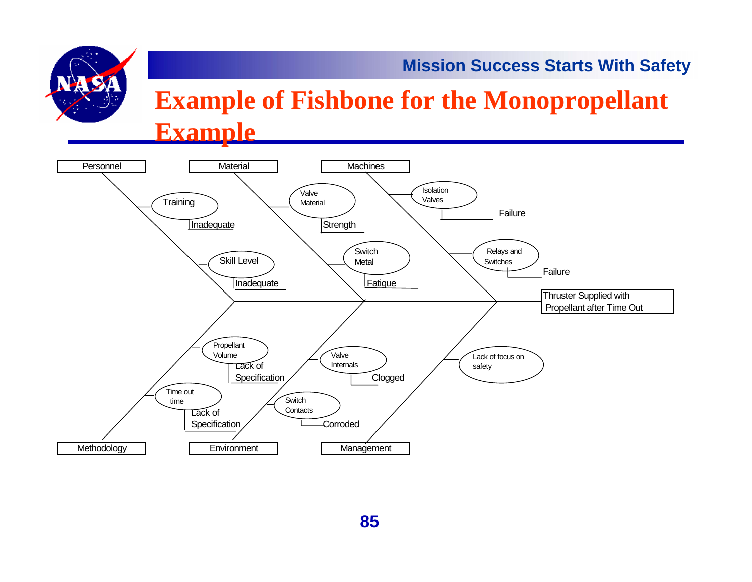# Example of Fishbone for the Monopropellant Example

**Effect:** Thruster Supplied with Propellant after Time Out

**Personnel**
- Training — Inadequate
- Skill Level — Inadequate

**Material**
- Valve Material — Strength
- Switch Metal — Fatigue

**Machines**
- Isolation Valves — Failure
- Relays and Switches — Failure

**Methodology**
- Propellant Volume — Lack of Specification
- Time out time — Lack of Specification

**Environment**
- Valve Internals — Clogged
- Switch Contacts — Corroded

**Management**
- Lack of focus on safety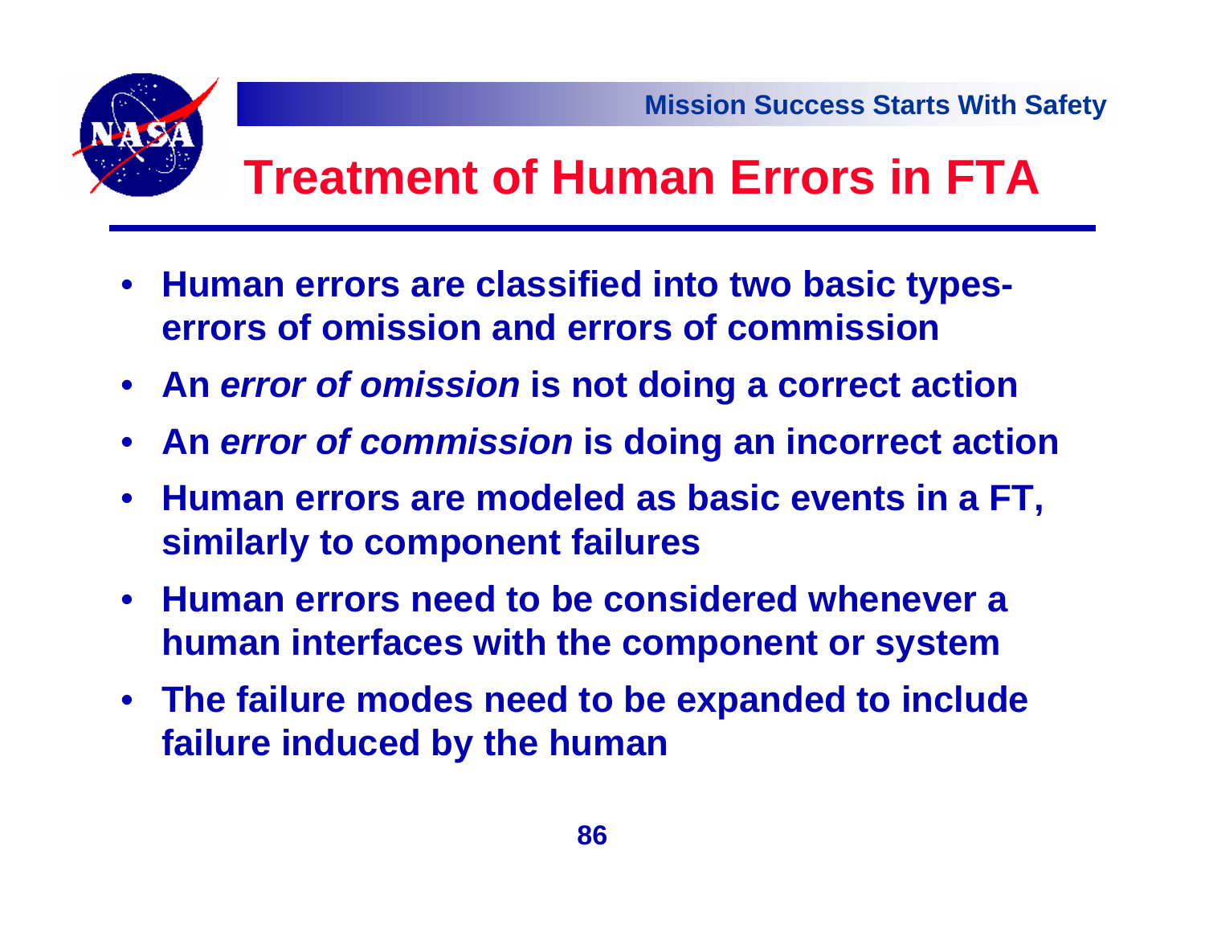# Treatment of Human Errors in FTA

- Human errors are classified into two basic types- errors of omission and errors of commission
- An *error of omission* is not doing a correct action
- An *error of commission* is doing an incorrect action
- Human errors are modeled as basic events in a FT, similarly to component failures
- Human errors need to be considered whenever a human interfaces with the component or system
- The failure modes need to be expanded to include failure induced by the human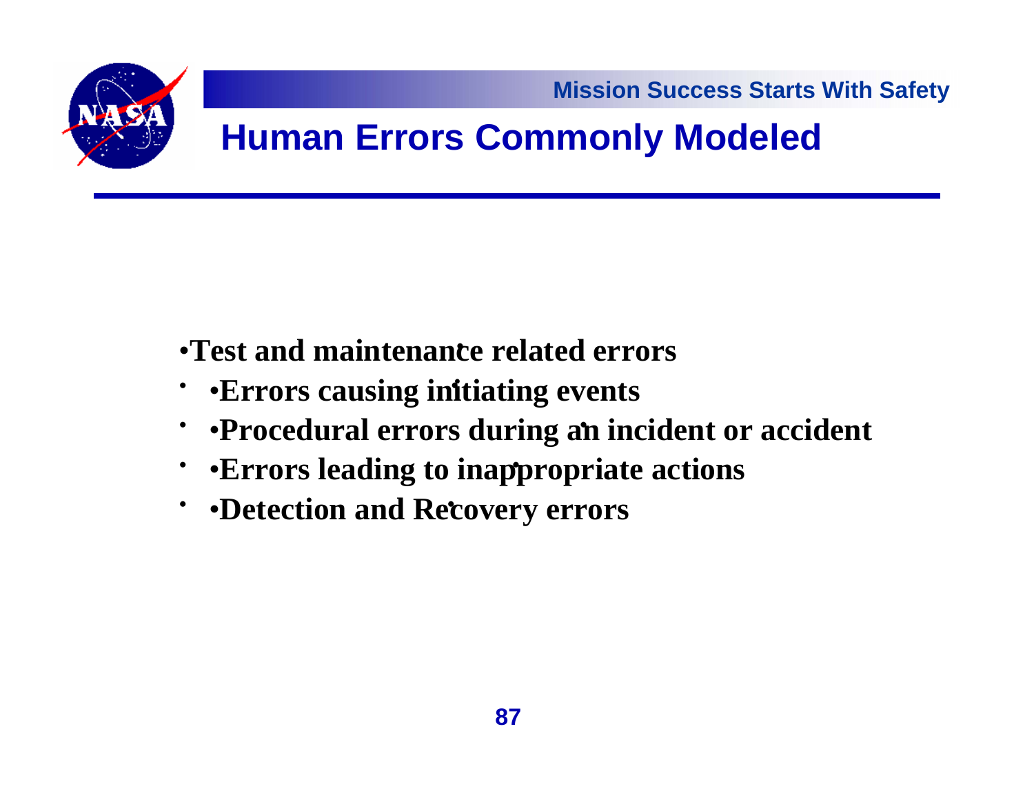# Human Errors Commonly Modeled

- Test and maintenance related errors
- Errors causing initiating events
- Procedural errors during an incident or accident
- Errors leading to inappropriate actions
- Detection and Recovery errors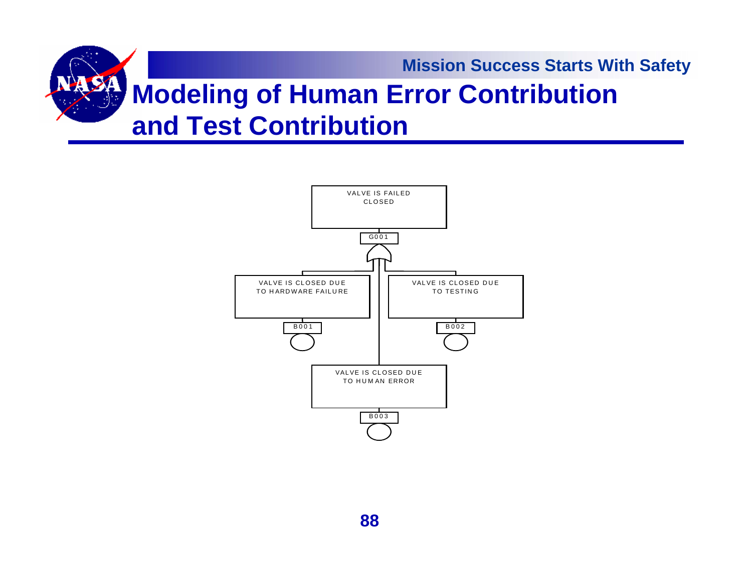# Modeling of Human Error Contribution and Test Contribution

VALVE IS FAILED CLOSED

G001

VALVE IS CLOSED DUE TO HARDWARE FAILURE

B001

VALVE IS CLOSED DUE TO TESTING

B002

VALVE IS CLOSED DUE TO HUMAN ERROR

B003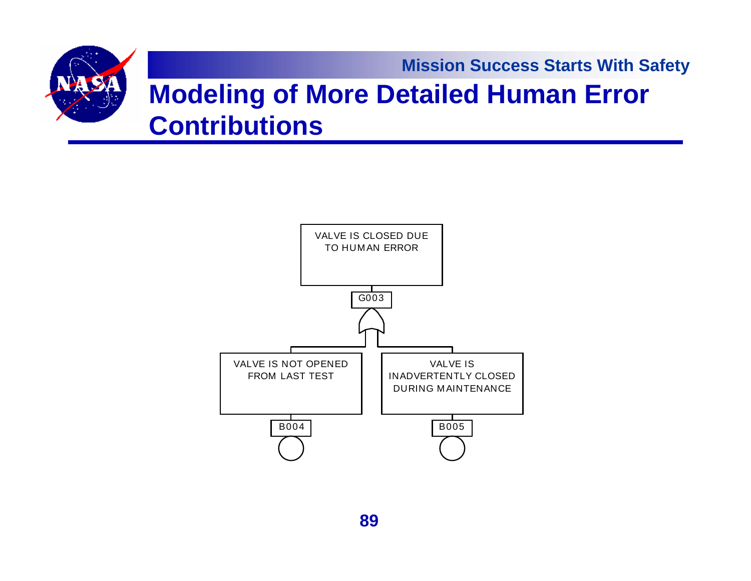# Modeling of More Detailed Human Error Contributions

VALVE IS CLOSED DUE TO HUMAN ERROR

G003

VALVE IS NOT OPENED FROM LAST TEST

B004

VALVE IS INADVERTENTLY CLOSED DURING MAINTENANCE

B005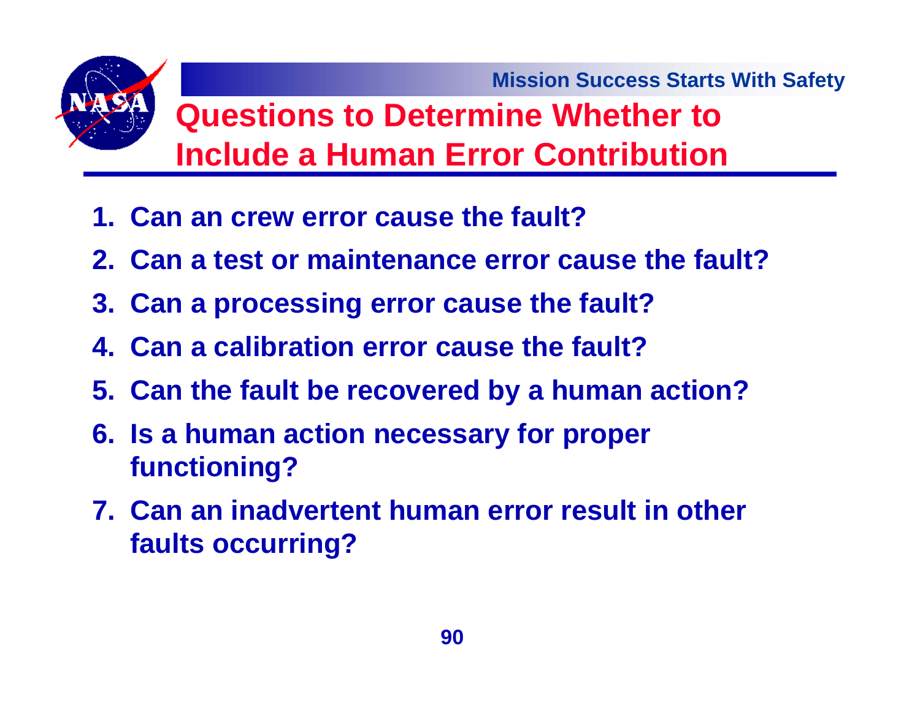# Questions to Determine Whether to Include a Human Error Contribution

1. Can an crew error cause the fault?
2. Can a test or maintenance error cause the fault?
3. Can a processing error cause the fault?
4. Can a calibration error cause the fault?
5. Can the fault be recovered by a human action?
6. Is a human action necessary for proper functioning?
7. Can an inadvertent human error result in other faults occurring?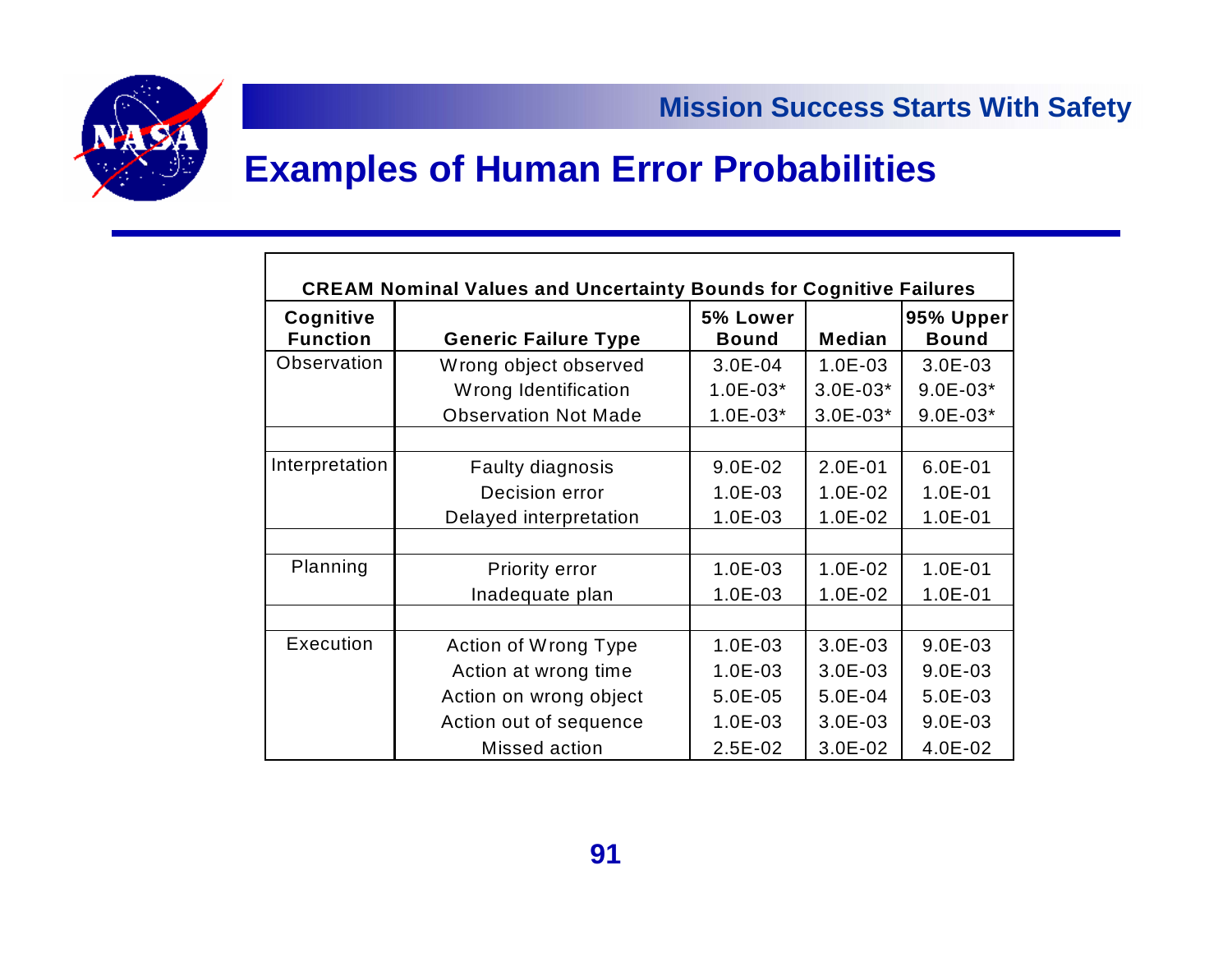## Examples of Human Error Probabilities

**CREAM Nominal Values and Uncertainty Bounds for Cognitive Failures**

| Cognitive Function | Generic Failure Type | 5% Lower Bound | Median | 95% Upper Bound |
|---|---|---|---|---|
| Observation | Wrong object observed | 3.0E-04 | 1.0E-03 | 3.0E-03 |
| | Wrong Identification | 1.0E-03* | 3.0E-03* | 9.0E-03* |
| | Observation Not Made | 1.0E-03* | 3.0E-03* | 9.0E-03* |
| | | | | |
| Interpretation | Faulty diagnosis | 9.0E-02 | 2.0E-01 | 6.0E-01 |
| | Decision error | 1.0E-03 | 1.0E-02 | 1.0E-01 |
| | Delayed interpretation | 1.0E-03 | 1.0E-02 | 1.0E-01 |
| | | | | |
| Planning | Priority error | 1.0E-03 | 1.0E-02 | 1.0E-01 |
| | Inadequate plan | 1.0E-03 | 1.0E-02 | 1.0E-01 |
| | | | | |
| Execution | Action of Wrong Type | 1.0E-03 | 3.0E-03 | 9.0E-03 |
| | Action at wrong time | 1.0E-03 | 3.0E-03 | 9.0E-03 |
| | Action on wrong object | 5.0E-05 | 5.0E-04 | 5.0E-03 |
| | Action out of sequence | 1.0E-03 | 3.0E-03 | 9.0E-03 |
| | Missed action | 2.5E-02 | 3.0E-02 | 4.0E-02 |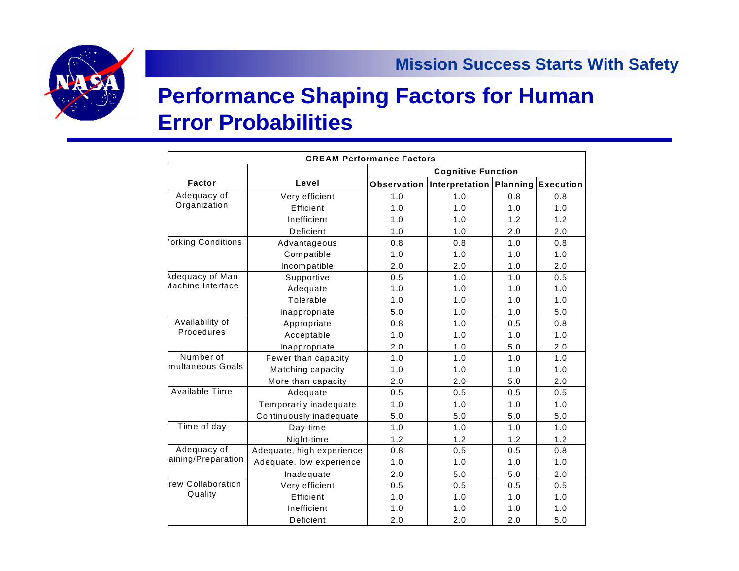# Performance Shaping Factors for Human Error Probabilities

| CREAM Performance Factors | | | | | |
|---|---|---|---|---|---|
| | | Cognitive Function | | | |
| Factor | Level | Observation | Interpretation | Planning | Execution |
| Adequacy of Organization | Very efficient | 1.0 | 1.0 | 0.8 | 0.8 |
| | Efficient | 1.0 | 1.0 | 1.0 | 1.0 |
| | Inefficient | 1.0 | 1.0 | 1.2 | 1.2 |
| | Deficient | 1.0 | 1.0 | 2.0 | 2.0 |
| Working Conditions | Advantageous | 0.8 | 0.8 | 1.0 | 0.8 |
| | Compatible | 1.0 | 1.0 | 1.0 | 1.0 |
| | Incompatible | 2.0 | 2.0 | 1.0 | 2.0 |
| Adequacy of Man Machine Interface | Supportive | 0.5 | 1.0 | 1.0 | 0.5 |
| | Adequate | 1.0 | 1.0 | 1.0 | 1.0 |
| | Tolerable | 1.0 | 1.0 | 1.0 | 1.0 |
| | Inappropriate | 5.0 | 1.0 | 1.0 | 5.0 |
| Availability of Procedures | Appropriate | 0.8 | 1.0 | 0.5 | 0.8 |
| | Acceptable | 1.0 | 1.0 | 1.0 | 1.0 |
| | Inappropriate | 2.0 | 1.0 | 5.0 | 2.0 |
| Number of Simultaneous Goals | Fewer than capacity | 1.0 | 1.0 | 1.0 | 1.0 |
| | Matching capacity | 1.0 | 1.0 | 1.0 | 1.0 |
| | More than capacity | 2.0 | 2.0 | 5.0 | 2.0 |
| Available Time | Adequate | 0.5 | 0.5 | 0.5 | 0.5 |
| | Temporarily inadequate | 1.0 | 1.0 | 1.0 | 1.0 |
| | Continuously inadequate | 5.0 | 5.0 | 5.0 | 5.0 |
| Time of day | Day-time | 1.0 | 1.0 | 1.0 | 1.0 |
| | Night-time | 1.2 | 1.2 | 1.2 | 1.2 |
| Adequacy of Training/Preparation | Adequate, high experience | 0.8 | 0.5 | 0.5 | 0.8 |
| | Adequate, low experience | 1.0 | 1.0 | 1.0 | 1.0 |
| | Inadequate | 2.0 | 5.0 | 5.0 | 2.0 |
| Crew Collaboration Quality | Very efficient | 0.5 | 0.5 | 0.5 | 0.5 |
| | Efficient | 1.0 | 1.0 | 1.0 | 1.0 |
| | Inefficient | 1.0 | 1.0 | 1.0 | 1.0 |
| | Deficient | 2.0 | 2.0 | 2.0 | 5.0 |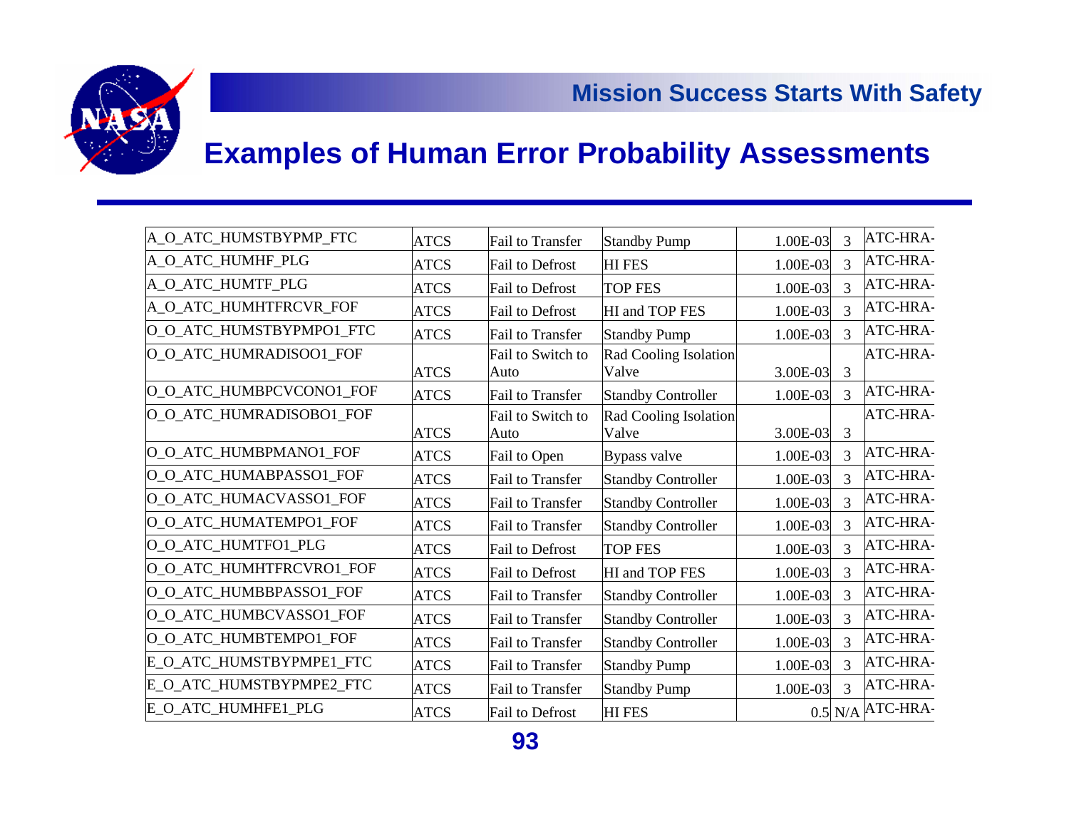## Examples of Human Error Probability Assessments

| | | | | | | |
|---|---|---|---|---|---|---|
| A_O_ATC_HUMSTBYPMP_FTC | ATCS | Fail to Transfer | Standby Pump | 1.00E-03 | 3 | ATC-HRA- |
| A_O_ATC_HUMHF_PLG | ATCS | Fail to Defrost | HI FES | 1.00E-03 | 3 | ATC-HRA- |
| A_O_ATC_HUMTF_PLG | ATCS | Fail to Defrost | TOP FES | 1.00E-03 | 3 | ATC-HRA- |
| A_O_ATC_HUMHTFRCVR_FOF | ATCS | Fail to Defrost | HI and TOP FES | 1.00E-03 | 3 | ATC-HRA- |
| O_O_ATC_HUMSTBYPMPO1_FTC | ATCS | Fail to Transfer | Standby Pump | 1.00E-03 | 3 | ATC-HRA- |
| O_O_ATC_HUMRADISOO1_FOF | ATCS | Fail to Switch to Auto | Rad Cooling Isolation Valve | 3.00E-03 | 3 | ATC-HRA- |
| O_O_ATC_HUMBPCVCONO1_FOF | ATCS | Fail to Transfer | Standby Controller | 1.00E-03 | 3 | ATC-HRA- |
| O_O_ATC_HUMRADISOBO1_FOF | ATCS | Fail to Switch to Auto | Rad Cooling Isolation Valve | 3.00E-03 | 3 | ATC-HRA- |
| O_O_ATC_HUMBPMANO1_FOF | ATCS | Fail to Open | Bypass valve | 1.00E-03 | 3 | ATC-HRA- |
| O_O_ATC_HUMABPASSO1_FOF | ATCS | Fail to Transfer | Standby Controller | 1.00E-03 | 3 | ATC-HRA- |
| O_O_ATC_HUMACVASSO1_FOF | ATCS | Fail to Transfer | Standby Controller | 1.00E-03 | 3 | ATC-HRA- |
| O_O_ATC_HUMATEMPO1_FOF | ATCS | Fail to Transfer | Standby Controller | 1.00E-03 | 3 | ATC-HRA- |
| O_O_ATC_HUMTFO1_PLG | ATCS | Fail to Defrost | TOP FES | 1.00E-03 | 3 | ATC-HRA- |
| O_O_ATC_HUMHTFRCVRO1_FOF | ATCS | Fail to Defrost | HI and TOP FES | 1.00E-03 | 3 | ATC-HRA- |
| O_O_ATC_HUMBBPASSO1_FOF | ATCS | Fail to Transfer | Standby Controller | 1.00E-03 | 3 | ATC-HRA- |
| O_O_ATC_HUMBCVASSO1_FOF | ATCS | Fail to Transfer | Standby Controller | 1.00E-03 | 3 | ATC-HRA- |
| O_O_ATC_HUMBTEMPO1_FOF | ATCS | Fail to Transfer | Standby Controller | 1.00E-03 | 3 | ATC-HRA- |
| E_O_ATC_HUMSTBYPMPE1_FTC | ATCS | Fail to Transfer | Standby Pump | 1.00E-03 | 3 | ATC-HRA- |
| E_O_ATC_HUMSTBYPMPE2_FTC | ATCS | Fail to Transfer | Standby Pump | 1.00E-03 | 3 | ATC-HRA- |
| E_O_ATC_HUMHFE1_PLG | ATCS | Fail to Defrost | HI FES | 0.5 | N/A | ATC-HRA- |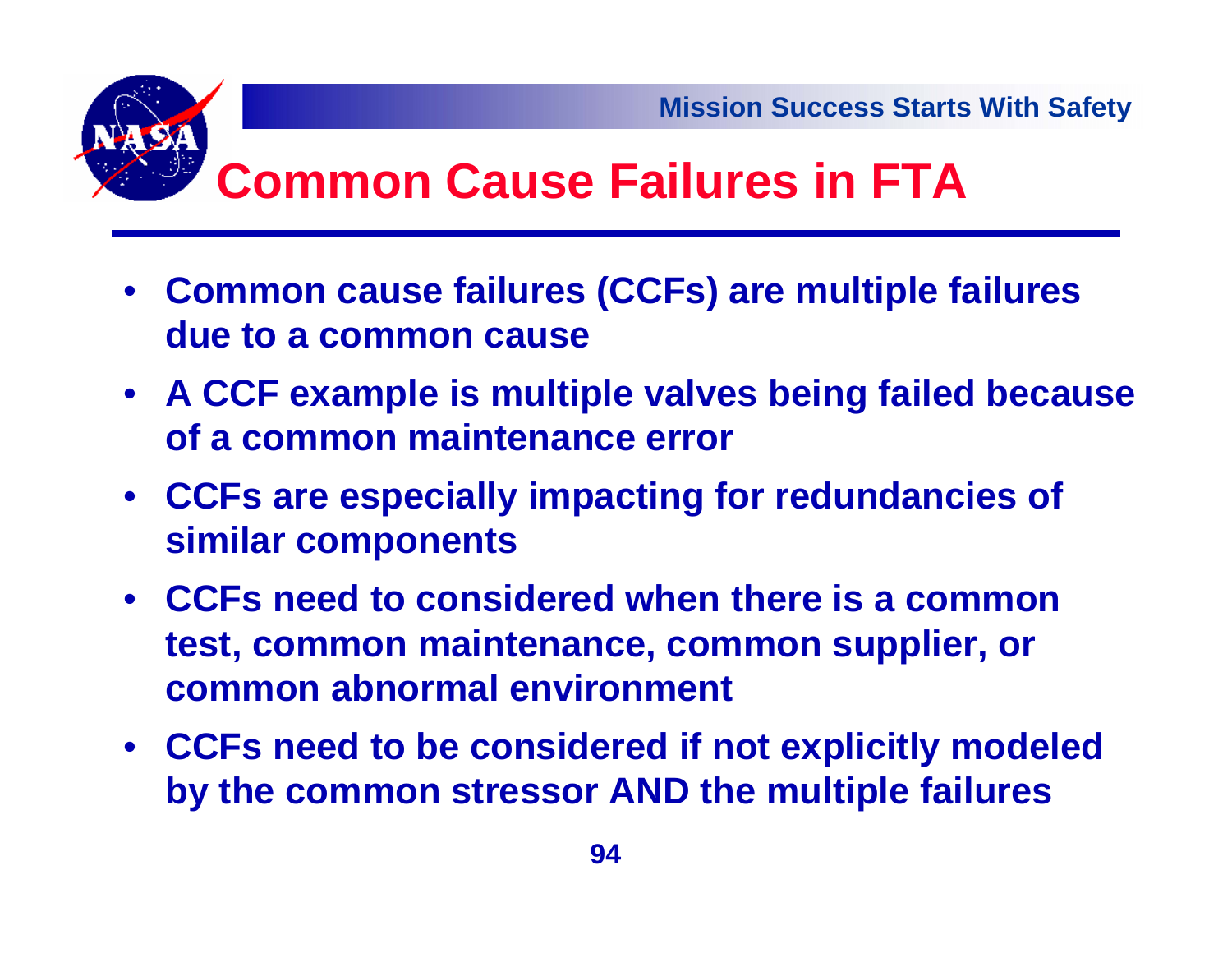# Common Cause Failures in FTA

- Common cause failures (CCFs) are multiple failures due to a common cause
- A CCF example is multiple valves being failed because of a common maintenance error
- CCFs are especially impacting for redundancies of similar components
- CCFs need to considered when there is a common test, common maintenance, common supplier, or common abnormal environment
- CCFs need to be considered if not explicitly modeled by the common stressor AND the multiple failures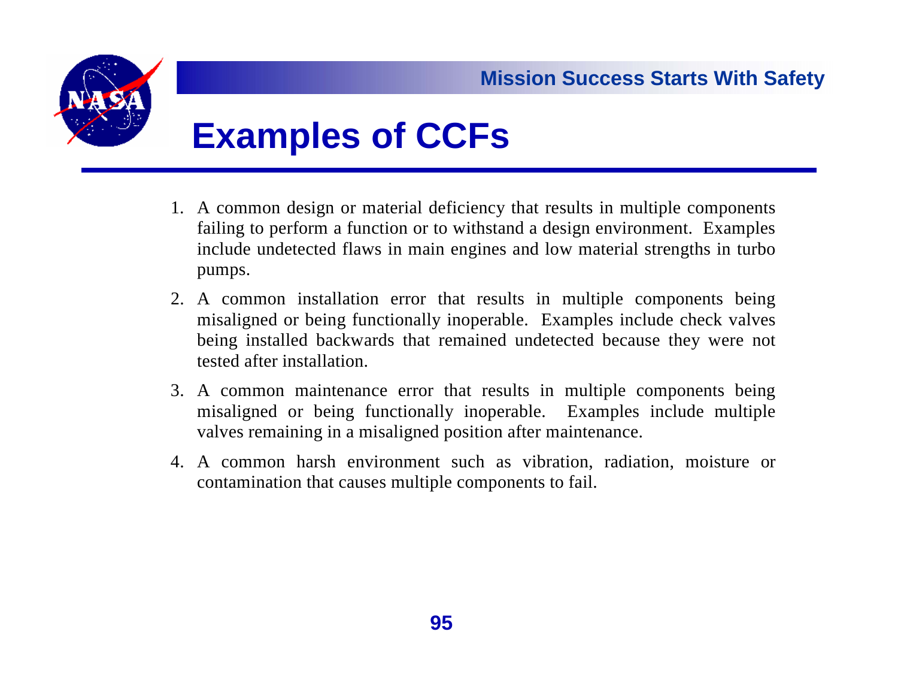# Examples of CCFs

1. A common design or material deficiency that results in multiple components failing to perform a function or to withstand a design environment. Examples include undetected flaws in main engines and low material strengths in turbo pumps.

2. A common installation error that results in multiple components being misaligned or being functionally inoperable. Examples include check valves being installed backwards that remained undetected because they were not tested after installation.

3. A common maintenance error that results in multiple components being misaligned or being functionally inoperable. Examples include multiple valves remaining in a misaligned position after maintenance.

4. A common harsh environment such as vibration, radiation, moisture or contamination that causes multiple components to fail.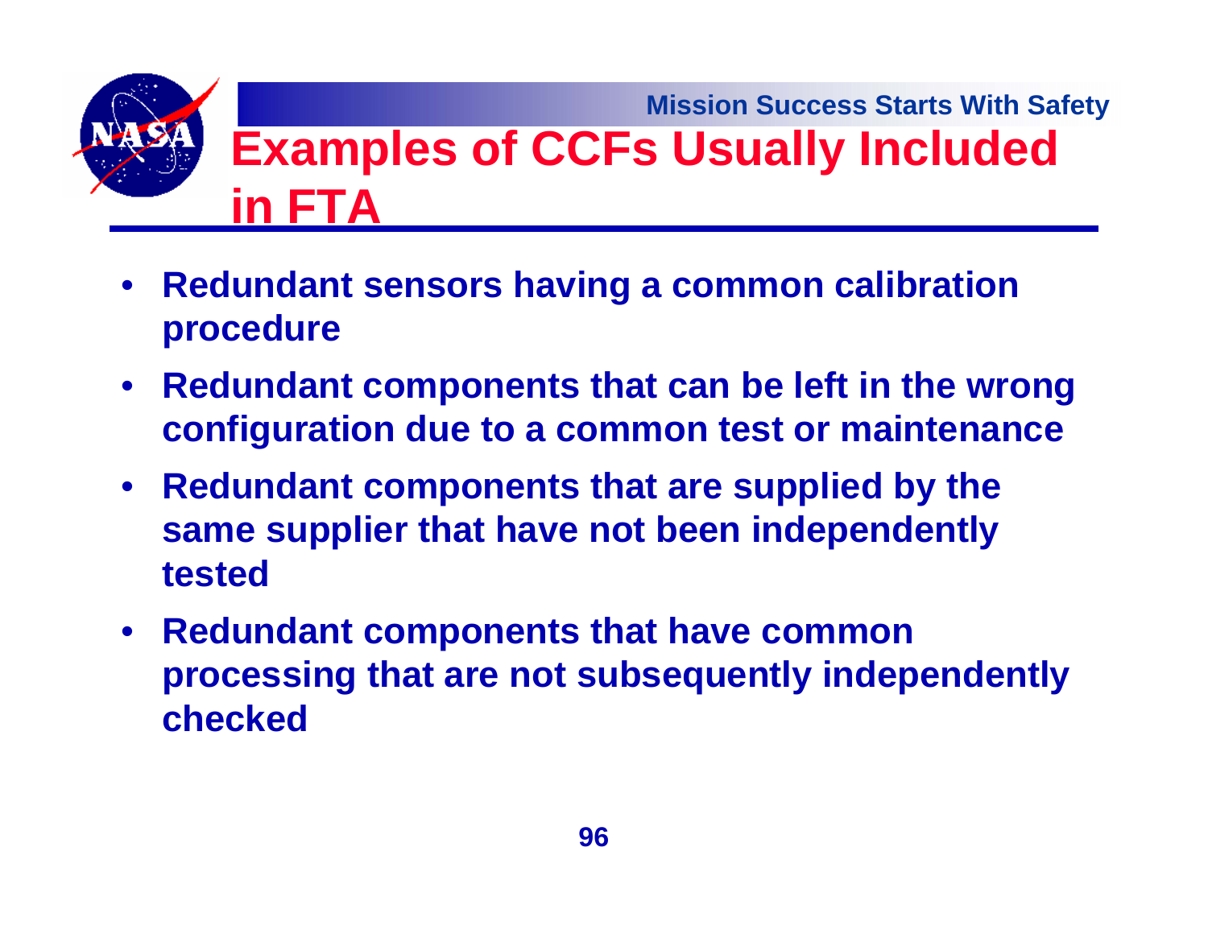# Examples of CCFs Usually Included in FTA

- **Redundant sensors having a common calibration procedure**
- **Redundant components that can be left in the wrong configuration due to a common test or maintenance**
- **Redundant components that are supplied by the same supplier that have not been independently tested**
- **Redundant components that have common processing that are not subsequently independently checked**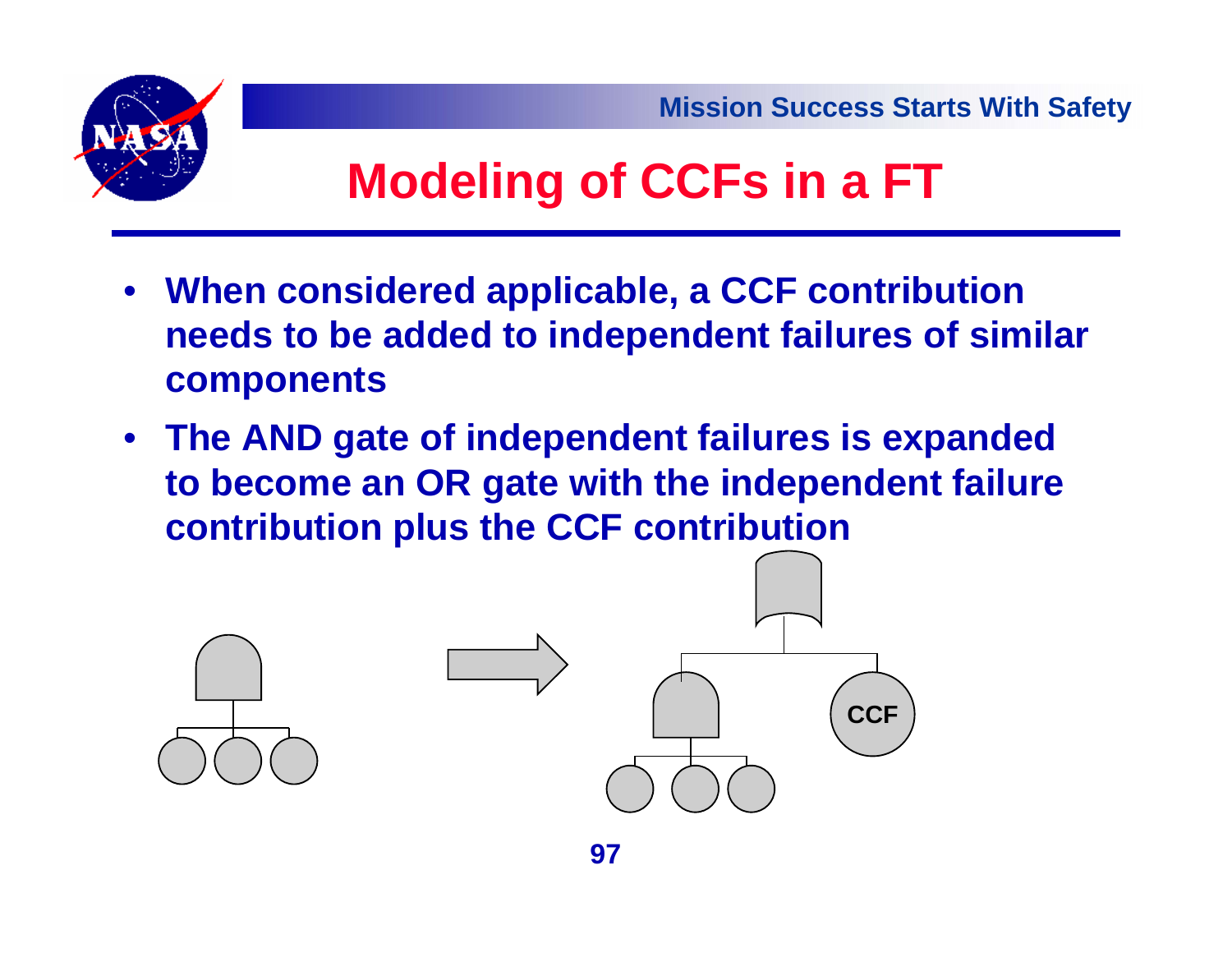# Modeling of CCFs in a FT

- **When considered applicable, a CCF contribution needs to be added to independent failures of similar components**
- **The AND gate of independent failures is expanded to become an OR gate with the independent failure contribution plus the CCF contribution**

CCF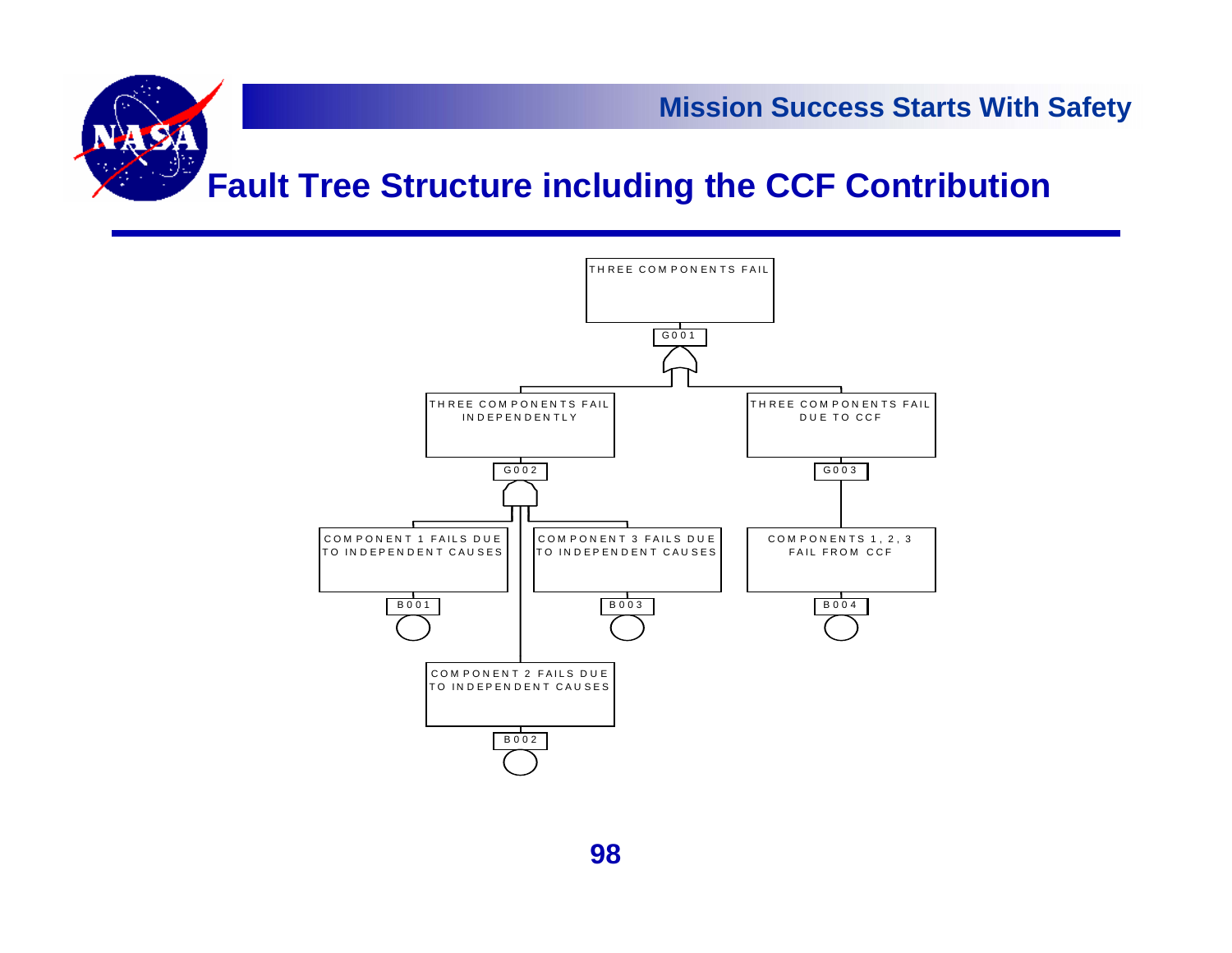## Fault Tree Structure including the CCF Contribution

THREE COMPONENTS FAIL

G001

THREE COMPONENTS FAIL INDEPENDENTLY

G002

THREE COMPONENTS FAIL DUE TO CCF

G003

COMPONENT 1 FAILS DUE TO INDEPENDENT CAUSES

B001

COMPONENT 3 FAILS DUE TO INDEPENDENT CAUSES

B003

COMPONENTS 1, 2, 3 FAIL FROM CCF

B004

COMPONENT 2 FAILS DUE TO INDEPENDENT CAUSES

B002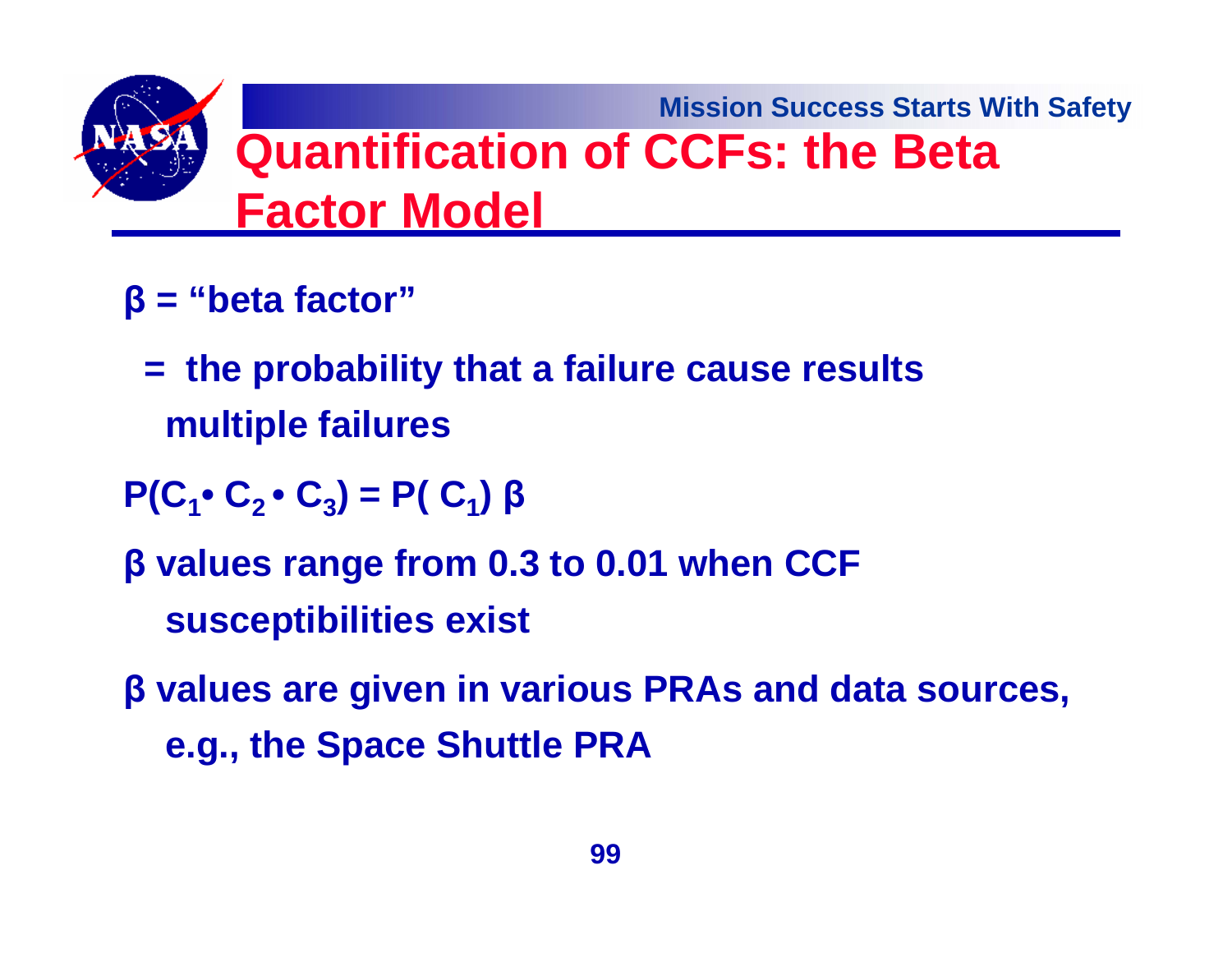# Quantification of CCFs: the Beta Factor Model

- β = "beta factor"
  - = the probability that a failure cause results multiple failures
- $P(C_1 \bullet C_2 \bullet C_3) = P(C_1)\,\beta$
- β values range from 0.3 to 0.01 when CCF susceptibilities exist
- β values are given in various PRAs and data sources, e.g., the Space Shuttle PRA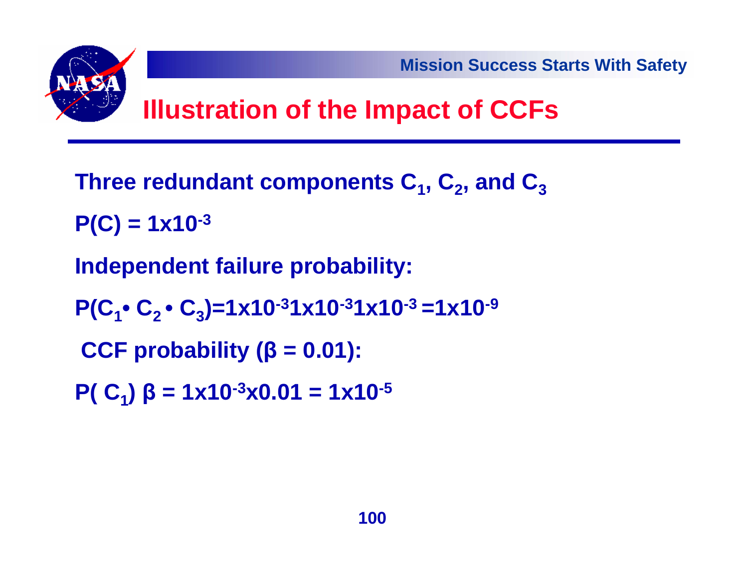# Illustration of the Impact of CCFs

Three redundant components $C_1$, $C_2$, and $C_3$

$P(C) = 1x10^{-3}$

Independent failure probability:

$P(C_1 \bullet C_2 \bullet C_3)=1x10^{-3}1x10^{-3}1x10^{-3} =1x10^{-9}$

CCF probability ($\beta = 0.01$):

$P( C_1)\ \beta = 1x10^{-3}x0.01 = 1x10^{-5}$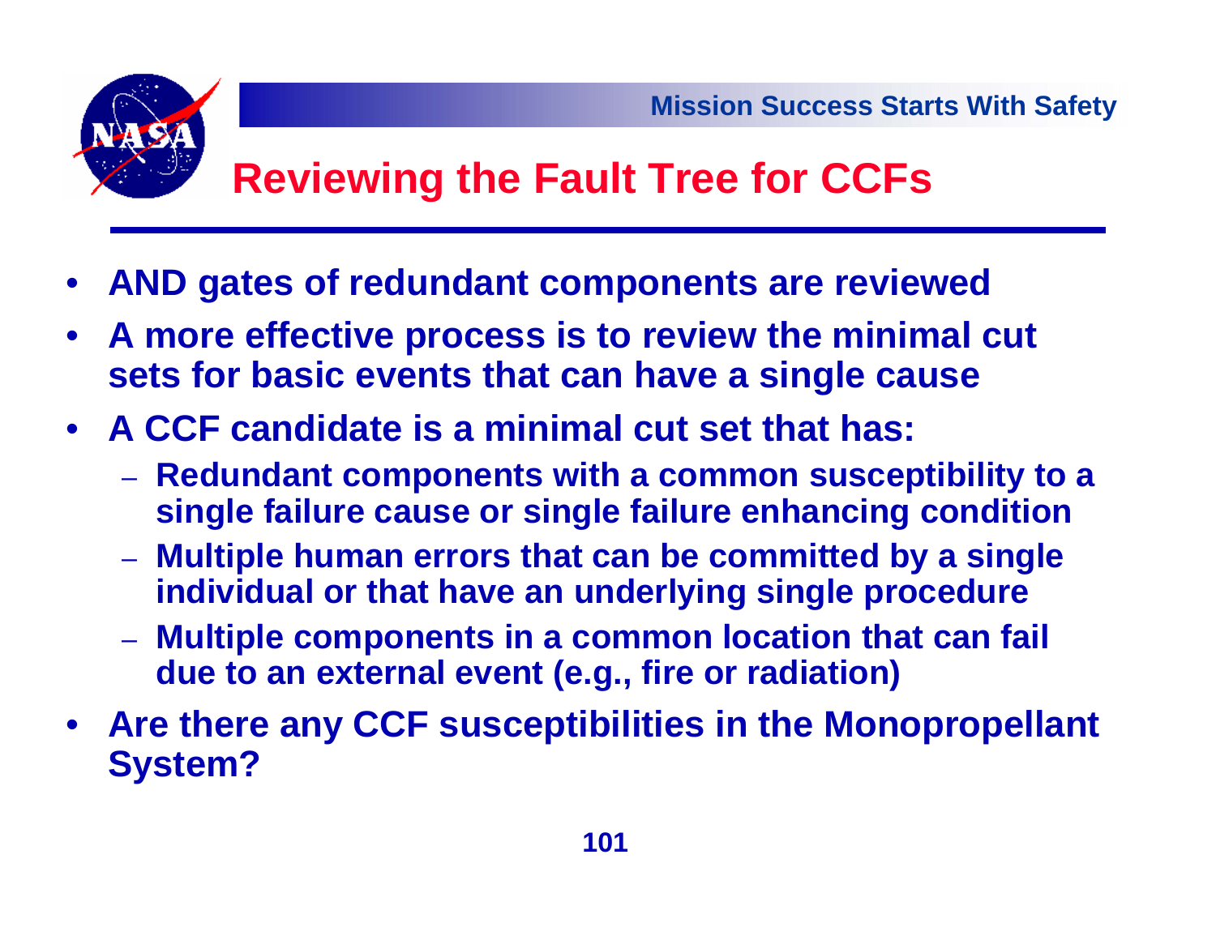# Reviewing the Fault Tree for CCFs

- AND gates of redundant components are reviewed
- A more effective process is to review the minimal cut sets for basic events that can have a single cause
- A CCF candidate is a minimal cut set that has:
  - Redundant components with a common susceptibility to a single failure cause or single failure enhancing condition
  - Multiple human errors that can be committed by a single individual or that have an underlying single procedure
  - Multiple components in a common location that can fail due to an external event (e.g., fire or radiation)
- Are there any CCF susceptibilities in the Monopropellant System?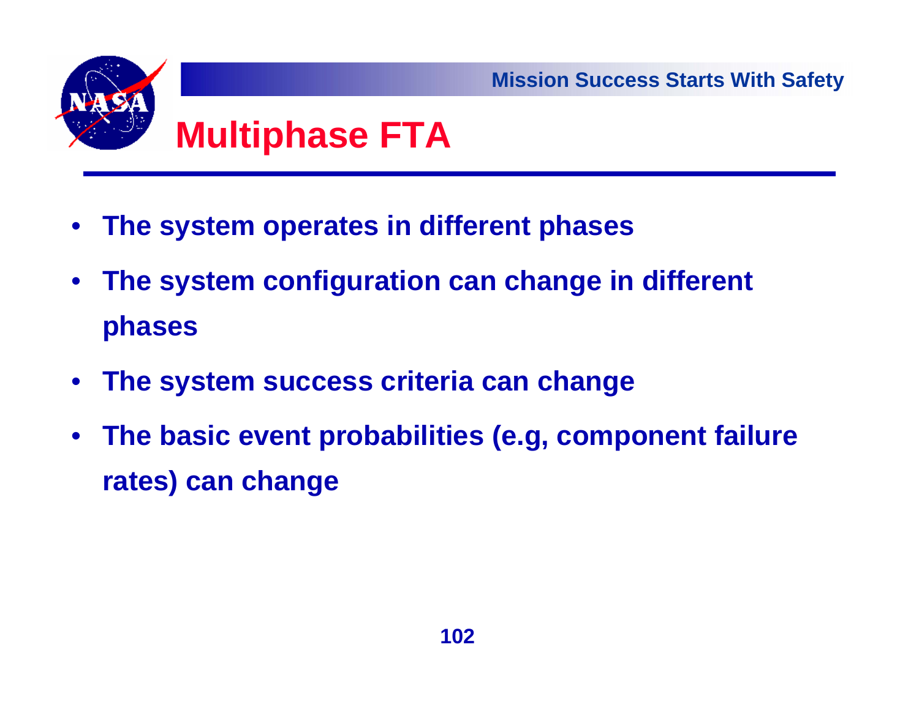# Multiphase FTA

- **The system operates in different phases**
- **The system configuration can change in different phases**
- **The system success criteria can change**
- **The basic event probabilities (e.g, component failure rates) can change**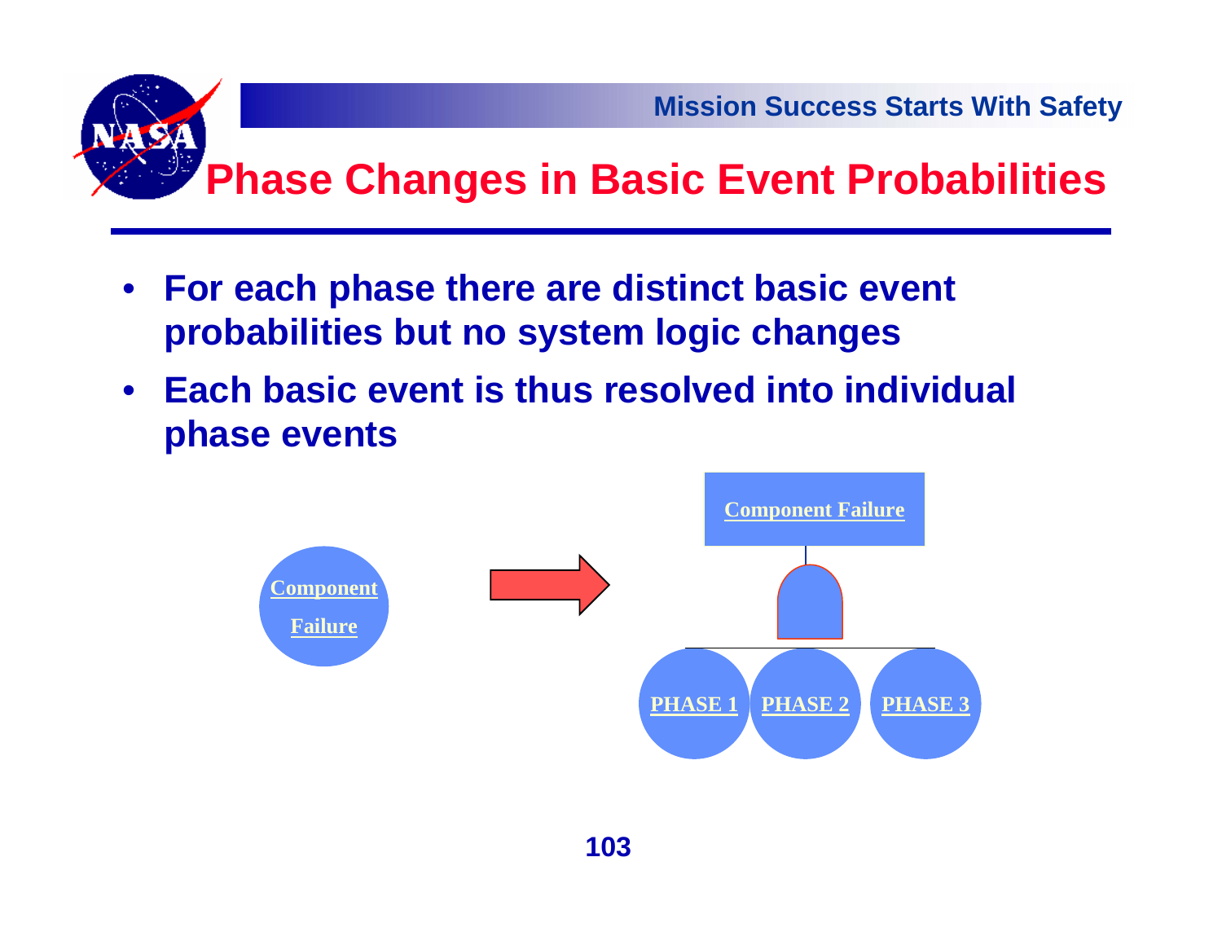# Phase Changes in Basic Event Probabilities

- **For each phase there are distinct basic event probabilities but no system logic changes**
- **Each basic event is thus resolved into individual phase events**

Component Failure

Component Failure

PHASE 1 PHASE 2 PHASE 3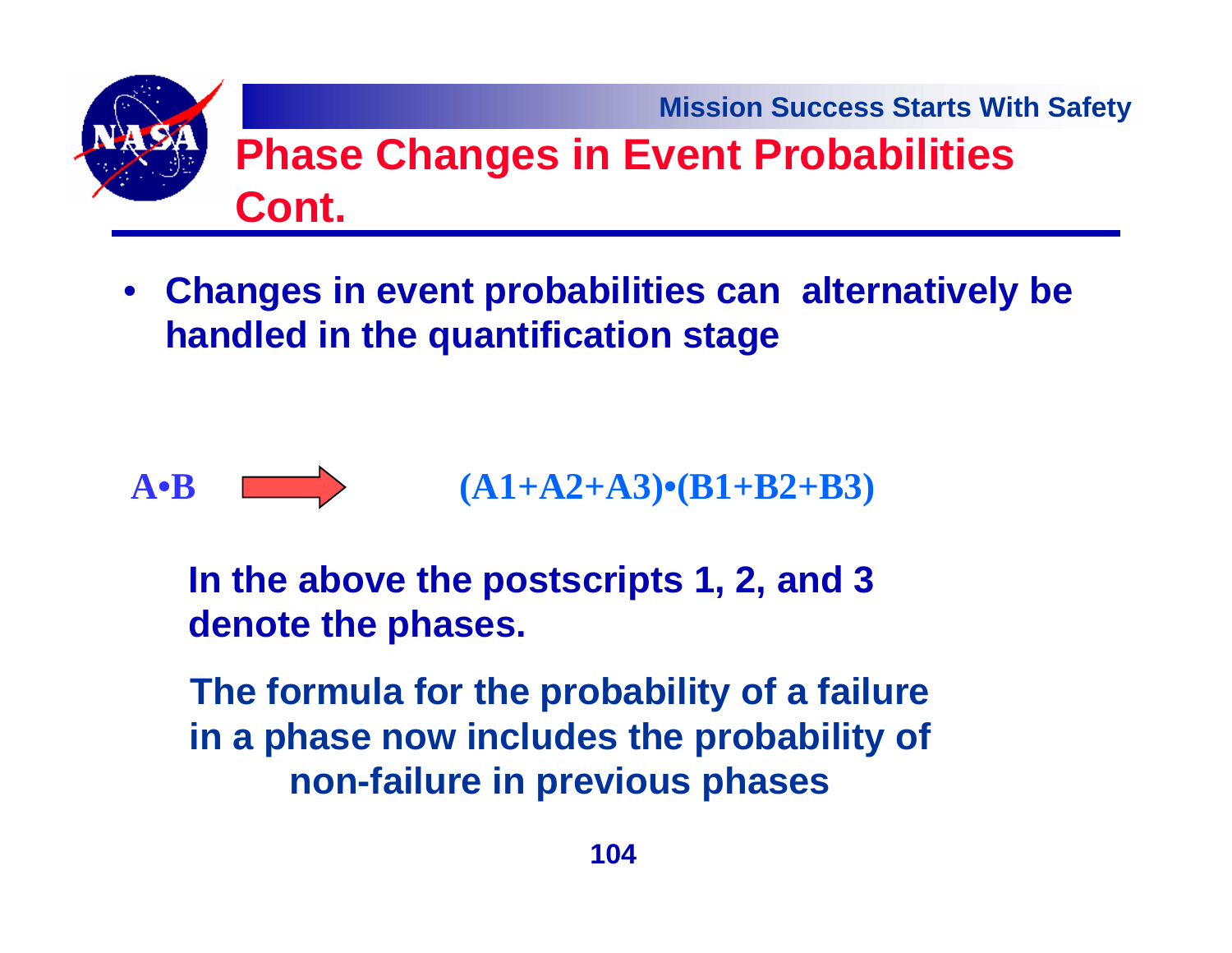# Phase Changes in Event Probabilities Cont.

- **Changes in event probabilities can alternatively be handled in the quantification stage**

$$A \bullet B \Rightarrow (A1+A2+A3)\bullet(B1+B2+B3)$$

**In the above the postscripts 1, 2, and 3 denote the phases.**

**The formula for the probability of a failure in a phase now includes the probability of non-failure in previous phases**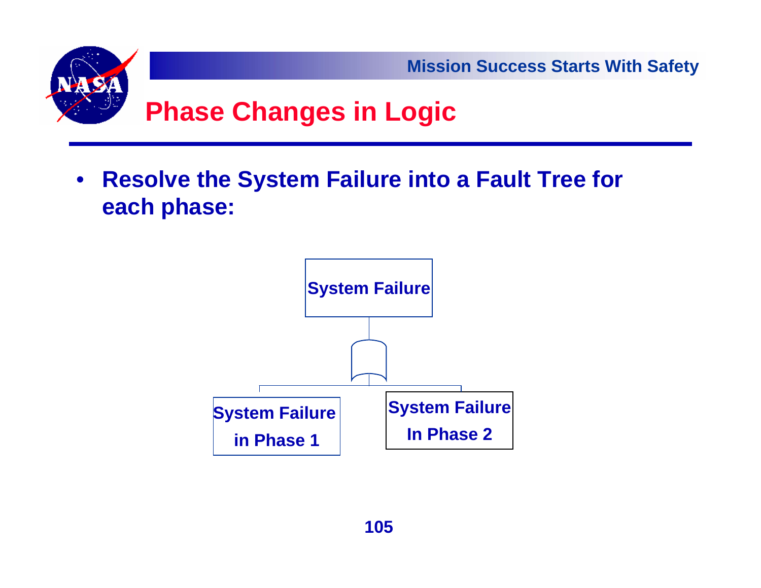# Phase Changes in Logic

- **Resolve the System Failure into a Fault Tree for each phase:**

System Failure

System Failure in Phase 1

System Failure In Phase 2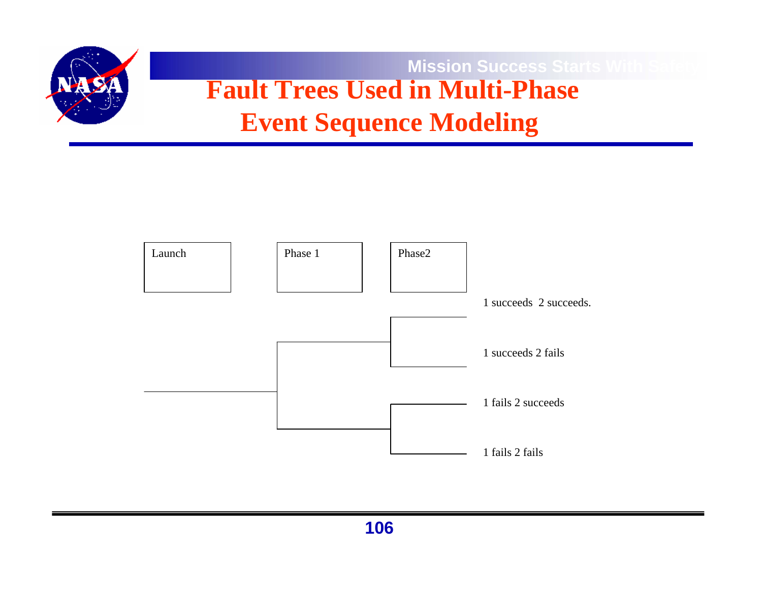# Fault Trees Used in Multi-Phase Event Sequence Modeling

| Launch | Phase 1 | Phase2 | |
|---|---|---|---|
| | | | 1 succeeds 2 succeeds. |
| | | | 1 succeeds 2 fails |
| | | | 1 fails 2 succeeds |
| | | | 1 fails 2 fails |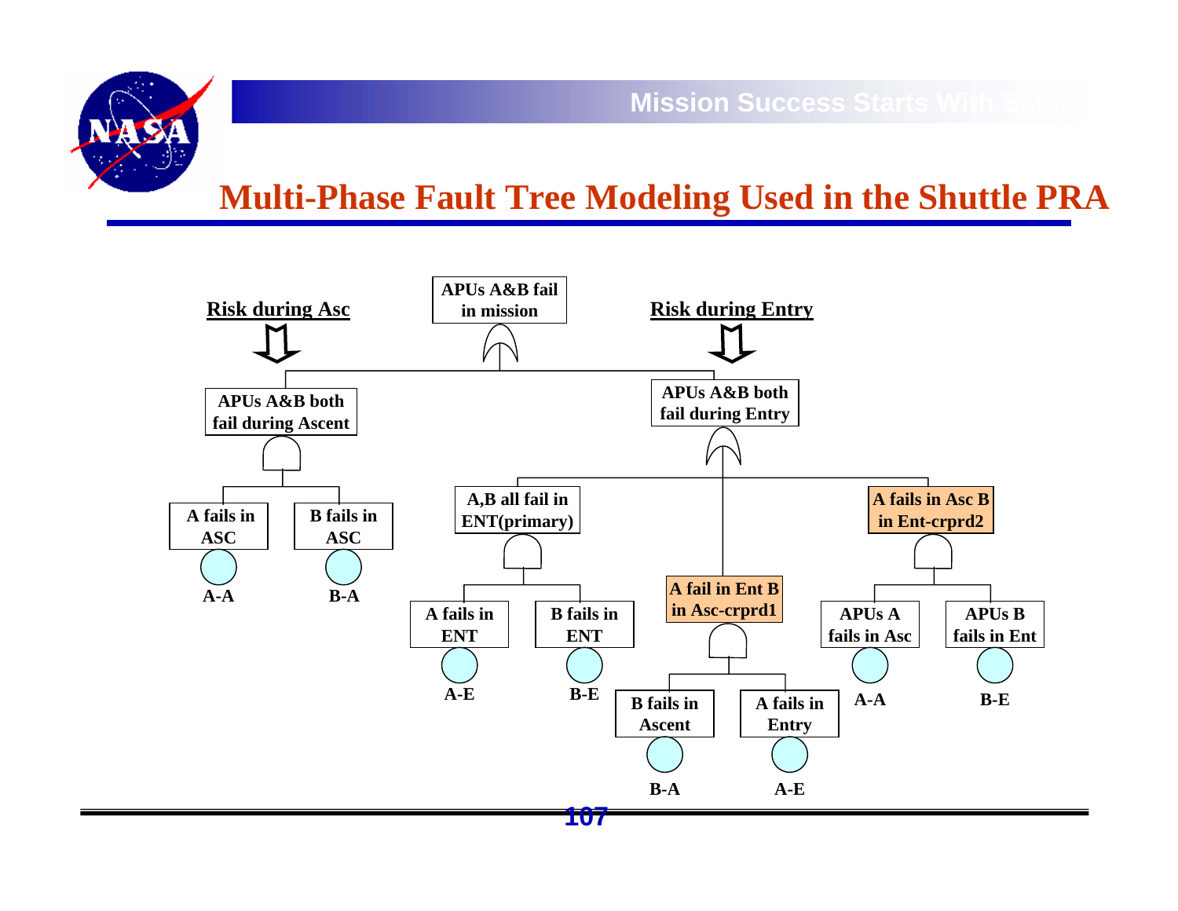# Multi-Phase Fault Tree Modeling Used in the Shuttle PRA

**Risk during Asc**

**Risk during Entry**

**APUs A&B fail in mission**

**APUs A&B both fail during Ascent**

- **A fails in ASC** — A-A
- **B fails in ASC** — B-A

**APUs A&B both fail during Entry**

- **A,B all fail in ENT(primary)**
  - **A fails in ENT** — A-E
  - **B fails in ENT** — B-E
- **A fail in Ent B in Asc-crprd1**
  - **B fails in Ascent** — B-A
  - **A fails in Entry** — A-E
- **A fails in Asc B in Ent-crprd2**
  - **APUs A fails in Asc** — A-A
  - **APUs B fails in Ent** — B-E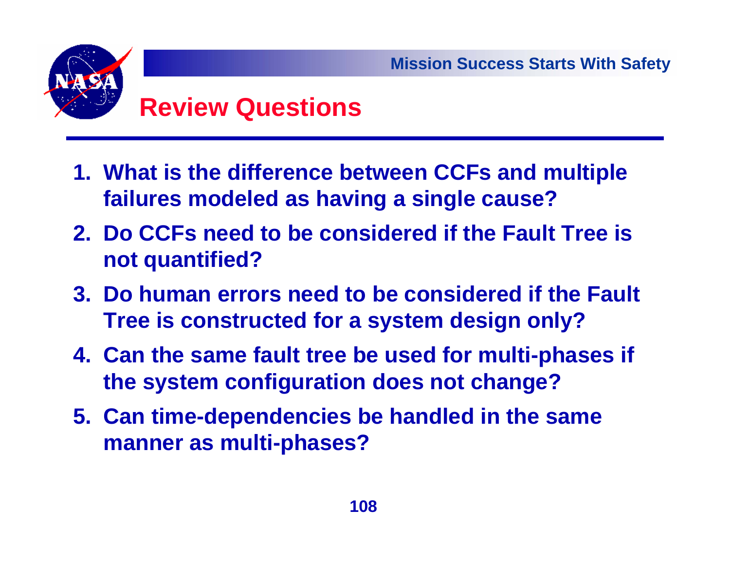# Review Questions

1. What is the difference between CCFs and multiple failures modeled as having a single cause?
2. Do CCFs need to be considered if the Fault Tree is not quantified?
3. Do human errors need to be considered if the Fault Tree is constructed for a system design only?
4. Can the same fault tree be used for multi-phases if the system configuration does not change?
5. Can time-dependencies be handled in the same manner as multi-phases?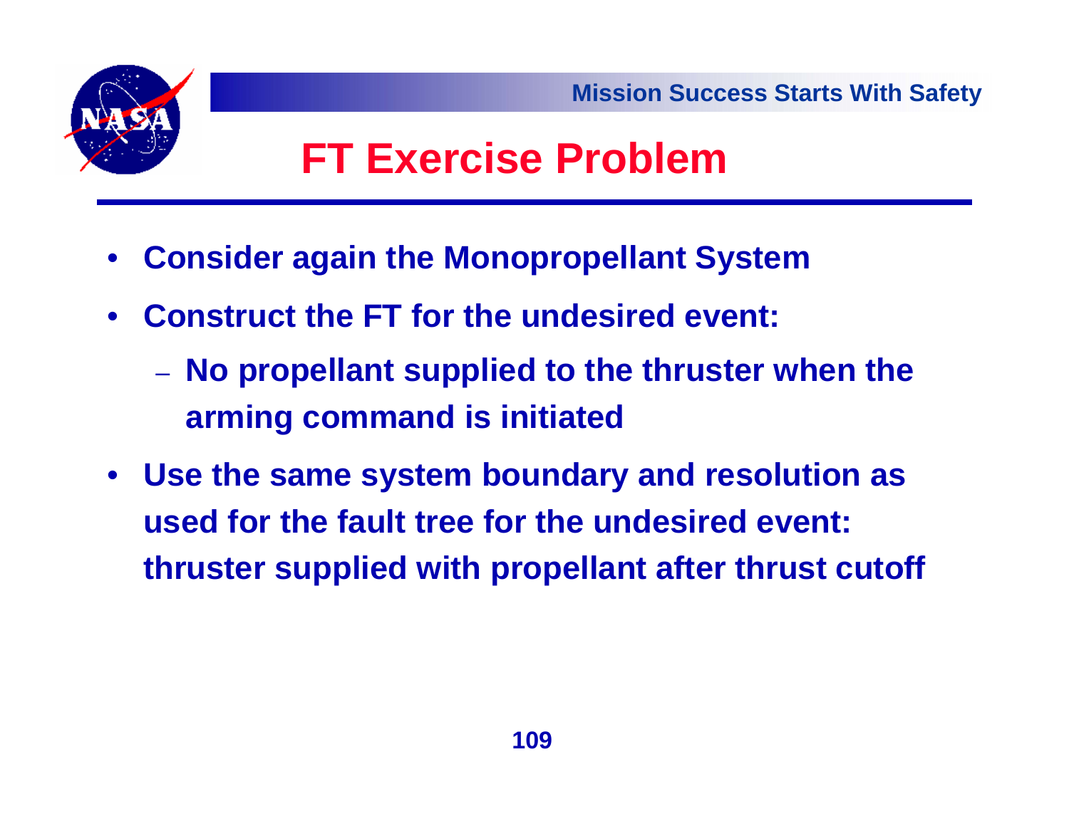# FT Exercise Problem

- Consider again the Monopropellant System
- Construct the FT for the undesired event:
  - No propellant supplied to the thruster when the arming command is initiated
- Use the same system boundary and resolution as used for the fault tree for the undesired event: thruster supplied with propellant after thrust cutoff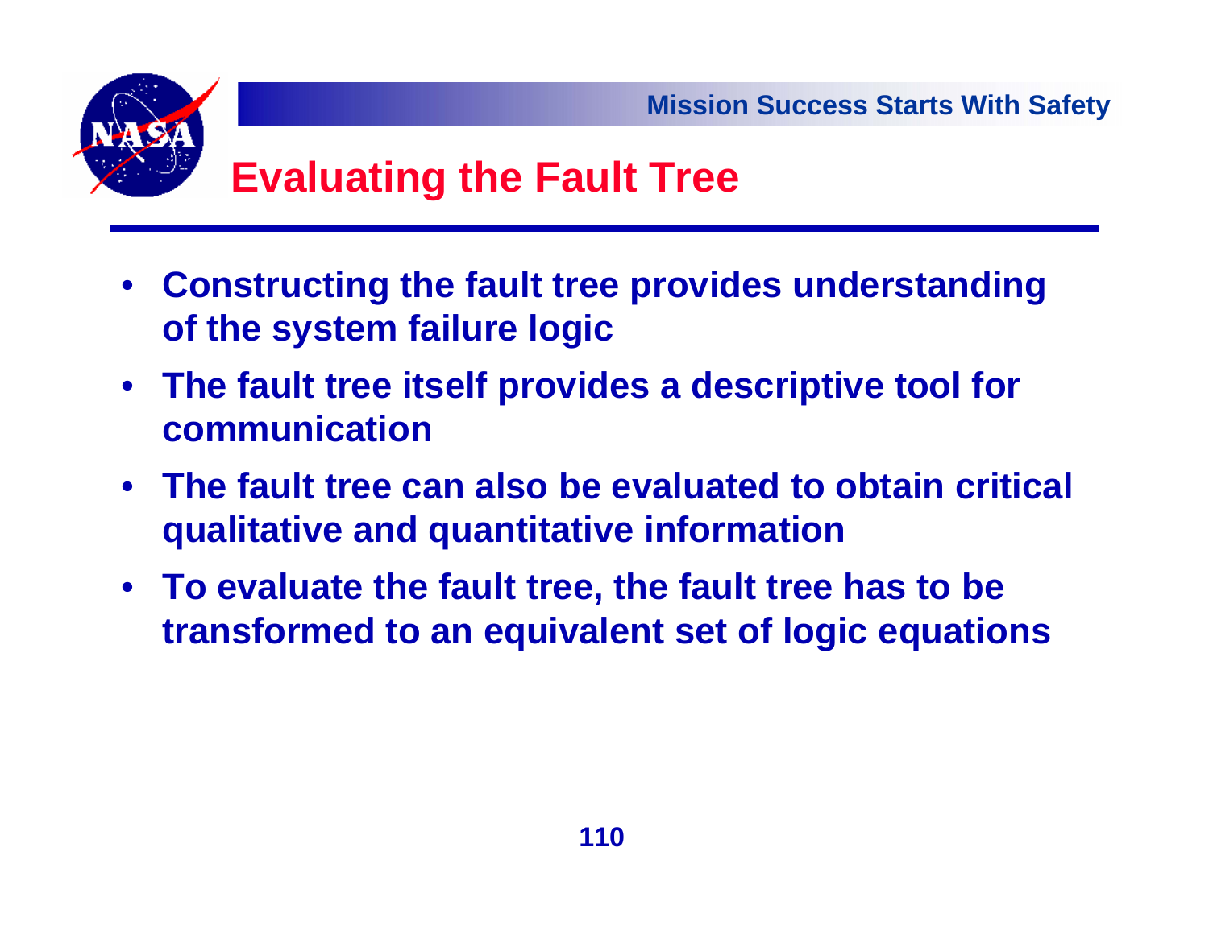# Evaluating the Fault Tree

- **Constructing the fault tree provides understanding of the system failure logic**
- **The fault tree itself provides a descriptive tool for communication**
- **The fault tree can also be evaluated to obtain critical qualitative and quantitative information**
- **To evaluate the fault tree, the fault tree has to be transformed to an equivalent set of logic equations**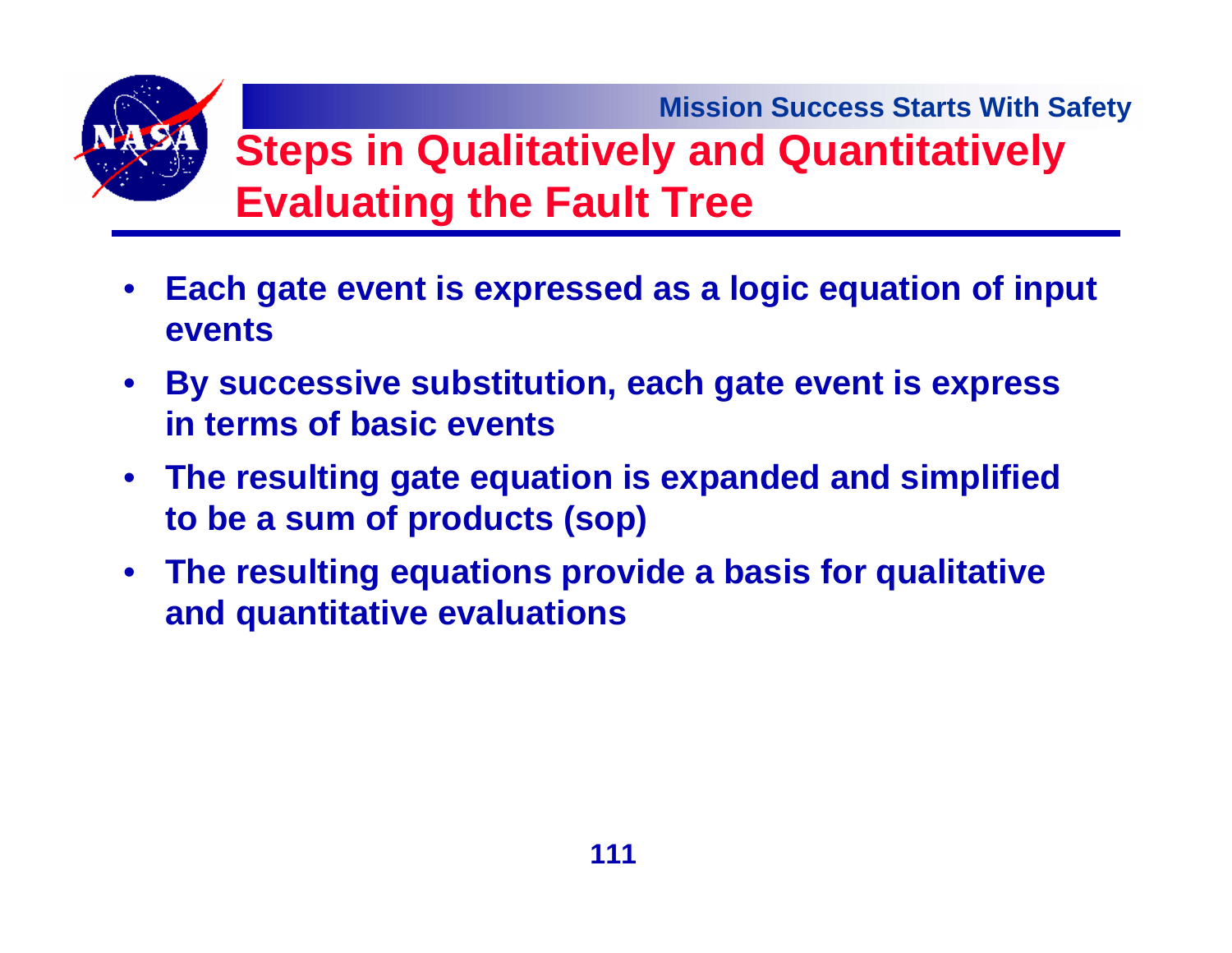# Steps in Qualitatively and Quantitatively Evaluating the Fault Tree

- Each gate event is expressed as a logic equation of input events
- By successive substitution, each gate event is express in terms of basic events
- The resulting gate equation is expanded and simplified to be a sum of products (sop)
- The resulting equations provide a basis for qualitative and quantitative evaluations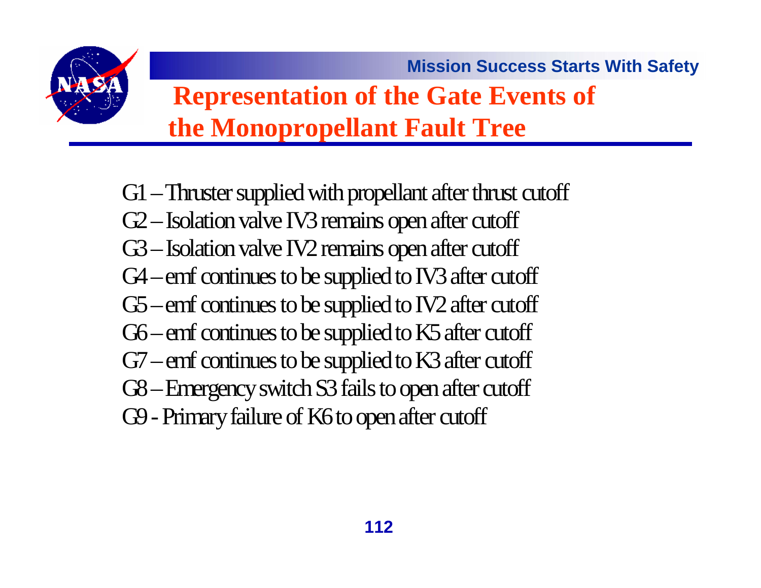## Representation of the Gate Events of the Monopropellant Fault Tree

G1 – Thruster supplied with propellant after thrust cutoff
G2 – Isolation valve IV3 remains open after cutoff
G3 – Isolation valve IV2 remains open after cutoff
G4 – emf continues to be supplied to IV3 after cutoff
G5 – emf continues to be supplied to IV2 after cutoff
G6 – emf continues to be supplied to K5 after cutoff
G7 – emf continues to be supplied to K3 after cutoff
G8 – Emergency switch S3 fails to open after cutoff
G9 - Primary failure of K6 to open after cutoff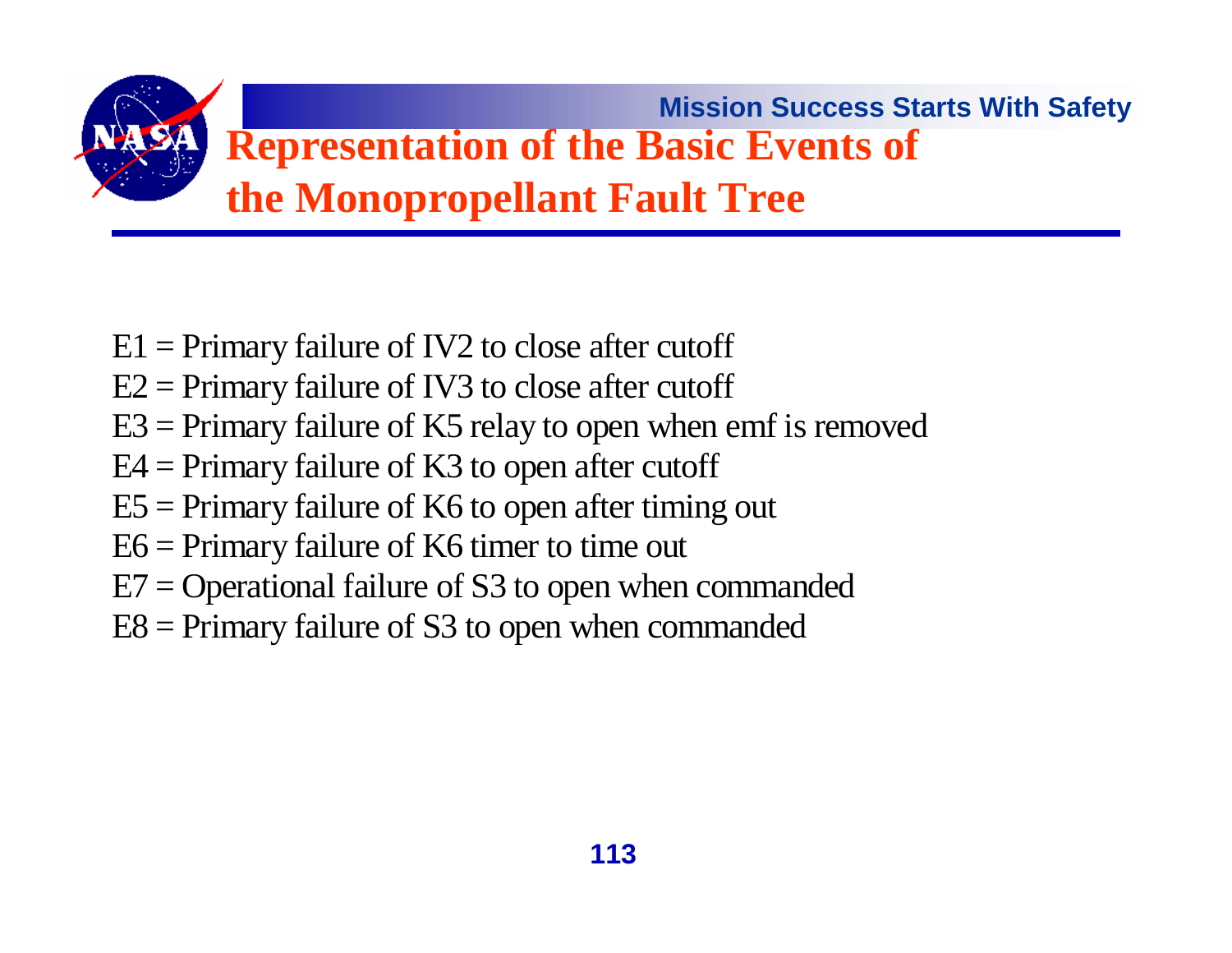# Representation of the Basic Events of the Monopropellant Fault Tree

E1 = Primary failure of IV2 to close after cutoff
E2 = Primary failure of IV3 to close after cutoff
E3 = Primary failure of K5 relay to open when emf is removed
E4 = Primary failure of K3 to open after cutoff
E5 = Primary failure of K6 to open after timing out
E6 = Primary failure of K6 timer to time out
E7 = Operational failure of S3 to open when commanded
E8 = Primary failure of S3 to open when commanded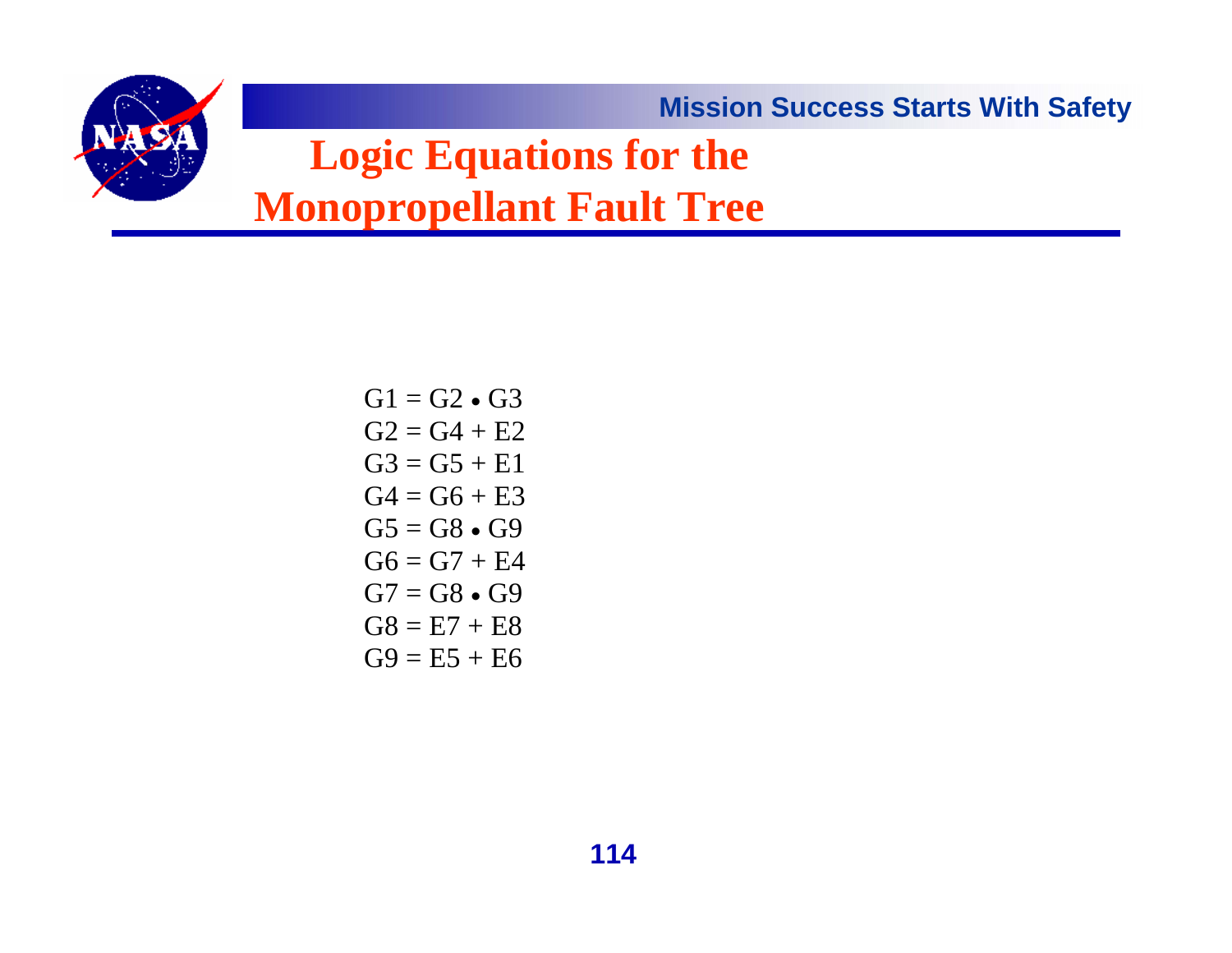# Logic Equations for the Monopropellant Fault Tree

$$
\begin{aligned}
G1 &= G2 \bullet G3 \\
G2 &= G4 + E2 \\
G3 &= G5 + E1 \\
G4 &= G6 + E3 \\
G5 &= G8 \bullet G9 \\
G6 &= G7 + E4 \\
G7 &= G8 \bullet G9 \\
G8 &= E7 + E8 \\
G9 &= E5 + E6
\end{aligned}
$$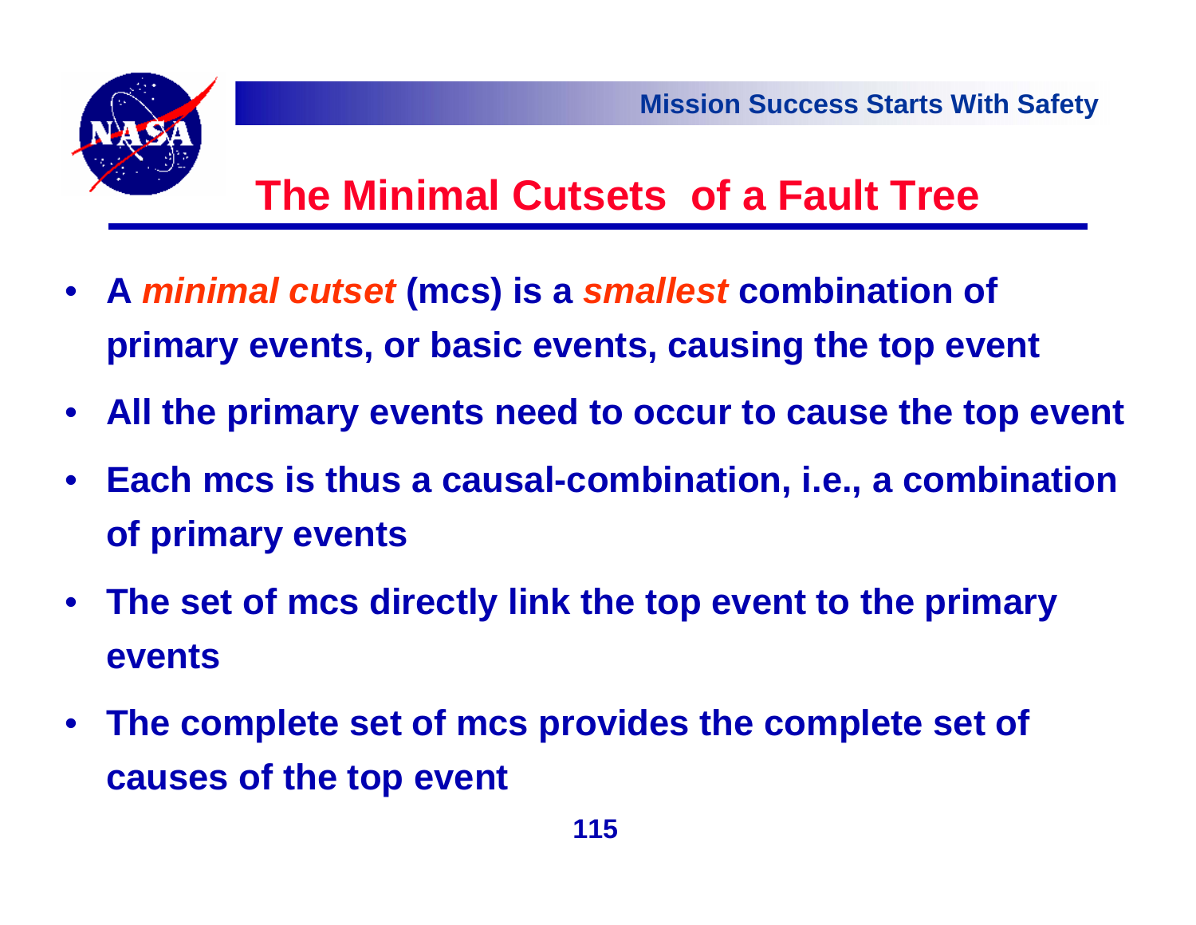# The Minimal Cutsets of a Fault Tree

- A *minimal cutset* (mcs) is a *smallest* combination of primary events, or basic events, causing the top event
- All the primary events need to occur to cause the top event
- Each mcs is thus a causal-combination, i.e., a combination of primary events
- The set of mcs directly link the top event to the primary events
- The complete set of mcs provides the complete set of causes of the top event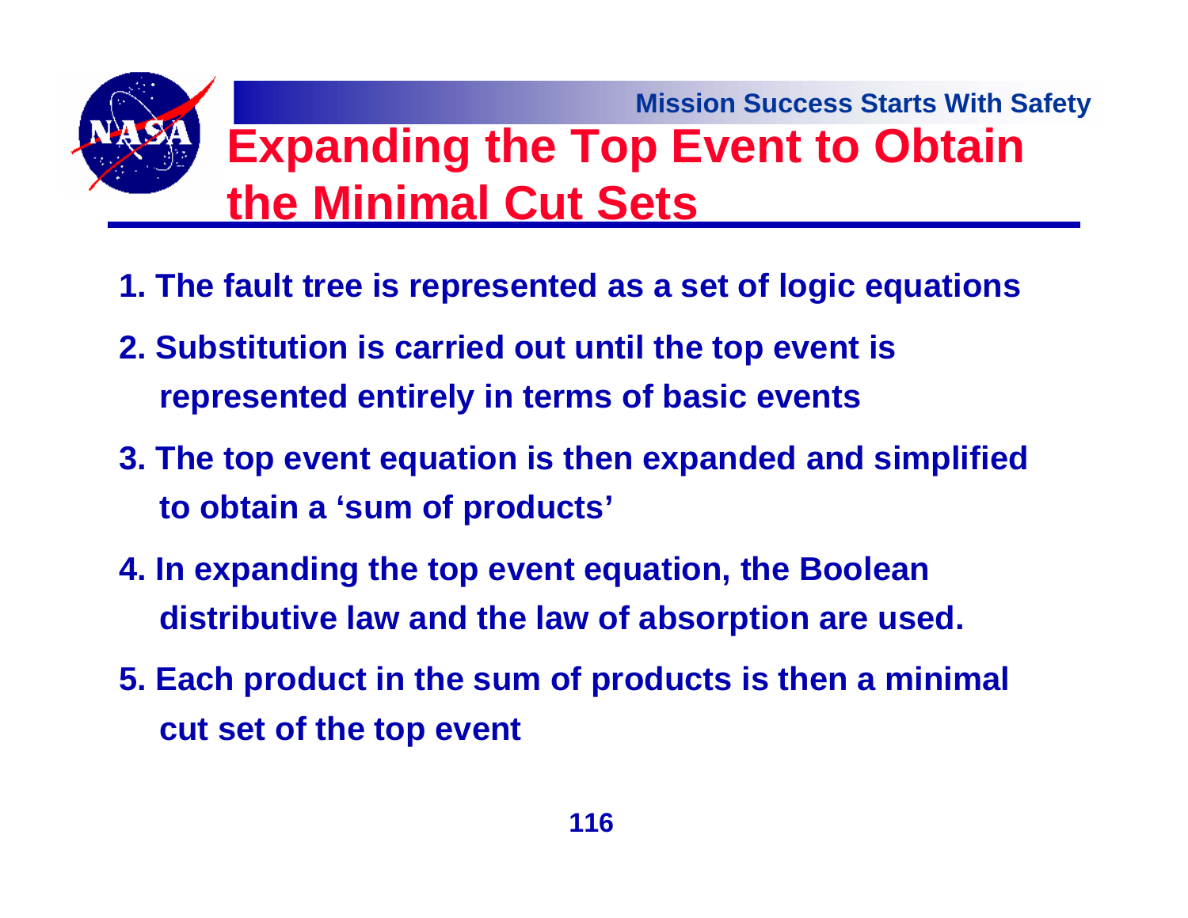# Expanding the Top Event to Obtain the Minimal Cut Sets

1. The fault tree is represented as a set of logic equations
2. Substitution is carried out until the top event is represented entirely in terms of basic events
3. The top event equation is then expanded and simplified to obtain a ‘sum of products’
4. In expanding the top event equation, the Boolean distributive law and the law of absorption are used.
5. Each product in the sum of products is then a minimal cut set of the top event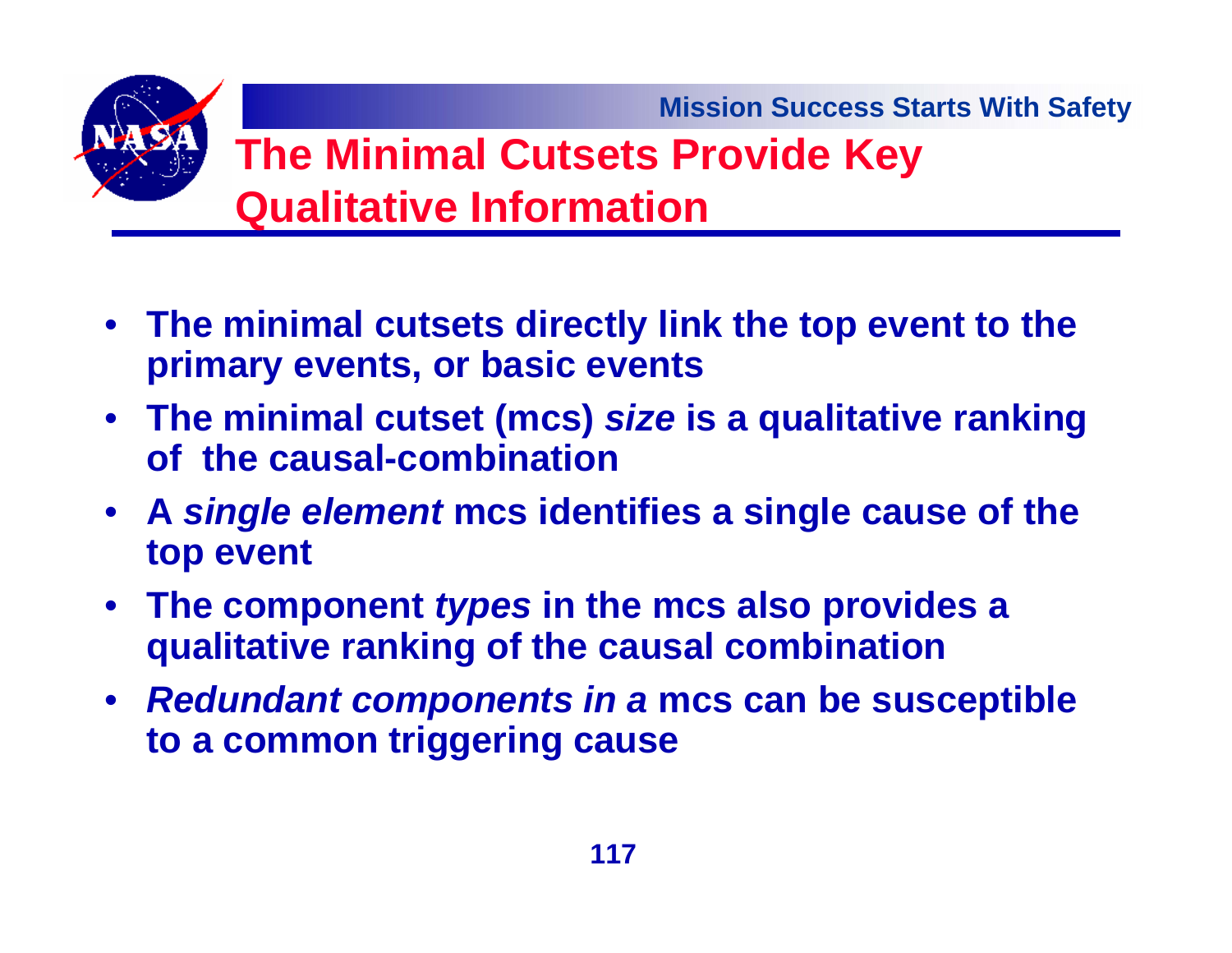# The Minimal Cutsets Provide Key Qualitative Information

- **The minimal cutsets directly link the top event to the primary events, or basic events**
- **The minimal cutset (mcs) *size* is a qualitative ranking of the causal-combination**
- **A *single element* mcs identifies a single cause of the top event**
- **The component *types* in the mcs also provides a qualitative ranking of the causal combination**
- ***Redundant components in a* mcs can be susceptible to a common triggering cause**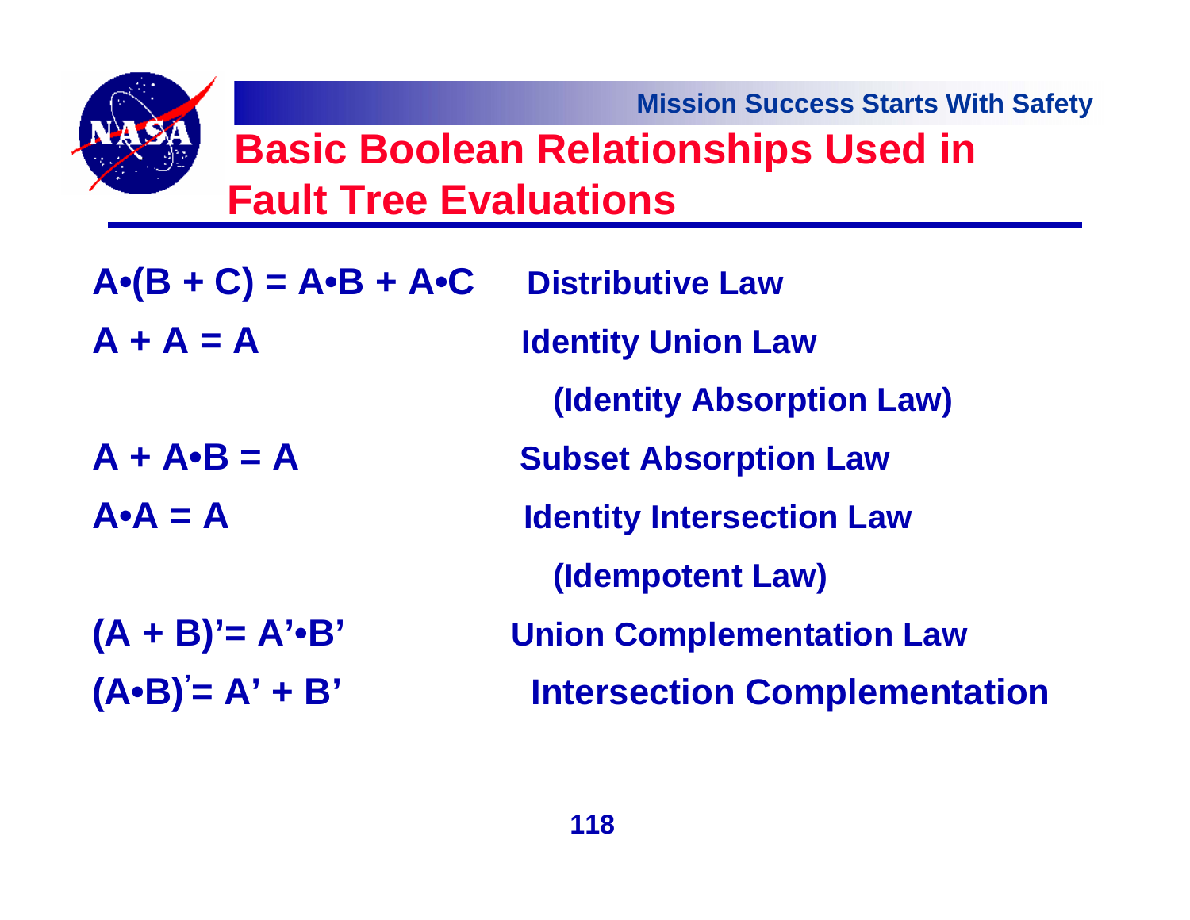# Basic Boolean Relationships Used in Fault Tree Evaluations

| Relationship | Law |
|---|---|
| $A \cdot (B + C) = A \cdot B + A \cdot C$ | Distributive Law |
| $A + A = A$ | Identity Union Law (Identity Absorption Law) |
| $A + A \cdot B = A$ | Subset Absorption Law |
| $A \cdot A = A$ | Identity Intersection Law (Idempotent Law) |
| $(A + B)' = A' \cdot B'$ | Union Complementation Law |
| $(A \cdot B)' = A' + B'$ | Intersection Complementation |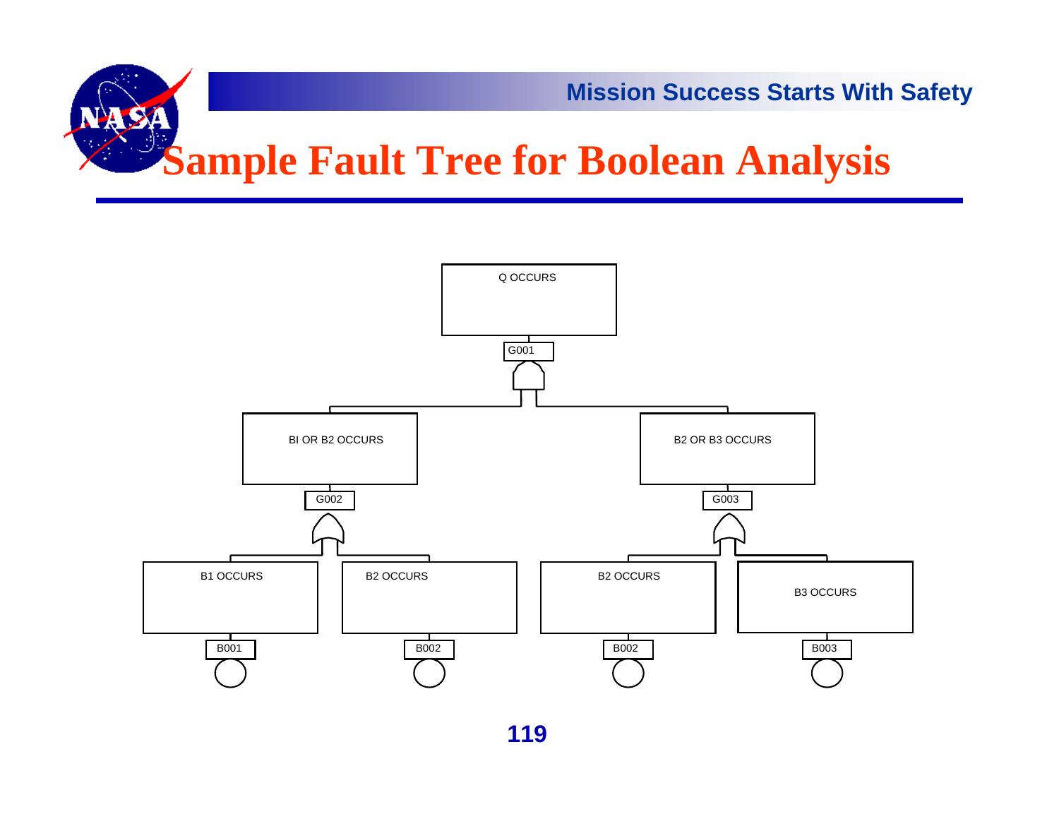# Sample Fault Tree for Boolean Analysis

Q OCCURS

G001

BI OR B2 OCCURS

G002

B2 OR B3 OCCURS

G003

B1 OCCURS

B001

B2 OCCURS

B002

B2 OCCURS

B002

B3 OCCURS

B003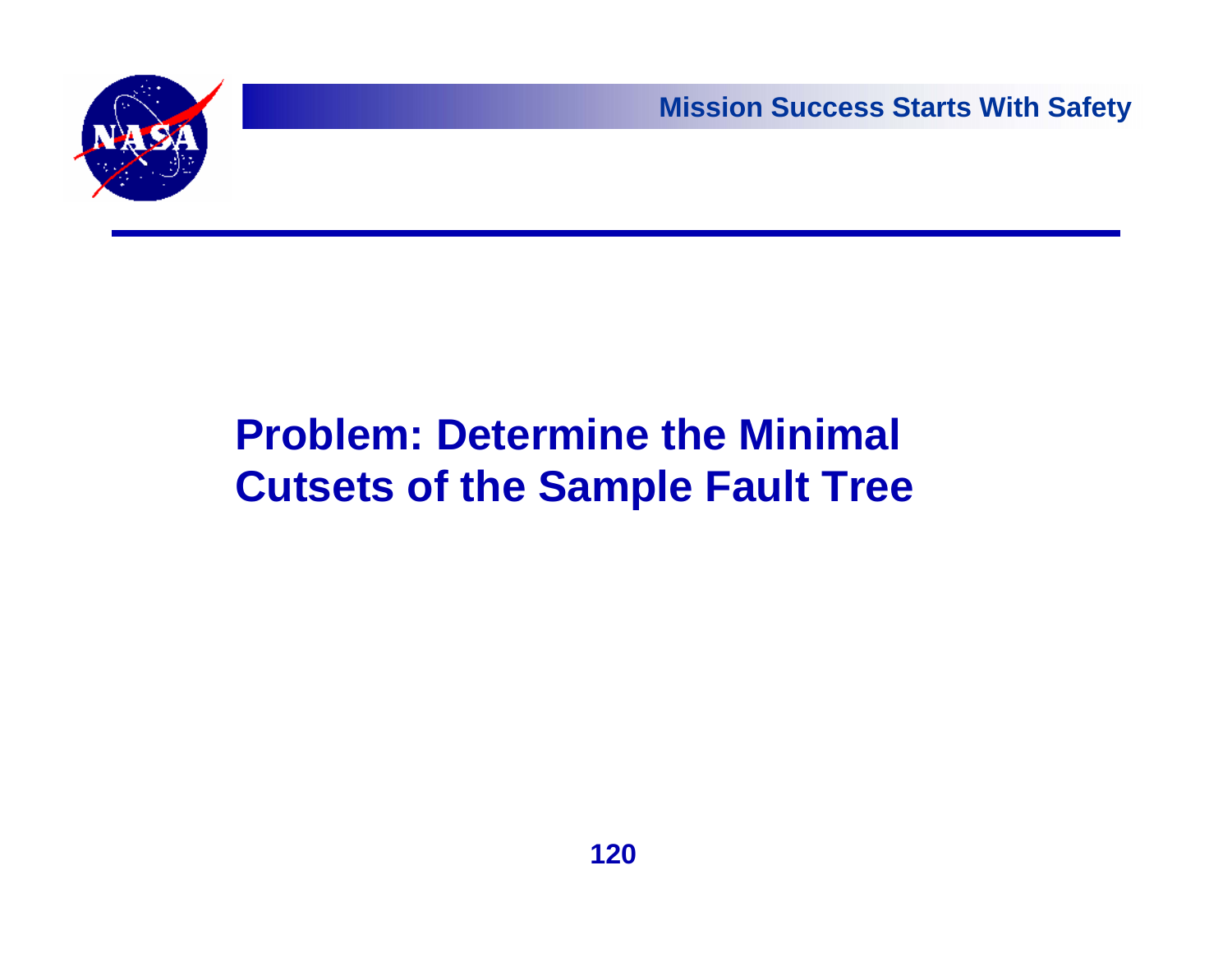# Problem: Determine the Minimal Cutsets of the Sample Fault Tree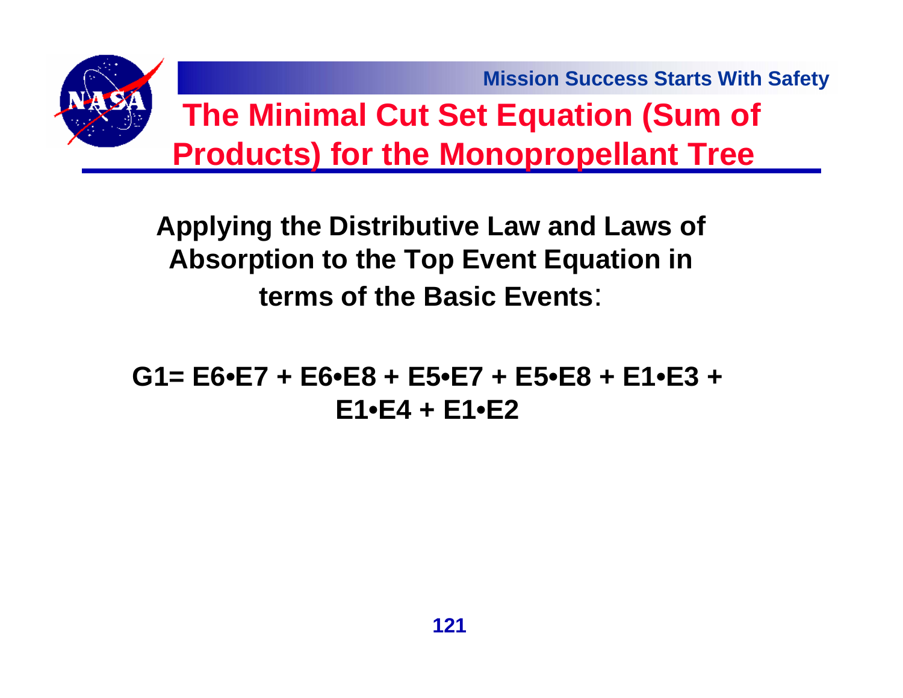# The Minimal Cut Set Equation (Sum of Products) for the Monopropellant Tree

**Applying the Distributive Law and Laws of Absorption to the Top Event Equation in terms of the Basic Events:**

$$G1 = E6 \bullet E7 + E6 \bullet E8 + E5 \bullet E7 + E5 \bullet E8 + E1 \bullet E3 + E1 \bullet E4 + E1 \bullet E2$$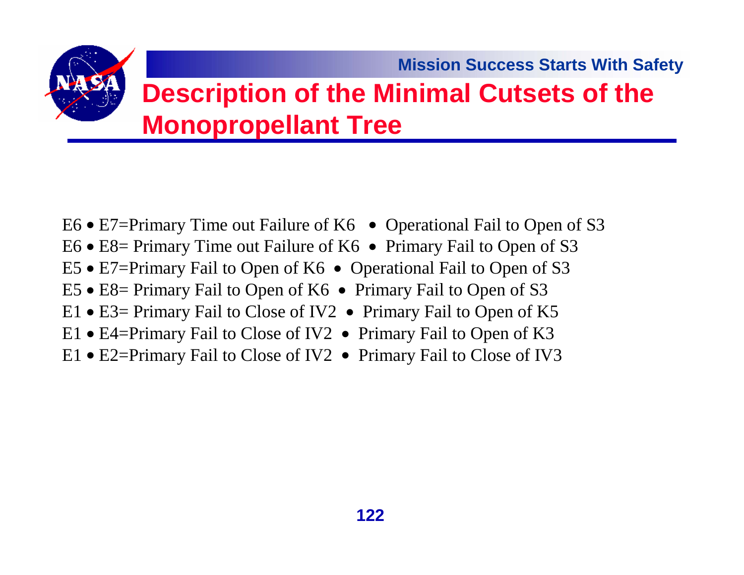# Description of the Minimal Cutsets of the Monopropellant Tree

E6 • E7=Primary Time out Failure of K6 • Operational Fail to Open of S3
E6 • E8= Primary Time out Failure of K6 • Primary Fail to Open of S3
E5 • E7=Primary Fail to Open of K6 • Operational Fail to Open of S3
E5 • E8= Primary Fail to Open of K6 • Primary Fail to Open of S3
E1 • E3= Primary Fail to Close of IV2 • Primary Fail to Open of K5
E1 • E4=Primary Fail to Close of IV2 • Primary Fail to Open of K3
E1 • E2=Primary Fail to Close of IV2 • Primary Fail to Close of IV3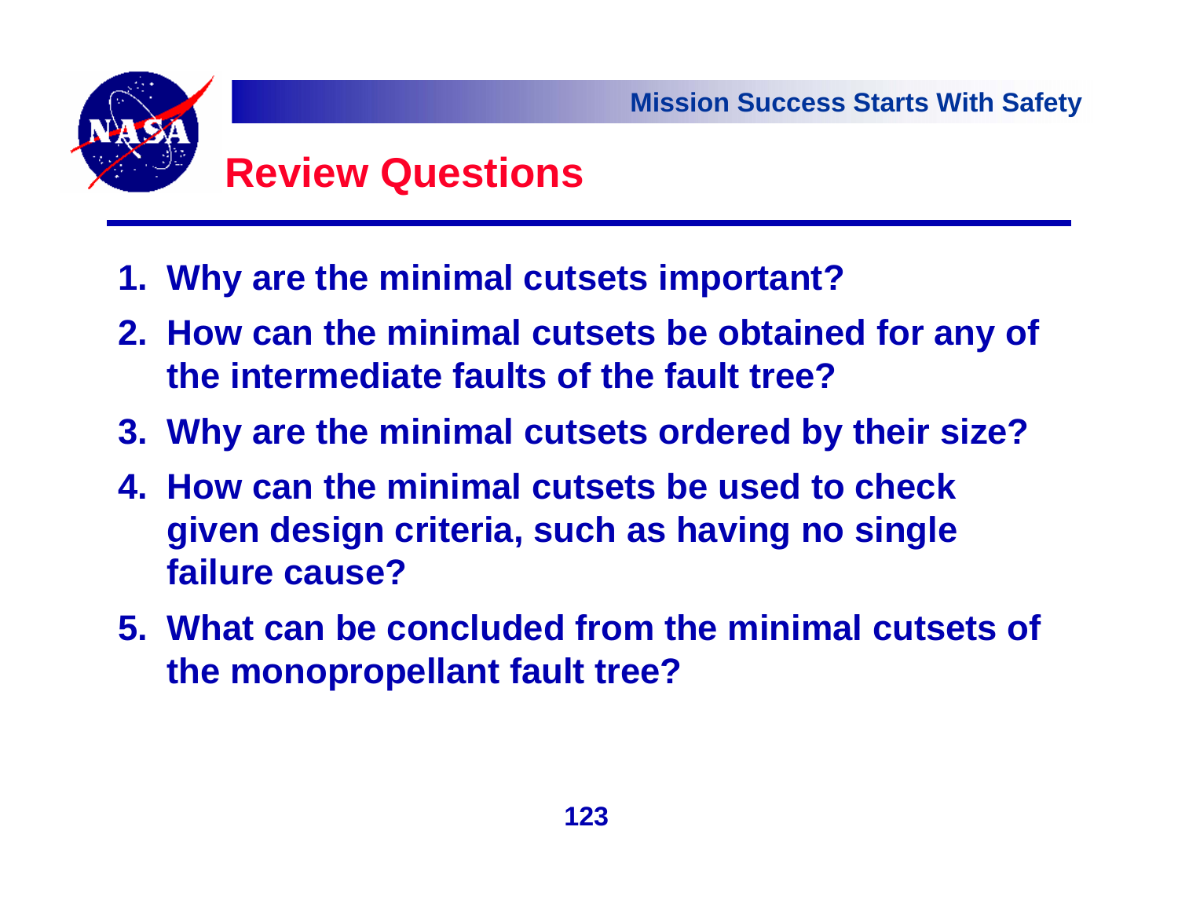# Review Questions

1. Why are the minimal cutsets important?
2. How can the minimal cutsets be obtained for any of the intermediate faults of the fault tree?
3. Why are the minimal cutsets ordered by their size?
4. How can the minimal cutsets be used to check given design criteria, such as having no single failure cause?
5. What can be concluded from the minimal cutsets of the monopropellant fault tree?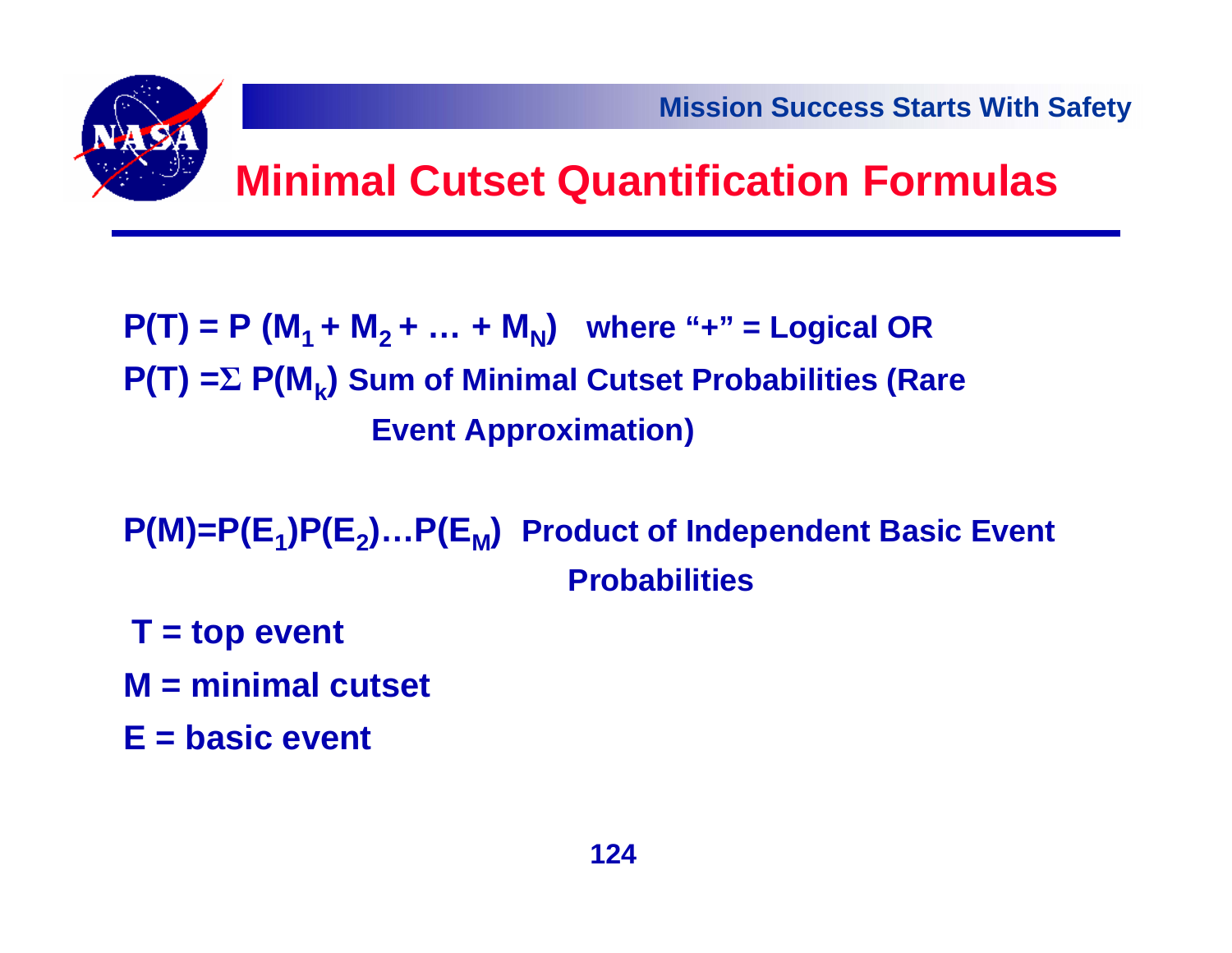# Minimal Cutset Quantification Formulas

$P(T) = P(M_1 + M_2 + \ldots + M_N)$ where "+" = Logical OR

$P(T) = \Sigma P(M_k)$ Sum of Minimal Cutset Probabilities (Rare Event Approximation)

$P(M)=P(E_1)P(E_2)\ldots P(E_M)$ Product of Independent Basic Event Probabilities

T = top event

M = minimal cutset

E = basic event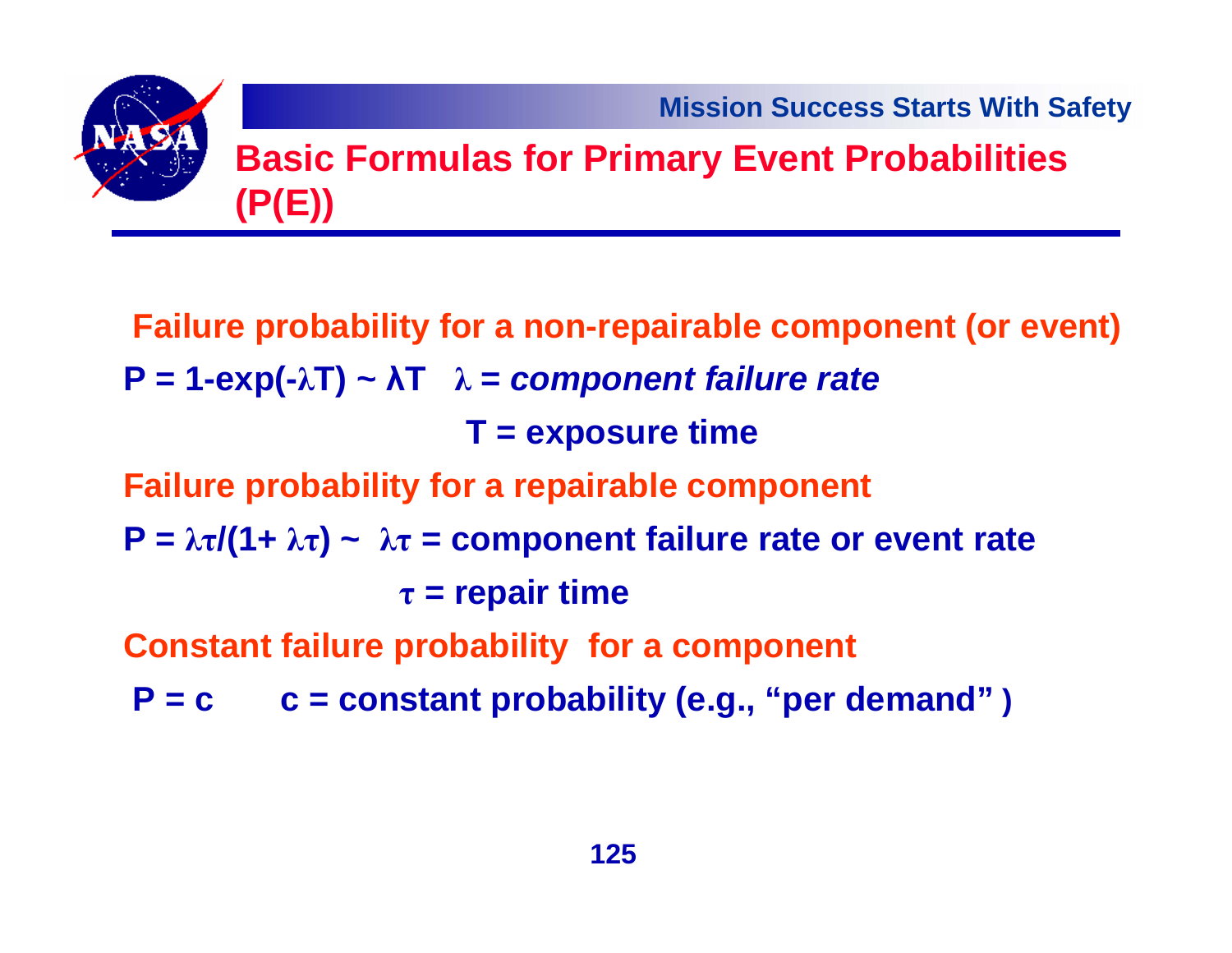# Basic Formulas for Primary Event Probabilities (P(E))

**Failure probability for a non-repairable component (or event)**

$P = 1 - \exp(-\lambda T) \sim \lambda T$ $\lambda$ = *component failure rate*

T = exposure time

**Failure probability for a repairable component**

$P = \lambda\tau/(1 + \lambda\tau) \sim \lambda\tau$ = component failure rate or event rate

$\tau$ = repair time

**Constant failure probability for a component**

$P = c$ c = constant probability (e.g., "per demand")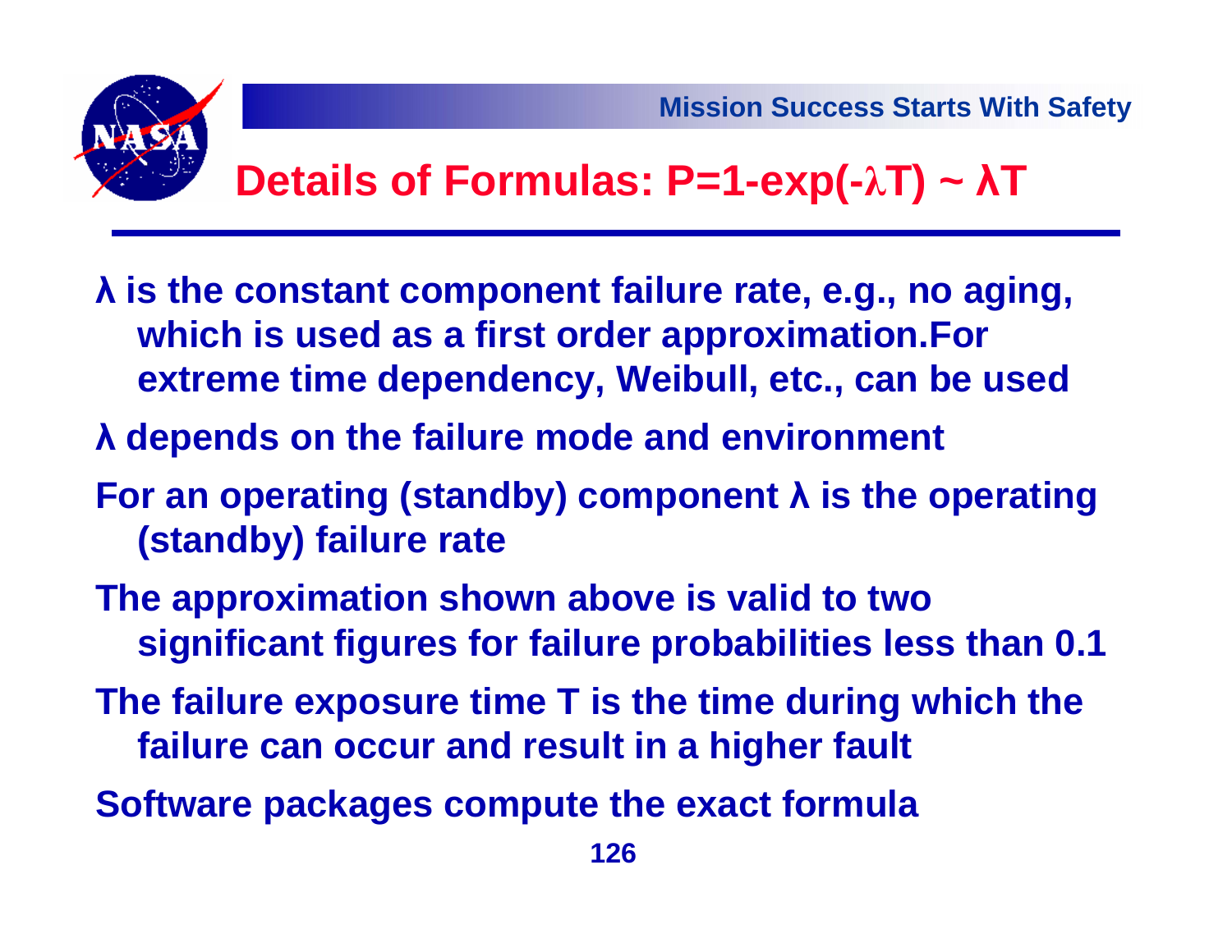# Details of Formulas: $P=1-\exp(-\lambda T) \sim \lambda T$

- $\lambda$ is the constant component failure rate, e.g., no aging, which is used as a first order approximation.For extreme time dependency, Weibull, etc., can be used
- $\lambda$ depends on the failure mode and environment
- For an operating (standby) component $\lambda$ is the operating (standby) failure rate
- The approximation shown above is valid to two significant figures for failure probabilities less than 0.1
- The failure exposure time T is the time during which the failure can occur and result in a higher fault
- Software packages compute the exact formula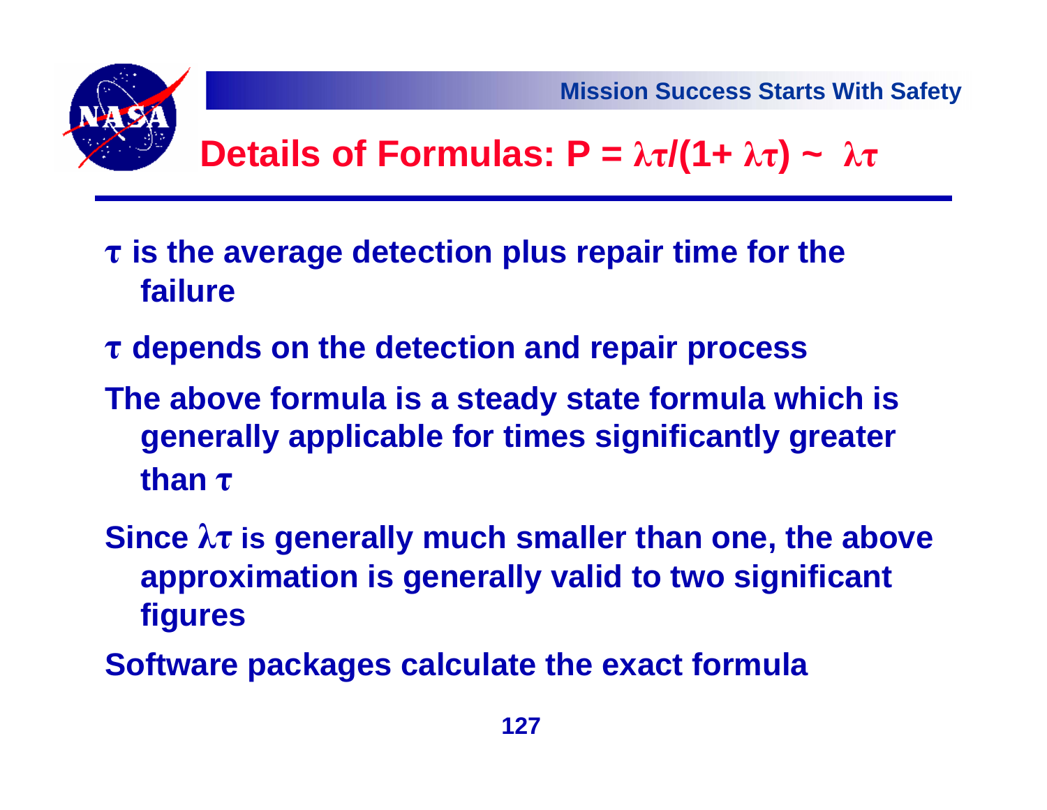# Details of Formulas: $P = \lambda\tau/(1+ \lambda\tau) \sim \lambda\tau$

- $\tau$ is the average detection plus repair time for the failure
- $\tau$ depends on the detection and repair process
- The above formula is a steady state formula which is generally applicable for times significantly greater than $\tau$
- Since $\lambda\tau$ is generally much smaller than one, the above approximation is generally valid to two significant figures
- Software packages calculate the exact formula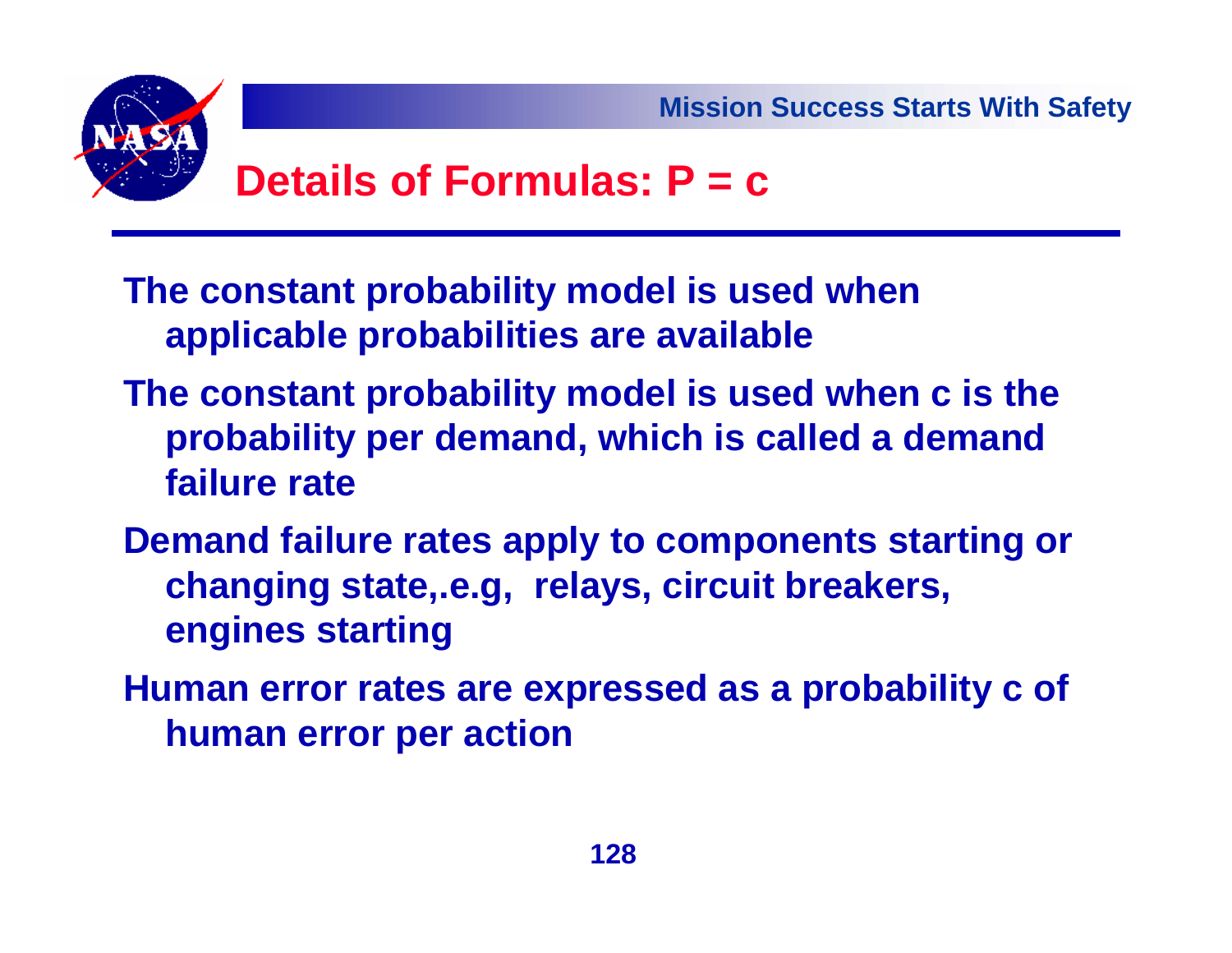# Details of Formulas: $P = c$

The constant probability model is used when applicable probabilities are available

The constant probability model is used when c is the probability per demand, which is called a demand failure rate

Demand failure rates apply to components starting or changing state,.e.g, relays, circuit breakers, engines starting

Human error rates are expressed as a probability c of human error per action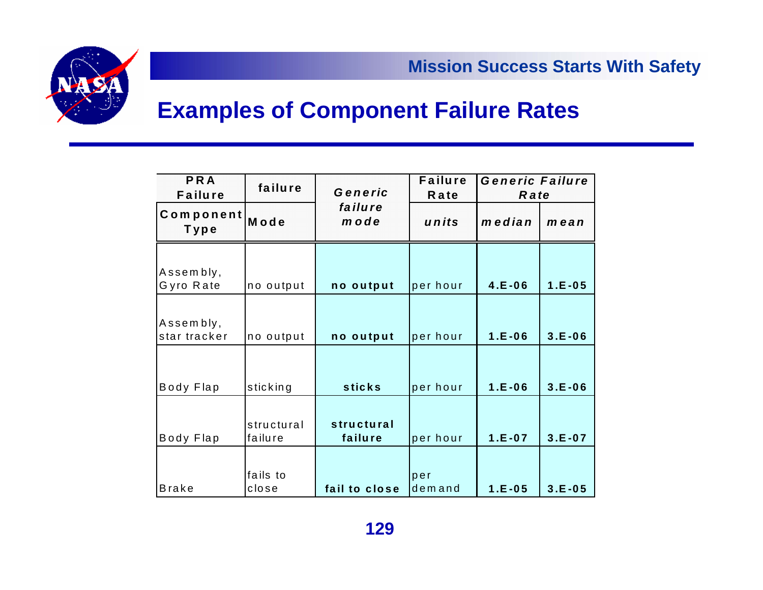## Examples of Component Failure Rates

| PRA Failure Component Type | failure Mode | Generic failure mode | Failure Rate units | Generic Failure Rate median | mean |
|---|---|---|---|---|---|
| Assembly, Gyro Rate | no output | **no output** | per hour | **4.E-06** | **1.E-05** |
| Assembly, star tracker | no output | **no output** | per hour | **1.E-06** | **3.E-06** |
| Body Flap | sticking | **sticks** | per hour | **1.E-06** | **3.E-06** |
| Body Flap | structural failure | **structural failure** | per hour | **1.E-07** | **3.E-07** |
| Brake | fails to close | **fail to close** | per demand | **1.E-05** | **3.E-05** |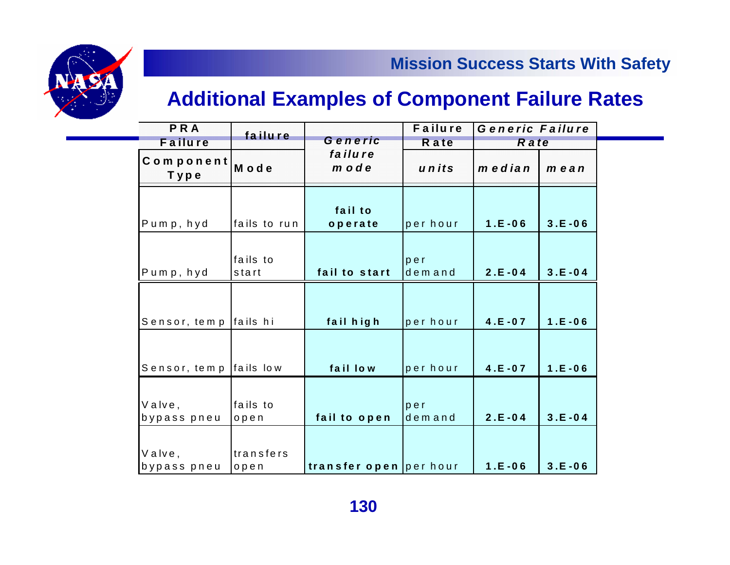## Additional Examples of Component Failure Rates

| PRA Failure Component Type | failure Mode | Generic failure mode | Failure Rate units | Generic Failure Rate median | mean |
|---|---|---|---|---|---|
| Pump, hyd | fails to run | fail to operate | per hour | 1.E-06 | 3.E-06 |
| Pump, hyd | fails to start | fail to start | per demand | 2.E-04 | 3.E-04 |
| Sensor, temp | fails hi | fail high | per hour | 4.E-07 | 1.E-06 |
| Sensor, temp | fails low | fail low | per hour | 4.E-07 | 1.E-06 |
| Valve, bypass pneu | fails to open | fail to open | per demand | 2.E-04 | 3.E-04 |
| Valve, bypass pneu | transfers open | transfer open | per hour | 1.E-06 | 3.E-06 |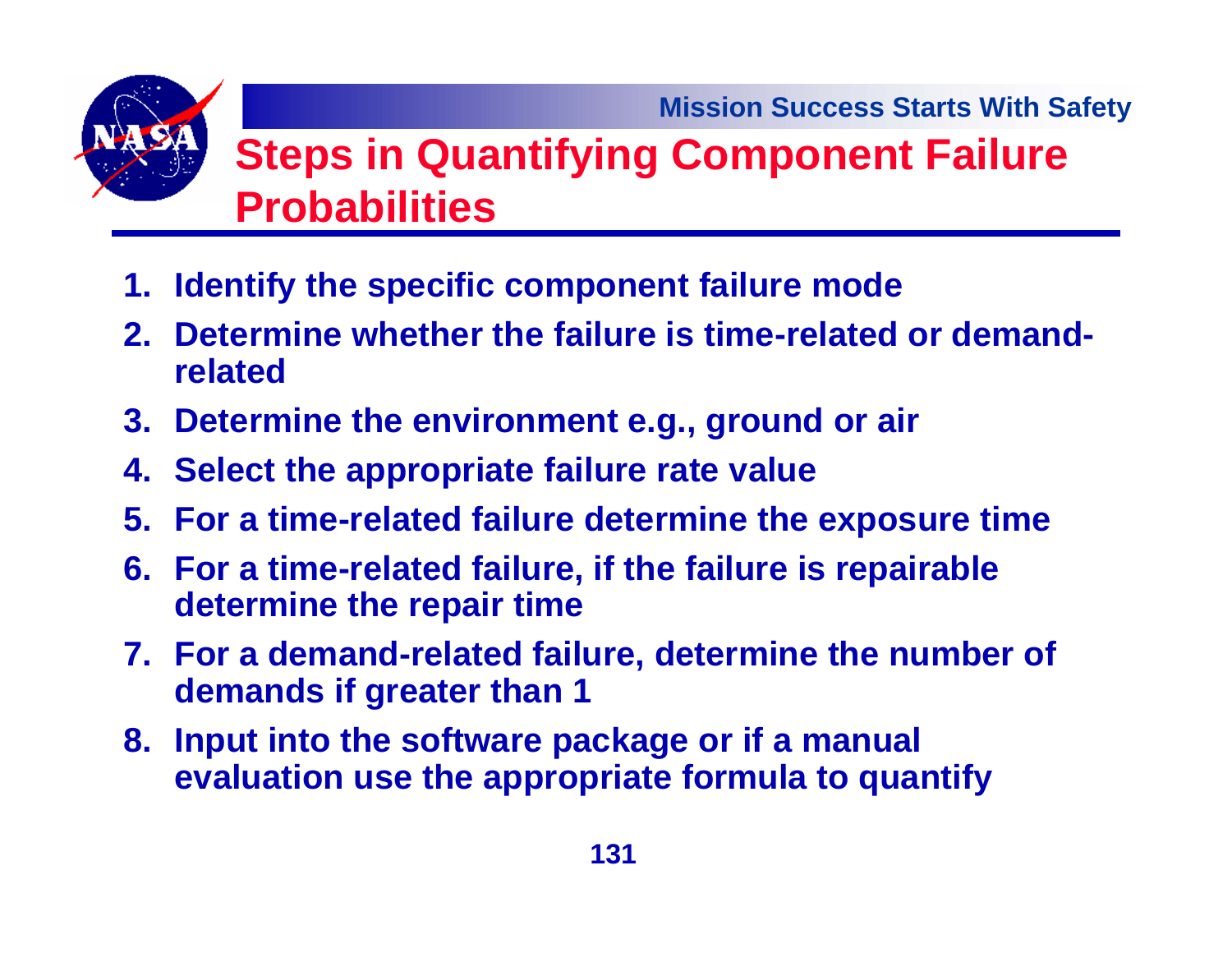# Steps in Quantifying Component Failure Probabilities

1. **Identify the specific component failure mode**
2. **Determine whether the failure is time-related or demand-related**
3. **Determine the environment e.g., ground or air**
4. **Select the appropriate failure rate value**
5. **For a time-related failure determine the exposure time**
6. **For a time-related failure, if the failure is repairable determine the repair time**
7. **For a demand-related failure, determine the number of demands if greater than 1**
8. **Input into the software package or if a manual evaluation use the appropriate formula to quantify**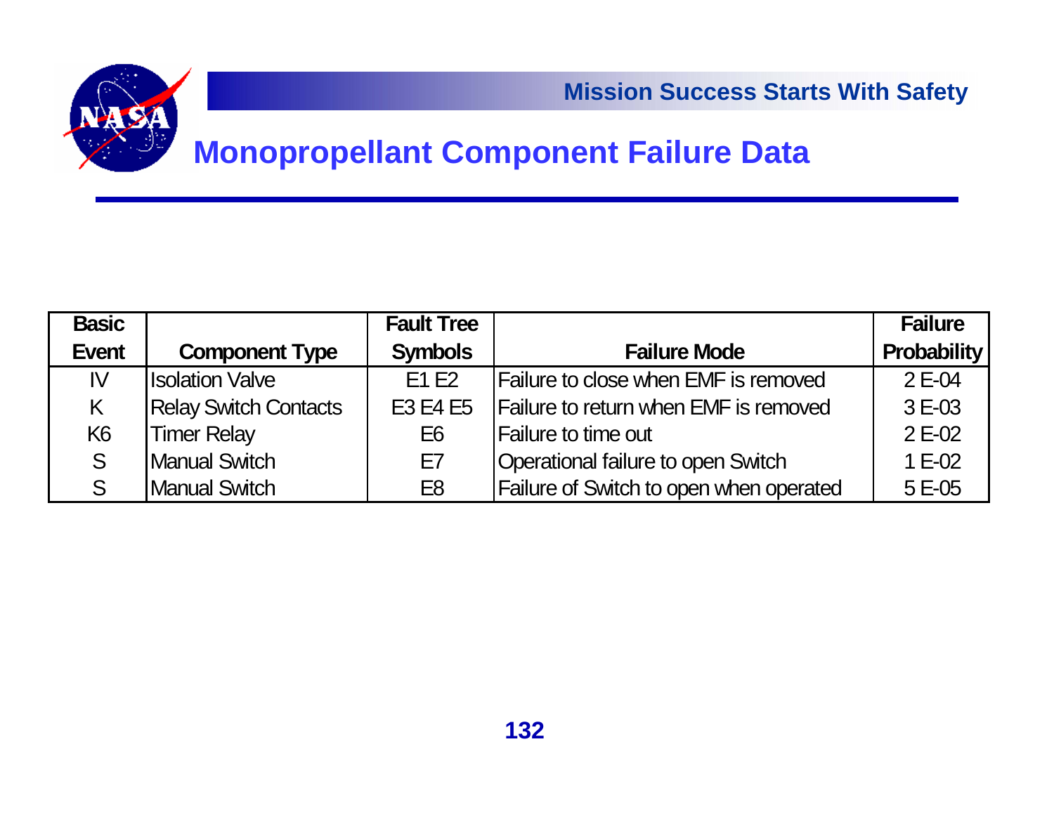# Monopropellant Component Failure Data

| Basic Event | Component Type | Fault Tree Symbols | Failure Mode | Failure Probability |
|---|---|---|---|---|
| IV | Isolation Valve | E1 E2 | Failure to close when EMF is removed | 2 E-04 |
| K | Relay Switch Contacts | E3 E4 E5 | Failure to return when EMF is removed | 3 E-03 |
| K6 | Timer Relay | E6 | Failure to time out | 2 E-02 |
| S | Manual Switch | E7 | Operational failure to open Switch | 1 E-02 |
| S | Manual Switch | E8 | Failure of Switch to open when operated | 5 E-05 |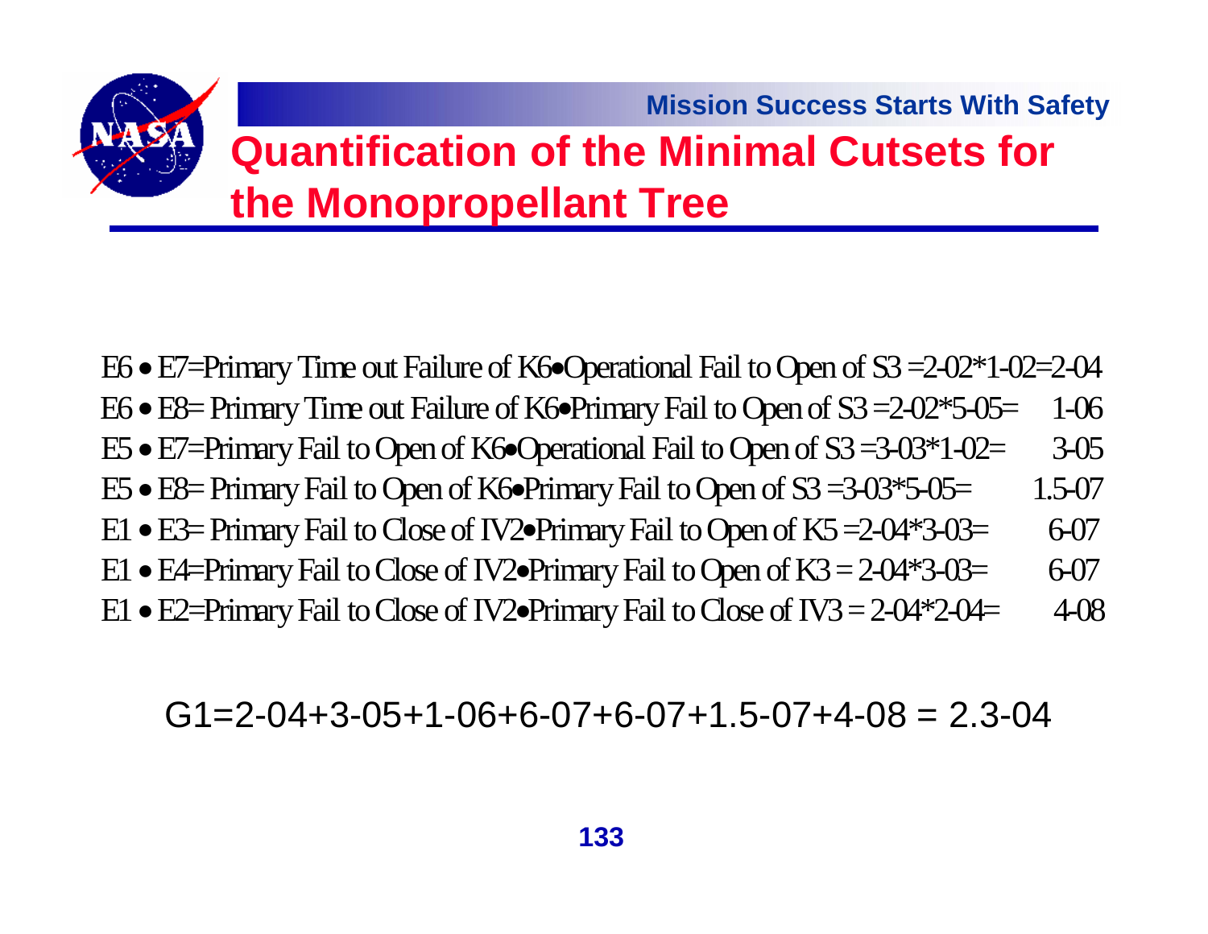# Quantification of the Minimal Cutsets for the Monopropellant Tree

E6 • E7=Primary Time out Failure of K6•Operational Fail to Open of S3 =2-02*1-02=2-04

E6 • E8= Primary Time out Failure of K6•Primary Fail to Open of S3 =2-02*5-05= 1-06

E5 • E7=Primary Fail to Open of K6•Operational Fail to Open of S3 =3-03*1-02= 3-05

E5 • E8= Primary Fail to Open of K6•Primary Fail to Open of S3 =3-03*5-05= 1.5-07

E1 • E3= Primary Fail to Close of IV2•Primary Fail to Open of K5 =2-04*3-03= 6-07

E1 • E4=Primary Fail to Close of IV2•Primary Fail to Open of K3 = 2-04*3-03= 6-07

E1 • E2=Primary Fail to Close of IV2•Primary Fail to Close of IV3 = 2-04*2-04= 4-08

G1=2-04+3-05+1-06+6-07+6-07+1.5-07+4-08 = 2.3-04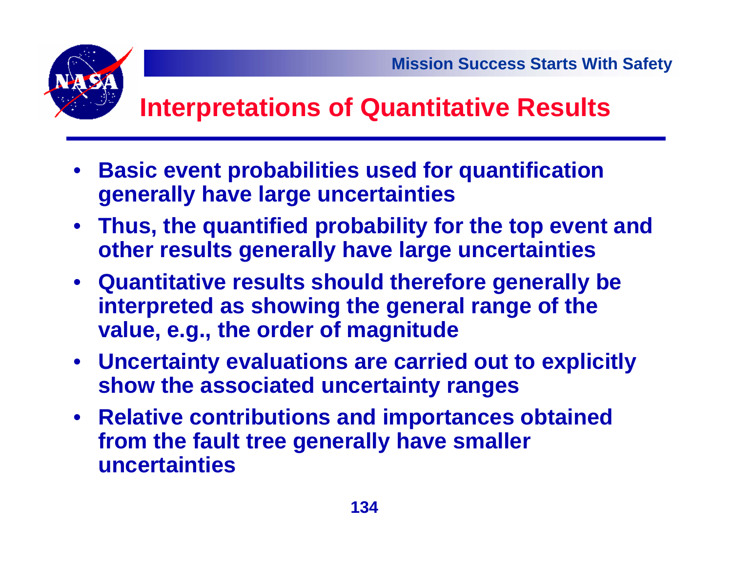# Interpretations of Quantitative Results

- **Basic event probabilities used for quantification generally have large uncertainties**
- **Thus, the quantified probability for the top event and other results generally have large uncertainties**
- **Quantitative results should therefore generally be interpreted as showing the general range of the value, e.g., the order of magnitude**
- **Uncertainty evaluations are carried out to explicitly show the associated uncertainty ranges**
- **Relative contributions and importances obtained from the fault tree generally have smaller uncertainties**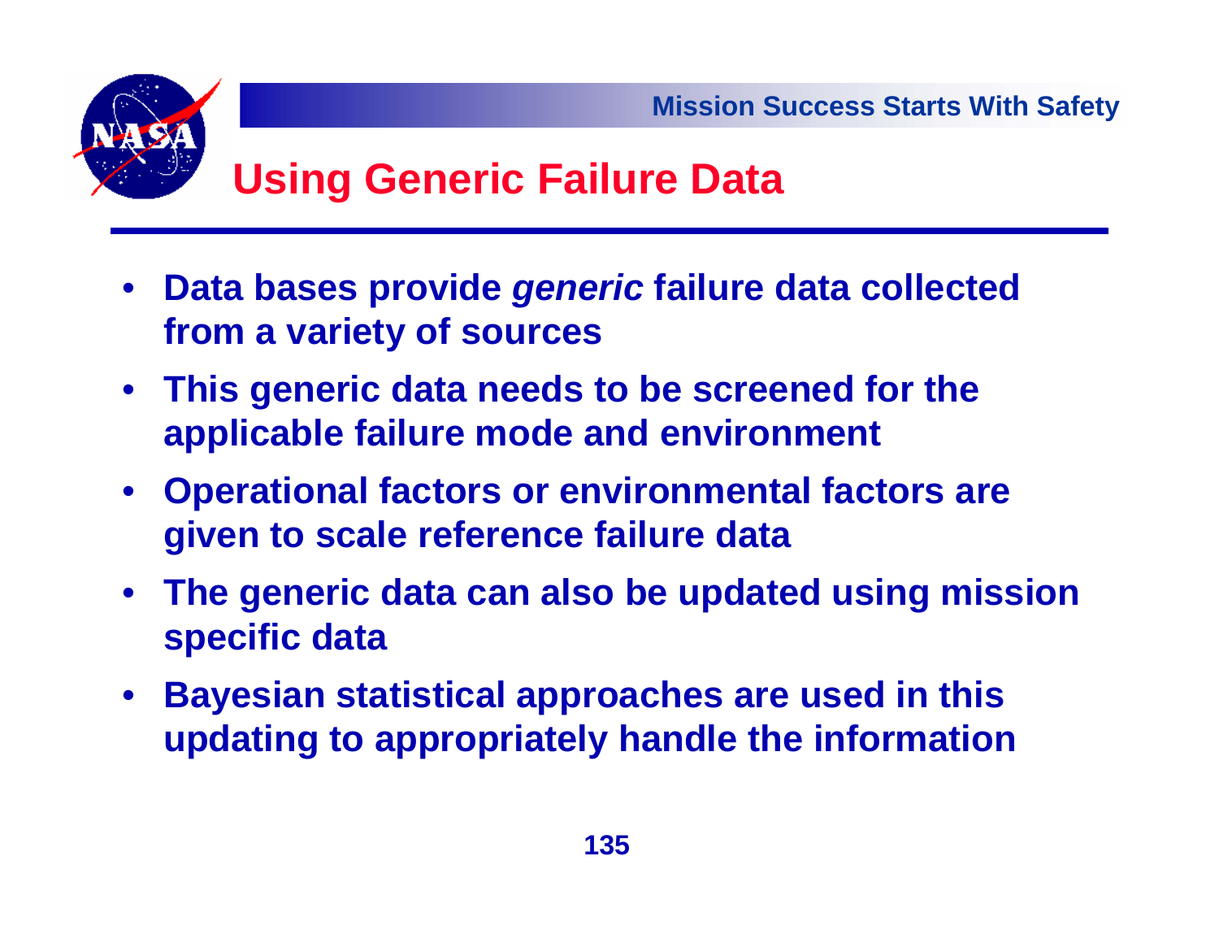## Using Generic Failure Data

- **Data bases provide *generic* failure data collected from a variety of sources**
- **This generic data needs to be screened for the applicable failure mode and environment**
- **Operational factors or environmental factors are given to scale reference failure data**
- **The generic data can also be updated using mission specific data**
- **Bayesian statistical approaches are used in this updating to appropriately handle the information**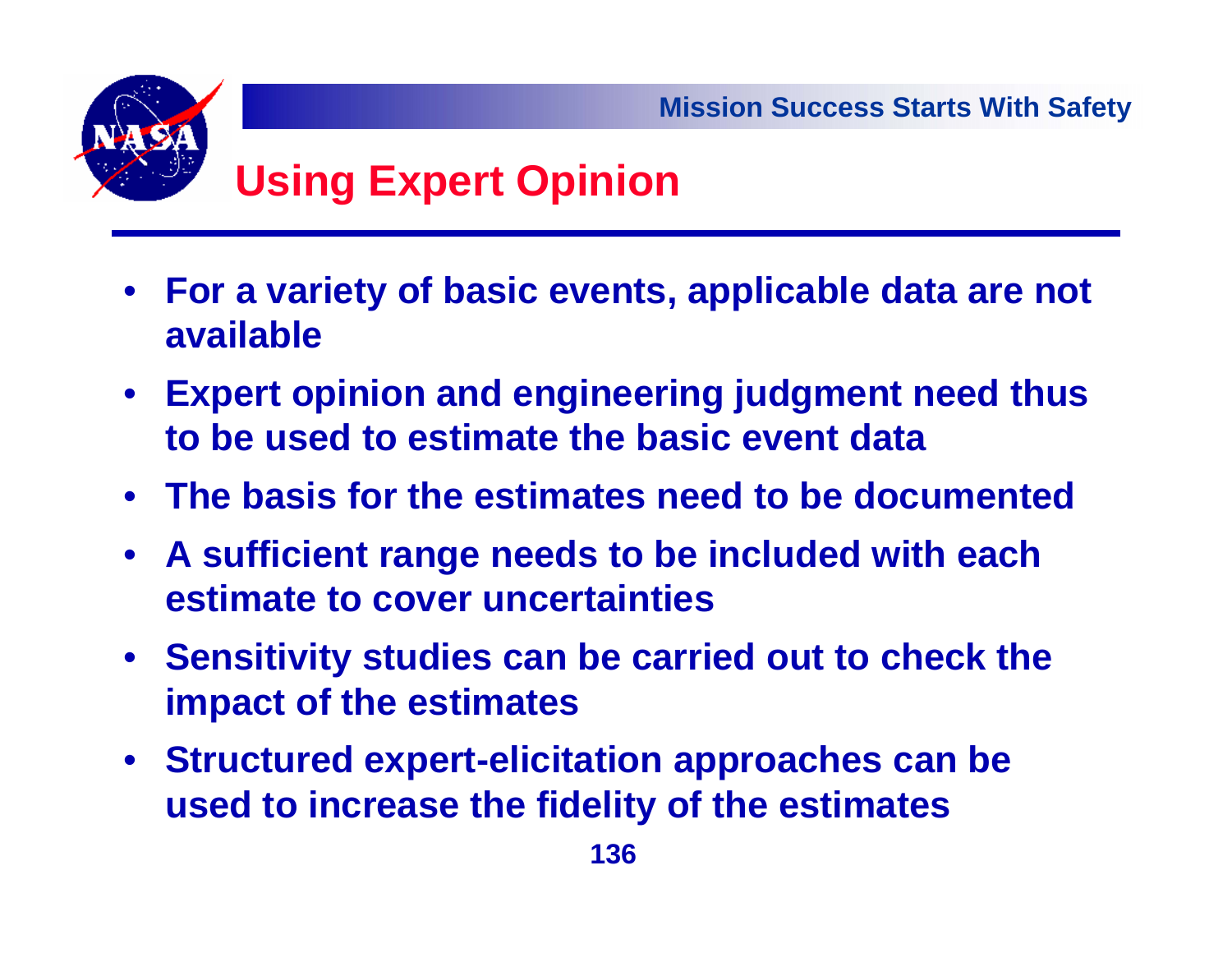# Using Expert Opinion

- **For a variety of basic events, applicable data are not available**
- **Expert opinion and engineering judgment need thus to be used to estimate the basic event data**
- **The basis for the estimates need to be documented**
- **A sufficient range needs to be included with each estimate to cover uncertainties**
- **Sensitivity studies can be carried out to check the impact of the estimates**
- **Structured expert-elicitation approaches can be used to increase the fidelity of the estimates**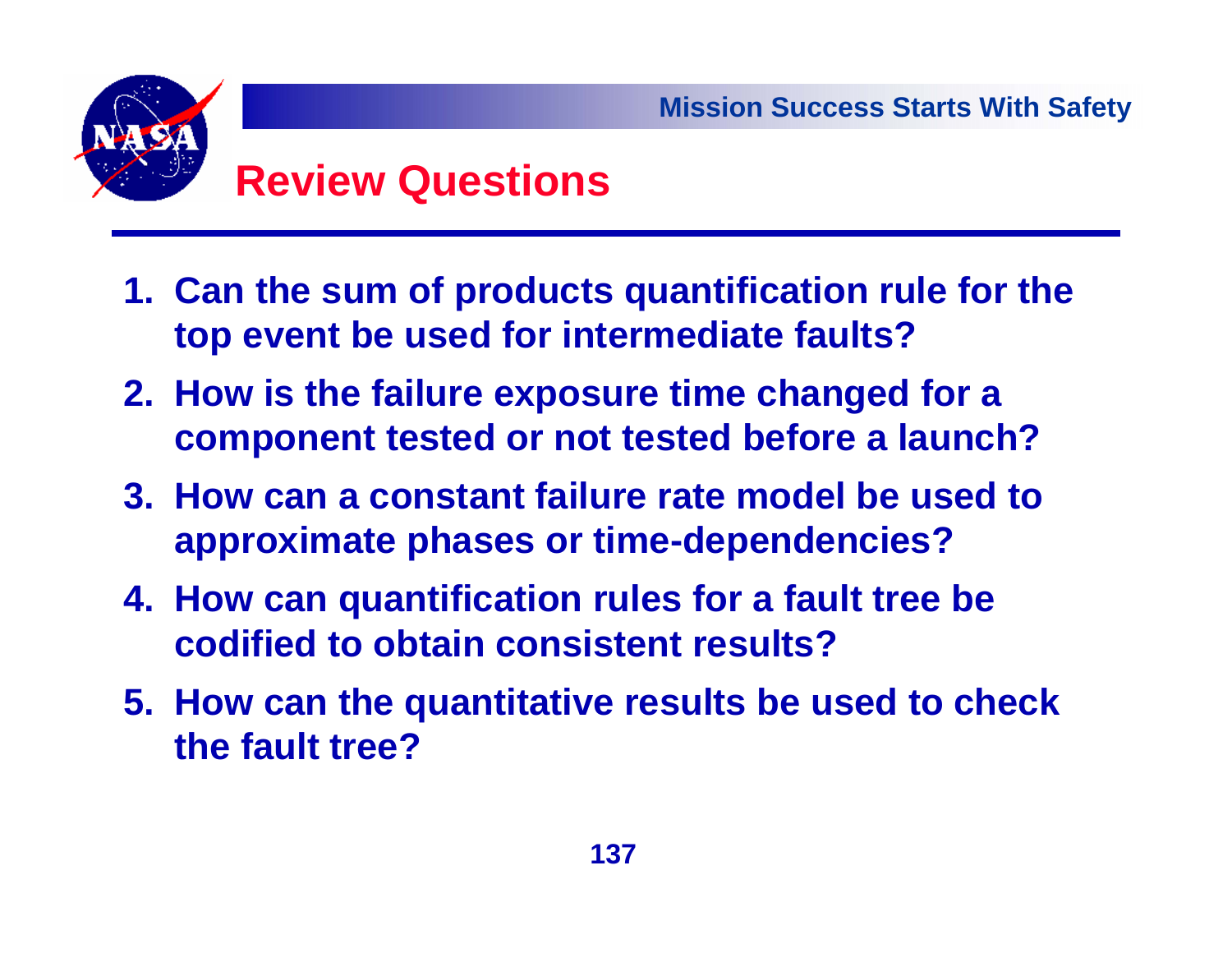# Review Questions

1. Can the sum of products quantification rule for the top event be used for intermediate faults?
2. How is the failure exposure time changed for a component tested or not tested before a launch?
3. How can a constant failure rate model be used to approximate phases or time-dependencies?
4. How can quantification rules for a fault tree be codified to obtain consistent results?
5. How can the quantitative results be used to check the fault tree?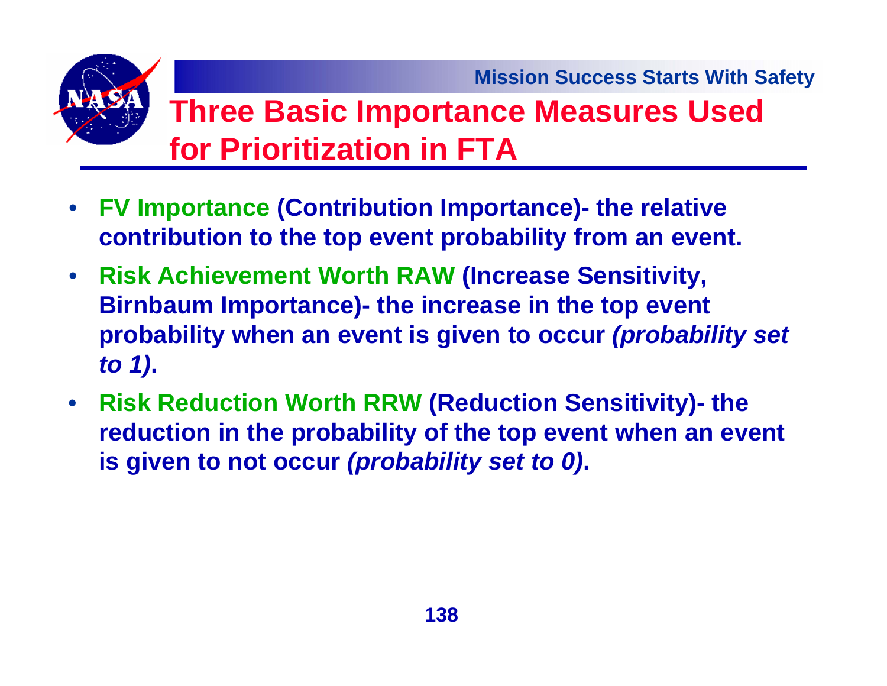# Three Basic Importance Measures Used for Prioritization in FTA

- **FV Importance (Contribution Importance)- the relative contribution to the top event probability from an event.**
- **Risk Achievement Worth RAW (Increase Sensitivity, Birnbaum Importance)- the increase in the top event probability when an event is given to occur *(probability set to 1)*.**
- **Risk Reduction Worth RRW (Reduction Sensitivity)- the reduction in the probability of the top event when an event is given to not occur *(probability set to 0)*.**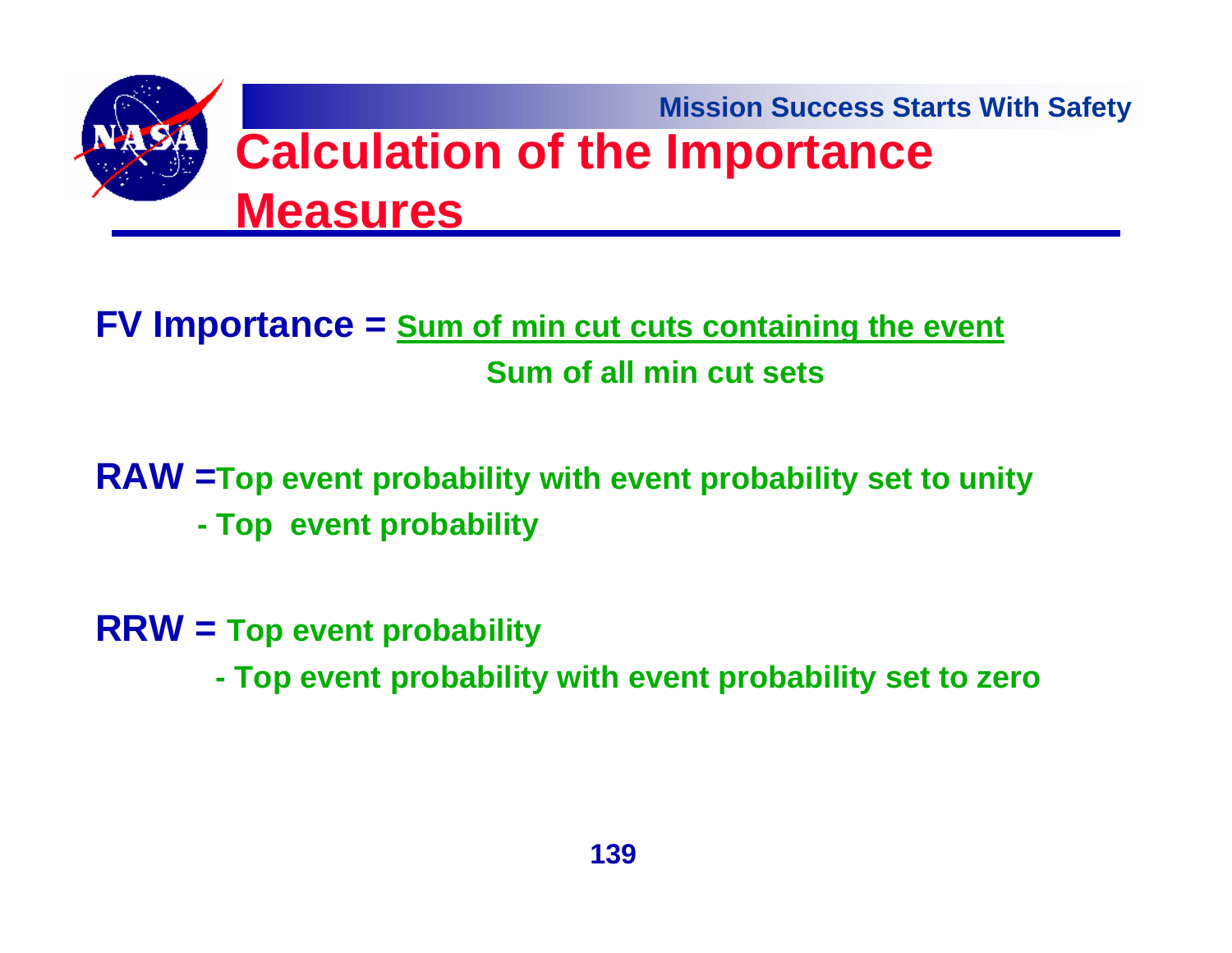# Calculation of the Importance Measures

**FV Importance =** $\dfrac{\text{Sum of min cut cuts containing the event}}{\text{Sum of all min cut sets}}$

**RAW =** Top event probability with event probability set to unity
- Top event probability

**RRW =** Top event probability
- Top event probability with event probability set to zero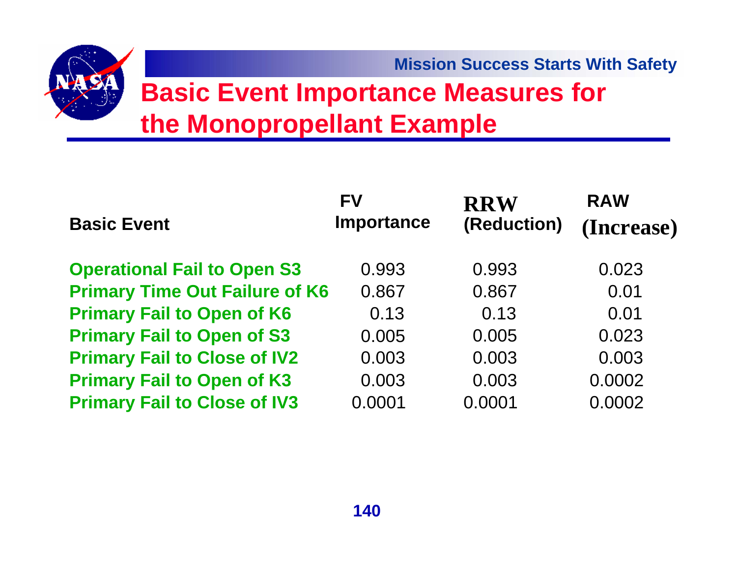# Basic Event Importance Measures for the Monopropellant Example

| Basic Event | FV Importance | RRW (Reduction) | RAW (Increase) |
|---|---|---|---|
| Operational Fail to Open S3 | 0.993 | 0.993 | 0.023 |
| Primary Time Out Failure of K6 | 0.867 | 0.867 | 0.01 |
| Primary Fail to Open of K6 | 0.13 | 0.13 | 0.01 |
| Primary Fail to Open of S3 | 0.005 | 0.005 | 0.023 |
| Primary Fail to Close of IV2 | 0.003 | 0.003 | 0.003 |
| Primary Fail to Open of K3 | 0.003 | 0.003 | 0.0002 |
| Primary Fail to Close of IV3 | 0.0001 | 0.0001 | 0.0002 |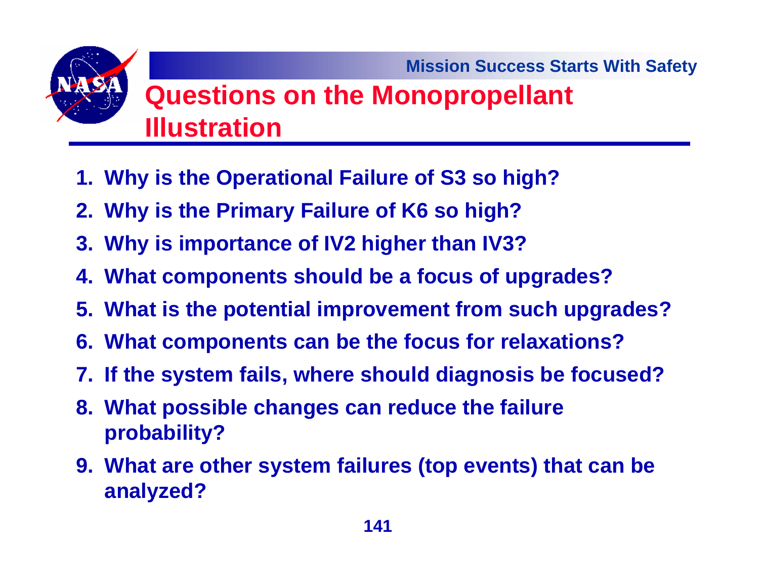# Questions on the Monopropellant Illustration

1. Why is the Operational Failure of S3 so high?
2. Why is the Primary Failure of K6 so high?
3. Why is importance of IV2 higher than IV3?
4. What components should be a focus of upgrades?
5. What is the potential improvement from such upgrades?
6. What components can be the focus for relaxations?
7. If the system fails, where should diagnosis be focused?
8. What possible changes can reduce the failure probability?
9. What are other system failures (top events) that can be analyzed?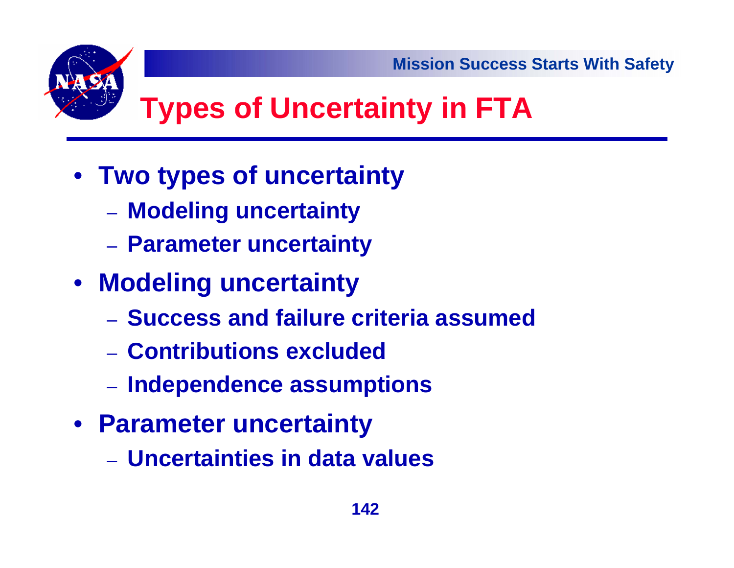# Types of Uncertainty in FTA

- Two types of uncertainty
  - Modeling uncertainty
  - Parameter uncertainty
- Modeling uncertainty
  - Success and failure criteria assumed
  - Contributions excluded
  - Independence assumptions
- Parameter uncertainty
  - Uncertainties in data values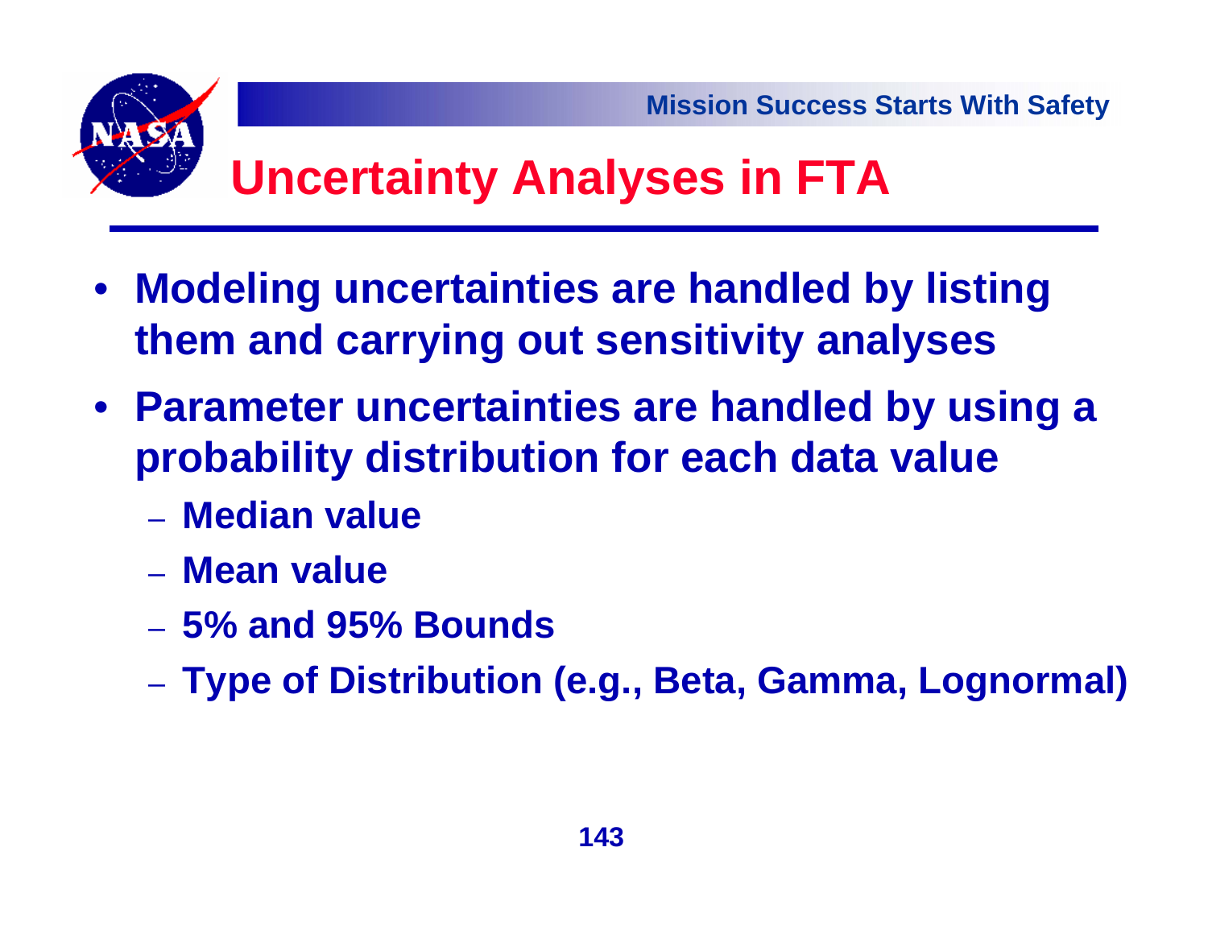# Uncertainty Analyses in FTA

- Modeling uncertainties are handled by listing them and carrying out sensitivity analyses
- Parameter uncertainties are handled by using a probability distribution for each data value
  - Median value
  - Mean value
  - 5% and 95% Bounds
  - Type of Distribution (e.g., Beta, Gamma, Lognormal)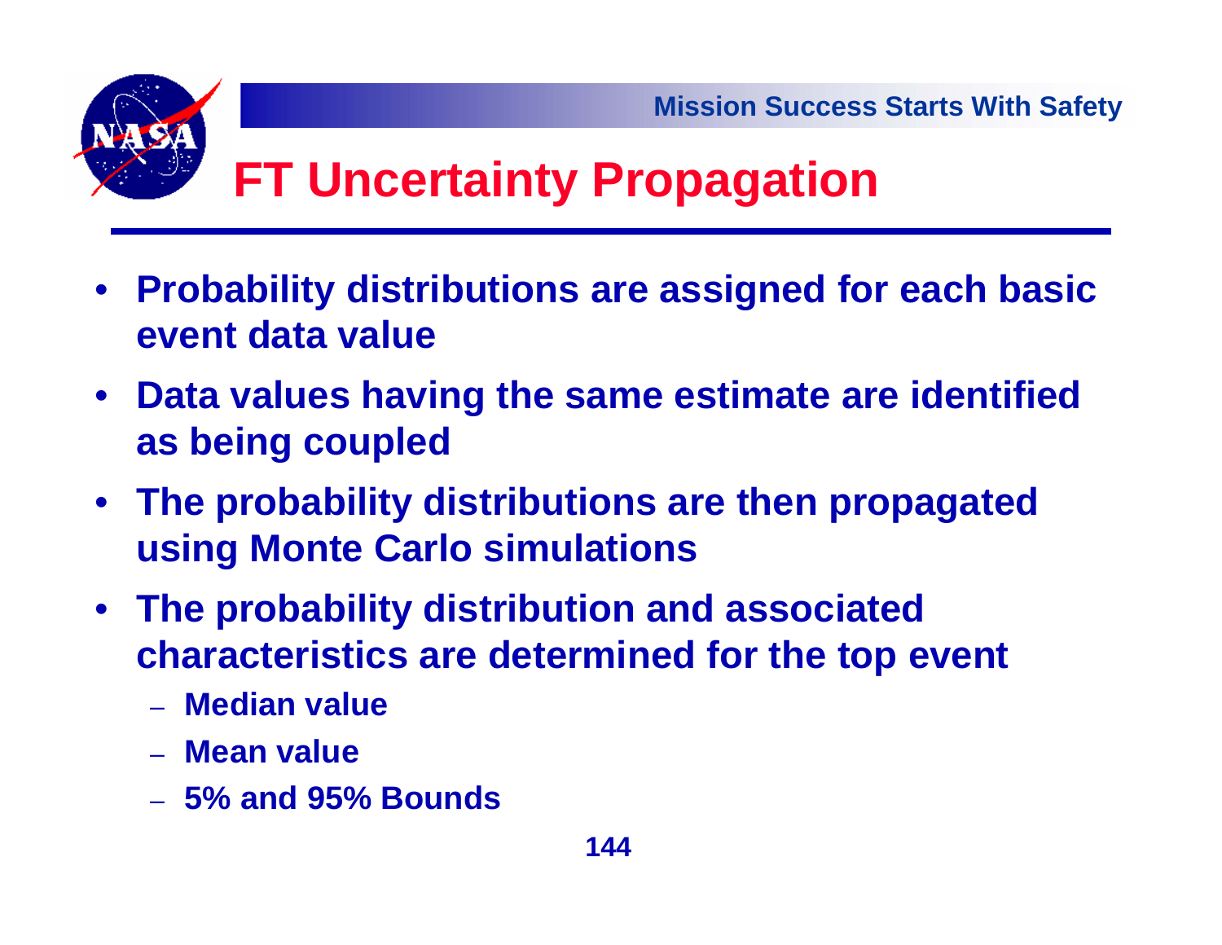# FT Uncertainty Propagation

- **Probability distributions are assigned for each basic event data value**
- **Data values having the same estimate are identified as being coupled**
- **The probability distributions are then propagated using Monte Carlo simulations**
- **The probability distribution and associated characteristics are determined for the top event**
  - **Median value**
  - **Mean value**
  - **5% and 95% Bounds**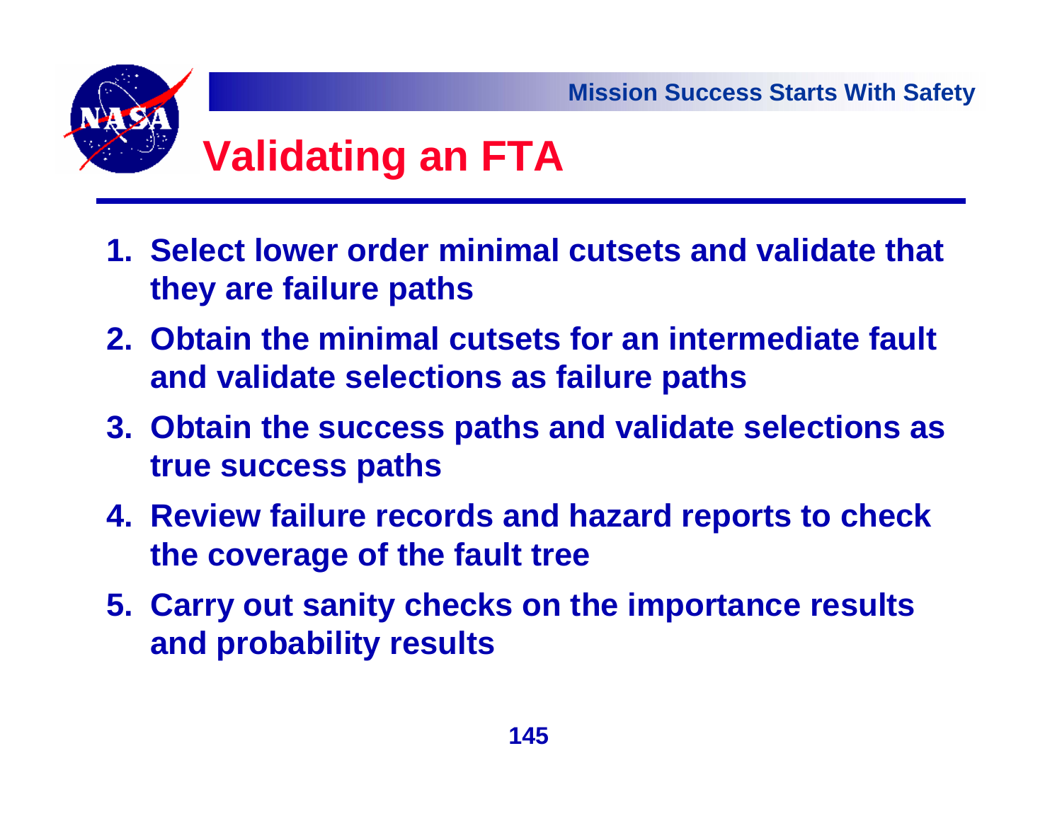# Validating an FTA

1. **Select lower order minimal cutsets and validate that they are failure paths**
2. **Obtain the minimal cutsets for an intermediate fault and validate selections as failure paths**
3. **Obtain the success paths and validate selections as true success paths**
4. **Review failure records and hazard reports to check the coverage of the fault tree**
5. **Carry out sanity checks on the importance results and probability results**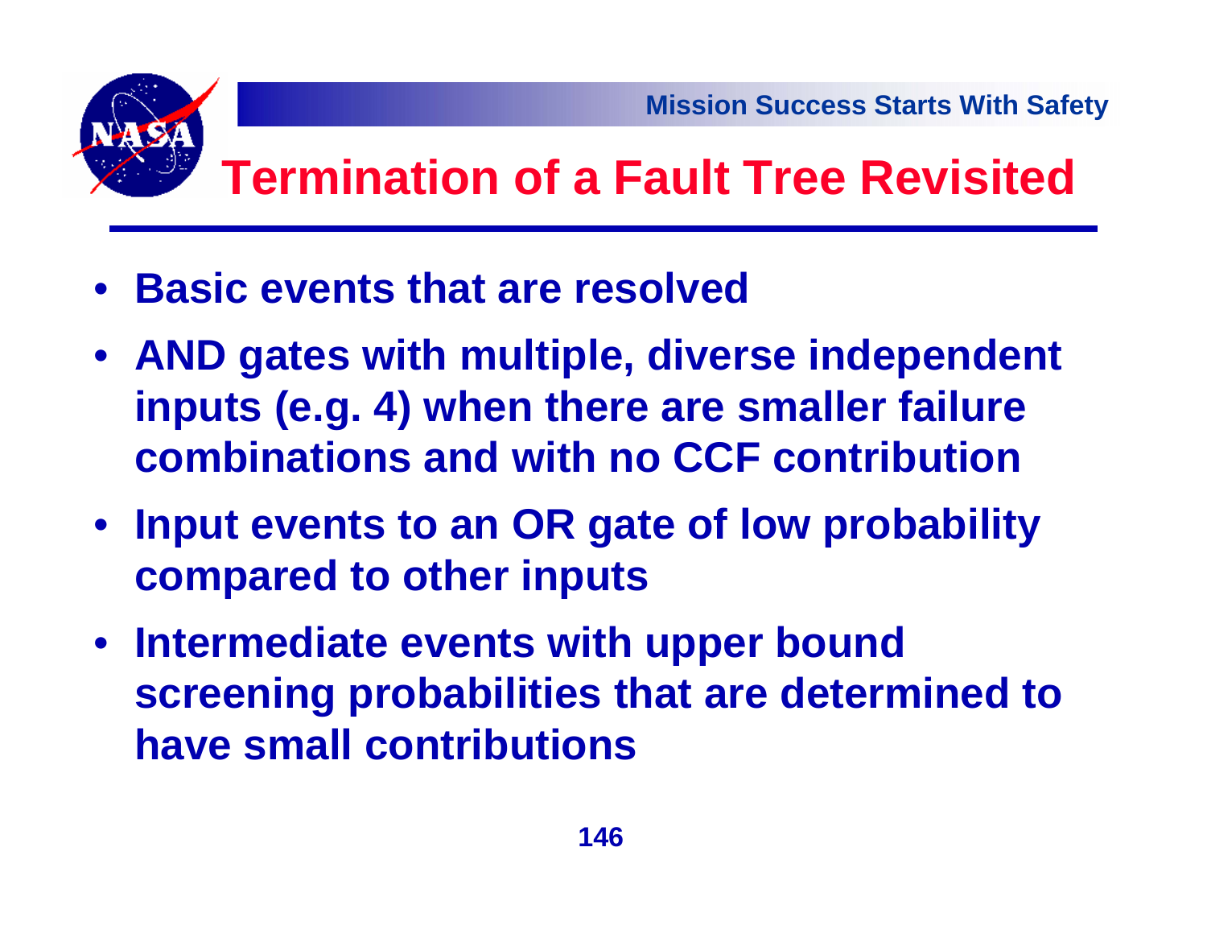# Termination of a Fault Tree Revisited

- **Basic events that are resolved**
- **AND gates with multiple, diverse independent inputs (e.g. 4) when there are smaller failure combinations and with no CCF contribution**
- **Input events to an OR gate of low probability compared to other inputs**
- **Intermediate events with upper bound screening probabilities that are determined to have small contributions**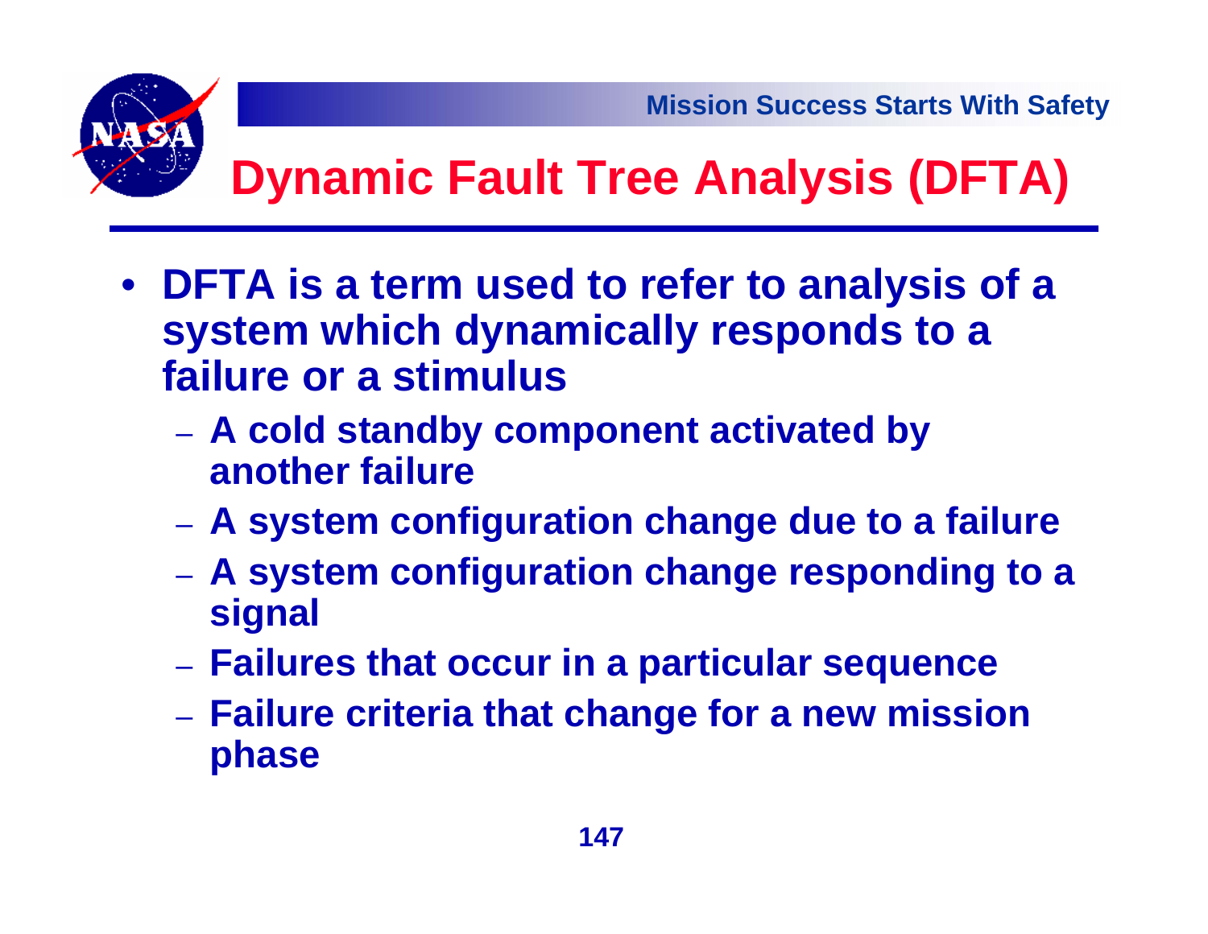# Dynamic Fault Tree Analysis (DFTA)

- DFTA is a term used to refer to analysis of a system which dynamically responds to a failure or a stimulus
  - A cold standby component activated by another failure
  - A system configuration change due to a failure
  - A system configuration change responding to a signal
  - Failures that occur in a particular sequence
  - Failure criteria that change for a new mission phase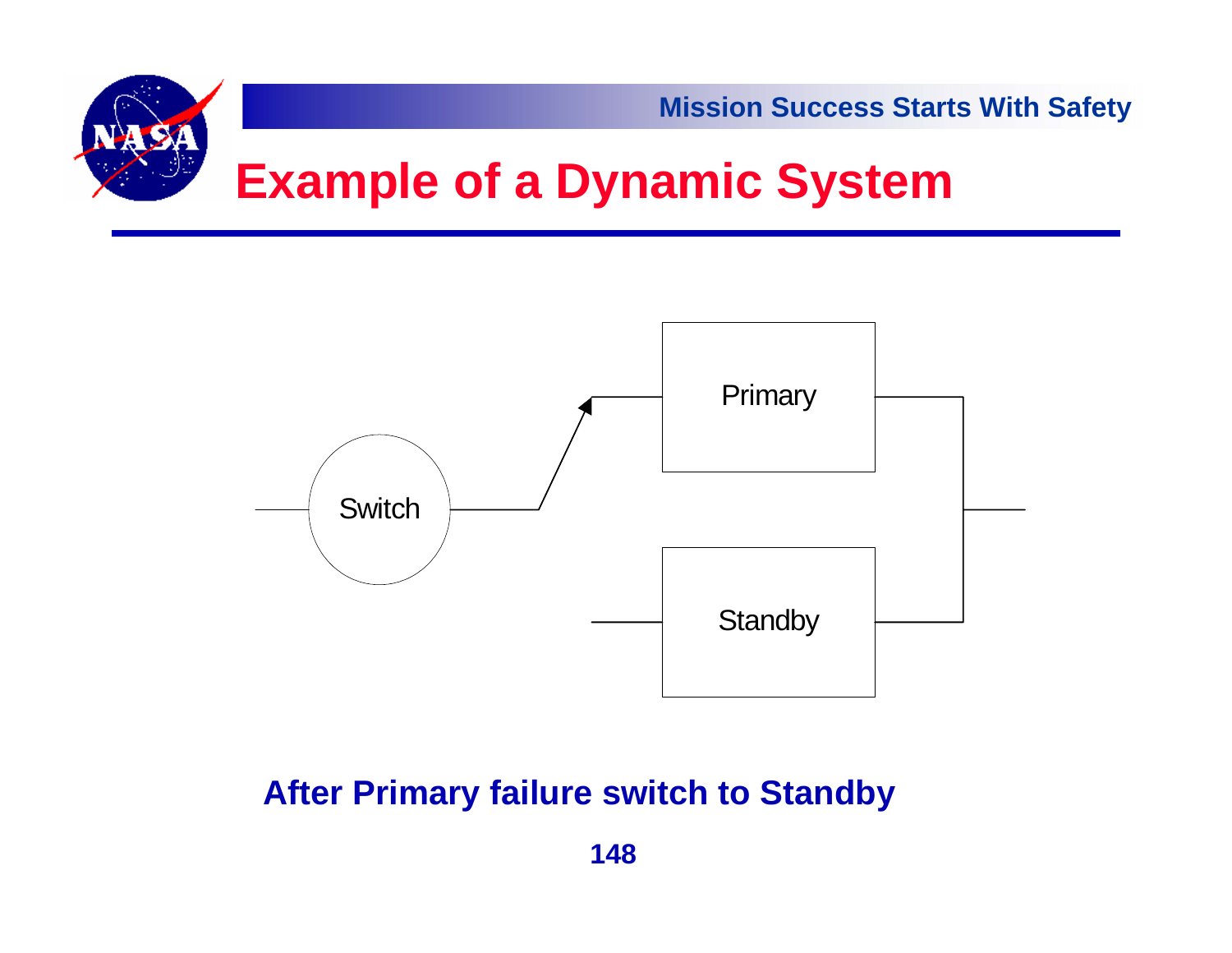# Example of a Dynamic System

Switch

Primary

Standby

**After Primary failure switch to Standby**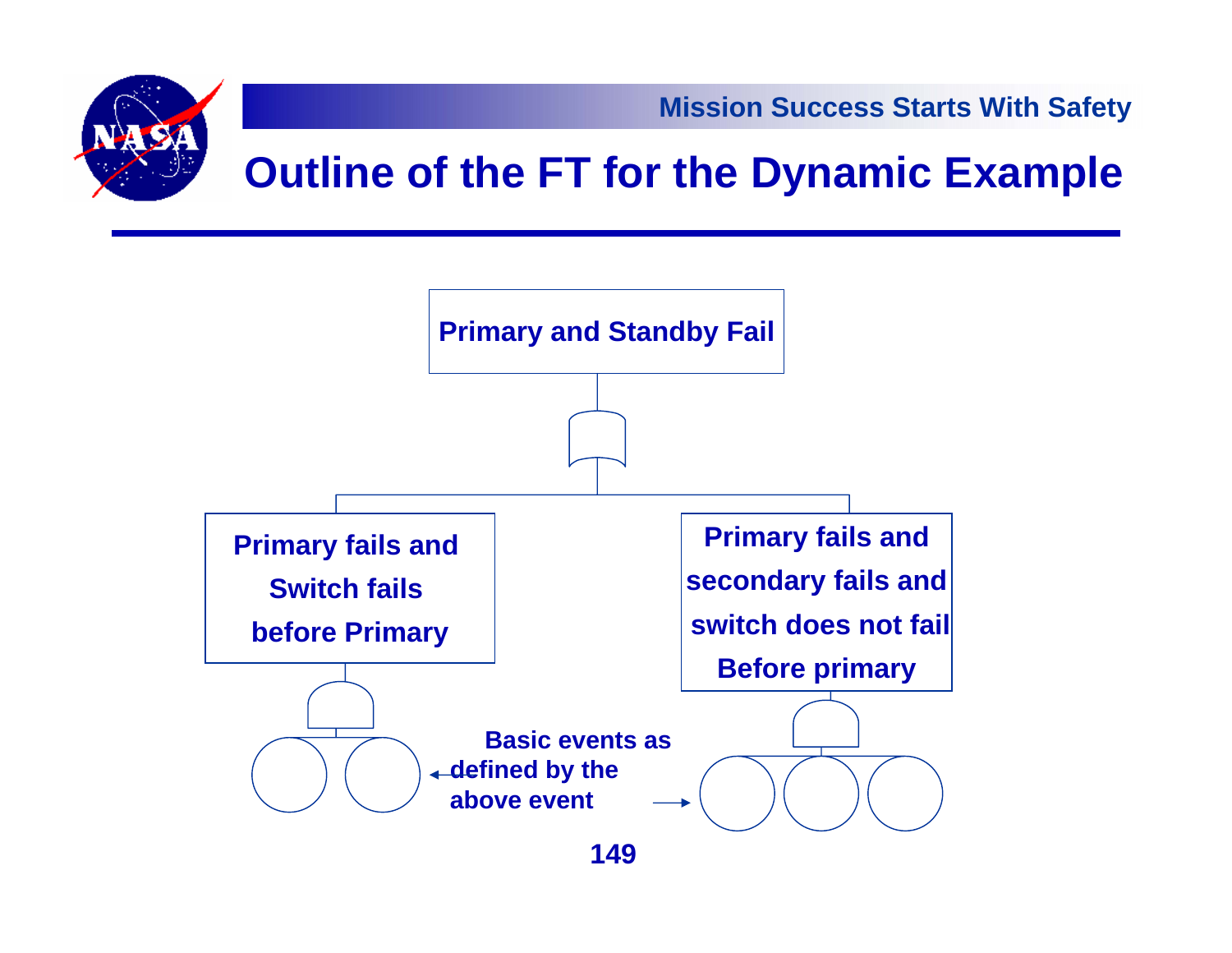# Outline of the FT for the Dynamic Example

Primary and Standby Fail

Primary fails and Switch fails before Primary

Primary fails and secondary fails and switch does not fail Before primary

Basic events as defined by the above event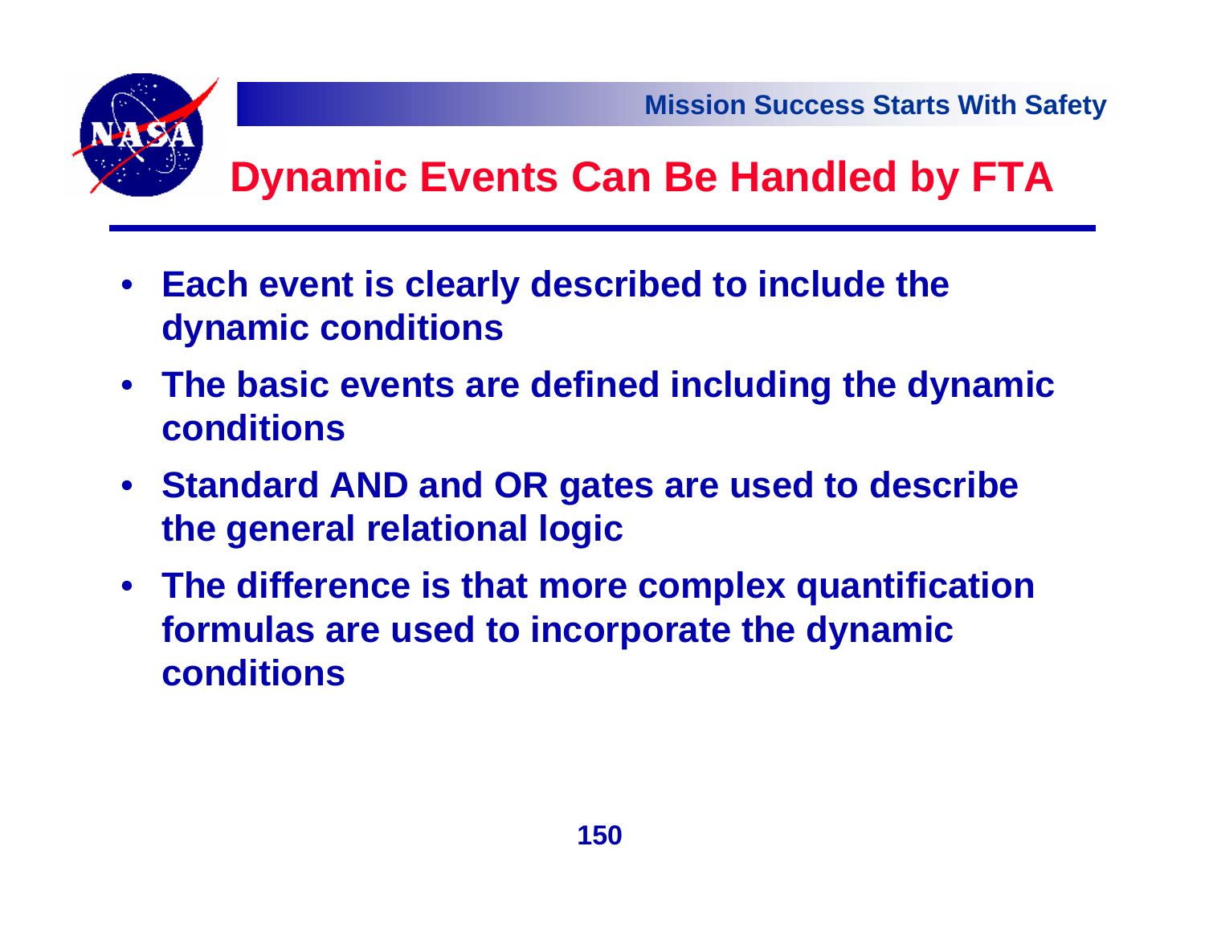# Dynamic Events Can Be Handled by FTA

- **Each event is clearly described to include the dynamic conditions**
- **The basic events are defined including the dynamic conditions**
- **Standard AND and OR gates are used to describe the general relational logic**
- **The difference is that more complex quantification formulas are used to incorporate the dynamic conditions**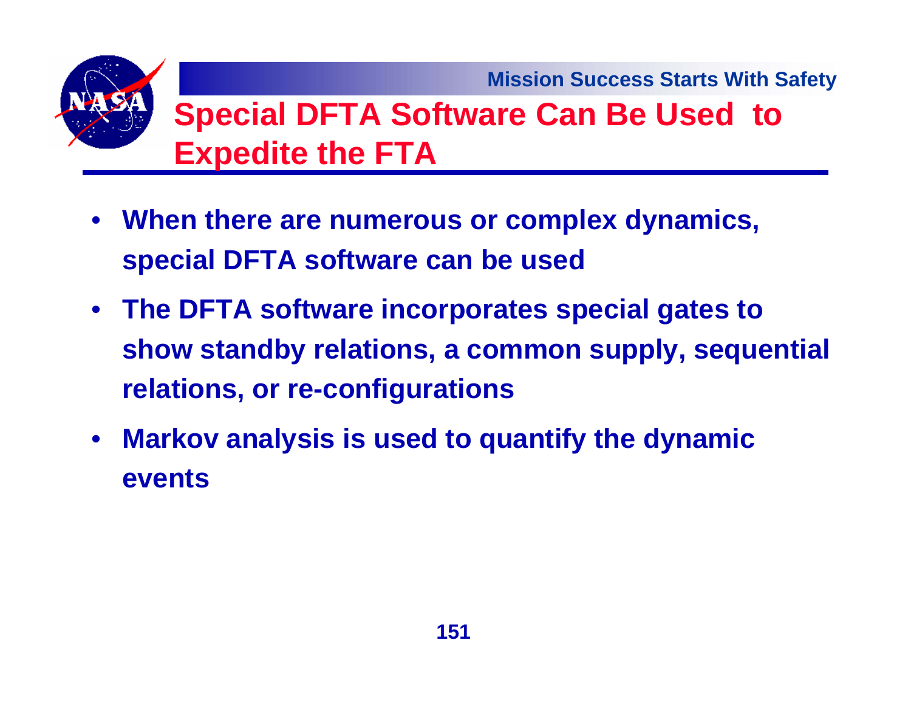# Special DFTA Software Can Be Used to Expedite the FTA

- When there are numerous or complex dynamics, special DFTA software can be used
- The DFTA software incorporates special gates to show standby relations, a common supply, sequential relations, or re-configurations
- Markov analysis is used to quantify the dynamic events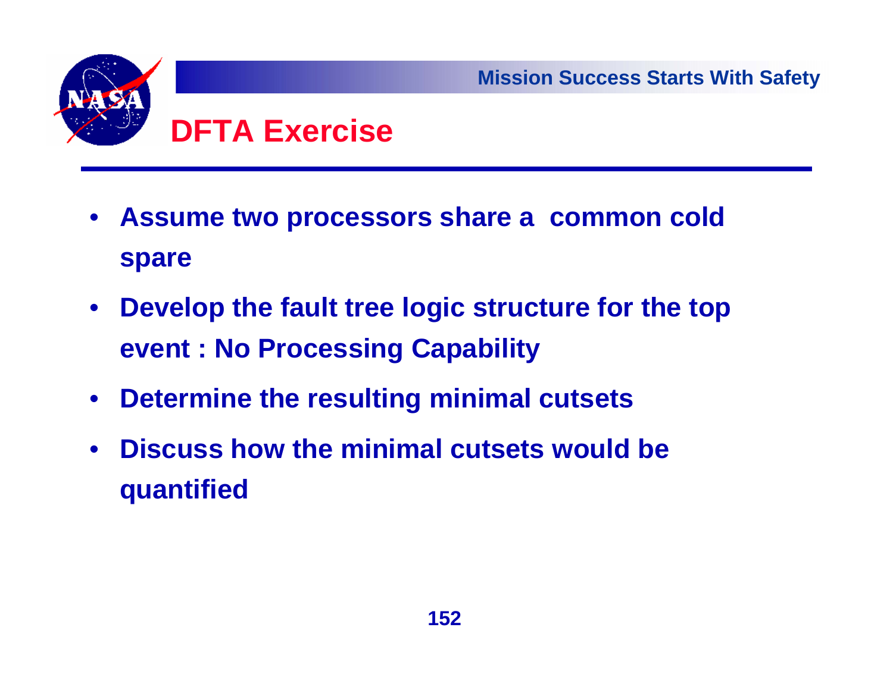# DFTA Exercise

- **Assume two processors share a common cold spare**
- **Develop the fault tree logic structure for the top event : No Processing Capability**
- **Determine the resulting minimal cutsets**
- **Discuss how the minimal cutsets would be quantified**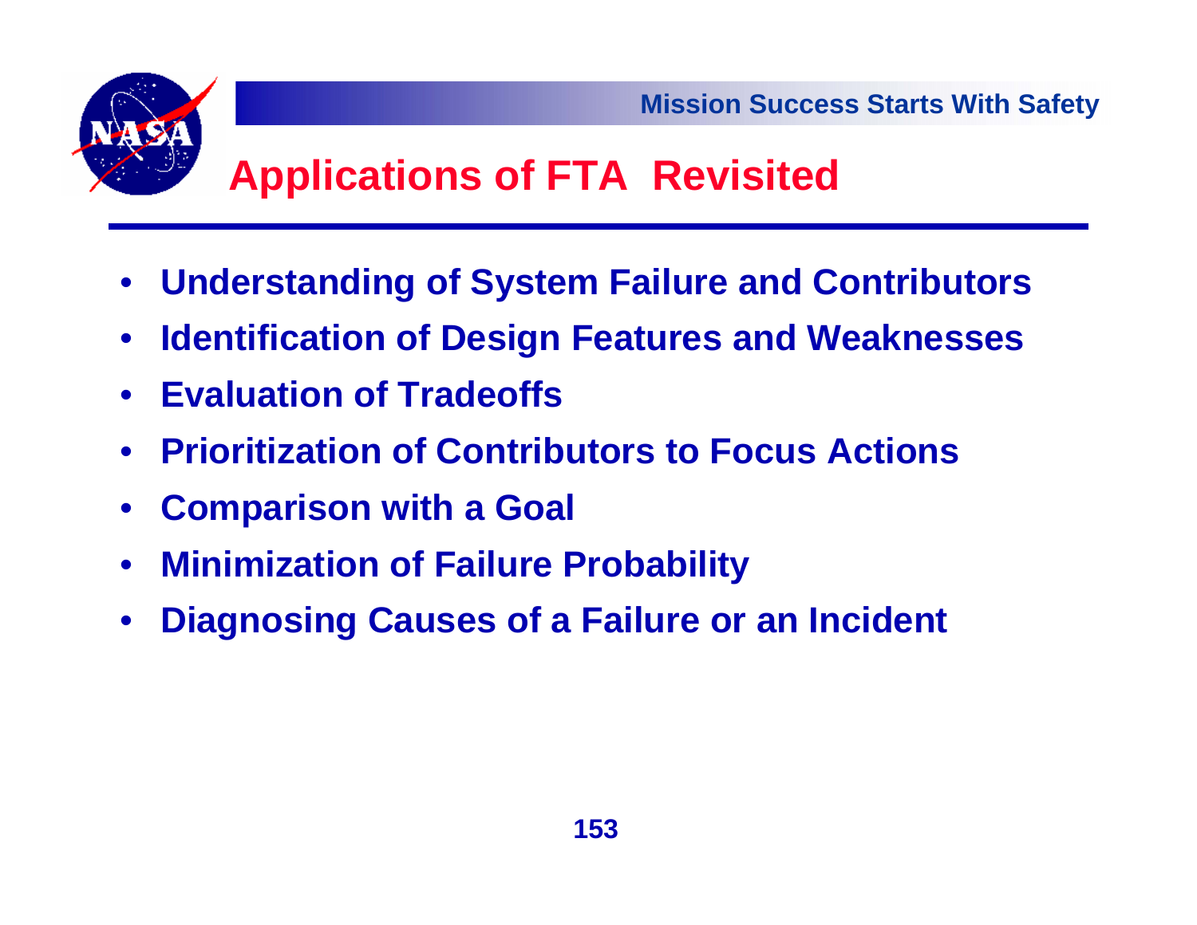# Applications of FTA Revisited

- **Understanding of System Failure and Contributors**
- **Identification of Design Features and Weaknesses**
- **Evaluation of Tradeoffs**
- **Prioritization of Contributors to Focus Actions**
- **Comparison with a Goal**
- **Minimization of Failure Probability**
- **Diagnosing Causes of a Failure or an Incident**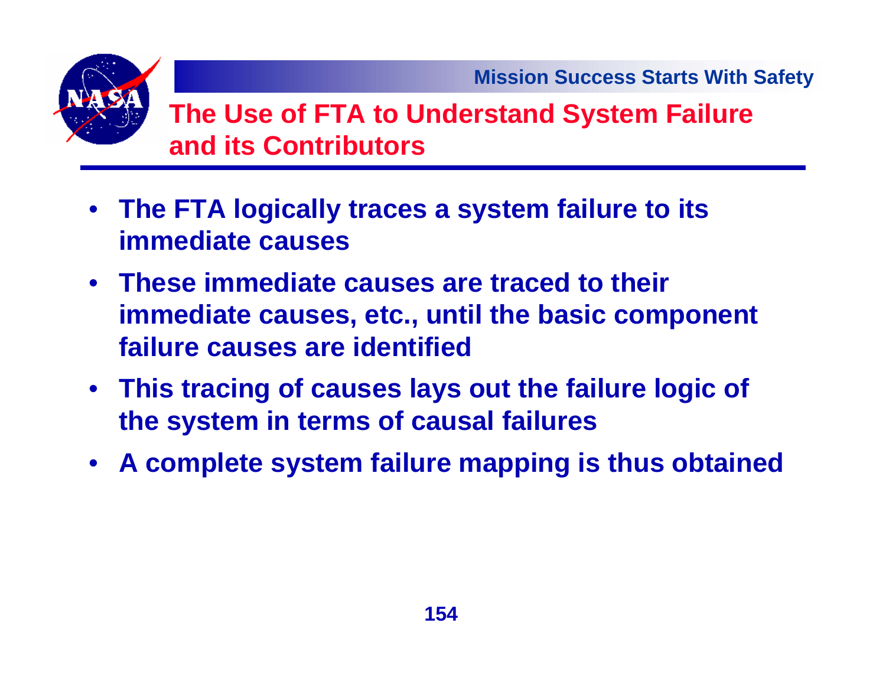## The Use of FTA to Understand System Failure and its Contributors

- **The FTA logically traces a system failure to its immediate causes**
- **These immediate causes are traced to their immediate causes, etc., until the basic component failure causes are identified**
- **This tracing of causes lays out the failure logic of the system in terms of causal failures**
- **A complete system failure mapping is thus obtained**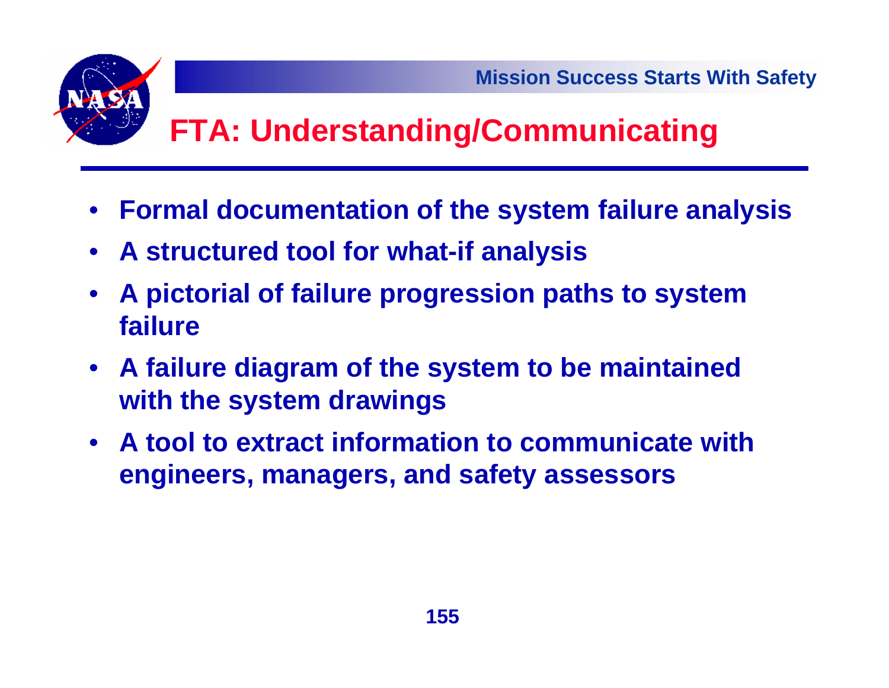# FTA: Understanding/Communicating

- **Formal documentation of the system failure analysis**
- **A structured tool for what-if analysis**
- **A pictorial of failure progression paths to system failure**
- **A failure diagram of the system to be maintained with the system drawings**
- **A tool to extract information to communicate with engineers, managers, and safety assessors**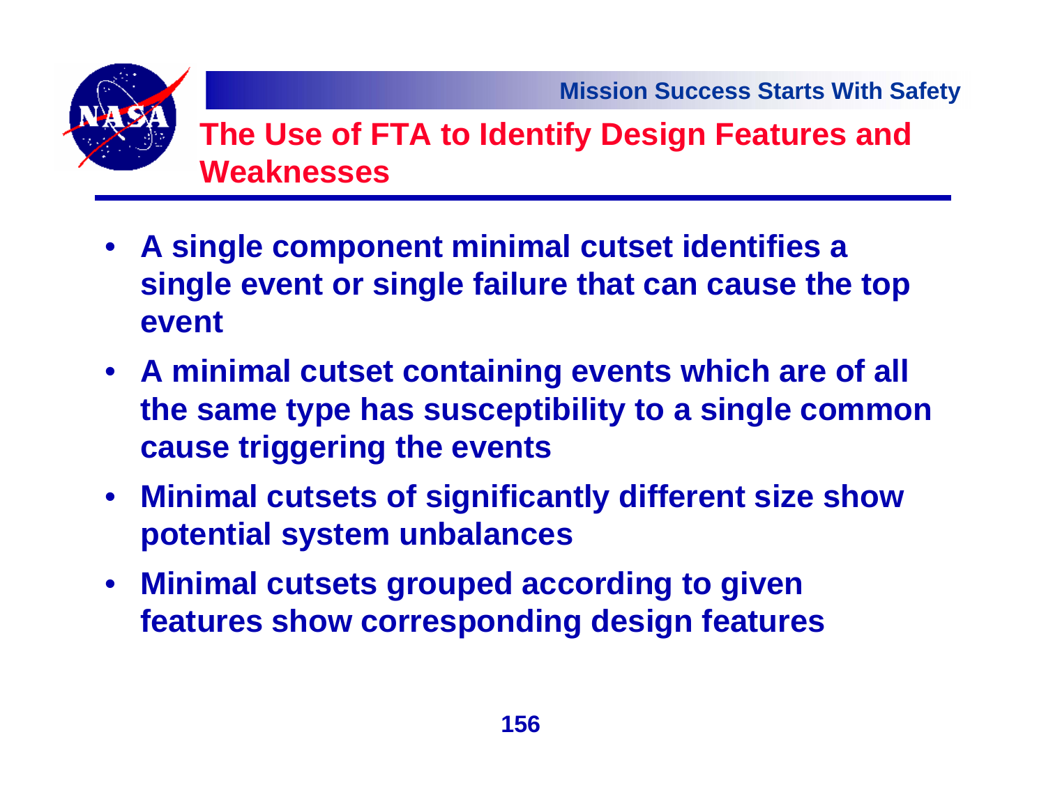## The Use of FTA to Identify Design Features and Weaknesses

- **A single component minimal cutset identifies a single event or single failure that can cause the top event**
- **A minimal cutset containing events which are of all the same type has susceptibility to a single common cause triggering the events**
- **Minimal cutsets of significantly different size show potential system unbalances**
- **Minimal cutsets grouped according to given features show corresponding design features**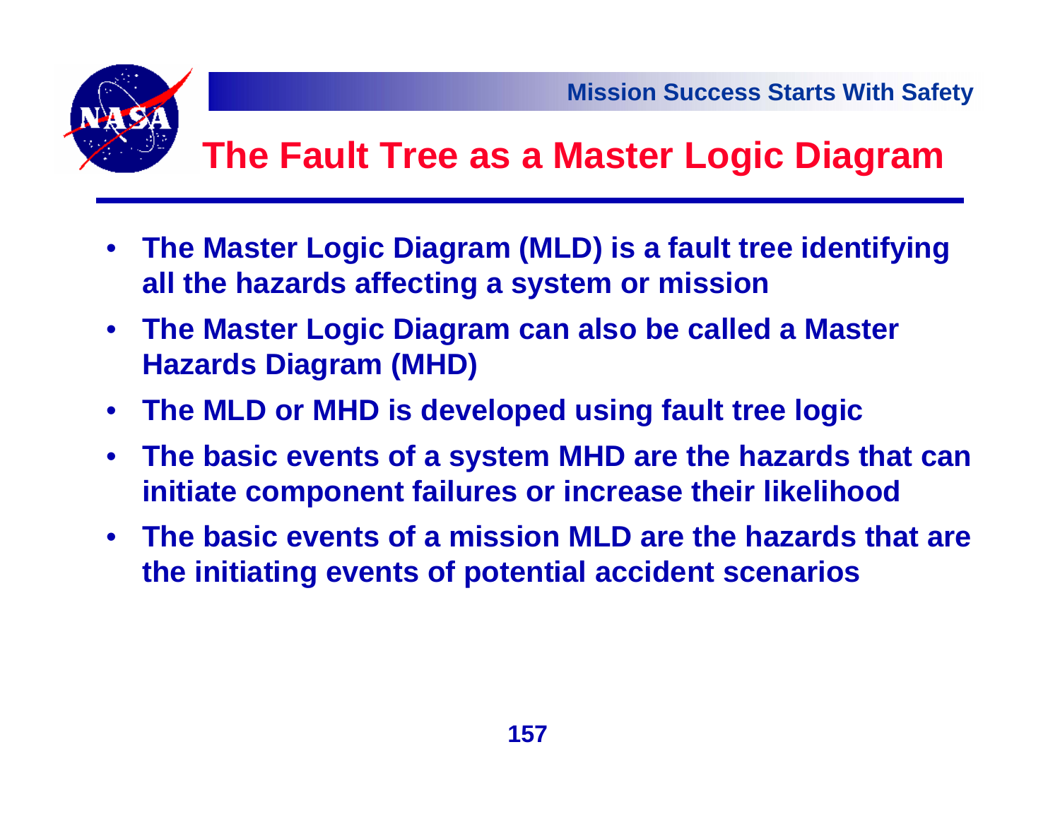# The Fault Tree as a Master Logic Diagram

- **The Master Logic Diagram (MLD) is a fault tree identifying all the hazards affecting a system or mission**
- **The Master Logic Diagram can also be called a Master Hazards Diagram (MHD)**
- **The MLD or MHD is developed using fault tree logic**
- **The basic events of a system MHD are the hazards that can initiate component failures or increase their likelihood**
- **The basic events of a mission MLD are the hazards that are the initiating events of potential accident scenarios**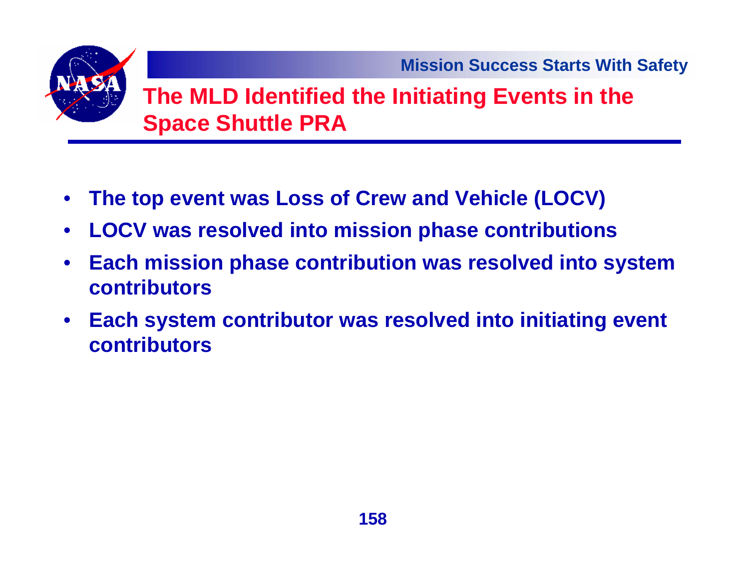# The MLD Identified the Initiating Events in the Space Shuttle PRA

- **The top event was Loss of Crew and Vehicle (LOCV)**
- **LOCV was resolved into mission phase contributions**
- **Each mission phase contribution was resolved into system contributors**
- **Each system contributor was resolved into initiating event contributors**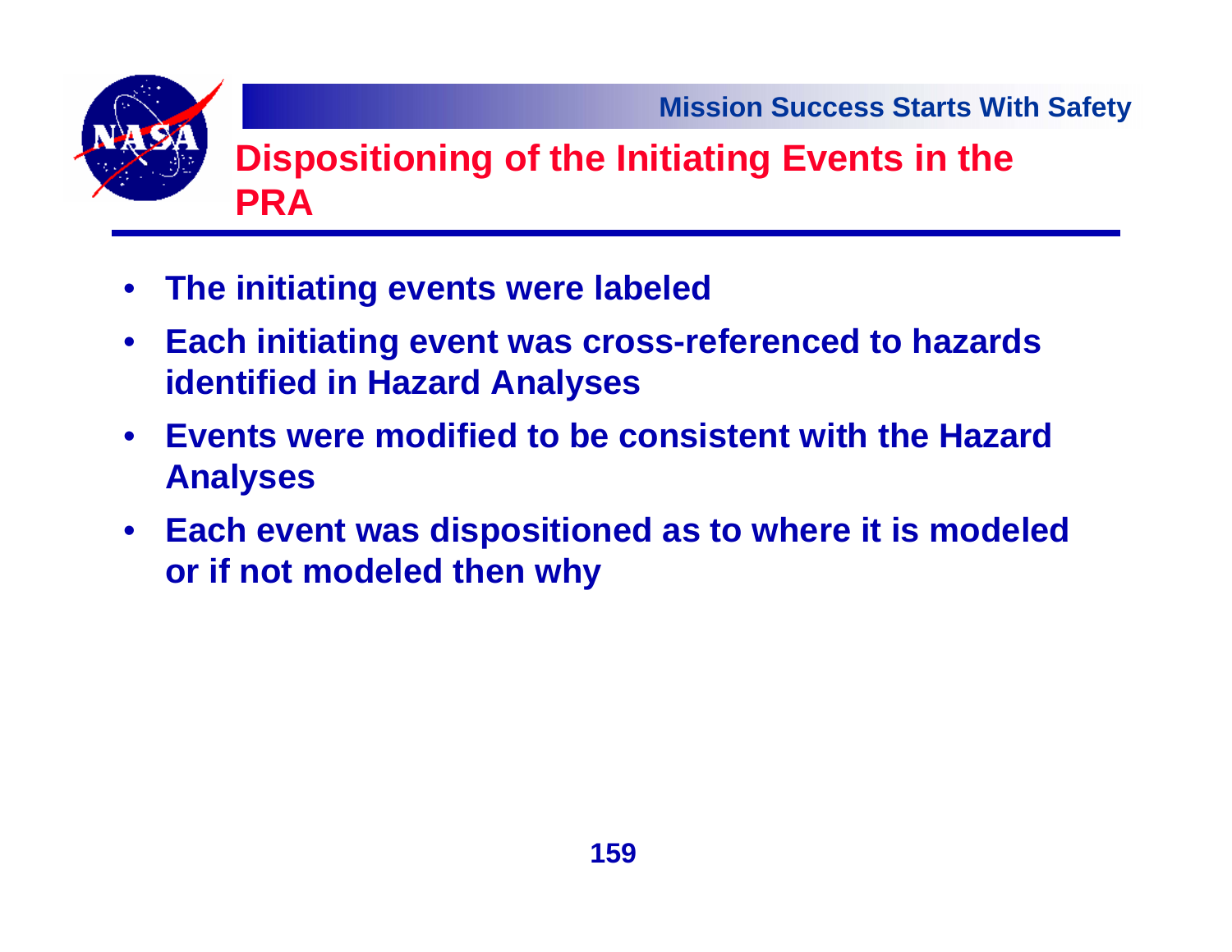# Dispositioning of the Initiating Events in the PRA

- **The initiating events were labeled**
- **Each initiating event was cross-referenced to hazards identified in Hazard Analyses**
- **Events were modified to be consistent with the Hazard Analyses**
- **Each event was dispositioned as to where it is modeled or if not modeled then why**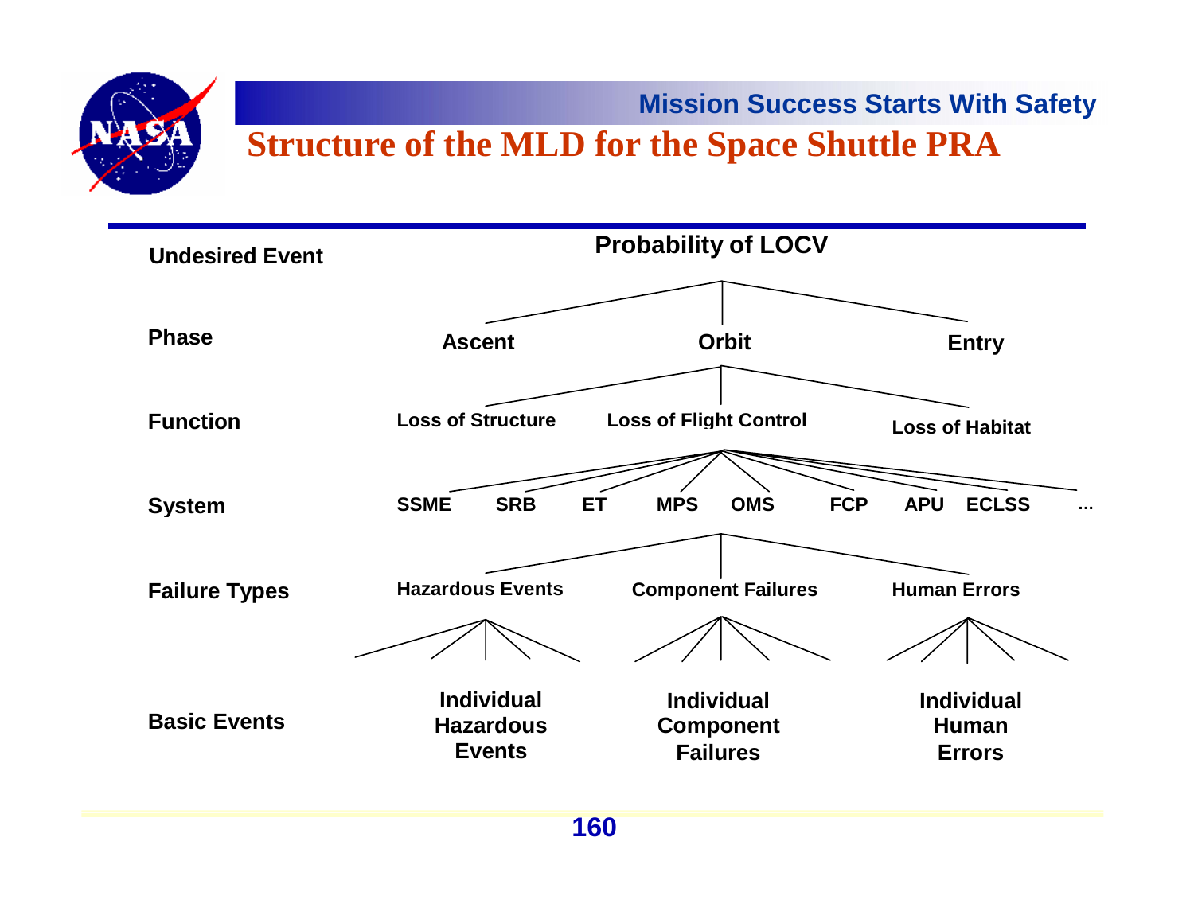## Structure of the MLD for the Space Shuttle PRA

| Level | |
|---|---|
| Undesired Event | Probability of LOCV |
| Phase | Ascent, Orbit, Entry |
| Function | Loss of Structure, Loss of Flight Control, Loss of Habitat |
| System | SSME, SRB, ET, MPS, OMS, FCP, APU, ECLSS, ... |
| Failure Types | Hazardous Events, Component Failures, Human Errors |
| Basic Events | Individual Hazardous Events, Individual Component Failures, Individual Human Errors |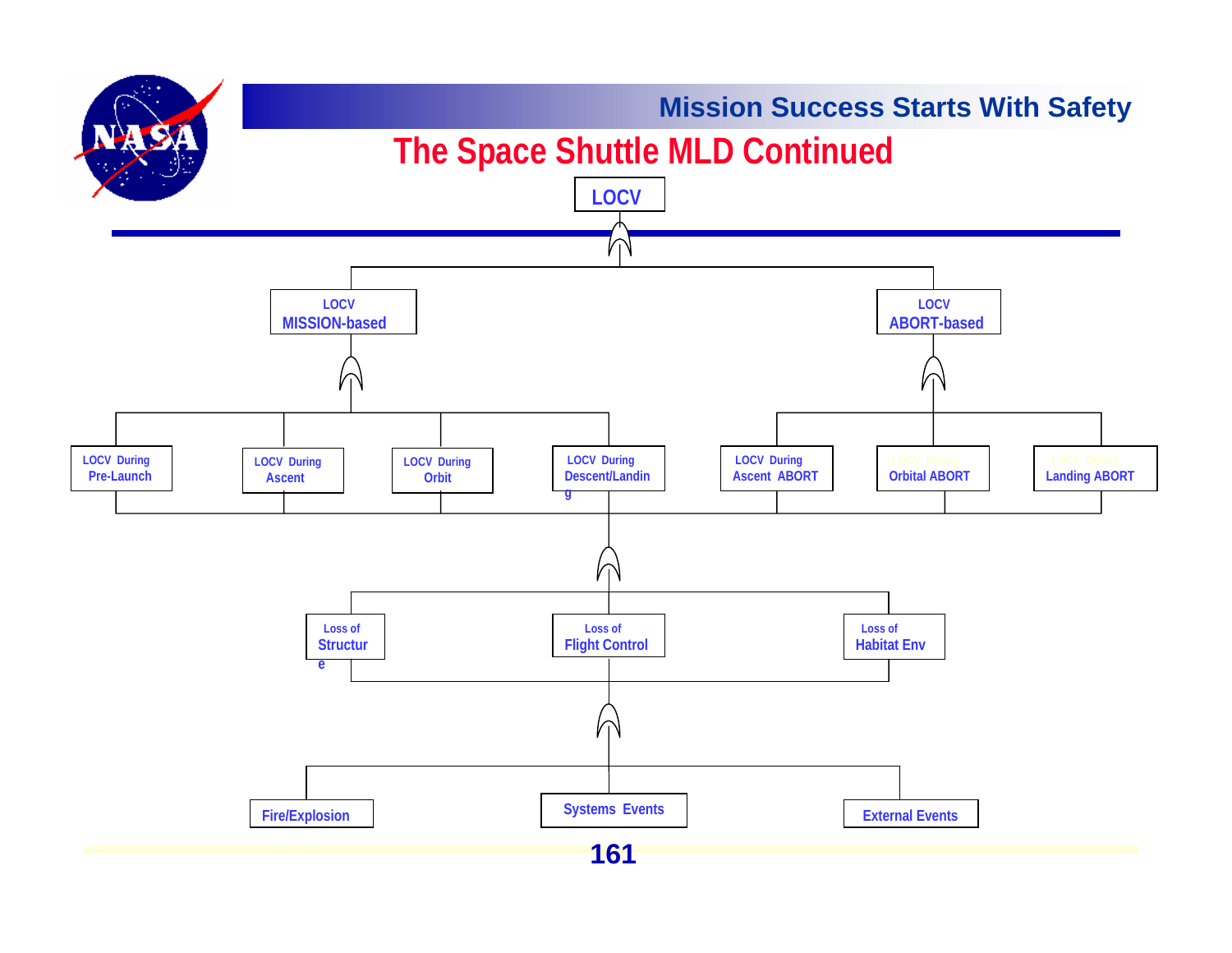# The Space Shuttle MLD Continued

- LOCV
  - LOCV MISSION-based
    - LOCV During Pre-Launch
    - LOCV During Ascent
    - LOCV During Orbit
    - LOCV During Descent/Landing
  - LOCV ABORT-based
    - LOCV During Ascent ABORT
    - LOCV During Orbital ABORT
    - LOCV During Landing ABORT

- LOCV During (each phase / abort)
  - Loss of Structure
  - Loss of Flight Control
  - Loss of Habitat Env

- Loss of (Structure / Flight Control / Habitat Env)
  - Fire/Explosion
  - Systems Events
  - External Events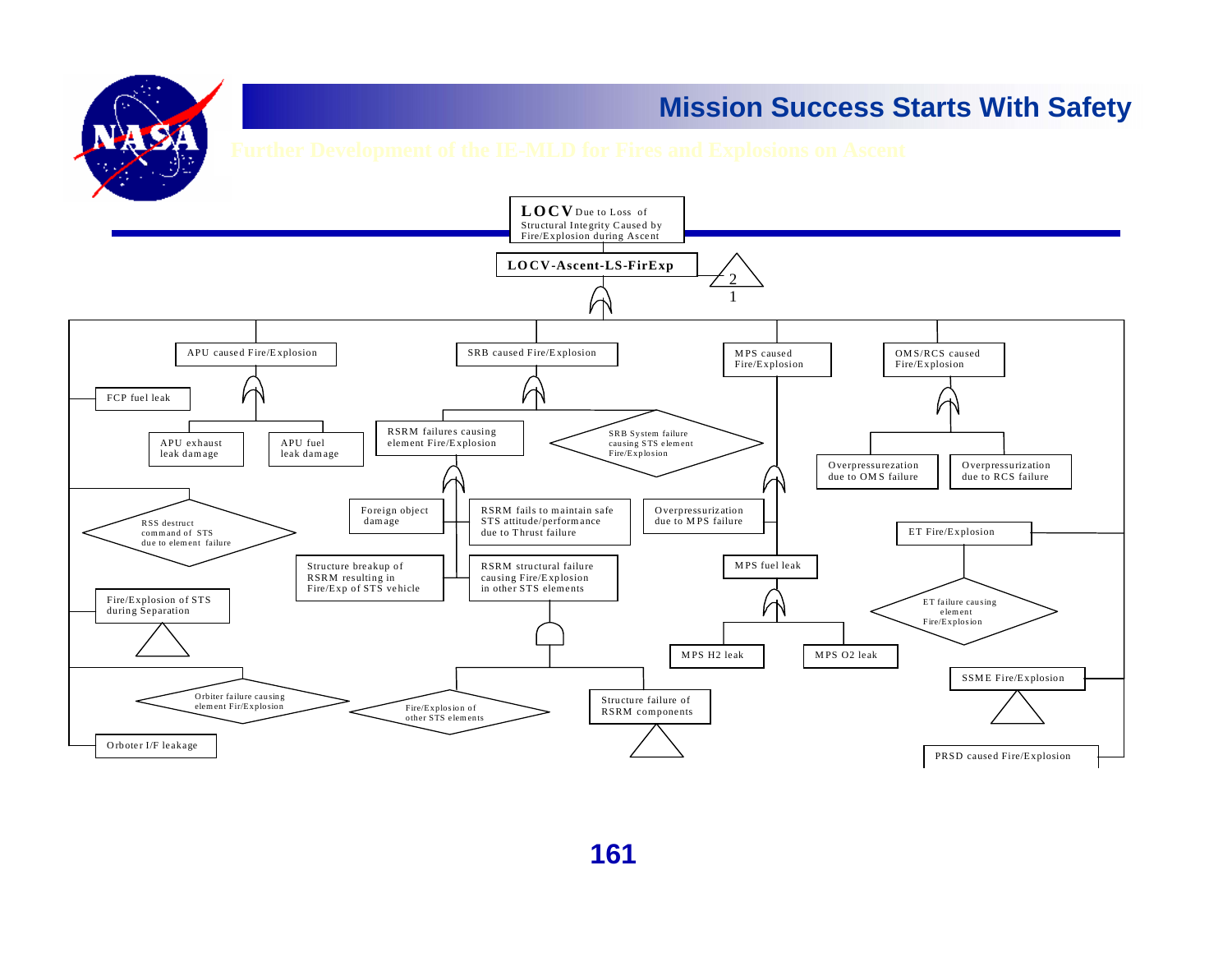## Further Development of the IE-MLD for Fires and Explosions on Ascent

**LOCV** Due to Loss of Structural Integrity Caused by Fire/Explosion during Ascent

**LOCV-Ascent-LS-FirExp**

2
1

APU caused Fire/Explosion

- FCP fuel leak
- APU exhaust leak damage
- APU fuel leak damage

RSS destruct command of STS due to element failure

Fire/Explosion of STS during Separation

Orbiter failure causing element Fir/Explosion

Orboter I/F leakage

SRB caused Fire/Explosion

- RSRM failures causing element Fire/Explosion
  - Foreign object damage
  - RSRM fails to maintain safe STS attitude/performance due to Thrust failure
  - Structure breakup of RSRM resulting in Fire/Exp of STS vehicle
  - RSRM structural failure causing Fire/Explosion in other STS elements
    - Fire/Explosion of other STS elements
    - Structure failure of RSRM components
- SRB System failure causing STS element Fire/Explosion

MPS caused Fire/Explosion

- Overpressurization due to MPS failure
- MPS fuel leak
  - MPS H2 leak
  - MPS O2 leak

OMS/RCS caused Fire/Explosion

- Overpressurezation due to OMS failure
- Overpressurization due to RCS failure

ET Fire/Explosion

- ET failure causing element Fire/Explosion

SSME Fire/Explosion

PRSD caused Fire/Explosion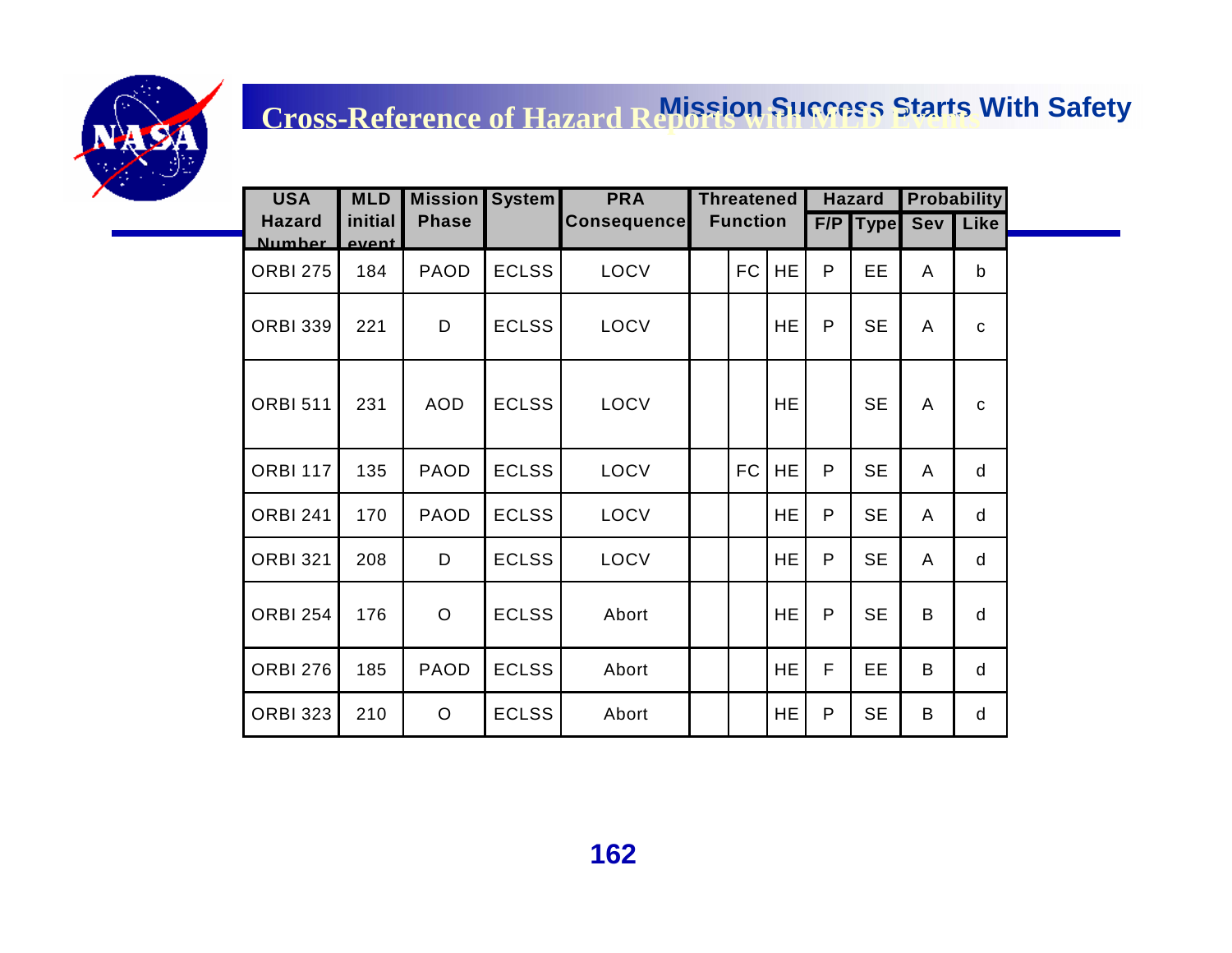## Cross-Reference of Hazard Reports with MLD Events

| USA Hazard Number | MLD initial event | Mission Phase | System | PRA Consequence | Threatened Function | | | Hazard | | Probability | |
|---|---|---|---|---|---|---|---|---|---|---|---|
| | | | | | | | | F/P | Type | Sev | Like |
| ORBI 275 | 184 | PAOD | ECLSS | LOCV | | FC | HE | P | EE | A | b |
| ORBI 339 | 221 | D | ECLSS | LOCV | | | HE | P | SE | A | c |
| ORBI 511 | 231 | AOD | ECLSS | LOCV | | | HE | | SE | A | c |
| ORBI 117 | 135 | PAOD | ECLSS | LOCV | | FC | HE | P | SE | A | d |
| ORBI 241 | 170 | PAOD | ECLSS | LOCV | | | HE | P | SE | A | d |
| ORBI 321 | 208 | D | ECLSS | LOCV | | | HE | P | SE | A | d |
| ORBI 254 | 176 | O | ECLSS | Abort | | | HE | P | SE | B | d |
| ORBI 276 | 185 | PAOD | ECLSS | Abort | | | HE | F | EE | B | d |
| ORBI 323 | 210 | O | ECLSS | Abort | | | HE | P | SE | B | d |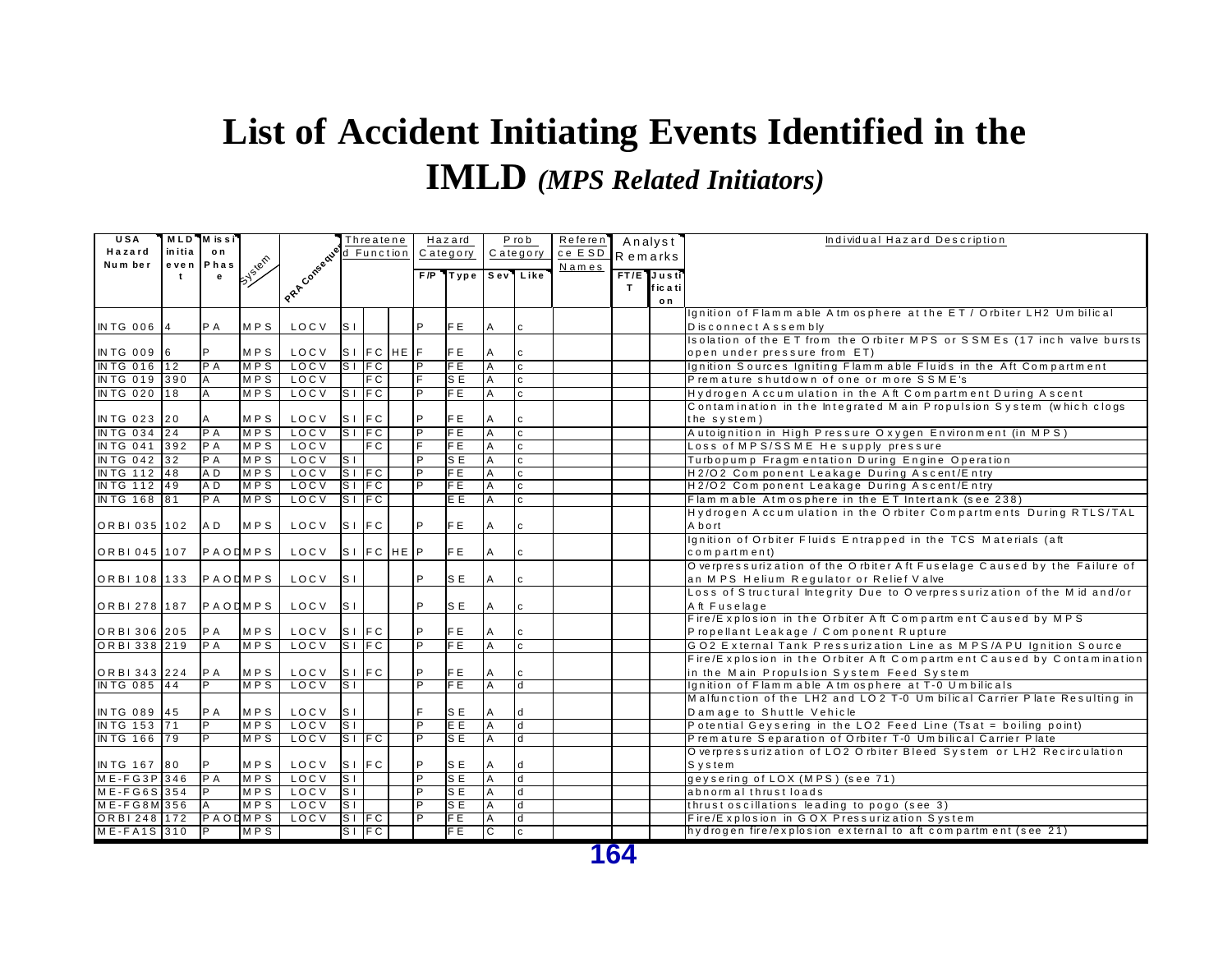# List of Accident Initiating Events Identified in the IMLD *(MPS Related Initiators)*

| USA Hazard Number | MLD initiating event | Mission Phase | System | PRA Consequence | Threatened Function | | | Hazard Category | | Prob Category | | Reference ESD Names | Analyst Remarks | | Individual Hazard Description |
|---|---|---|---|---|---|---|---|---|---|---|---|---|---|---|---|
| | | | | | | | | F/P | Type | Sev | Like | | FT/ET | Justification | |
| INTG 006 | 4 | PA | MPS | LOCV | SI | | | P | FE | A | c | | | | Ignition of Flammable Atmosphere at the ET / Orbiter LH2 Umbilical Disconnect Assembly |
| INTG 009 | 6 | P | MPS | LOCV | SI | FC | HE | F | FE | A | c | | | | Isolation of the ET from the Orbiter MPS or SSMEs (17 inch valve bursts open under pressure from ET) |
| INTG 016 | 12 | PA | MPS | LOCV | SI | FC | | P | FE | A | c | | | | Ignition Sources Igniting Flammable Fluids in the Aft Compartment |
| INTG 019 | 390 | A | MPS | LOCV | | FC | | F | SE | A | c | | | | Premature shutdown of one or more SSME's |
| INTG 020 | 18 | A | MPS | LOCV | SI | FC | | P | FE | A | c | | | | Hydrogen Accumulation in the Aft Compartment During Ascent |
| INTG 023 | 20 | A | MPS | LOCV | SI | FC | | P | FE | A | c | | | | Contamination in the Integrated Main Propulsion System (which clogs the system) |
| INTG 034 | 24 | PA | MPS | LOCV | SI | FC | | P | FE | A | c | | | | Autoignition in High Pressure Oxygen Environment (in MPS) |
| INTG 041 | 392 | PA | MPS | LOCV | | FC | | F | FE | A | c | | | | Loss of MPS/SSME He supply pressure |
| INTG 042 | 32 | PA | MPS | LOCV | SI | | | P | SE | A | c | | | | Turbopump Fragmentation During Engine Operation |
| INTG 112 | 48 | AD | MPS | LOCV | SI | FC | | P | FE | A | c | | | | H2/O2 Component Leakage During Ascent/Entry |
| INTG 112 | 49 | AD | MPS | LOCV | SI | FC | | P | FE | A | c | | | | H2/O2 Component Leakage During Ascent/Entry |
| INTG 168 | 81 | PA | MPS | LOCV | SI | FC | | | EE | A | c | | | | Flammable Atmosphere in the ET Intertank (see 238) |
| ORBI 035 | 102 | AD | MPS | LOCV | SI | FC | | P | FE | A | c | | | | Hydrogen Accumulation in the Orbiter Compartments During RTLS/TAL Abort |
| ORBI 045 | 107 | PAOD | MPS | LOCV | SI | FC | HE | P | FE | A | c | | | | Ignition of Orbiter Fluids Entrapped in the TCS Materials (aft compartment) |
| ORBI 108 | 133 | PAOD | MPS | LOCV | SI | | | P | SE | A | c | | | | Overpressurization of the Orbiter Aft Fuselage Caused by the Failure of an MPS Helium Regulator or Relief Valve |
| ORBI 278 | 187 | PAOD | MPS | LOCV | SI | | | P | SE | A | c | | | | Loss of Structural Integrity Due to Overpressurization of the Mid and/or Aft Fuselage |
| ORBI 306 | 205 | PA | MPS | LOCV | SI | FC | | P | FE | A | c | | | | Fire/Explosion in the Orbiter Aft Compartment Caused by MPS Propellant Leakage / Component Rupture |
| ORBI 338 | 219 | PA | MPS | LOCV | SI | FC | | P | FE | A | c | | | | GO2 External Tank Pressurization Line as MPS/APU Ignition Source |
| ORBI 343 | 224 | PA | MPS | LOCV | SI | FC | | P | FE | A | c | | | | Fire/Explosion in the Orbiter Aft Compartment Caused by Contamination in the Main Propulsion System Feed System |
| INTG 085 | 44 | P | MPS | LOCV | SI | | | P | FE | A | d | | | | Ignition of Flammable Atmosphere at T-0 Umbilicals |
| INTG 089 | 45 | PA | MPS | LOCV | SI | | | F | SE | A | d | | | | Malfunction of the LH2 and LO2 T-0 Umbilical Carrier Plate Resulting in Damage to Shuttle Vehicle |
| INTG 153 | 71 | P | MPS | LOCV | SI | | | P | EE | A | d | | | | Potential Geysering in the LO2 Feed Line (Tsat = boiling point) |
| INTG 166 | 79 | P | MPS | LOCV | SI | FC | | P | SE | A | d | | | | Premature Separation of Orbiter T-0 Umbilical Carrier Plate |
| INTG 167 | 80 | P | MPS | LOCV | SI | FC | | P | SE | A | d | | | | Overpressurization of LO2 Orbiter Bleed System or LH2 Recirculation System |
| ME-FG3P | 346 | PA | MPS | LOCV | SI | | | P | SE | A | d | | | | geysering of LOX (MPS) (see 71) |
| ME-FG6S | 354 | P | MPS | LOCV | SI | | | P | SE | A | d | | | | abnormal thrust loads |
| ME-FG8M | 356 | A | MPS | LOCV | SI | | | P | SE | A | d | | | | thrust oscillations leading to pogo (see 3) |
| ORBI 248 | 172 | PAOD | MPS | LOCV | SI | FC | | P | FE | A | d | | | | Fire/Explosion in GOX Pressurization System |
| ME-FA1S | 310 | P | MPS | | SI | FC | | | FE | C | c | | | | hydrogen fire/explosion external to aft compartment (see 21) |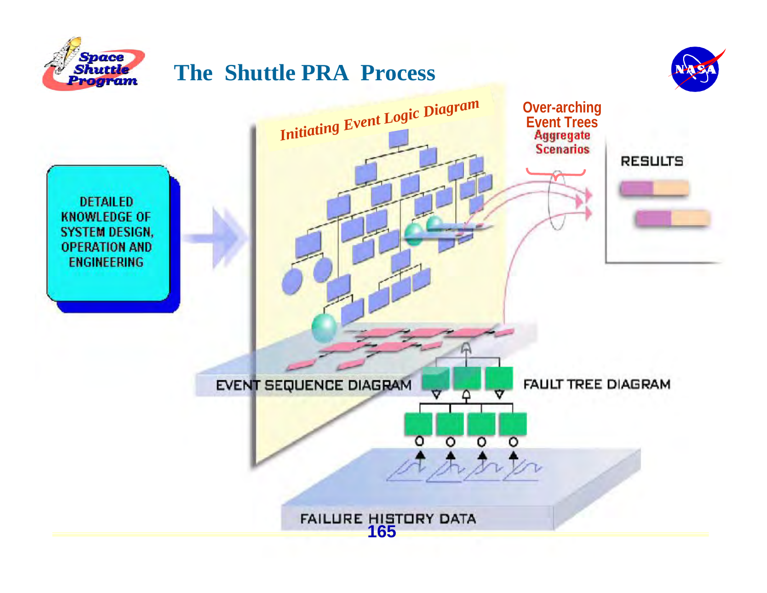# The Shuttle PRA Process

DETAILED KNOWLEDGE OF SYSTEM DESIGN, OPERATION AND ENGINEERING

*Initiating Event Logic Diagram*

Over-arching Event Trees

Aggregate Scenarios

RESULTS

EVENT SEQUENCE DIAGRAM

FAULT TREE DIAGRAM

FAILURE HISTORY DATA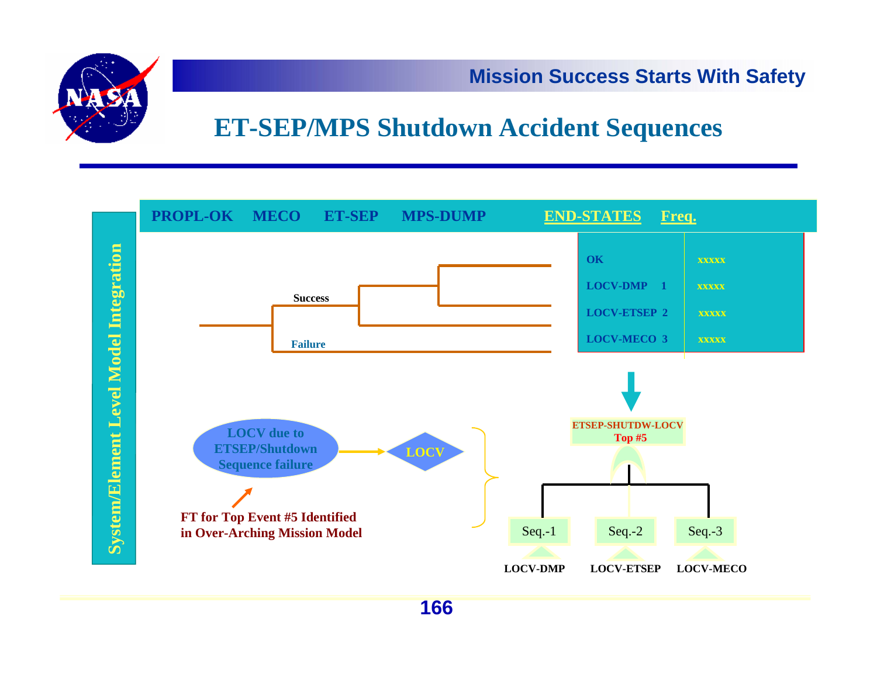# ET-SEP/MPS Shutdown Accident Sequences

**System/Element Level Model Integration**

| PROPL-OK | MECO | ET-SEP | MPS-DUMP | END-STATES | Freq. |
|---|---|---|---|---|---|
| | | | | OK | xxxxx |
| | | | | LOCV-DMP 1 | xxxxx |
| | | | | LOCV-ETSEP 2 | xxxxx |
| | | | | LOCV-MECO 3 | xxxxx |

Success

Failure

LOCV due to ETSEP/Shutdown Sequence failure → LOCV

FT for Top Event #5 Identified in Over-Arching Mission Model

ETSEP-SHUTDW-LOCV Top #5

- Seq.-1: LOCV-DMP
- Seq.-2: LOCV-ETSEP
- Seq.-3: LOCV-MECO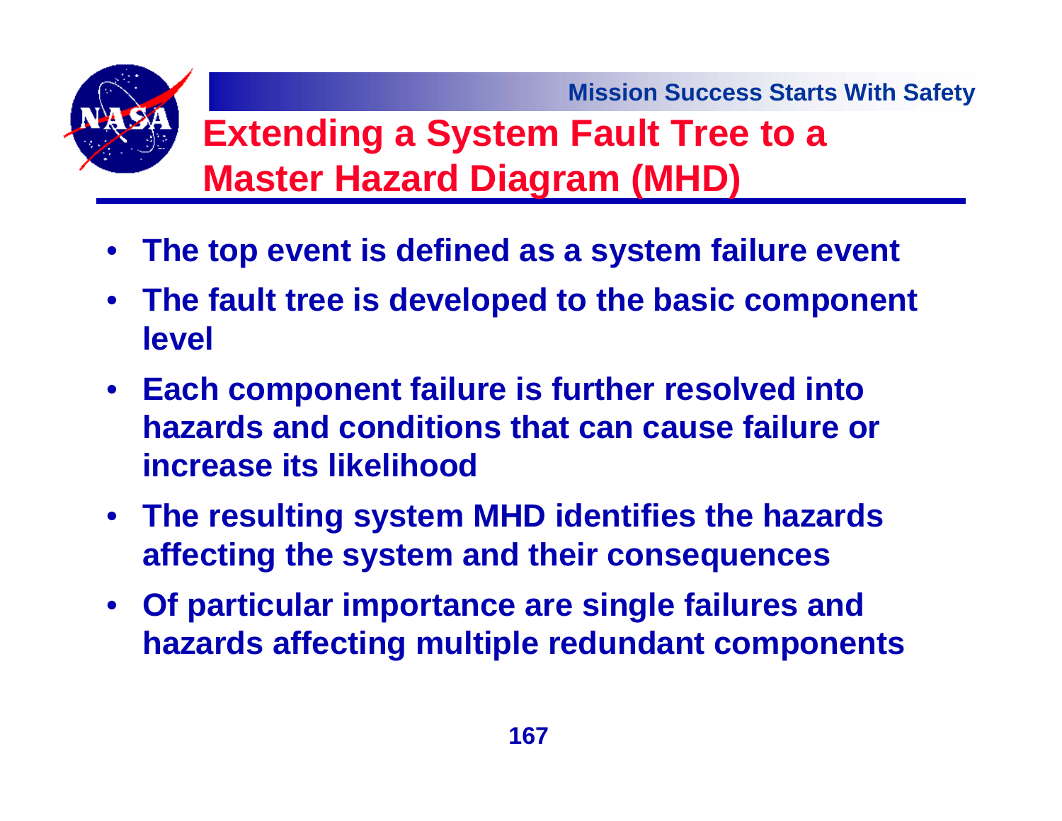# Extending a System Fault Tree to a Master Hazard Diagram (MHD)

- The top event is defined as a system failure event
- The fault tree is developed to the basic component level
- Each component failure is further resolved into hazards and conditions that can cause failure or increase its likelihood
- The resulting system MHD identifies the hazards affecting the system and their consequences
- Of particular importance are single failures and hazards affecting multiple redundant components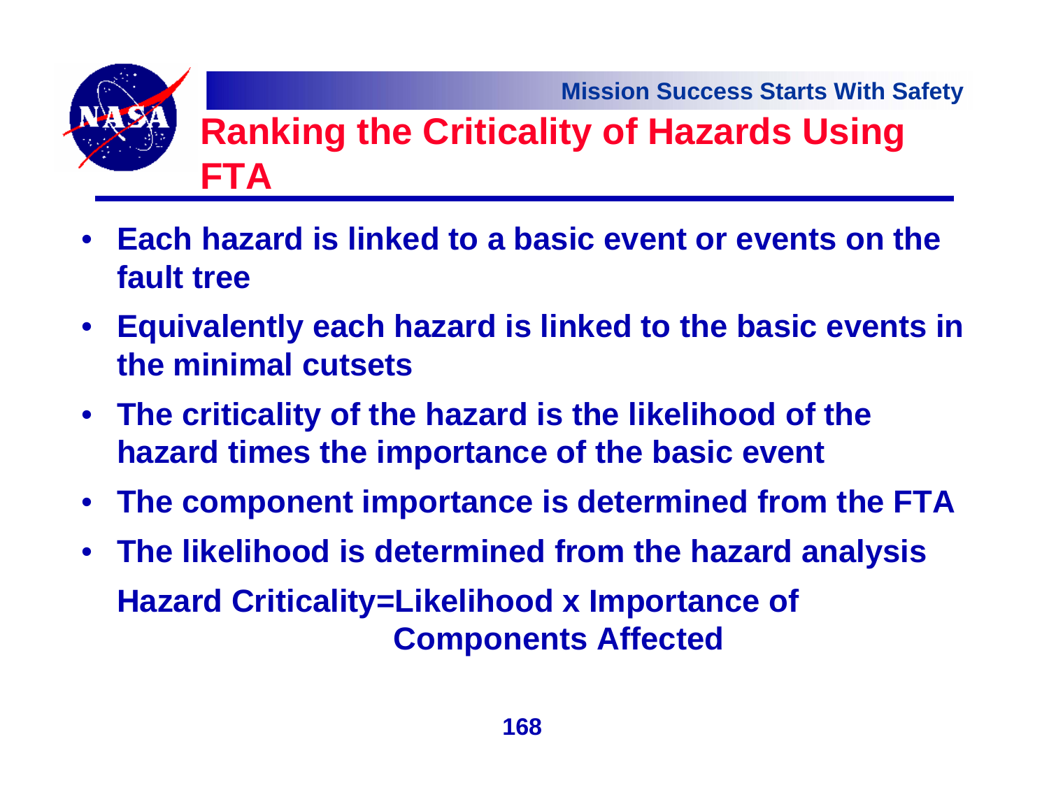# Ranking the Criticality of Hazards Using FTA

- **Each hazard is linked to a basic event or events on the fault tree**
- **Equivalently each hazard is linked to the basic events in the minimal cutsets**
- **The criticality of the hazard is the likelihood of the hazard times the importance of the basic event**
- **The component importance is determined from the FTA**
- **The likelihood is determined from the hazard analysis**

**Hazard Criticality=Likelihood x Importance of Components Affected**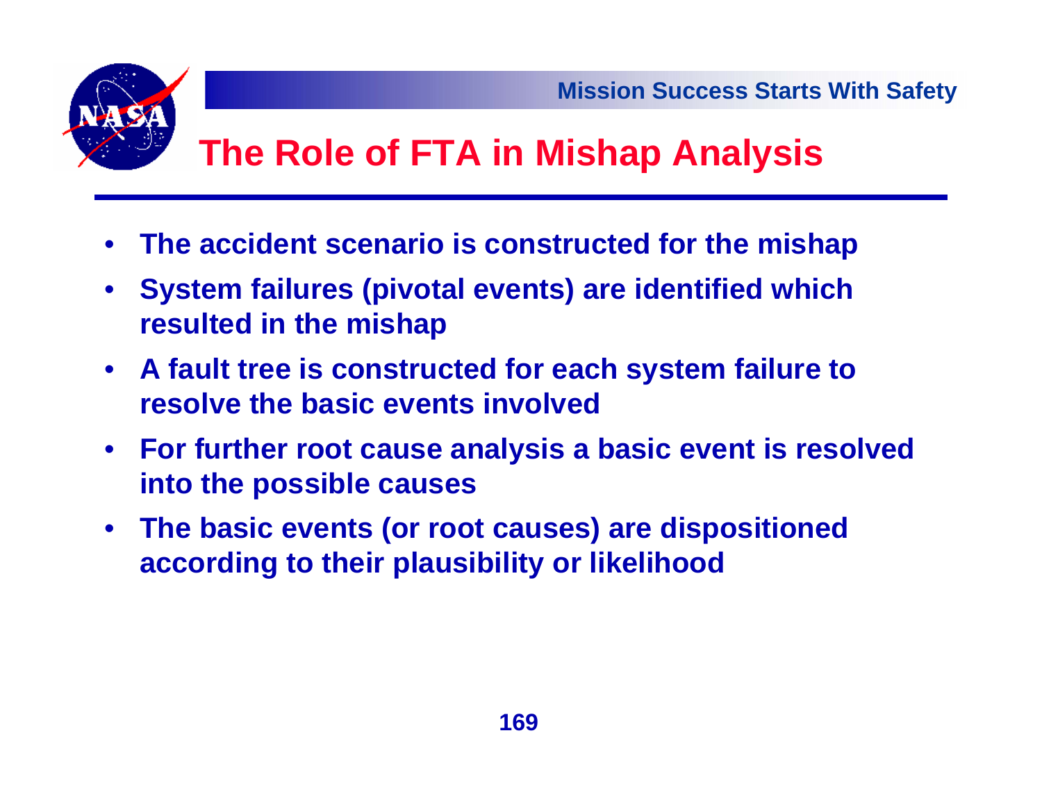# The Role of FTA in Mishap Analysis

- **The accident scenario is constructed for the mishap**
- **System failures (pivotal events) are identified which resulted in the mishap**
- **A fault tree is constructed for each system failure to resolve the basic events involved**
- **For further root cause analysis a basic event is resolved into the possible causes**
- **The basic events (or root causes) are dispositioned according to their plausibility or likelihood**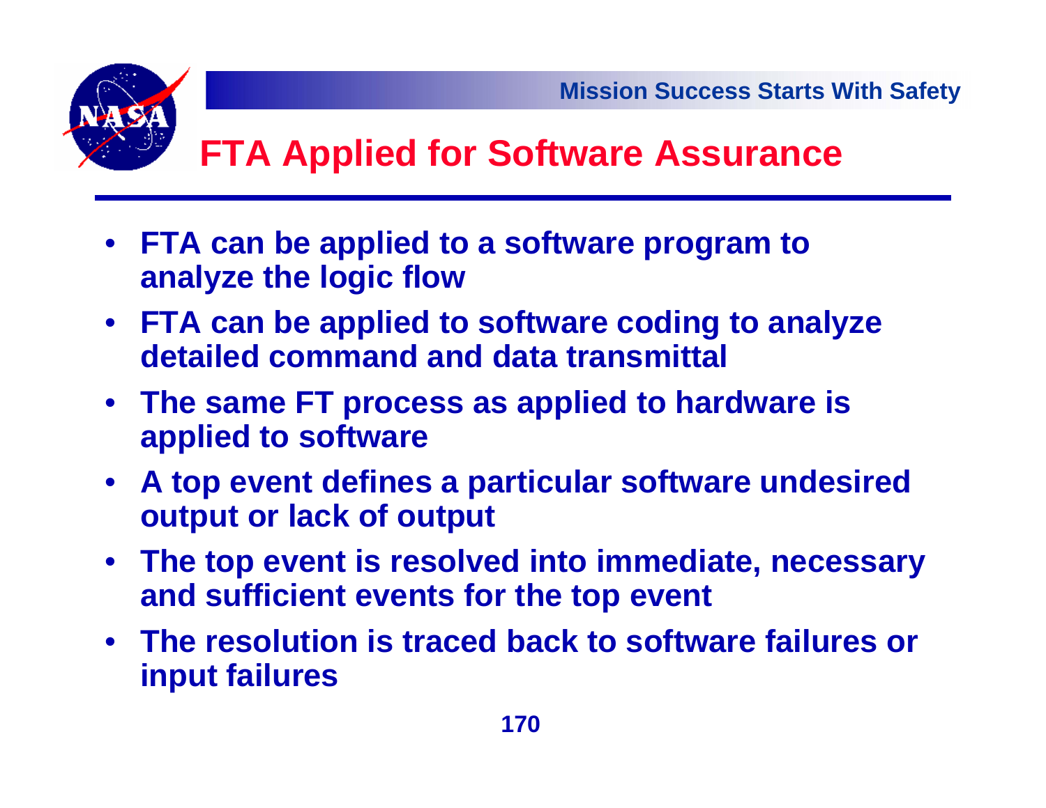# FTA Applied for Software Assurance

- **FTA can be applied to a software program to analyze the logic flow**
- **FTA can be applied to software coding to analyze detailed command and data transmittal**
- **The same FT process as applied to hardware is applied to software**
- **A top event defines a particular software undesired output or lack of output**
- **The top event is resolved into immediate, necessary and sufficient events for the top event**
- **The resolution is traced back to software failures or input failures**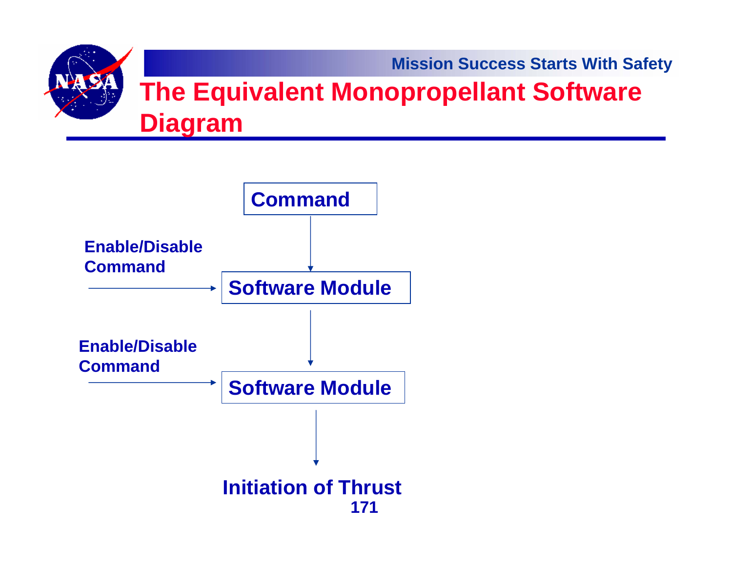# The Equivalent Monopropellant Software Diagram

Command

Enable/Disable Command → Software Module

Enable/Disable Command → Software Module

Initiation of Thrust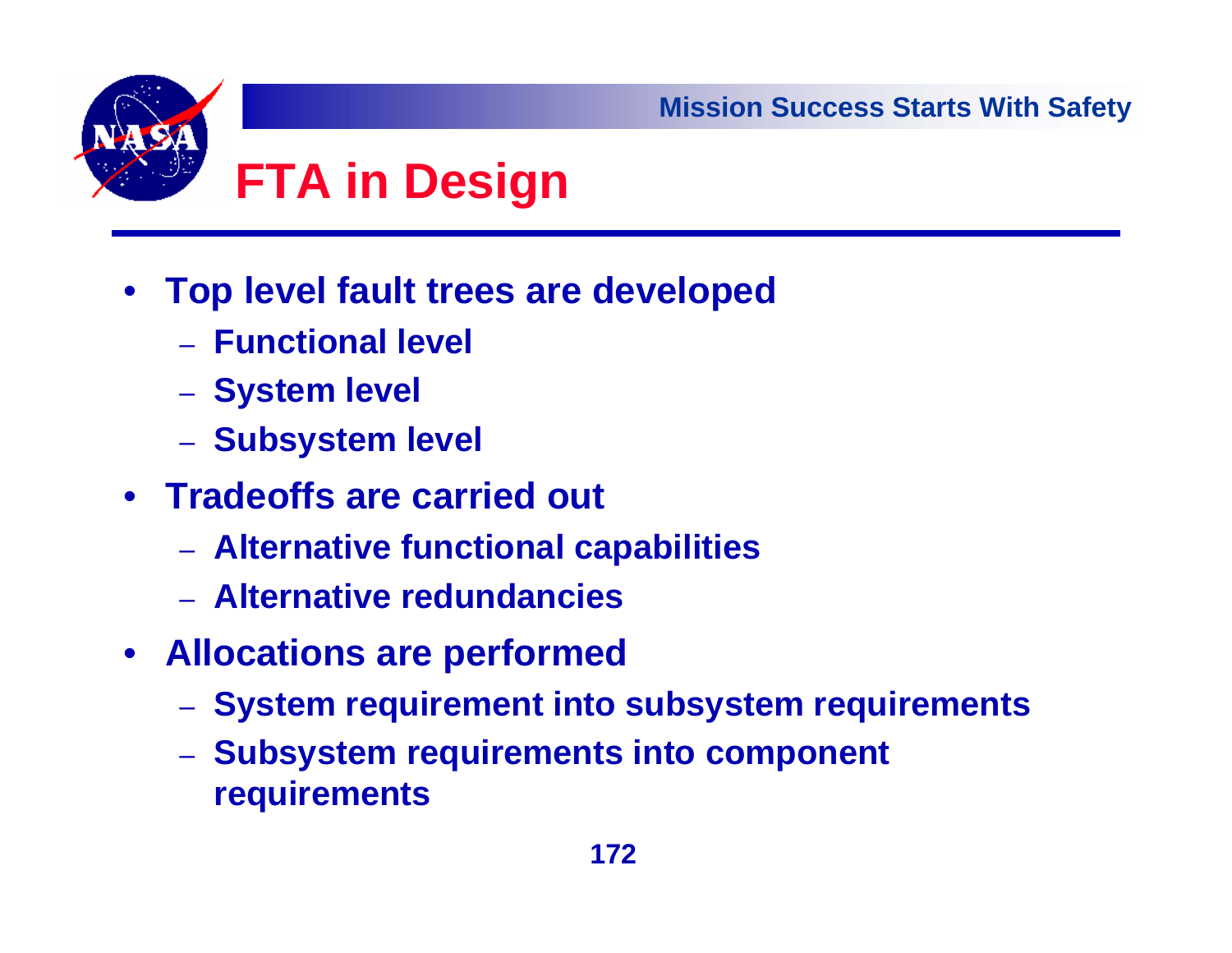# FTA in Design

- Top level fault trees are developed
  - Functional level
  - System level
  - Subsystem level
- Tradeoffs are carried out
  - Alternative functional capabilities
  - Alternative redundancies
- Allocations are performed
  - System requirement into subsystem requirements
  - Subsystem requirements into component requirements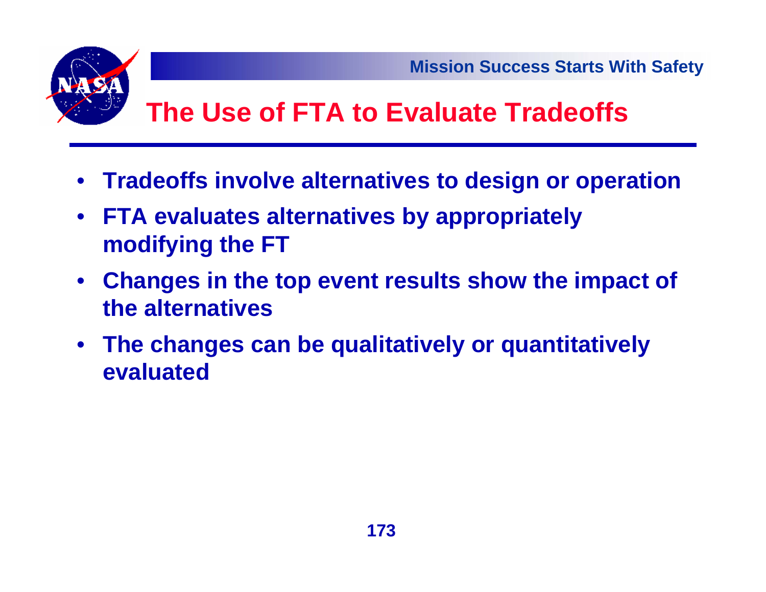# The Use of FTA to Evaluate Tradeoffs

- **Tradeoffs involve alternatives to design or operation**
- **FTA evaluates alternatives by appropriately modifying the FT**
- **Changes in the top event results show the impact of the alternatives**
- **The changes can be qualitatively or quantitatively evaluated**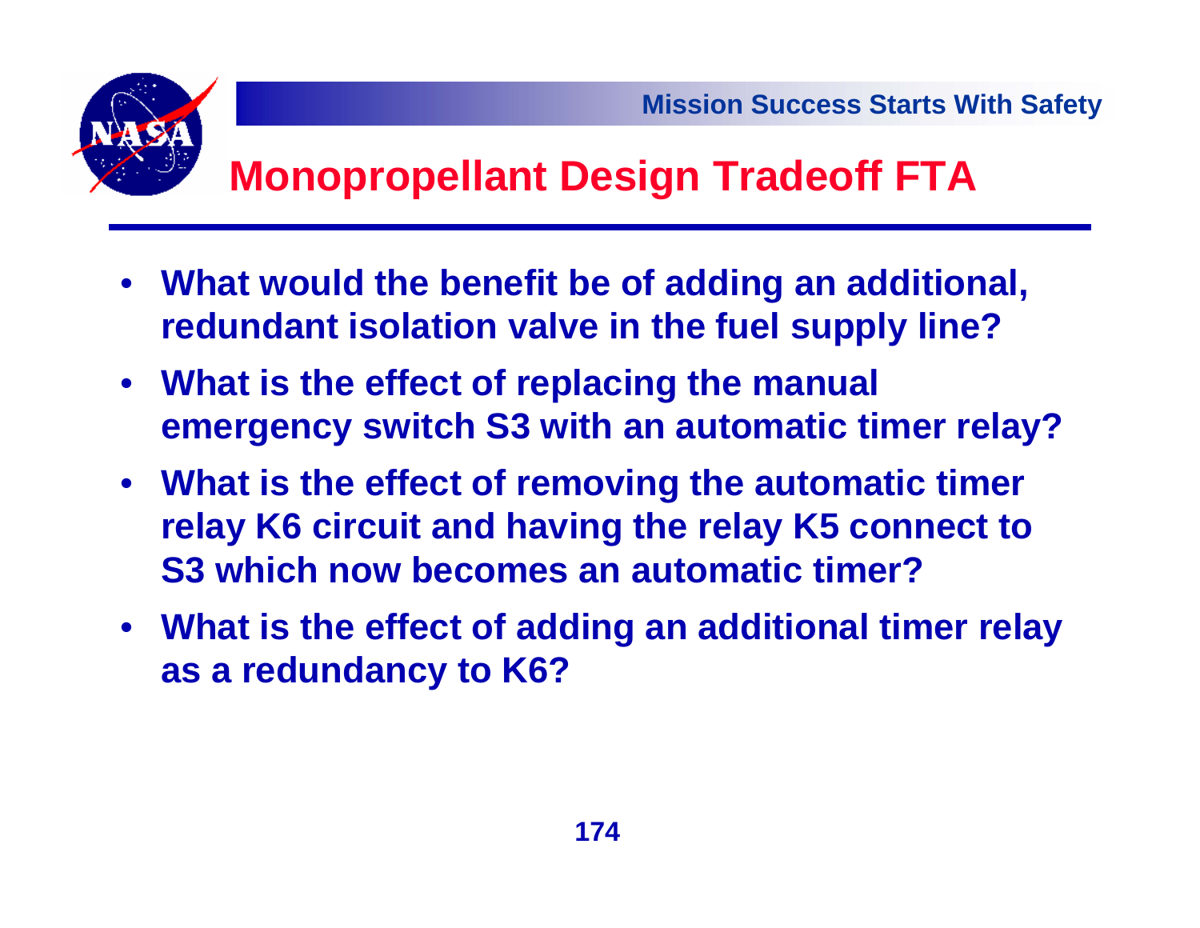# Monopropellant Design Tradeoff FTA

- What would the benefit be of adding an additional, redundant isolation valve in the fuel supply line?
- What is the effect of replacing the manual emergency switch S3 with an automatic timer relay?
- What is the effect of removing the automatic timer relay K6 circuit and having the relay K5 connect to S3 which now becomes an automatic timer?
- What is the effect of adding an additional timer relay as a redundancy to K6?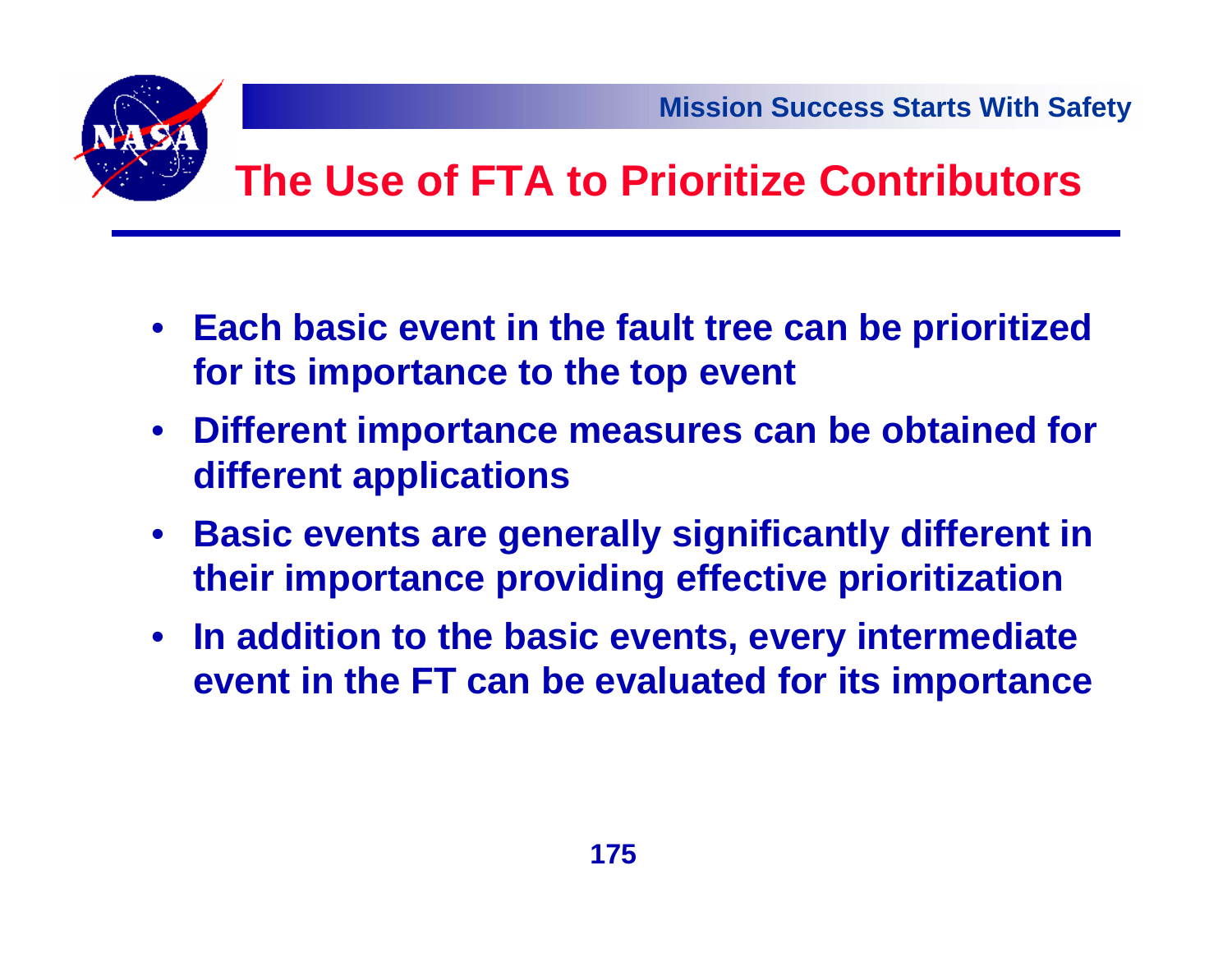# The Use of FTA to Prioritize Contributors

- **Each basic event in the fault tree can be prioritized for its importance to the top event**
- **Different importance measures can be obtained for different applications**
- **Basic events are generally significantly different in their importance providing effective prioritization**
- **In addition to the basic events, every intermediate event in the FT can be evaluated for its importance**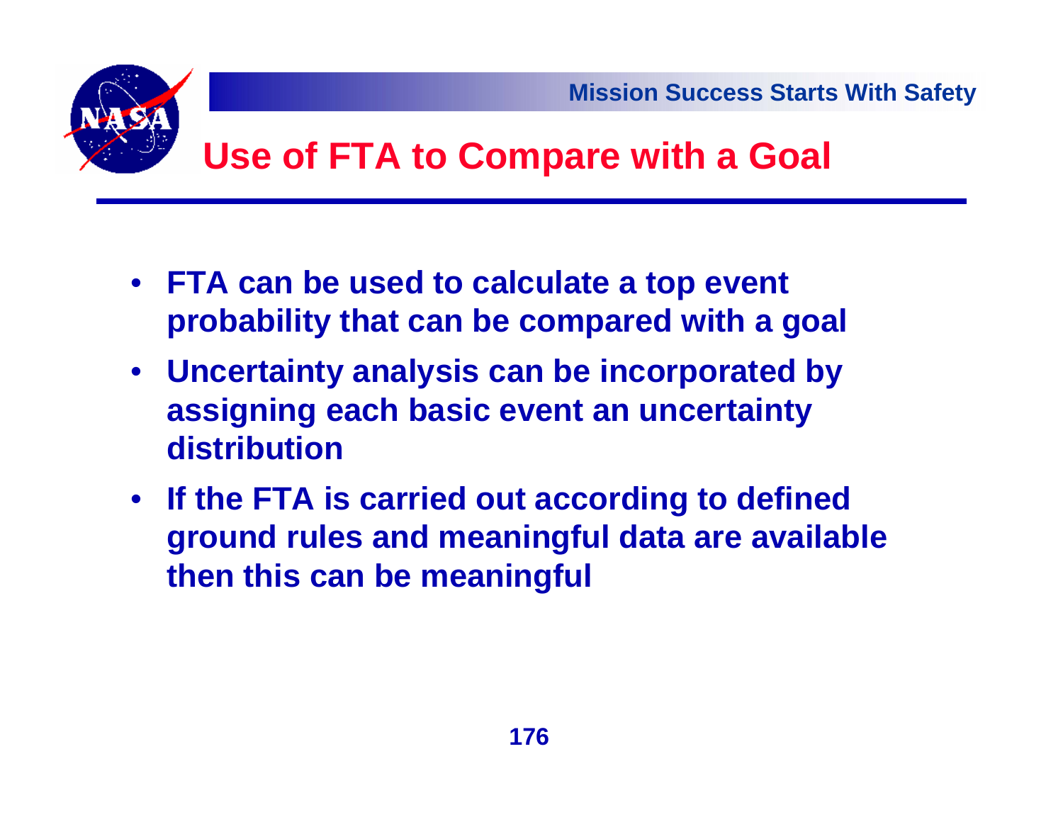# Use of FTA to Compare with a Goal

- **FTA can be used to calculate a top event probability that can be compared with a goal**
- **Uncertainty analysis can be incorporated by assigning each basic event an uncertainty distribution**
- **If the FTA is carried out according to defined ground rules and meaningful data are available then this can be meaningful**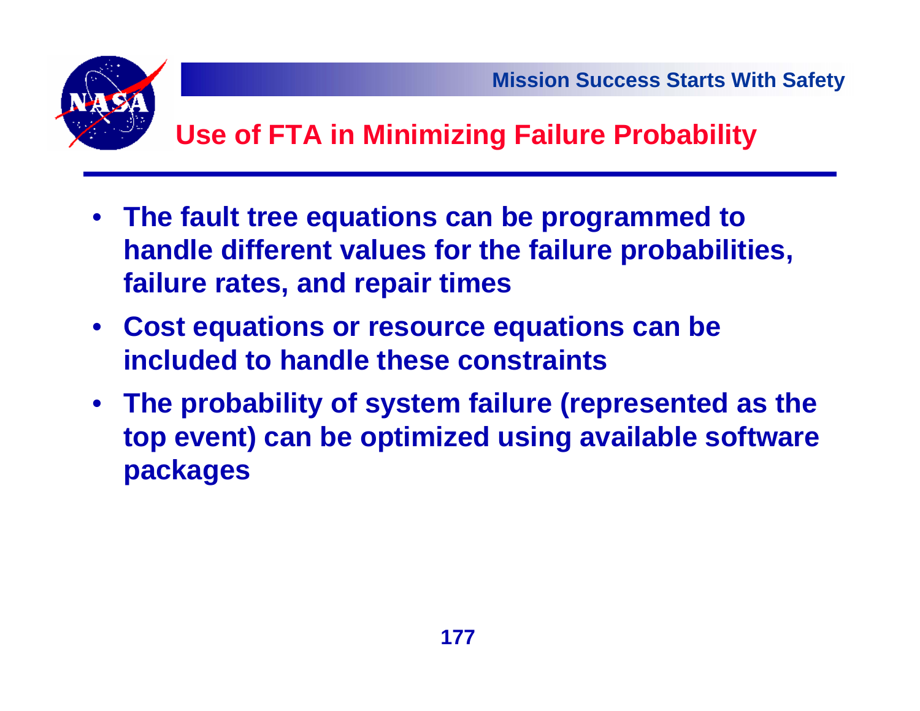## Use of FTA in Minimizing Failure Probability

- **The fault tree equations can be programmed to handle different values for the failure probabilities, failure rates, and repair times**
- **Cost equations or resource equations can be included to handle these constraints**
- **The probability of system failure (represented as the top event) can be optimized using available software packages**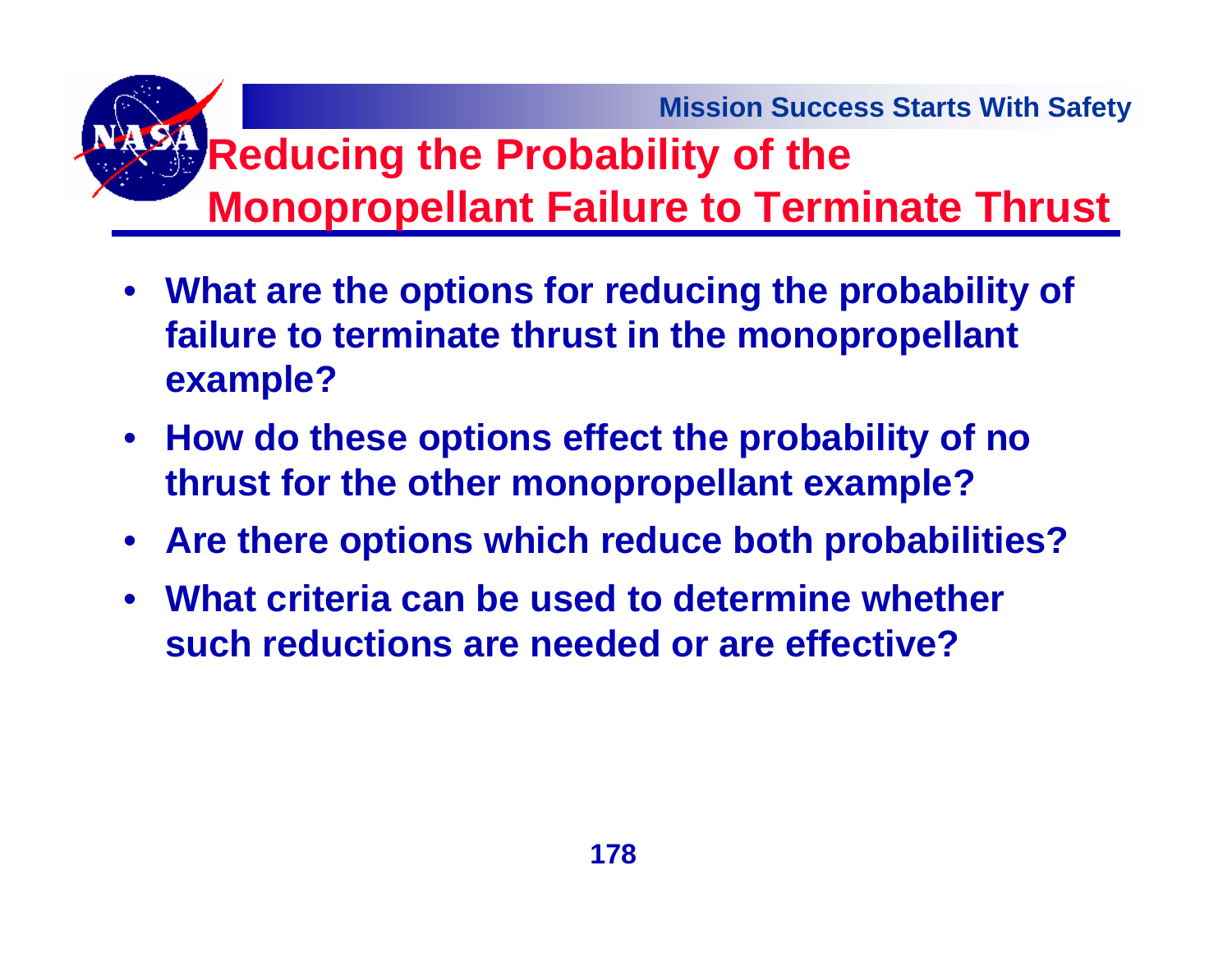# Reducing the Probability of the Monopropellant Failure to Terminate Thrust

- **What are the options for reducing the probability of failure to terminate thrust in the monopropellant example?**
- **How do these options effect the probability of no thrust for the other monopropellant example?**
- **Are there options which reduce both probabilities?**
- **What criteria can be used to determine whether such reductions are needed or are effective?**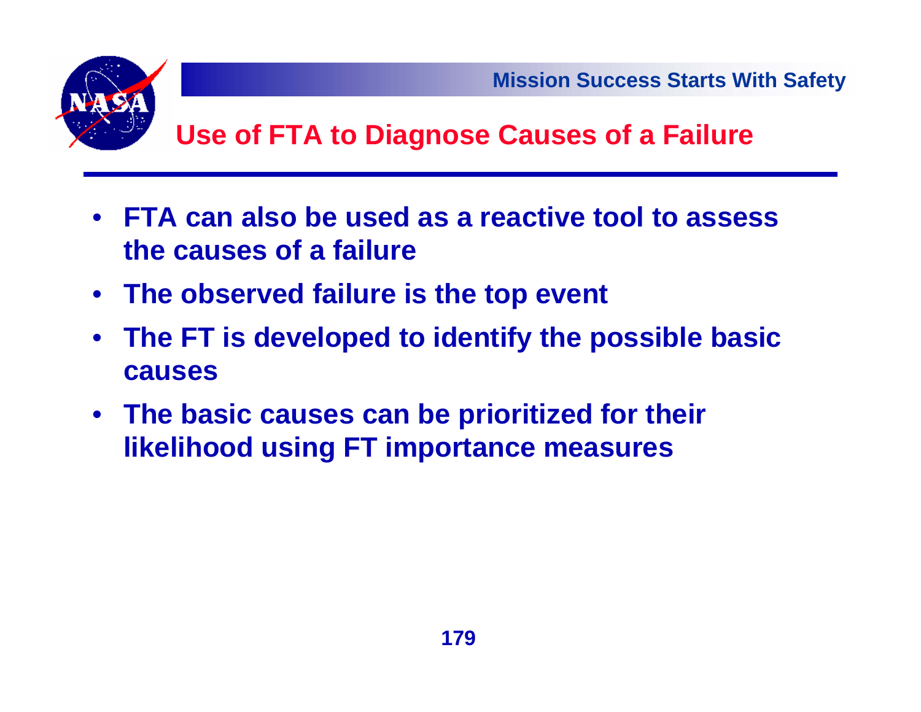## Use of FTA to Diagnose Causes of a Failure

- **FTA can also be used as a reactive tool to assess the causes of a failure**
- **The observed failure is the top event**
- **The FT is developed to identify the possible basic causes**
- **The basic causes can be prioritized for their likelihood using FT importance measures**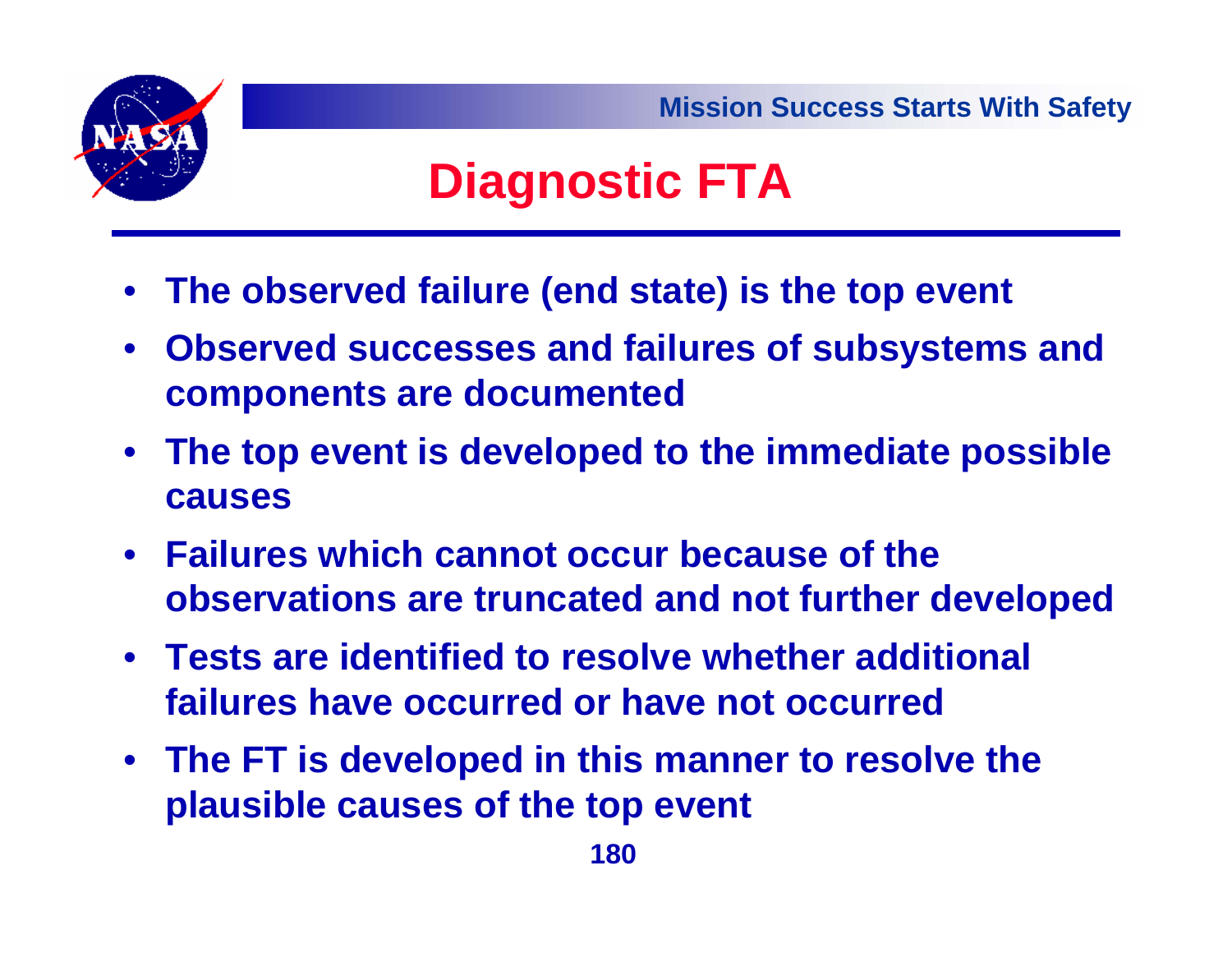# Diagnostic FTA

- The observed failure (end state) is the top event
- Observed successes and failures of subsystems and components are documented
- The top event is developed to the immediate possible causes
- Failures which cannot occur because of the observations are truncated and not further developed
- Tests are identified to resolve whether additional failures have occurred or have not occurred
- The FT is developed in this manner to resolve the plausible causes of the top event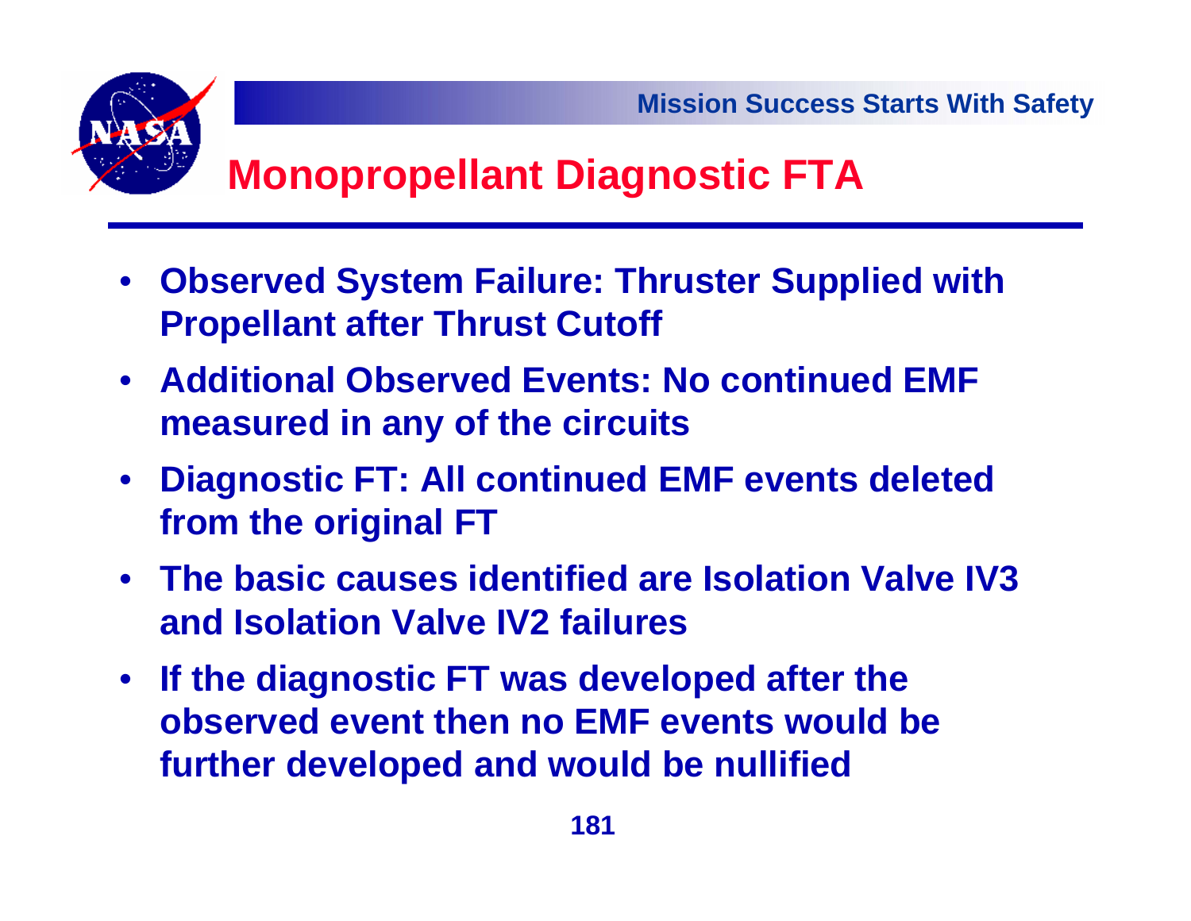# Monopropellant Diagnostic FTA

- **Observed System Failure: Thruster Supplied with Propellant after Thrust Cutoff**
- **Additional Observed Events: No continued EMF measured in any of the circuits**
- **Diagnostic FT: All continued EMF events deleted from the original FT**
- **The basic causes identified are Isolation Valve IV3 and Isolation Valve IV2 failures**
- **If the diagnostic FT was developed after the observed event then no EMF events would be further developed and would be nullified**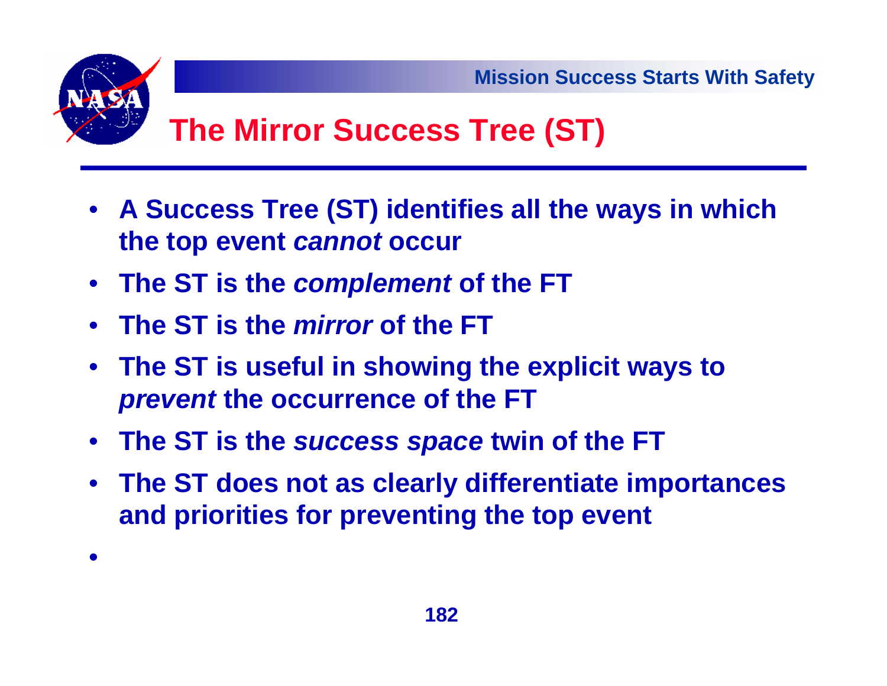# The Mirror Success Tree (ST)

- **A Success Tree (ST) identifies all the ways in which the top event *cannot* occur**
- **The ST is the *complement* of the FT**
- **The ST is the *mirror* of the FT**
- **The ST is useful in showing the explicit ways to *prevent* the occurrence of the FT**
- **The ST is the *success space* twin of the FT**
- **The ST does not as clearly differentiate importances and priorities for preventing the top event**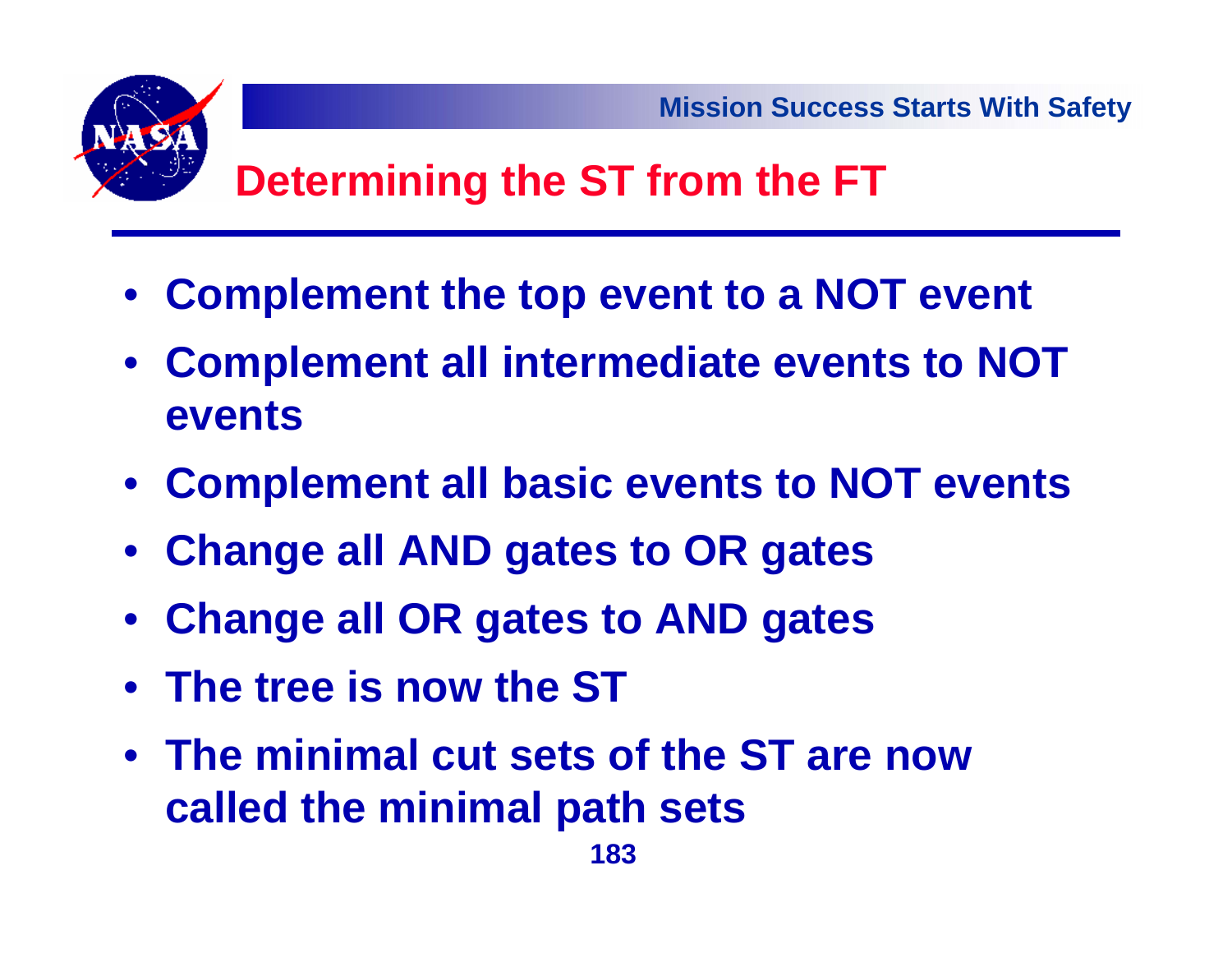# Determining the ST from the FT

- **Complement the top event to a NOT event**
- **Complement all intermediate events to NOT events**
- **Complement all basic events to NOT events**
- **Change all AND gates to OR gates**
- **Change all OR gates to AND gates**
- **The tree is now the ST**
- **The minimal cut sets of the ST are now called the minimal path sets**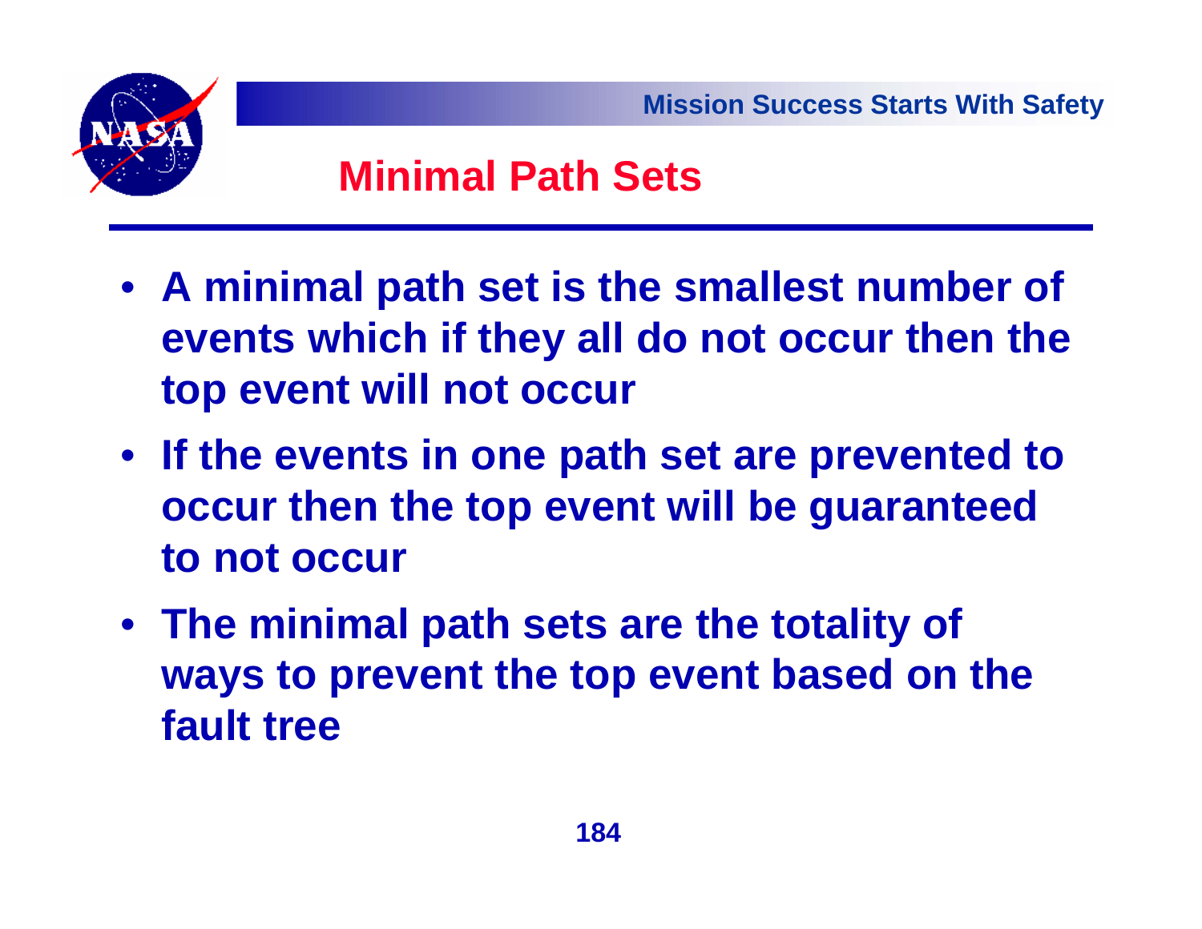## Minimal Path Sets

- A minimal path set is the smallest number of events which if they all do not occur then the top event will not occur
- If the events in one path set are prevented to occur then the top event will be guaranteed to not occur
- The minimal path sets are the totality of ways to prevent the top event based on the fault tree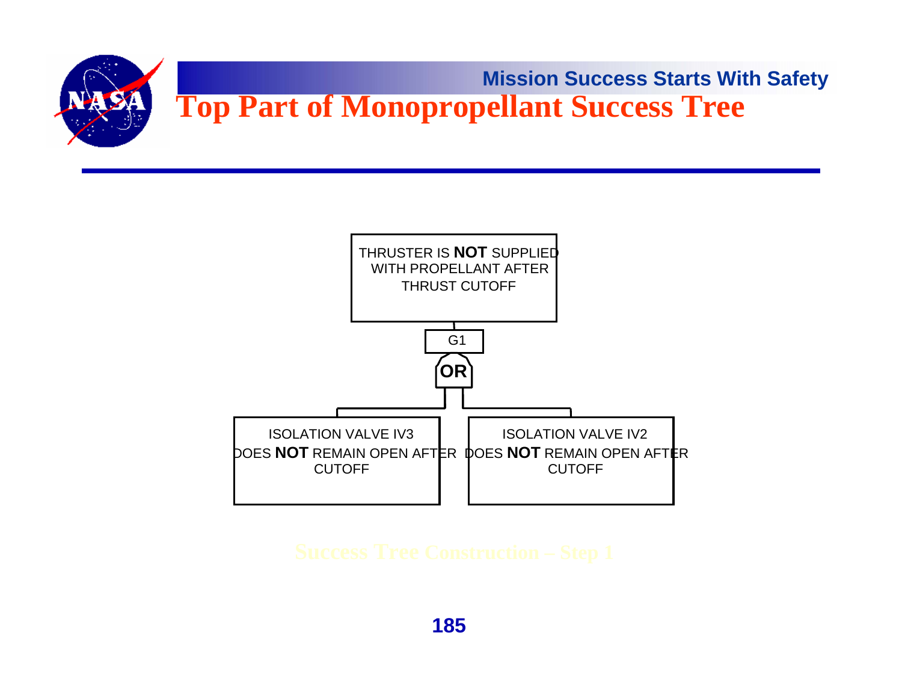# Top Part of Monopropellant Success Tree

THRUSTER IS **NOT** SUPPLIED WITH PROPELLANT AFTER THRUST CUTOFF

G1

**OR**

ISOLATION VALVE IV3 DOES **NOT** REMAIN OPEN AFTER CUTOFF

ISOLATION VALVE IV2 DOES **NOT** REMAIN OPEN AFTER CUTOFF

Success Tree Construction – Step 1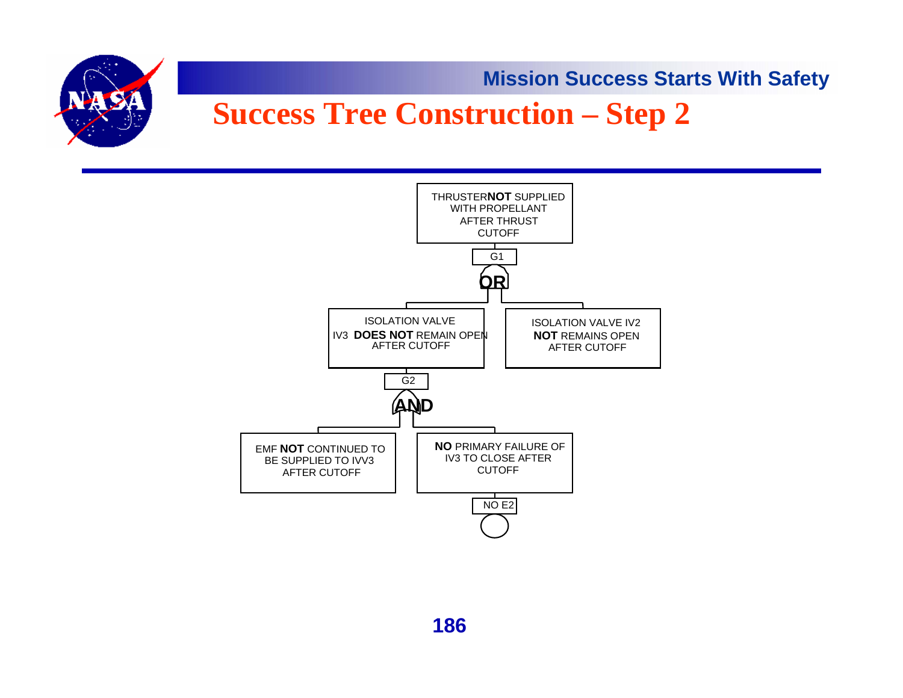# Success Tree Construction – Step 2

THRUSTER **NOT** SUPPLIED WITH PROPELLANT AFTER THRUST CUTOFF

G1

**OR**

- ISOLATION VALVE IV3 **DOES NOT** REMAIN OPEN AFTER CUTOFF
  - G2
  - **AND**
    - EMF **NOT** CONTINUED TO BE SUPPLIED TO IVV3 AFTER CUTOFF
    - **NO** PRIMARY FAILURE OF IV3 TO CLOSE AFTER CUTOFF (NO E2)
- ISOLATION VALVE IV2 **NOT** REMAINS OPEN AFTER CUTOFF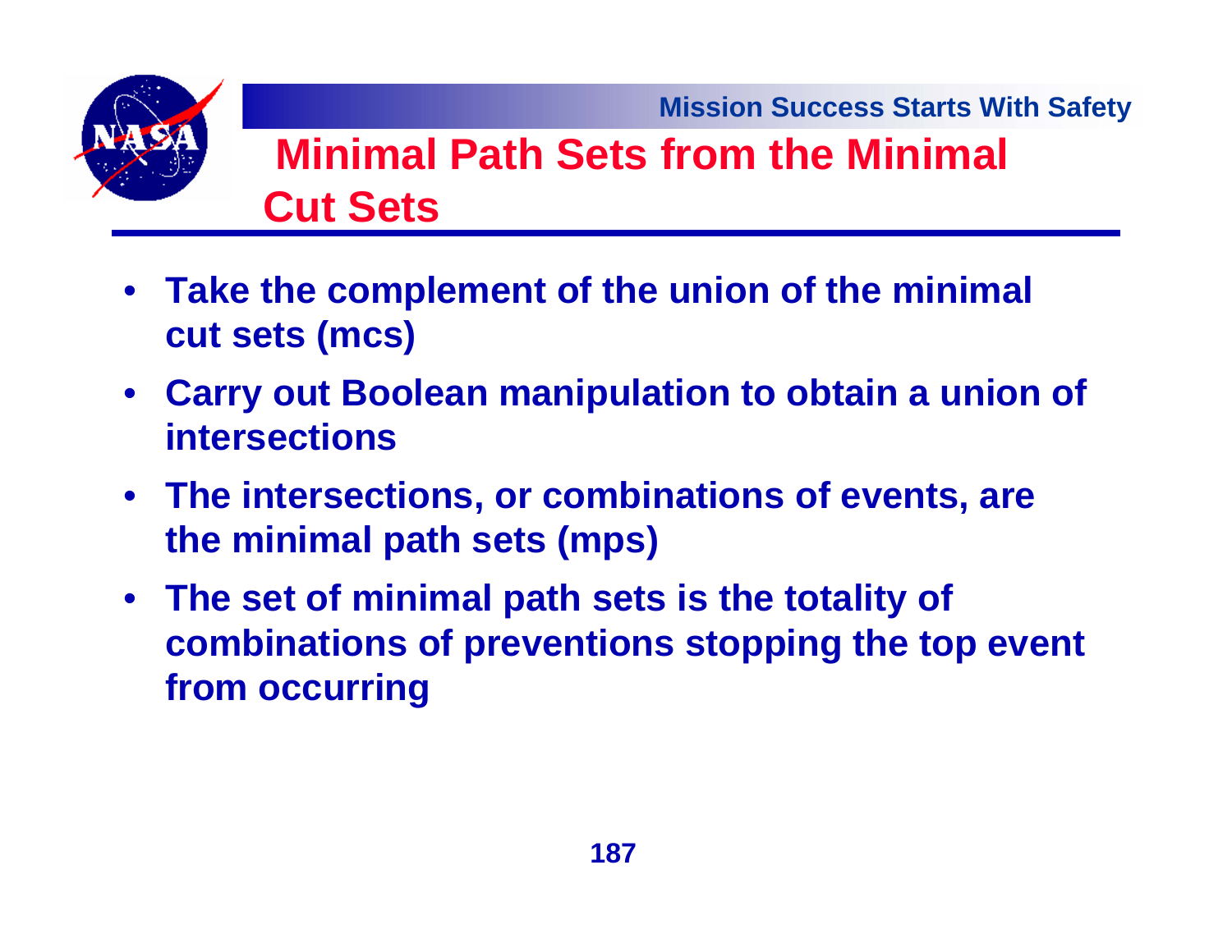# Minimal Path Sets from the Minimal Cut Sets

- **Take the complement of the union of the minimal cut sets (mcs)**
- **Carry out Boolean manipulation to obtain a union of intersections**
- **The intersections, or combinations of events, are the minimal path sets (mps)**
- **The set of minimal path sets is the totality of combinations of preventions stopping the top event from occurring**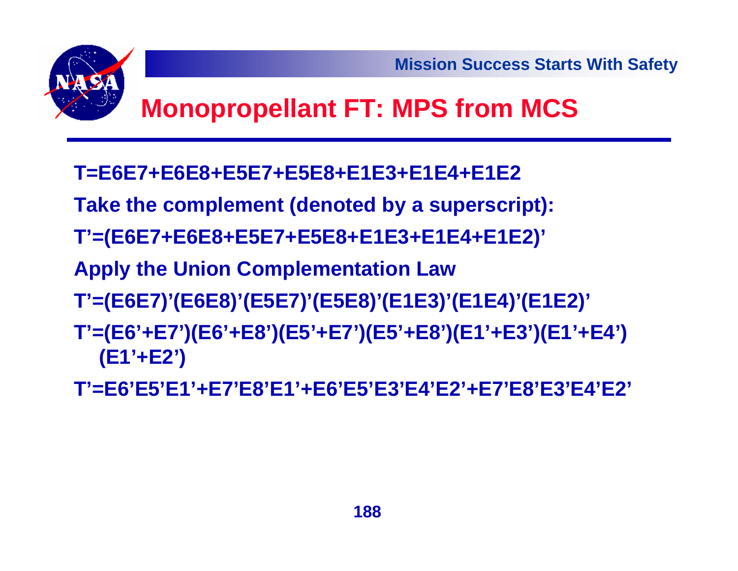# Monopropellant FT: MPS from MCS

$T = E6E7 + E6E8 + E5E7 + E5E8 + E1E3 + E1E4 + E1E2$

**Take the complement (denoted by a superscript):**

$T' = (E6E7 + E6E8 + E5E7 + E5E8 + E1E3 + E1E4 + E1E2)'$

**Apply the Union Complementation Law**

$T' = (E6E7)'(E6E8)'(E5E7)'(E5E8)'(E1E3)'(E1E4)'(E1E2)'$

$T' = (E6' + E7')(E6' + E8')(E5' + E7')(E5' + E8')(E1' + E3')(E1' + E4')(E1' + E2')$

$T' = E6'E5'E1' + E7'E8'E1' + E6'E5'E3'E4'E2' + E7'E8'E3'E4'E2'$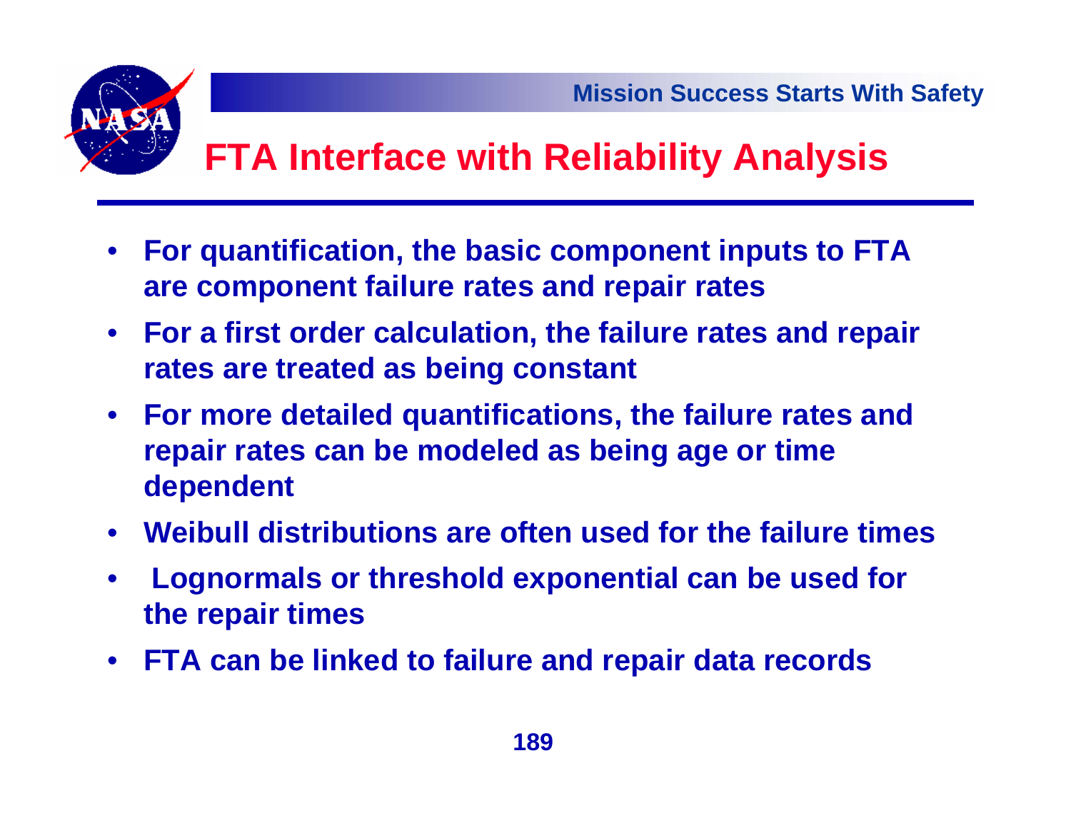# FTA Interface with Reliability Analysis

- For quantification, the basic component inputs to FTA are component failure rates and repair rates
- For a first order calculation, the failure rates and repair rates are treated as being constant
- For more detailed quantifications, the failure rates and repair rates can be modeled as being age or time dependent
- Weibull distributions are often used for the failure times
- Lognormals or threshold exponential can be used for the repair times
- FTA can be linked to failure and repair data records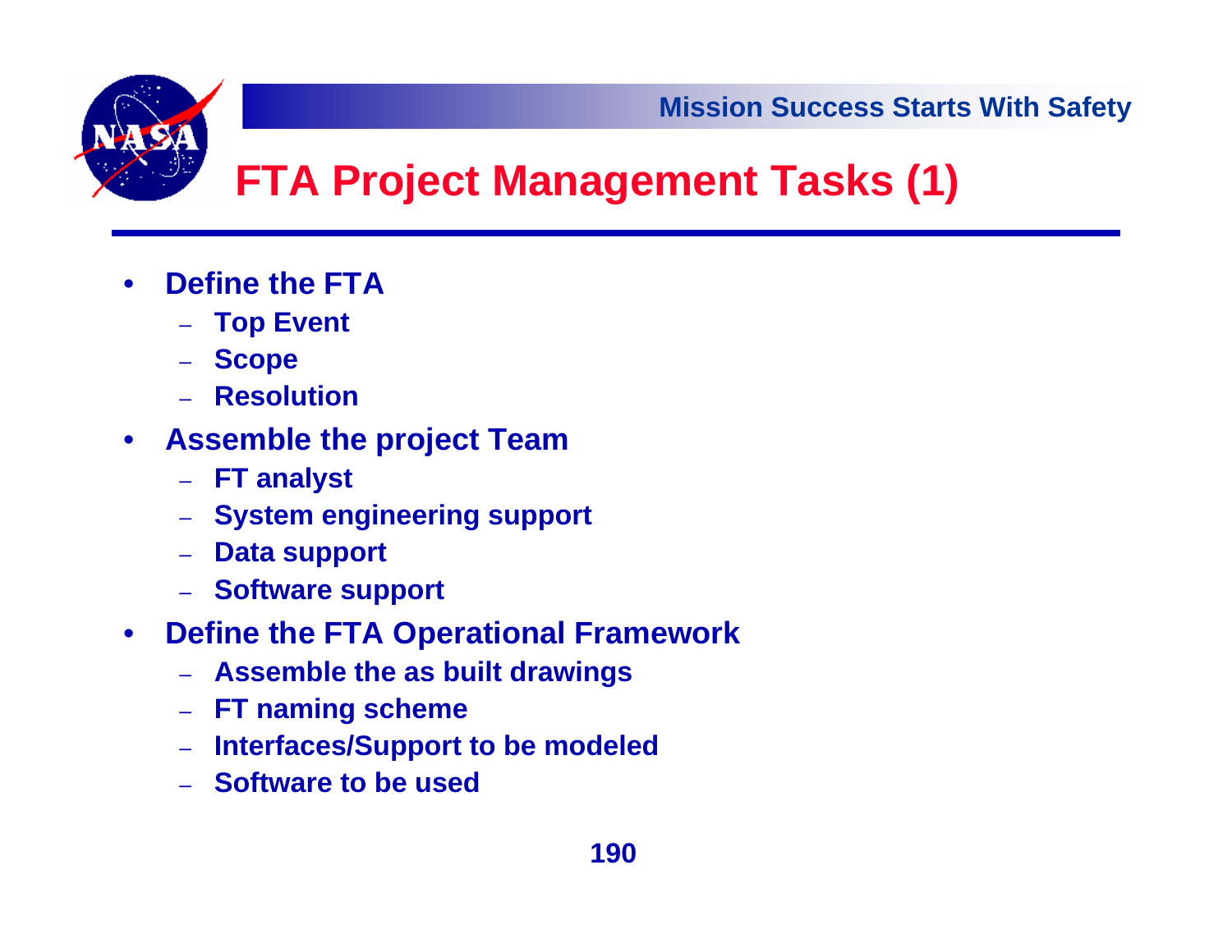# FTA Project Management Tasks (1)

- **Define the FTA**
  - **Top Event**
  - **Scope**
  - **Resolution**
- **Assemble the project Team**
  - **FT analyst**
  - **System engineering support**
  - **Data support**
  - **Software support**
- **Define the FTA Operational Framework**
  - **Assemble the as built drawings**
  - **FT naming scheme**
  - **Interfaces/Support to be modeled**
  - **Software to be used**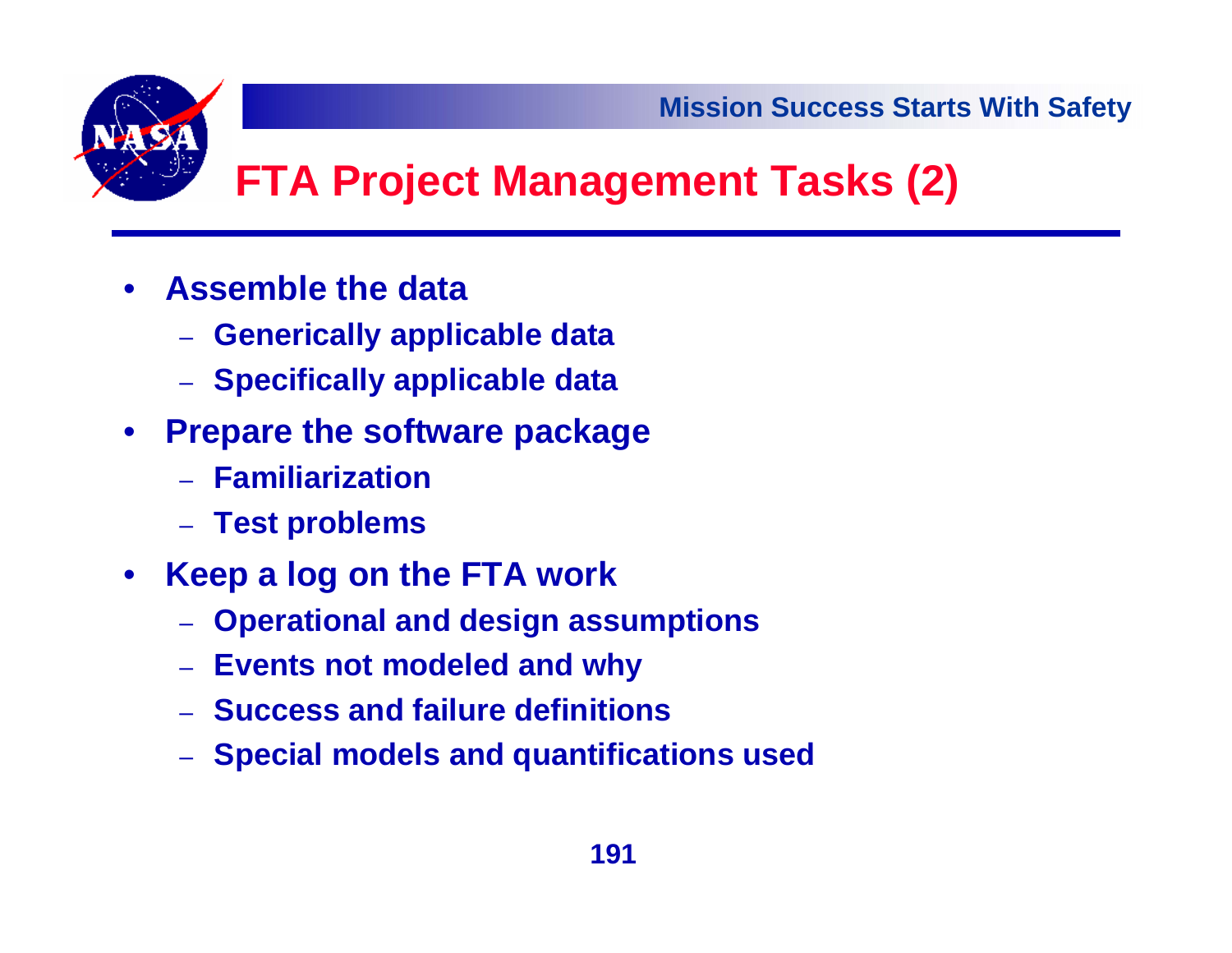# FTA Project Management Tasks (2)

- **Assemble the data**
  - **Generically applicable data**
  - **Specifically applicable data**
- **Prepare the software package**
  - **Familiarization**
  - **Test problems**
- **Keep a log on the FTA work**
  - **Operational and design assumptions**
  - **Events not modeled and why**
  - **Success and failure definitions**
  - **Special models and quantifications used**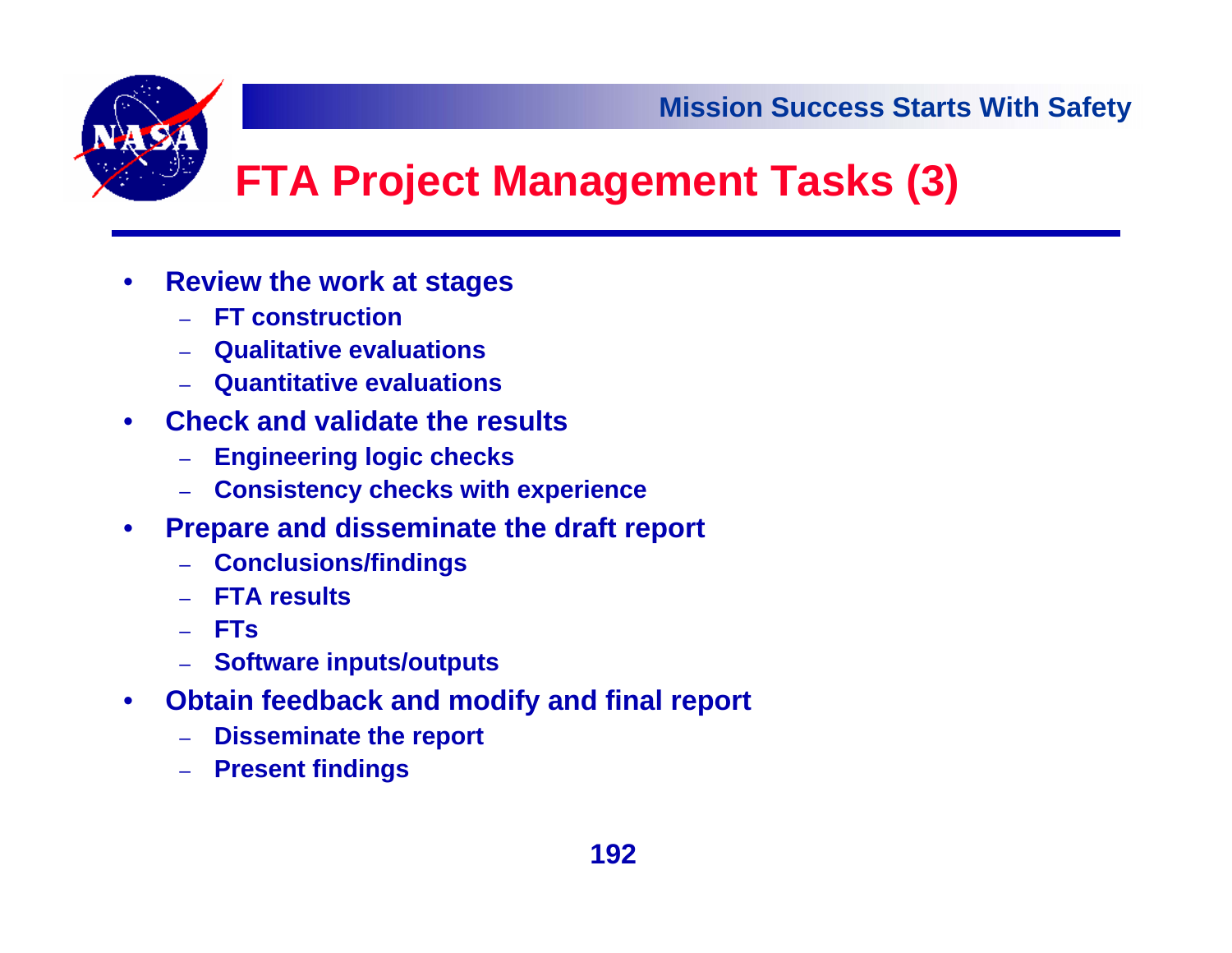# FTA Project Management Tasks (3)

- **Review the work at stages**
  - **FT construction**
  - **Qualitative evaluations**
  - **Quantitative evaluations**
- **Check and validate the results**
  - **Engineering logic checks**
  - **Consistency checks with experience**
- **Prepare and disseminate the draft report**
  - **Conclusions/findings**
  - **FTA results**
  - **FTs**
  - **Software inputs/outputs**
- **Obtain feedback and modify and final report**
  - **Disseminate the report**
  - **Present findings**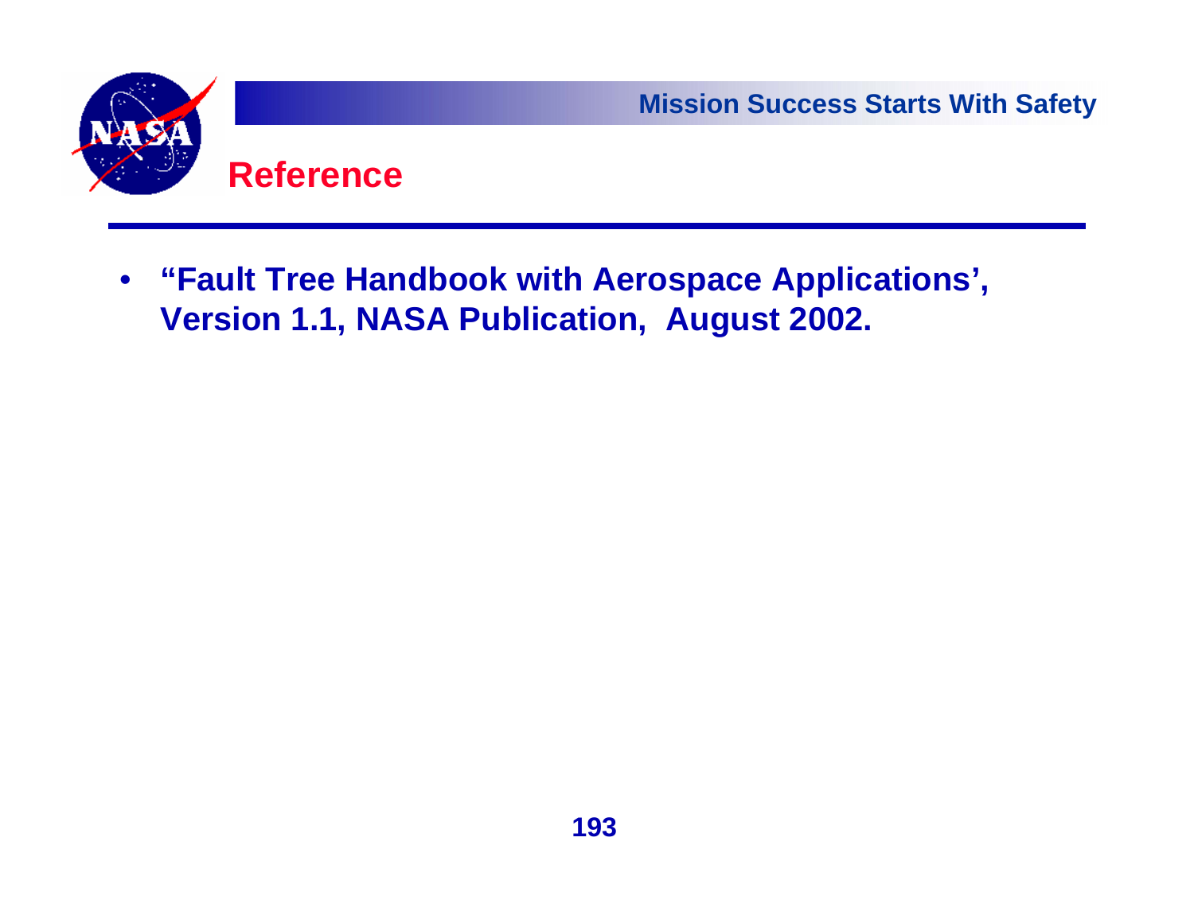## Reference

- **"Fault Tree Handbook with Aerospace Applications', Version 1.1, NASA Publication, August 2002.**